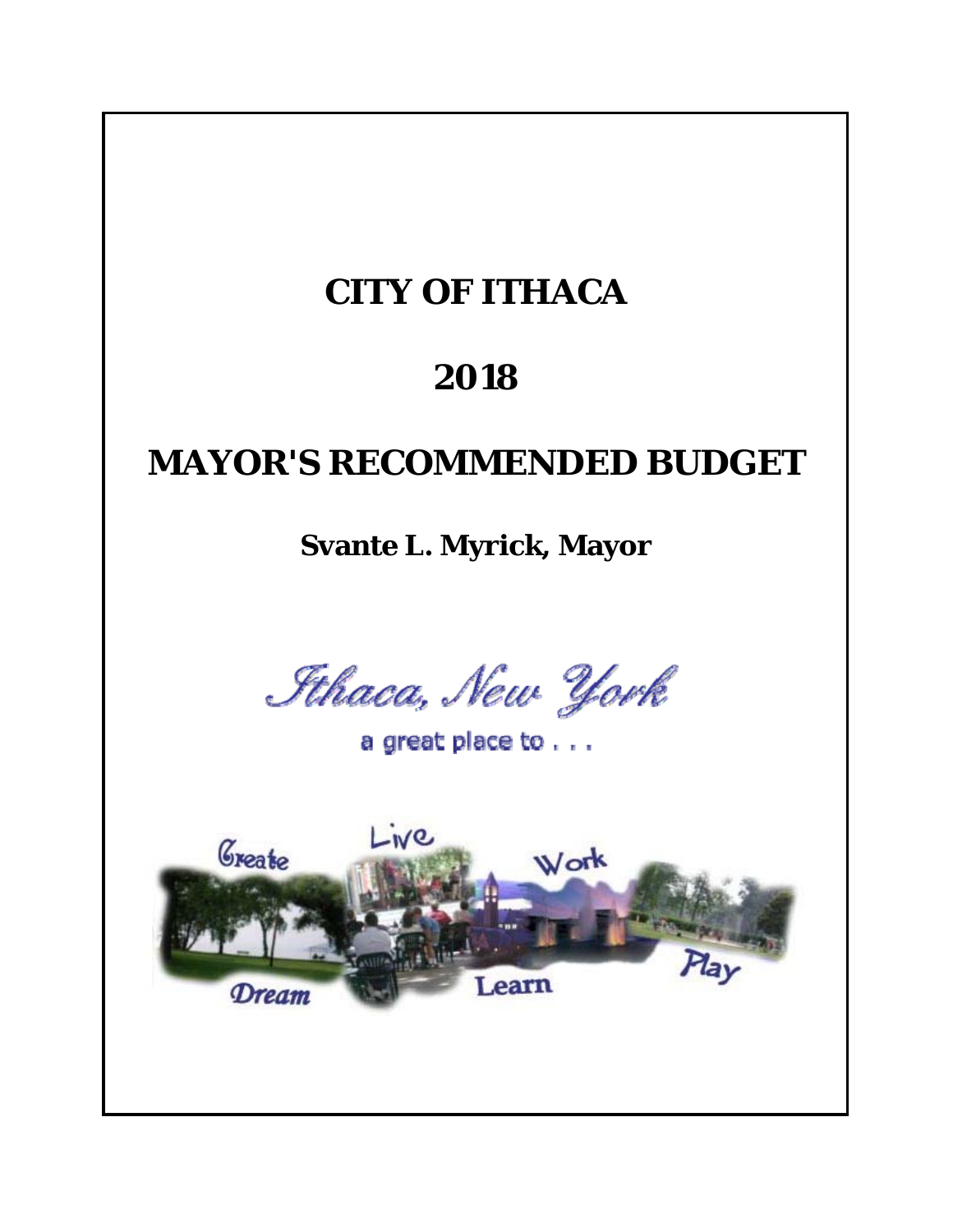# CITY OF ITHACA

# 2018

# MAYOR'S RECOMMENDED BUDGET

**Svante L. Myrick, Mayor**

*Ithaca, New York*

a great place to . . .

Create Live Work Dream Learn Play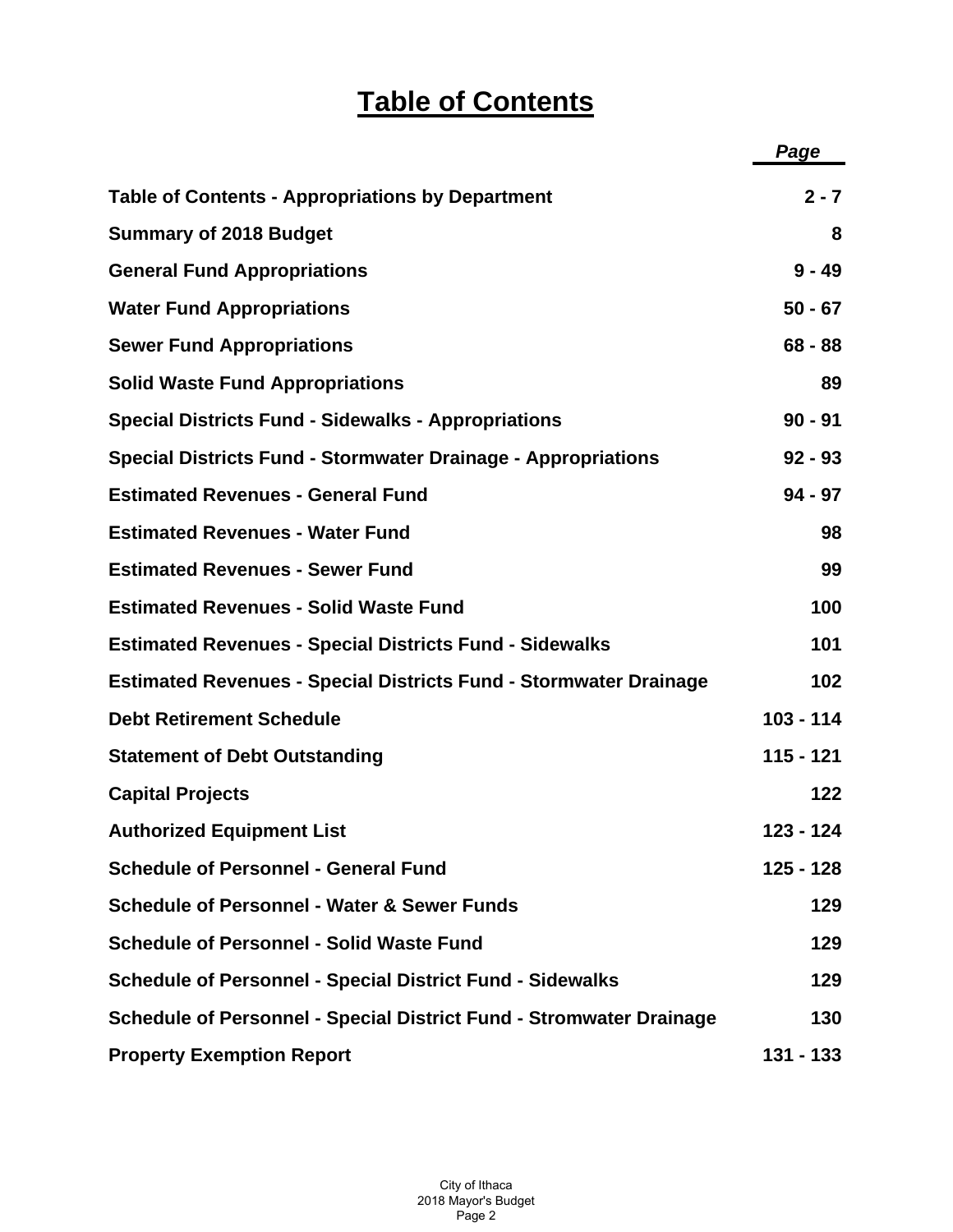# Table of Contents

| | Page |
|---|---|
| **Table of Contents - Appropriations by Department** | **2 - 7** |
| **Summary of 2018 Budget** | **8** |
| **General Fund Appropriations** | **9 - 49** |
| **Water Fund Appropriations** | **50 - 67** |
| **Sewer Fund Appropriations** | **68 - 88** |
| **Solid Waste Fund Appropriations** | **89** |
| **Special Districts Fund - Sidewalks - Appropriations** | **90 - 91** |
| **Special Districts Fund - Stormwater Drainage - Appropriations** | **92 - 93** |
| **Estimated Revenues - General Fund** | **94 - 97** |
| **Estimated Revenues - Water Fund** | **98** |
| **Estimated Revenues - Sewer Fund** | **99** |
| **Estimated Revenues - Solid Waste Fund** | **100** |
| **Estimated Revenues - Special Districts Fund - Sidewalks** | **101** |
| **Estimated Revenues - Special Districts Fund - Stormwater Drainage** | **102** |
| **Debt Retirement Schedule** | **103 - 114** |
| **Statement of Debt Outstanding** | **115 - 121** |
| **Capital Projects** | **122** |
| **Authorized Equipment List** | **123 - 124** |
| **Schedule of Personnel - General Fund** | **125 - 128** |
| **Schedule of Personnel - Water & Sewer Funds** | **129** |
| **Schedule of Personnel - Solid Waste Fund** | **129** |
| **Schedule of Personnel - Special District Fund - Sidewalks** | **129** |
| **Schedule of Personnel - Special District Fund - Stromwater Drainage** | **130** |
| **Property Exemption Report** | **131 - 133** |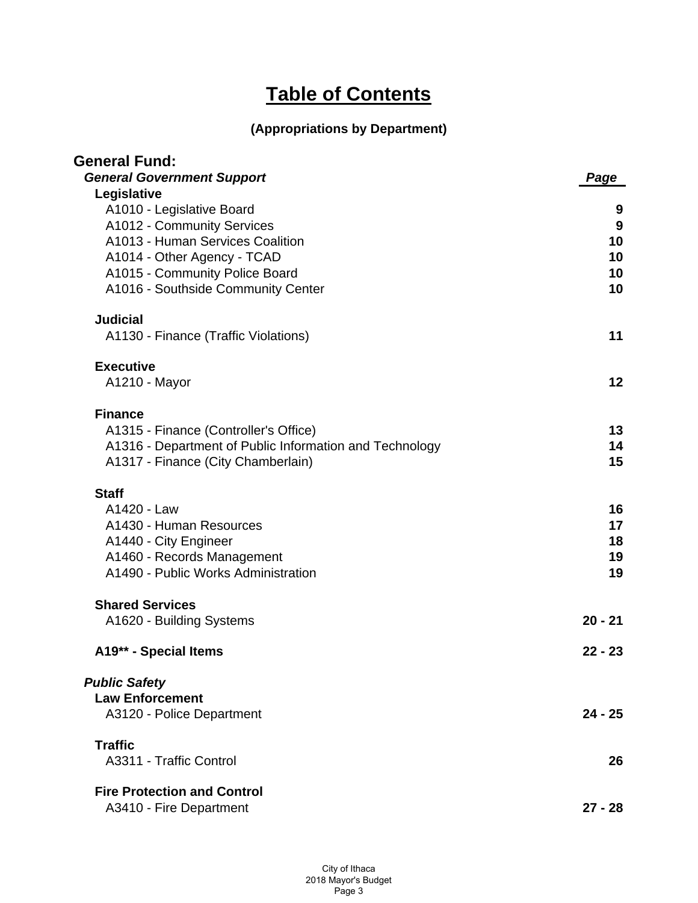# Table of Contents

**(Appropriations by Department)**

## General Fund:

| ***General Government Support*** | ***Page*** |
|---|---|
| **Legislative** | |
| A1010 - Legislative Board | **9** |
| A1012 - Community Services | **9** |
| A1013 - Human Services Coalition | **10** |
| A1014 - Other Agency - TCAD | **10** |
| A1015 - Community Police Board | **10** |
| A1016 - Southside Community Center | **10** |
| | |
| **Judicial** | |
| A1130 - Finance (Traffic Violations) | **11** |
| | |
| **Executive** | |
| A1210 - Mayor | **12** |
| | |
| **Finance** | |
| A1315 - Finance (Controller's Office) | **13** |
| A1316 - Department of Public Information and Technology | **14** |
| A1317 - Finance (City Chamberlain) | **15** |
| | |
| **Staff** | |
| A1420 - Law | **16** |
| A1430 - Human Resources | **17** |
| A1440 - City Engineer | **18** |
| A1460 - Records Management | **19** |
| A1490 - Public Works Administration | **19** |
| | |
| **Shared Services** | |
| A1620 - Building Systems | **20 - 21** |
| | |
| **A19** - Special Items** | **22 - 23** |
| | |
| ***Public Safety*** | |
| **Law Enforcement** | |
| A3120 - Police Department | **24 - 25** |
| | |
| **Traffic** | |
| A3311 - Traffic Control | **26** |
| | |
| **Fire Protection and Control** | |
| A3410 - Fire Department | **27 - 28** |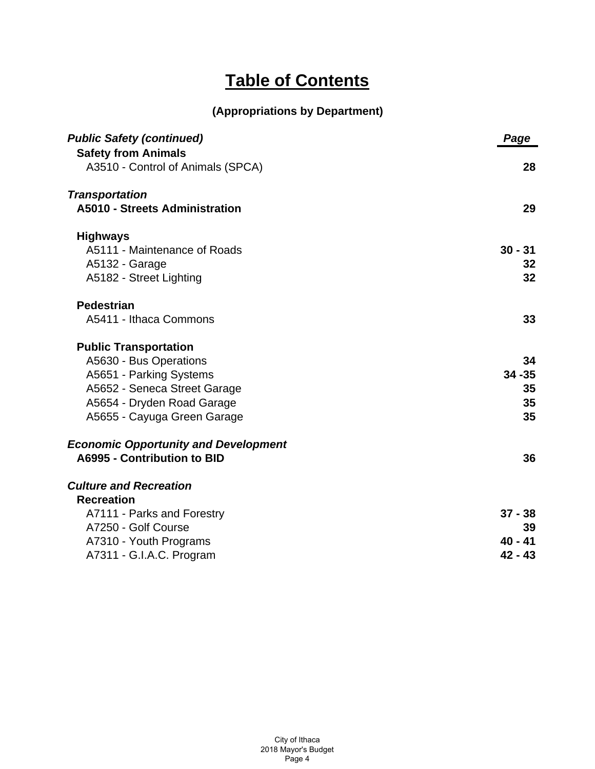# Table of Contents

**(Appropriations by Department)**

| *Public Safety (continued)* | *Page* |
|---|---|
| **Safety from Animals** | |
| A3510 - Control of Animals (SPCA) | **28** |
| | |
| ***Transportation*** | |
| **A5010 - Streets Administration** | **29** |
| | |
| **Highways** | |
| A5111 - Maintenance of Roads | **30 - 31** |
| A5132 - Garage | **32** |
| A5182 - Street Lighting | **32** |
| | |
| **Pedestrian** | |
| A5411 - Ithaca Commons | **33** |
| | |
| **Public Transportation** | |
| A5630 - Bus Operations | **34** |
| A5651 - Parking Systems | **34 -35** |
| A5652 - Seneca Street Garage | **35** |
| A5654 - Dryden Road Garage | **35** |
| A5655 - Cayuga Green Garage | **35** |
| | |
| ***Economic Opportunity and Development*** | |
| **A6995 - Contribution to BID** | **36** |
| | |
| ***Culture and Recreation*** | |
| **Recreation** | |
| A7111 - Parks and Forestry | **37 - 38** |
| A7250 - Golf Course | **39** |
| A7310 - Youth Programs | **40 - 41** |
| A7311 - G.I.A.C. Program | **42 - 43** |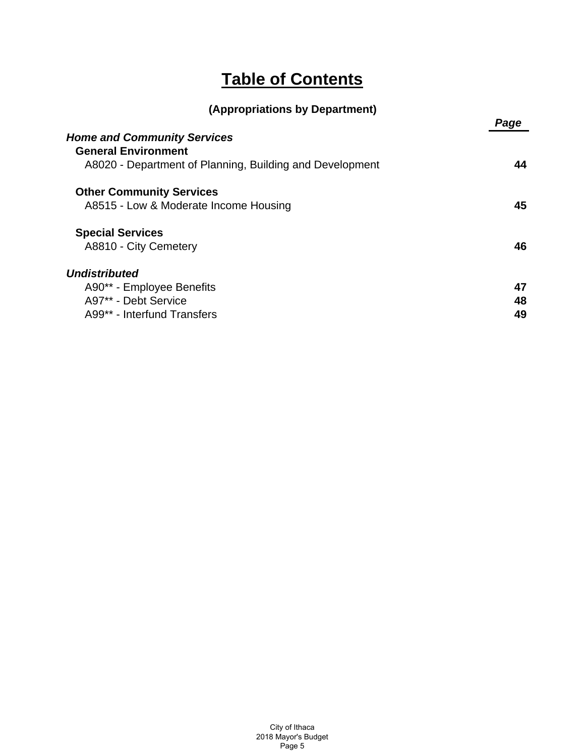# Table of Contents

**(Appropriations by Department)**

| | *Page* |
|---|---|
| ***Home and Community Services*** | |
| **General Environment** | |
| A8020 - Department of Planning, Building and Development | **44** |
| **Other Community Services** | |
| A8515 - Low & Moderate Income Housing | **45** |
| **Special Services** | |
| A8810 - City Cemetery | **46** |
| ***Undistributed*** | |
| A90** - Employee Benefits | **47** |
| A97** - Debt Service | **48** |
| A99** - Interfund Transfers | **49** |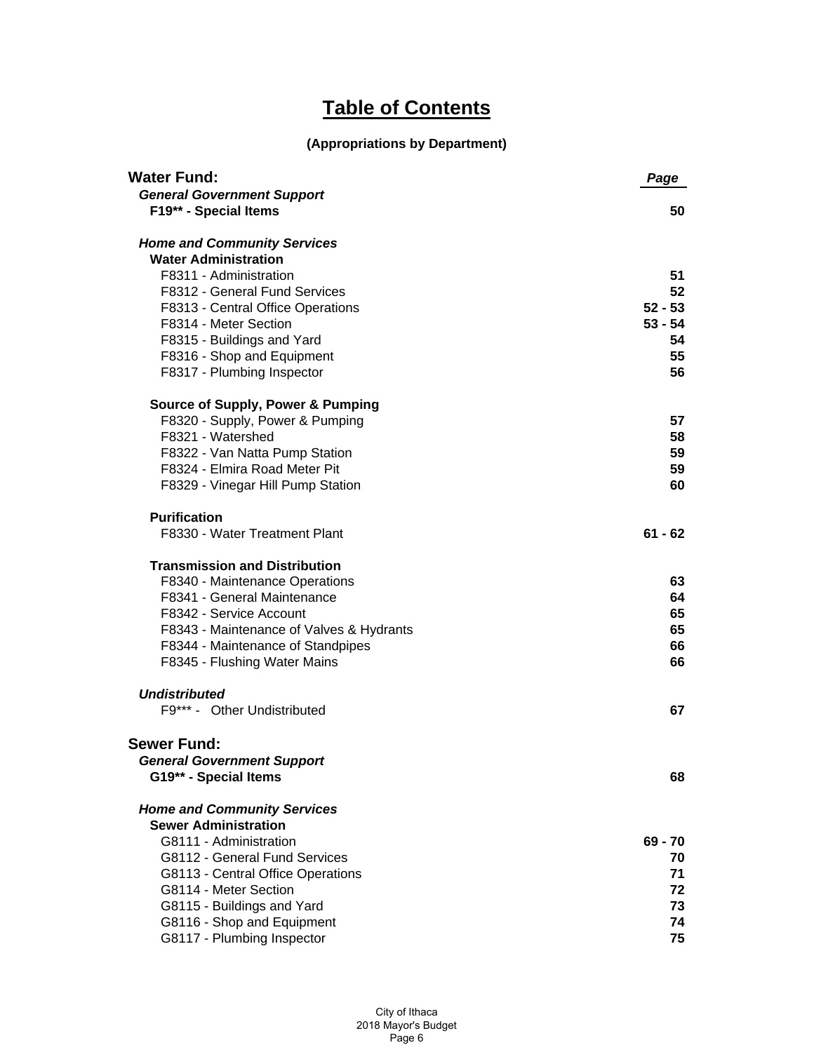# Table of Contents

**(Appropriations by Department)**

| **Water Fund:** | ***Page*** |
|---|---|
| ***General Government Support*** | |
| **F19** - Special Items** | **50** |
| | |
| ***Home and Community Services*** | |
| **Water Administration** | |
| F8311 - Administration | **51** |
| F8312 - General Fund Services | **52** |
| F8313 - Central Office Operations | **52 - 53** |
| F8314 - Meter Section | **53 - 54** |
| F8315 - Buildings and Yard | **54** |
| F8316 - Shop and Equipment | **55** |
| F8317 - Plumbing Inspector | **56** |
| | |
| **Source of Supply, Power & Pumping** | |
| F8320 - Supply, Power & Pumping | **57** |
| F8321 - Watershed | **58** |
| F8322 - Van Natta Pump Station | **59** |
| F8324 - Elmira Road Meter Pit | **59** |
| F8329 - Vinegar Hill Pump Station | **60** |
| | |
| **Purification** | |
| F8330 - Water Treatment Plant | **61 - 62** |
| | |
| **Transmission and Distribution** | |
| F8340 - Maintenance Operations | **63** |
| F8341 - General Maintenance | **64** |
| F8342 - Service Account | **65** |
| F8343 - Maintenance of Valves & Hydrants | **65** |
| F8344 - Maintenance of Standpipes | **66** |
| F8345 - Flushing Water Mains | **66** |
| | |
| ***Undistributed*** | |
| F9*** - Other Undistributed | **67** |
| | |
| **Sewer Fund:** | |
| ***General Government Support*** | |
| **G19** - Special Items** | **68** |
| | |
| ***Home and Community Services*** | |
| **Sewer Administration** | |
| G8111 - Administration | **69 - 70** |
| G8112 - General Fund Services | **70** |
| G8113 - Central Office Operations | **71** |
| G8114 - Meter Section | **72** |
| G8115 - Buildings and Yard | **73** |
| G8116 - Shop and Equipment | **74** |
| G8117 - Plumbing Inspector | **75** |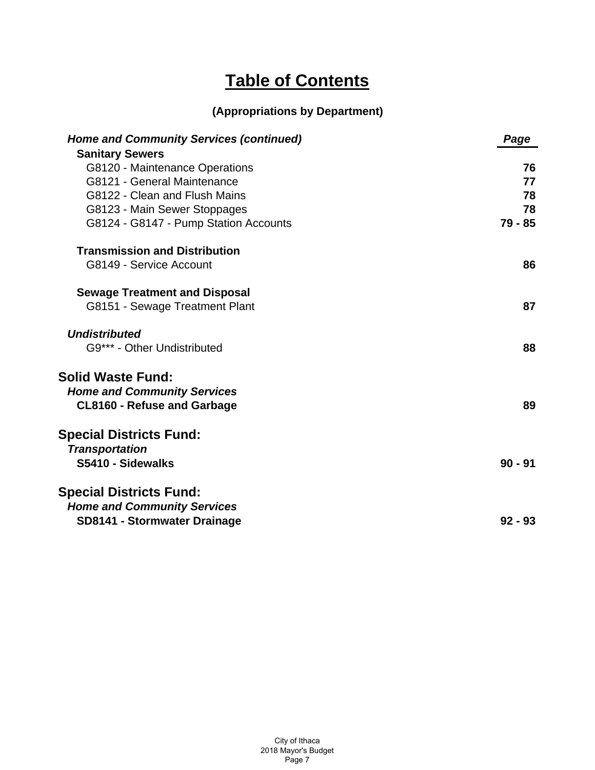# Table of Contents

**(Appropriations by Department)**

| *Home and Community Services (continued)* | *Page* |
|---|---|
| **Sanitary Sewers** | |
| G8120 - Maintenance Operations | **76** |
| G8121 - General Maintenance | **77** |
| G8122 - Clean and Flush Mains | **78** |
| G8123 - Main Sewer Stoppages | **78** |
| G8124 - G8147 - Pump Station Accounts | **79 - 85** |
| | |
| **Transmission and Distribution** | |
| G8149 - Service Account | **86** |
| | |
| **Sewage Treatment and Disposal** | |
| G8151 - Sewage Treatment Plant | **87** |
| | |
| ***Undistributed*** | |
| G9*** - Other Undistributed | **88** |
| | |
| **Solid Waste Fund:** | |
| ***Home and Community Services*** | |
| **CL8160 - Refuse and Garbage** | **89** |
| | |
| **Special Districts Fund:** | |
| ***Transportation*** | |
| **S5410 - Sidewalks** | **90 - 91** |
| | |
| **Special Districts Fund:** | |
| ***Home and Community Services*** | |
| **SD8141 - Stormwater Drainage** | **92 - 93** |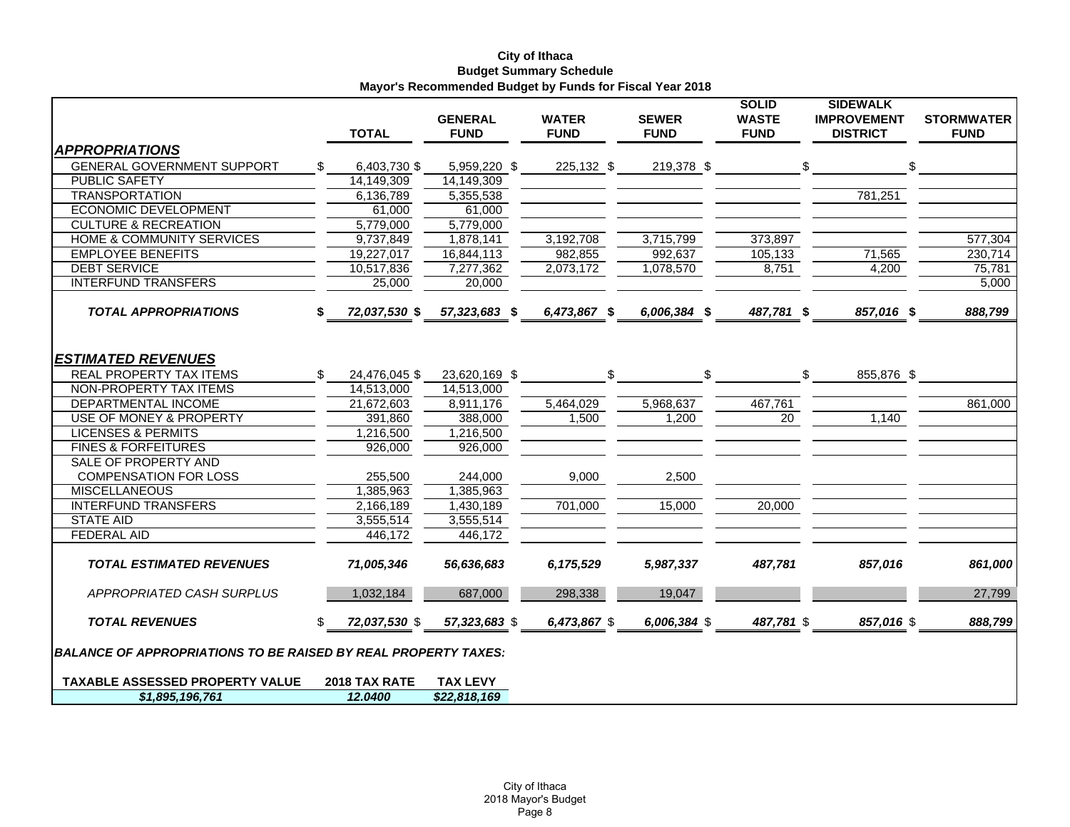**City of Ithaca**
**Budget Summary Schedule**
**Mayor's Recommended Budget by Funds for Fiscal Year 2018**

| | TOTAL | GENERAL FUND | WATER FUND | SEWER FUND | SOLID WASTE FUND | SIDEWALK IMPROVEMENT DISTRICT | STORMWATER FUND |
|---|---|---|---|---|---|---|---|
| ***APPROPRIATIONS*** | | | | | | | |
| GENERAL GOVERNMENT SUPPORT | $ 6,403,730 | $ 5,959,220 | $ 225,132 | $ 219,378 | $ | $ | $ |
| PUBLIC SAFETY | 14,149,309 | 14,149,309 | | | | | |
| TRANSPORTATION | 6,136,789 | 5,355,538 | | | | 781,251 | |
| ECONOMIC DEVELOPMENT | 61,000 | 61,000 | | | | | |
| CULTURE & RECREATION | 5,779,000 | 5,779,000 | | | | | |
| HOME & COMMUNITY SERVICES | 9,737,849 | 1,878,141 | 3,192,708 | 3,715,799 | 373,897 | | 577,304 |
| EMPLOYEE BENEFITS | 19,227,017 | 16,844,113 | 982,855 | 992,637 | 105,133 | 71,565 | 230,714 |
| DEBT SERVICE | 10,517,836 | 7,277,362 | 2,073,172 | 1,078,570 | 8,751 | 4,200 | 75,781 |
| INTERFUND TRANSFERS | 25,000 | 20,000 | | | | | 5,000 |
| ***TOTAL APPROPRIATIONS*** | ***$ 72,037,530*** | ***$ 57,323,683*** | ***$ 6,473,867*** | ***$ 6,006,384*** | ***$ 487,781*** | ***$ 857,016*** | ***$ 888,799*** |
| ***ESTIMATED REVENUES*** | | | | | | | |
| REAL PROPERTY TAX ITEMS | $ 24,476,045 | $ 23,620,169 | $ | $ | $ | $ 855,876 | $ |
| NON-PROPERTY TAX ITEMS | 14,513,000 | 14,513,000 | | | | | |
| DEPARTMENTAL INCOME | 21,672,603 | 8,911,176 | 5,464,029 | 5,968,637 | 467,761 | | 861,000 |
| USE OF MONEY & PROPERTY | 391,860 | 388,000 | 1,500 | 1,200 | 20 | 1,140 | |
| LICENSES & PERMITS | 1,216,500 | 1,216,500 | | | | | |
| FINES & FORFEITURES | 926,000 | 926,000 | | | | | |
| SALE OF PROPERTY AND COMPENSATION FOR LOSS | 255,500 | 244,000 | 9,000 | 2,500 | | | |
| MISCELLANEOUS | 1,385,963 | 1,385,963 | | | | | |
| INTERFUND TRANSFERS | 2,166,189 | 1,430,189 | 701,000 | 15,000 | 20,000 | | |
| STATE AID | 3,555,514 | 3,555,514 | | | | | |
| FEDERAL AID | 446,172 | 446,172 | | | | | |
| ***TOTAL ESTIMATED REVENUES*** | ***71,005,346*** | ***56,636,683*** | ***6,175,529*** | ***5,987,337*** | ***487,781*** | ***857,016*** | ***861,000*** |
| *APPROPRIATED CASH SURPLUS* | 1,032,184 | 687,000 | 298,338 | 19,047 | | | 27,799 |
| ***TOTAL REVENUES*** | ***$ 72,037,530*** | ***$ 57,323,683*** | ***$ 6,473,867*** | ***$ 6,006,384*** | ***$ 487,781*** | ***$ 857,016*** | ***$ 888,799*** |

***BALANCE OF APPROPRIATIONS TO BE RAISED BY REAL PROPERTY TAXES:***

| TAXABLE ASSESSED PROPERTY VALUE | 2018 TAX RATE | TAX LEVY |
|---|---|---|
| ***$1,895,196,761*** | ***12.0400*** | ***$22,818,169*** |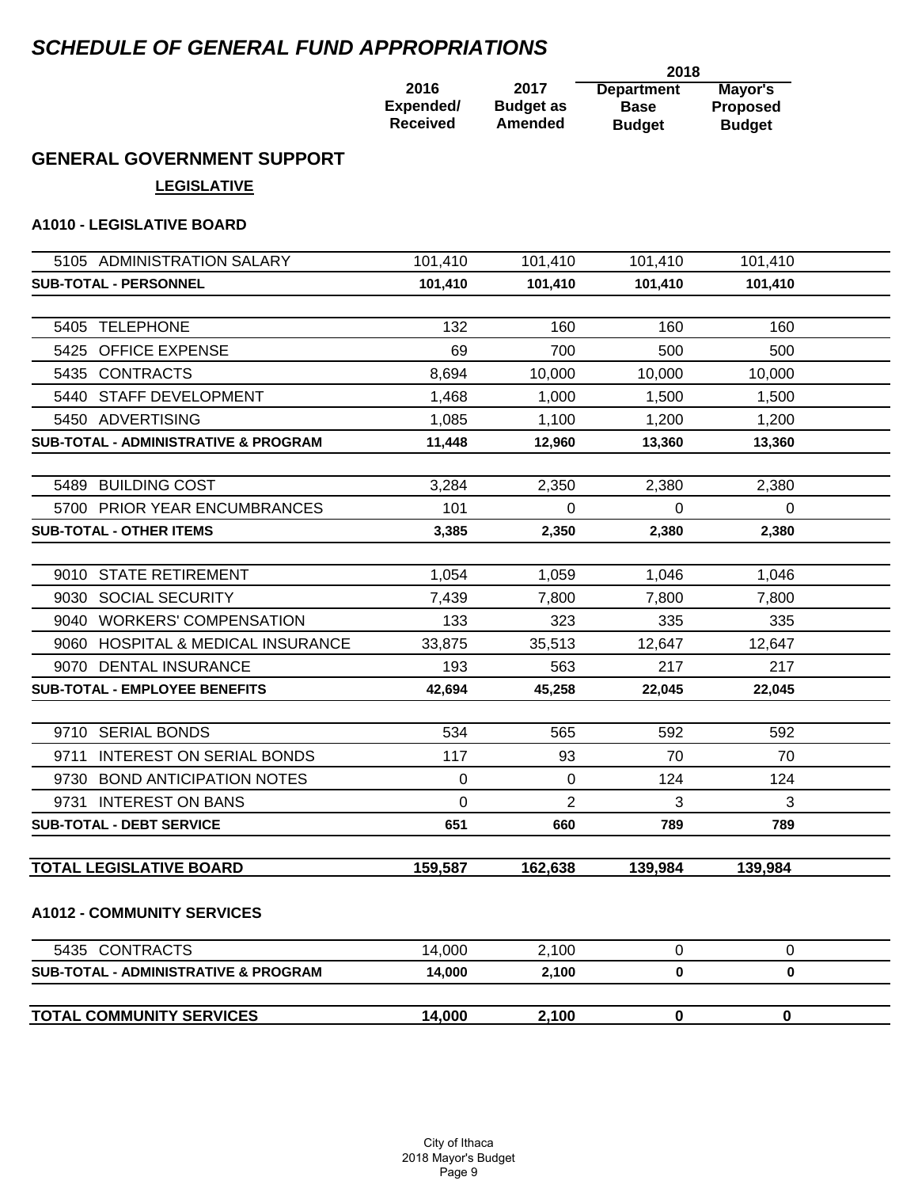# SCHEDULE OF GENERAL FUND APPROPRIATIONS

## GENERAL GOVERNMENT SUPPORT

**LEGISLATIVE**

### A1010 - LEGISLATIVE BOARD

| | 2016 Expended/ Received | 2017 Budget as Amended | 2018 Department Base Budget | 2018 Mayor's Proposed Budget |
|---|---|---|---|---|
| 5105 ADMINISTRATION SALARY | 101,410 | 101,410 | 101,410 | 101,410 |
| **SUB-TOTAL - PERSONNEL** | **101,410** | **101,410** | **101,410** | **101,410** |
| 5405 TELEPHONE | 132 | 160 | 160 | 160 |
| 5425 OFFICE EXPENSE | 69 | 700 | 500 | 500 |
| 5435 CONTRACTS | 8,694 | 10,000 | 10,000 | 10,000 |
| 5440 STAFF DEVELOPMENT | 1,468 | 1,000 | 1,500 | 1,500 |
| 5450 ADVERTISING | 1,085 | 1,100 | 1,200 | 1,200 |
| **SUB-TOTAL - ADMINISTRATIVE & PROGRAM** | **11,448** | **12,960** | **13,360** | **13,360** |
| 5489 BUILDING COST | 3,284 | 2,350 | 2,380 | 2,380 |
| 5700 PRIOR YEAR ENCUMBRANCES | 101 | 0 | 0 | 0 |
| **SUB-TOTAL - OTHER ITEMS** | **3,385** | **2,350** | **2,380** | **2,380** |
| 9010 STATE RETIREMENT | 1,054 | 1,059 | 1,046 | 1,046 |
| 9030 SOCIAL SECURITY | 7,439 | 7,800 | 7,800 | 7,800 |
| 9040 WORKERS' COMPENSATION | 133 | 323 | 335 | 335 |
| 9060 HOSPITAL & MEDICAL INSURANCE | 33,875 | 35,513 | 12,647 | 12,647 |
| 9070 DENTAL INSURANCE | 193 | 563 | 217 | 217 |
| **SUB-TOTAL - EMPLOYEE BENEFITS** | **42,694** | **45,258** | **22,045** | **22,045** |
| 9710 SERIAL BONDS | 534 | 565 | 592 | 592 |
| 9711 INTEREST ON SERIAL BONDS | 117 | 93 | 70 | 70 |
| 9730 BOND ANTICIPATION NOTES | 0 | 0 | 124 | 124 |
| 9731 INTEREST ON BANS | 0 | 2 | 3 | 3 |
| **SUB-TOTAL - DEBT SERVICE** | **651** | **660** | **789** | **789** |
| **TOTAL LEGISLATIVE BOARD** | **159,587** | **162,638** | **139,984** | **139,984** |

### A1012 - COMMUNITY SERVICES

| | 2016 Expended/ Received | 2017 Budget as Amended | 2018 Department Base Budget | 2018 Mayor's Proposed Budget |
|---|---|---|---|---|
| 5435 CONTRACTS | 14,000 | 2,100 | 0 | 0 |
| **SUB-TOTAL - ADMINISTRATIVE & PROGRAM** | **14,000** | **2,100** | **0** | **0** |
| **TOTAL COMMUNITY SERVICES** | **14,000** | **2,100** | **0** | **0** |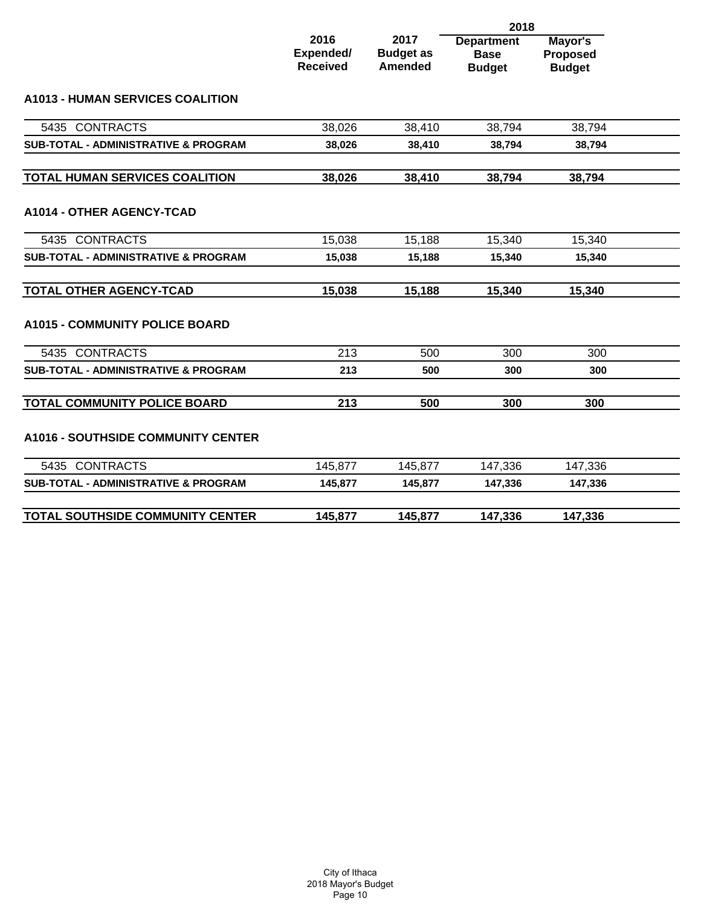| | 2016 Expended/ Received | 2017 Budget as Amended | 2018 Department Base Budget | 2018 Mayor's Proposed Budget |
|---|---|---|---|---|
| **A1013 - HUMAN SERVICES COALITION** | | | | |
| 5435 CONTRACTS | 38,026 | 38,410 | 38,794 | 38,794 |
| **SUB-TOTAL - ADMINISTRATIVE & PROGRAM** | **38,026** | **38,410** | **38,794** | **38,794** |
| **TOTAL HUMAN SERVICES COALITION** | **38,026** | **38,410** | **38,794** | **38,794** |
| **A1014 - OTHER AGENCY-TCAD** | | | | |
| 5435 CONTRACTS | 15,038 | 15,188 | 15,340 | 15,340 |
| **SUB-TOTAL - ADMINISTRATIVE & PROGRAM** | **15,038** | **15,188** | **15,340** | **15,340** |
| **TOTAL OTHER AGENCY-TCAD** | **15,038** | **15,188** | **15,340** | **15,340** |
| **A1015 - COMMUNITY POLICE BOARD** | | | | |
| 5435 CONTRACTS | 213 | 500 | 300 | 300 |
| **SUB-TOTAL - ADMINISTRATIVE & PROGRAM** | **213** | **500** | **300** | **300** |
| **TOTAL COMMUNITY POLICE BOARD** | **213** | **500** | **300** | **300** |
| **A1016 - SOUTHSIDE COMMUNITY CENTER** | | | | |
| 5435 CONTRACTS | 145,877 | 145,877 | 147,336 | 147,336 |
| **SUB-TOTAL - ADMINISTRATIVE & PROGRAM** | **145,877** | **145,877** | **147,336** | **147,336** |
| **TOTAL SOUTHSIDE COMMUNITY CENTER** | **145,877** | **145,877** | **147,336** | **147,336** |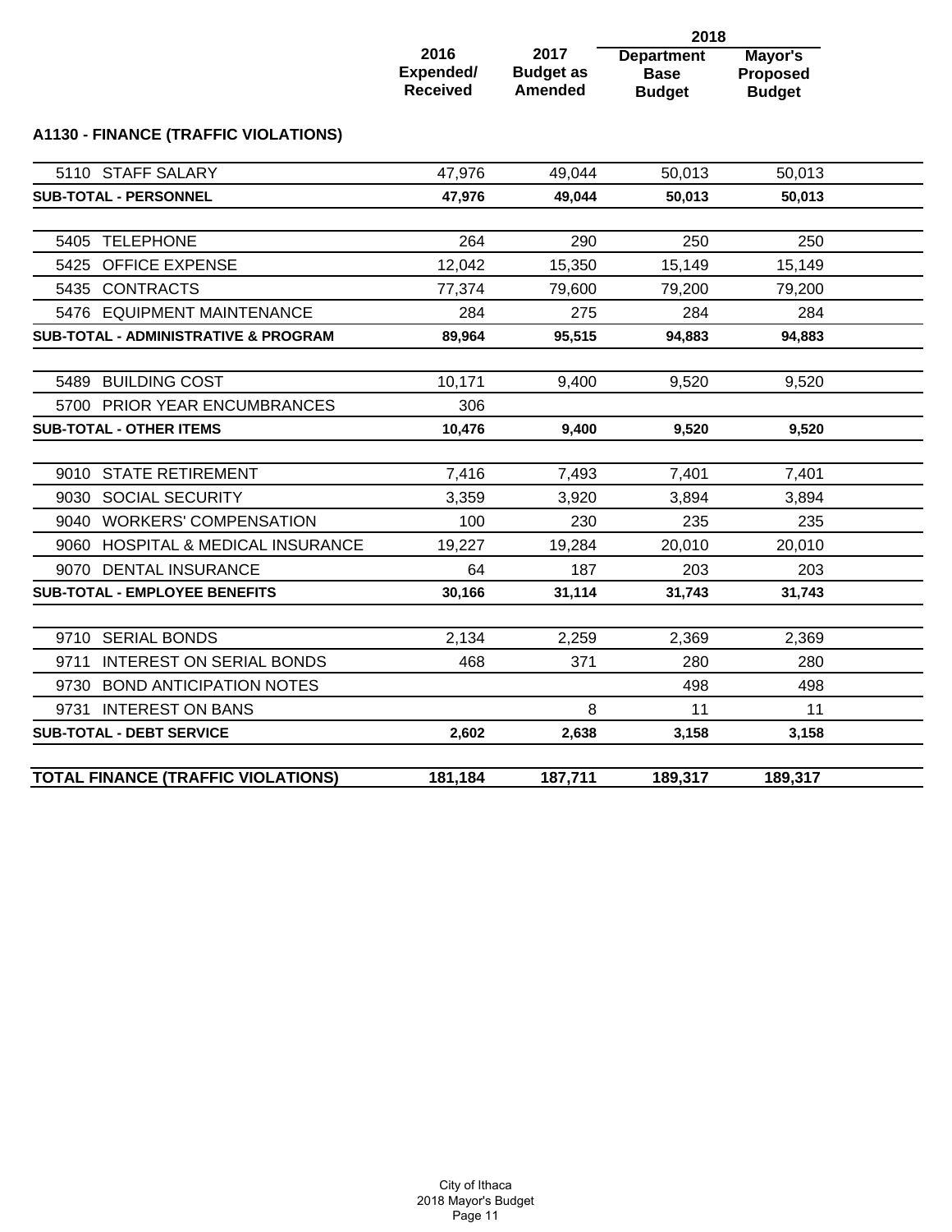## A1130 - FINANCE (TRAFFIC VIOLATIONS)

| | 2016 Expended/ Received | 2017 Budget as Amended | 2018 Department Base Budget | 2018 Mayor's Proposed Budget |
|---|---|---|---|---|
| 5110 STAFF SALARY | 47,976 | 49,044 | 50,013 | 50,013 |
| **SUB-TOTAL - PERSONNEL** | **47,976** | **49,044** | **50,013** | **50,013** |
| 5405 TELEPHONE | 264 | 290 | 250 | 250 |
| 5425 OFFICE EXPENSE | 12,042 | 15,350 | 15,149 | 15,149 |
| 5435 CONTRACTS | 77,374 | 79,600 | 79,200 | 79,200 |
| 5476 EQUIPMENT MAINTENANCE | 284 | 275 | 284 | 284 |
| **SUB-TOTAL - ADMINISTRATIVE & PROGRAM** | **89,964** | **95,515** | **94,883** | **94,883** |
| 5489 BUILDING COST | 10,171 | 9,400 | 9,520 | 9,520 |
| 5700 PRIOR YEAR ENCUMBRANCES | 306 | | | |
| **SUB-TOTAL - OTHER ITEMS** | **10,476** | **9,400** | **9,520** | **9,520** |
| 9010 STATE RETIREMENT | 7,416 | 7,493 | 7,401 | 7,401 |
| 9030 SOCIAL SECURITY | 3,359 | 3,920 | 3,894 | 3,894 |
| 9040 WORKERS' COMPENSATION | 100 | 230 | 235 | 235 |
| 9060 HOSPITAL & MEDICAL INSURANCE | 19,227 | 19,284 | 20,010 | 20,010 |
| 9070 DENTAL INSURANCE | 64 | 187 | 203 | 203 |
| **SUB-TOTAL - EMPLOYEE BENEFITS** | **30,166** | **31,114** | **31,743** | **31,743** |
| 9710 SERIAL BONDS | 2,134 | 2,259 | 2,369 | 2,369 |
| 9711 INTEREST ON SERIAL BONDS | 468 | 371 | 280 | 280 |
| 9730 BOND ANTICIPATION NOTES | | | 498 | 498 |
| 9731 INTEREST ON BANS | | 8 | 11 | 11 |
| **SUB-TOTAL - DEBT SERVICE** | **2,602** | **2,638** | **3,158** | **3,158** |
| **TOTAL FINANCE (TRAFFIC VIOLATIONS)** | **181,184** | **187,711** | **189,317** | **189,317** |

City of Ithaca
2018 Mayor's Budget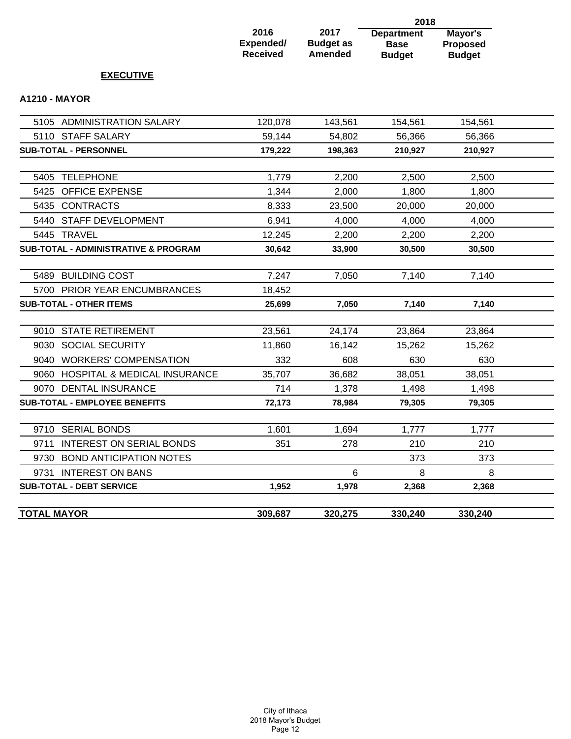## EXECUTIVE

### A1210 - MAYOR

| | 2016 Expended/ Received | 2017 Budget as Amended | 2018 Department Base Budget | 2018 Mayor's Proposed Budget |
|---|---|---|---|---|
| 5105 ADMINISTRATION SALARY | 120,078 | 143,561 | 154,561 | 154,561 |
| 5110 STAFF SALARY | 59,144 | 54,802 | 56,366 | 56,366 |
| **SUB-TOTAL - PERSONNEL** | **179,222** | **198,363** | **210,927** | **210,927** |
| 5405 TELEPHONE | 1,779 | 2,200 | 2,500 | 2,500 |
| 5425 OFFICE EXPENSE | 1,344 | 2,000 | 1,800 | 1,800 |
| 5435 CONTRACTS | 8,333 | 23,500 | 20,000 | 20,000 |
| 5440 STAFF DEVELOPMENT | 6,941 | 4,000 | 4,000 | 4,000 |
| 5445 TRAVEL | 12,245 | 2,200 | 2,200 | 2,200 |
| **SUB-TOTAL - ADMINISTRATIVE & PROGRAM** | **30,642** | **33,900** | **30,500** | **30,500** |
| 5489 BUILDING COST | 7,247 | 7,050 | 7,140 | 7,140 |
| 5700 PRIOR YEAR ENCUMBRANCES | 18,452 | | | |
| **SUB-TOTAL - OTHER ITEMS** | **25,699** | **7,050** | **7,140** | **7,140** |
| 9010 STATE RETIREMENT | 23,561 | 24,174 | 23,864 | 23,864 |
| 9030 SOCIAL SECURITY | 11,860 | 16,142 | 15,262 | 15,262 |
| 9040 WORKERS' COMPENSATION | 332 | 608 | 630 | 630 |
| 9060 HOSPITAL & MEDICAL INSURANCE | 35,707 | 36,682 | 38,051 | 38,051 |
| 9070 DENTAL INSURANCE | 714 | 1,378 | 1,498 | 1,498 |
| **SUB-TOTAL - EMPLOYEE BENEFITS** | **72,173** | **78,984** | **79,305** | **79,305** |
| 9710 SERIAL BONDS | 1,601 | 1,694 | 1,777 | 1,777 |
| 9711 INTEREST ON SERIAL BONDS | 351 | 278 | 210 | 210 |
| 9730 BOND ANTICIPATION NOTES | | | 373 | 373 |
| 9731 INTEREST ON BANS | | 6 | 8 | 8 |
| **SUB-TOTAL - DEBT SERVICE** | **1,952** | **1,978** | **2,368** | **2,368** |
| **TOTAL MAYOR** | **309,687** | **320,275** | **330,240** | **330,240** |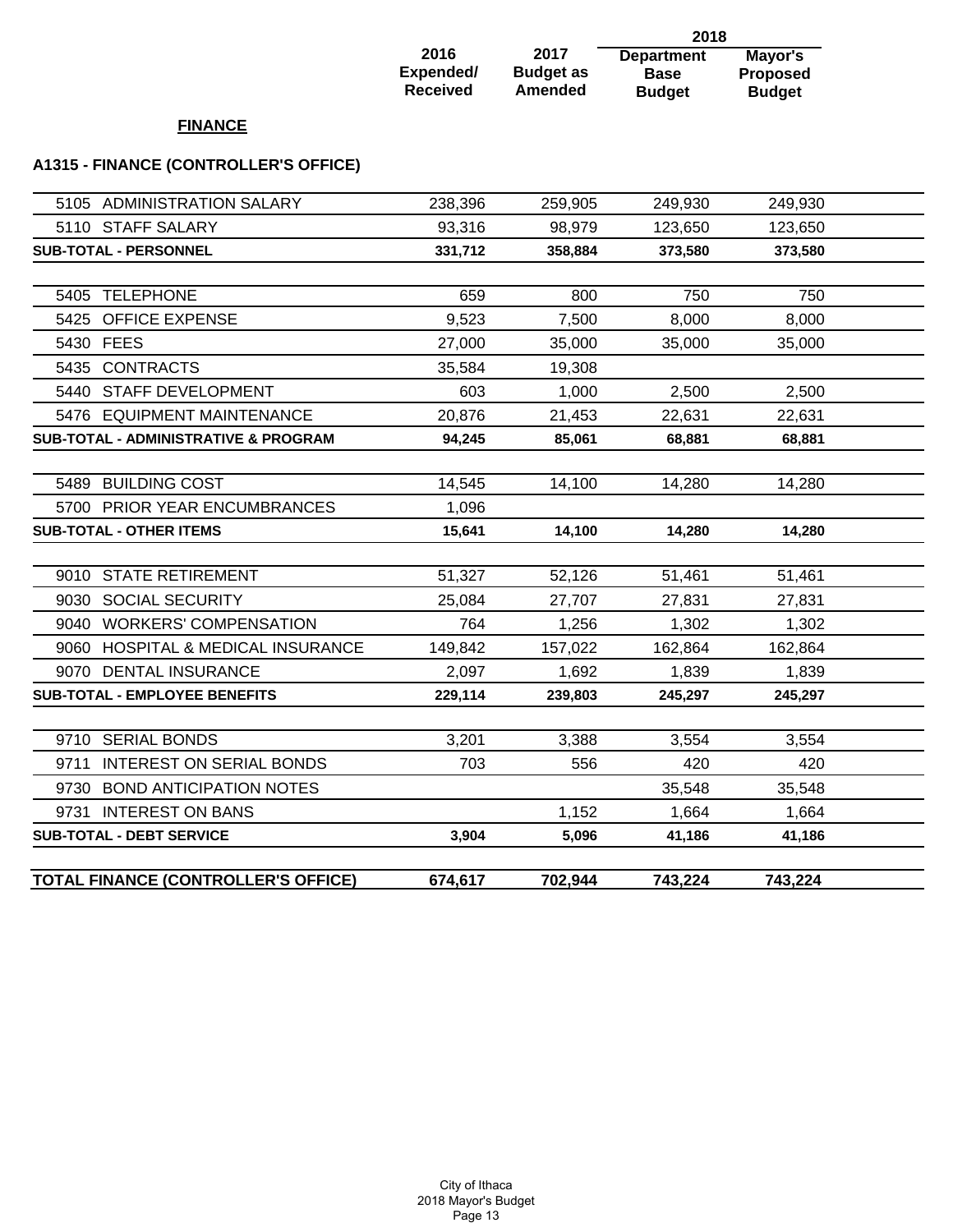## FINANCE

### A1315 - FINANCE (CONTROLLER'S OFFICE)

| | 2016 Expended/ Received | 2017 Budget as Amended | 2018 Department Base Budget | 2018 Mayor's Proposed Budget |
|---|---|---|---|---|
| 5105 ADMINISTRATION SALARY | 238,396 | 259,905 | 249,930 | 249,930 |
| 5110 STAFF SALARY | 93,316 | 98,979 | 123,650 | 123,650 |
| **SUB-TOTAL - PERSONNEL** | **331,712** | **358,884** | **373,580** | **373,580** |
| 5405 TELEPHONE | 659 | 800 | 750 | 750 |
| 5425 OFFICE EXPENSE | 9,523 | 7,500 | 8,000 | 8,000 |
| 5430 FEES | 27,000 | 35,000 | 35,000 | 35,000 |
| 5435 CONTRACTS | 35,584 | 19,308 | | |
| 5440 STAFF DEVELOPMENT | 603 | 1,000 | 2,500 | 2,500 |
| 5476 EQUIPMENT MAINTENANCE | 20,876 | 21,453 | 22,631 | 22,631 |
| **SUB-TOTAL - ADMINISTRATIVE & PROGRAM** | **94,245** | **85,061** | **68,881** | **68,881** |
| 5489 BUILDING COST | 14,545 | 14,100 | 14,280 | 14,280 |
| 5700 PRIOR YEAR ENCUMBRANCES | 1,096 | | | |
| **SUB-TOTAL - OTHER ITEMS** | **15,641** | **14,100** | **14,280** | **14,280** |
| 9010 STATE RETIREMENT | 51,327 | 52,126 | 51,461 | 51,461 |
| 9030 SOCIAL SECURITY | 25,084 | 27,707 | 27,831 | 27,831 |
| 9040 WORKERS' COMPENSATION | 764 | 1,256 | 1,302 | 1,302 |
| 9060 HOSPITAL & MEDICAL INSURANCE | 149,842 | 157,022 | 162,864 | 162,864 |
| 9070 DENTAL INSURANCE | 2,097 | 1,692 | 1,839 | 1,839 |
| **SUB-TOTAL - EMPLOYEE BENEFITS** | **229,114** | **239,803** | **245,297** | **245,297** |
| 9710 SERIAL BONDS | 3,201 | 3,388 | 3,554 | 3,554 |
| 9711 INTEREST ON SERIAL BONDS | 703 | 556 | 420 | 420 |
| 9730 BOND ANTICIPATION NOTES | | | 35,548 | 35,548 |
| 9731 INTEREST ON BANS | | 1,152 | 1,664 | 1,664 |
| **SUB-TOTAL - DEBT SERVICE** | **3,904** | **5,096** | **41,186** | **41,186** |
| **TOTAL FINANCE (CONTROLLER'S OFFICE)** | **674,617** | **702,944** | **743,224** | **743,224** |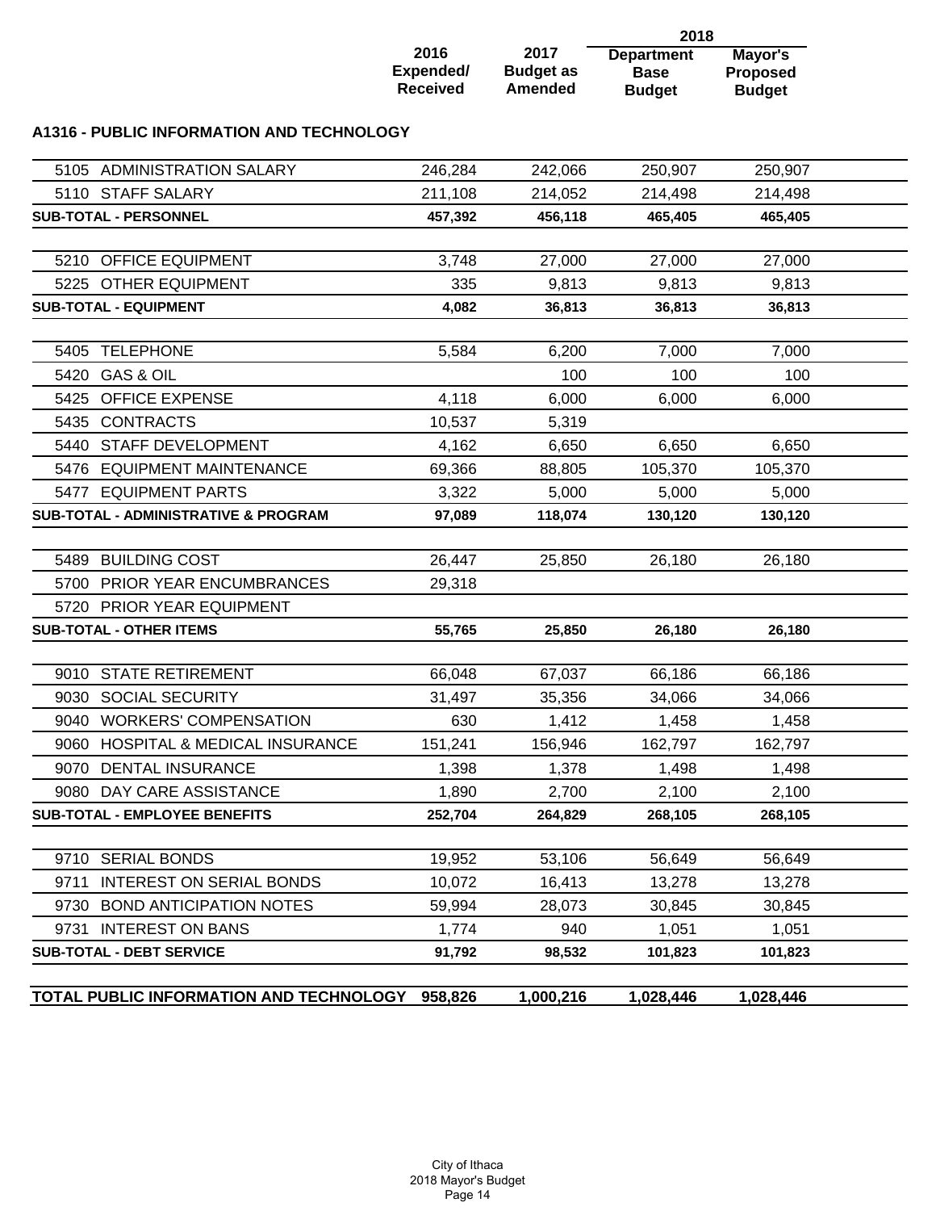| | 2016 Expended/ Received | 2017 Budget as Amended | 2018 Department Base Budget | 2018 Mayor's Proposed Budget |
|---|---|---|---|---|

## A1316 - PUBLIC INFORMATION AND TECHNOLOGY

| | 2016 Expended/ Received | 2017 Budget as Amended | 2018 Department Base Budget | 2018 Mayor's Proposed Budget |
|---|---|---|---|---|
| 5105 ADMINISTRATION SALARY | 246,284 | 242,066 | 250,907 | 250,907 |
| 5110 STAFF SALARY | 211,108 | 214,052 | 214,498 | 214,498 |
| **SUB-TOTAL - PERSONNEL** | **457,392** | **456,118** | **465,405** | **465,405** |
| 5210 OFFICE EQUIPMENT | 3,748 | 27,000 | 27,000 | 27,000 |
| 5225 OTHER EQUIPMENT | 335 | 9,813 | 9,813 | 9,813 |
| **SUB-TOTAL - EQUIPMENT** | **4,082** | **36,813** | **36,813** | **36,813** |
| 5405 TELEPHONE | 5,584 | 6,200 | 7,000 | 7,000 |
| 5420 GAS & OIL | | 100 | 100 | 100 |
| 5425 OFFICE EXPENSE | 4,118 | 6,000 | 6,000 | 6,000 |
| 5435 CONTRACTS | 10,537 | 5,319 | | |
| 5440 STAFF DEVELOPMENT | 4,162 | 6,650 | 6,650 | 6,650 |
| 5476 EQUIPMENT MAINTENANCE | 69,366 | 88,805 | 105,370 | 105,370 |
| 5477 EQUIPMENT PARTS | 3,322 | 5,000 | 5,000 | 5,000 |
| **SUB-TOTAL - ADMINISTRATIVE & PROGRAM** | **97,089** | **118,074** | **130,120** | **130,120** |
| 5489 BUILDING COST | 26,447 | 25,850 | 26,180 | 26,180 |
| 5700 PRIOR YEAR ENCUMBRANCES | 29,318 | | | |
| 5720 PRIOR YEAR EQUIPMENT | | | | |
| **SUB-TOTAL - OTHER ITEMS** | **55,765** | **25,850** | **26,180** | **26,180** |
| 9010 STATE RETIREMENT | 66,048 | 67,037 | 66,186 | 66,186 |
| 9030 SOCIAL SECURITY | 31,497 | 35,356 | 34,066 | 34,066 |
| 9040 WORKERS' COMPENSATION | 630 | 1,412 | 1,458 | 1,458 |
| 9060 HOSPITAL & MEDICAL INSURANCE | 151,241 | 156,946 | 162,797 | 162,797 |
| 9070 DENTAL INSURANCE | 1,398 | 1,378 | 1,498 | 1,498 |
| 9080 DAY CARE ASSISTANCE | 1,890 | 2,700 | 2,100 | 2,100 |
| **SUB-TOTAL - EMPLOYEE BENEFITS** | **252,704** | **264,829** | **268,105** | **268,105** |
| 9710 SERIAL BONDS | 19,952 | 53,106 | 56,649 | 56,649 |
| 9711 INTEREST ON SERIAL BONDS | 10,072 | 16,413 | 13,278 | 13,278 |
| 9730 BOND ANTICIPATION NOTES | 59,994 | 28,073 | 30,845 | 30,845 |
| 9731 INTEREST ON BANS | 1,774 | 940 | 1,051 | 1,051 |
| **SUB-TOTAL - DEBT SERVICE** | **91,792** | **98,532** | **101,823** | **101,823** |
| **TOTAL PUBLIC INFORMATION AND TECHNOLOGY** | **958,826** | **1,000,216** | **1,028,446** | **1,028,446** |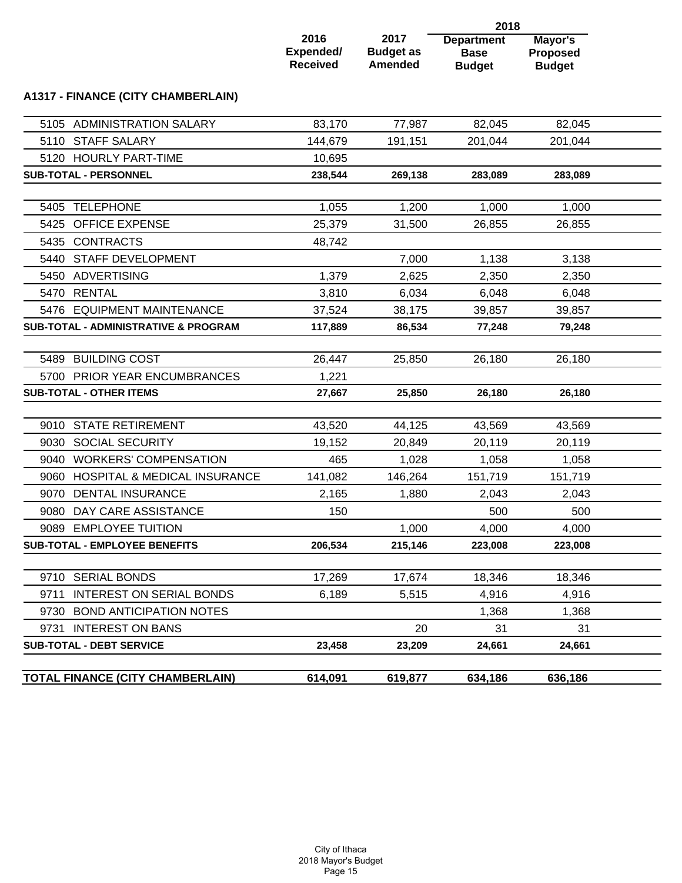| | 2016 Expended/ Received | 2017 Budget as Amended | 2018 Department Base Budget | 2018 Mayor's Proposed Budget |
|---|---|---|---|---|
| **A1317 - FINANCE (CITY CHAMBERLAIN)** | | | | |
| 5105 ADMINISTRATION SALARY | 83,170 | 77,987 | 82,045 | 82,045 |
| 5110 STAFF SALARY | 144,679 | 191,151 | 201,044 | 201,044 |
| 5120 HOURLY PART-TIME | 10,695 | | | |
| **SUB-TOTAL - PERSONNEL** | **238,544** | **269,138** | **283,089** | **283,089** |
| 5405 TELEPHONE | 1,055 | 1,200 | 1,000 | 1,000 |
| 5425 OFFICE EXPENSE | 25,379 | 31,500 | 26,855 | 26,855 |
| 5435 CONTRACTS | 48,742 | | | |
| 5440 STAFF DEVELOPMENT | | 7,000 | 1,138 | 3,138 |
| 5450 ADVERTISING | 1,379 | 2,625 | 2,350 | 2,350 |
| 5470 RENTAL | 3,810 | 6,034 | 6,048 | 6,048 |
| 5476 EQUIPMENT MAINTENANCE | 37,524 | 38,175 | 39,857 | 39,857 |
| **SUB-TOTAL - ADMINISTRATIVE & PROGRAM** | **117,889** | **86,534** | **77,248** | **79,248** |
| 5489 BUILDING COST | 26,447 | 25,850 | 26,180 | 26,180 |
| 5700 PRIOR YEAR ENCUMBRANCES | 1,221 | | | |
| **SUB-TOTAL - OTHER ITEMS** | **27,667** | **25,850** | **26,180** | **26,180** |
| 9010 STATE RETIREMENT | 43,520 | 44,125 | 43,569 | 43,569 |
| 9030 SOCIAL SECURITY | 19,152 | 20,849 | 20,119 | 20,119 |
| 9040 WORKERS' COMPENSATION | 465 | 1,028 | 1,058 | 1,058 |
| 9060 HOSPITAL & MEDICAL INSURANCE | 141,082 | 146,264 | 151,719 | 151,719 |
| 9070 DENTAL INSURANCE | 2,165 | 1,880 | 2,043 | 2,043 |
| 9080 DAY CARE ASSISTANCE | 150 | | 500 | 500 |
| 9089 EMPLOYEE TUITION | | 1,000 | 4,000 | 4,000 |
| **SUB-TOTAL - EMPLOYEE BENEFITS** | **206,534** | **215,146** | **223,008** | **223,008** |
| 9710 SERIAL BONDS | 17,269 | 17,674 | 18,346 | 18,346 |
| 9711 INTEREST ON SERIAL BONDS | 6,189 | 5,515 | 4,916 | 4,916 |
| 9730 BOND ANTICIPATION NOTES | | | 1,368 | 1,368 |
| 9731 INTEREST ON BANS | | 20 | 31 | 31 |
| **SUB-TOTAL - DEBT SERVICE** | **23,458** | **23,209** | **24,661** | **24,661** |
| **TOTAL FINANCE (CITY CHAMBERLAIN)** | **614,091** | **619,877** | **634,186** | **636,186** |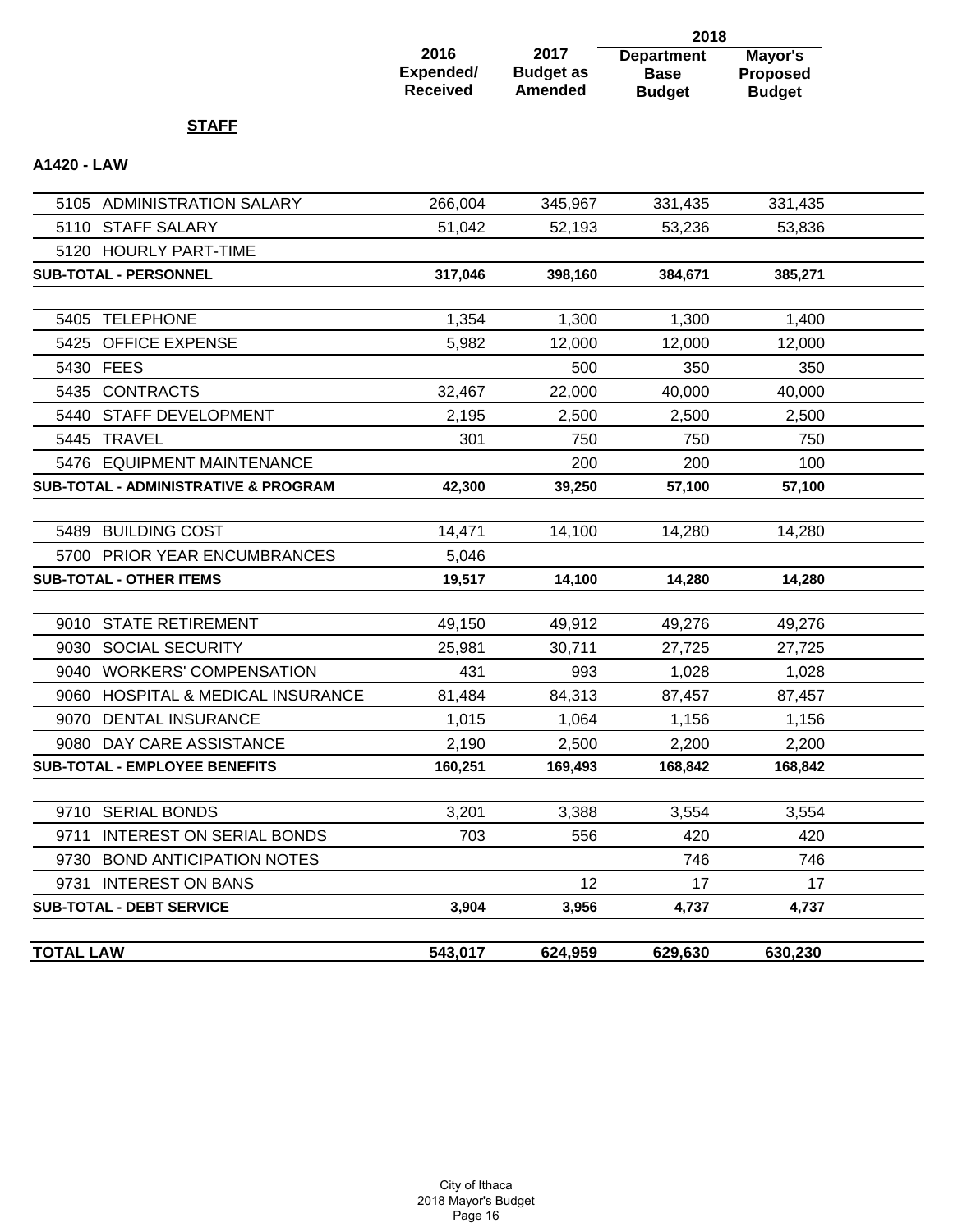**STAFF**

**A1420 - LAW**

| | 2016 Expended/ Received | 2017 Budget as Amended | 2018 Department Base Budget | 2018 Mayor's Proposed Budget |
|---|---|---|---|---|
| 5105 ADMINISTRATION SALARY | 266,004 | 345,967 | 331,435 | 331,435 |
| 5110 STAFF SALARY | 51,042 | 52,193 | 53,236 | 53,836 |
| 5120 HOURLY PART-TIME | | | | |
| **SUB-TOTAL - PERSONNEL** | **317,046** | **398,160** | **384,671** | **385,271** |
| 5405 TELEPHONE | 1,354 | 1,300 | 1,300 | 1,400 |
| 5425 OFFICE EXPENSE | 5,982 | 12,000 | 12,000 | 12,000 |
| 5430 FEES | | 500 | 350 | 350 |
| 5435 CONTRACTS | 32,467 | 22,000 | 40,000 | 40,000 |
| 5440 STAFF DEVELOPMENT | 2,195 | 2,500 | 2,500 | 2,500 |
| 5445 TRAVEL | 301 | 750 | 750 | 750 |
| 5476 EQUIPMENT MAINTENANCE | | 200 | 200 | 100 |
| **SUB-TOTAL - ADMINISTRATIVE & PROGRAM** | **42,300** | **39,250** | **57,100** | **57,100** |
| 5489 BUILDING COST | 14,471 | 14,100 | 14,280 | 14,280 |
| 5700 PRIOR YEAR ENCUMBRANCES | 5,046 | | | |
| **SUB-TOTAL - OTHER ITEMS** | **19,517** | **14,100** | **14,280** | **14,280** |
| 9010 STATE RETIREMENT | 49,150 | 49,912 | 49,276 | 49,276 |
| 9030 SOCIAL SECURITY | 25,981 | 30,711 | 27,725 | 27,725 |
| 9040 WORKERS' COMPENSATION | 431 | 993 | 1,028 | 1,028 |
| 9060 HOSPITAL & MEDICAL INSURANCE | 81,484 | 84,313 | 87,457 | 87,457 |
| 9070 DENTAL INSURANCE | 1,015 | 1,064 | 1,156 | 1,156 |
| 9080 DAY CARE ASSISTANCE | 2,190 | 2,500 | 2,200 | 2,200 |
| **SUB-TOTAL - EMPLOYEE BENEFITS** | **160,251** | **169,493** | **168,842** | **168,842** |
| 9710 SERIAL BONDS | 3,201 | 3,388 | 3,554 | 3,554 |
| 9711 INTEREST ON SERIAL BONDS | 703 | 556 | 420 | 420 |
| 9730 BOND ANTICIPATION NOTES | | | 746 | 746 |
| 9731 INTEREST ON BANS | | 12 | 17 | 17 |
| **SUB-TOTAL - DEBT SERVICE** | **3,904** | **3,956** | **4,737** | **4,737** |
| **TOTAL LAW** | **543,017** | **624,959** | **629,630** | **630,230** |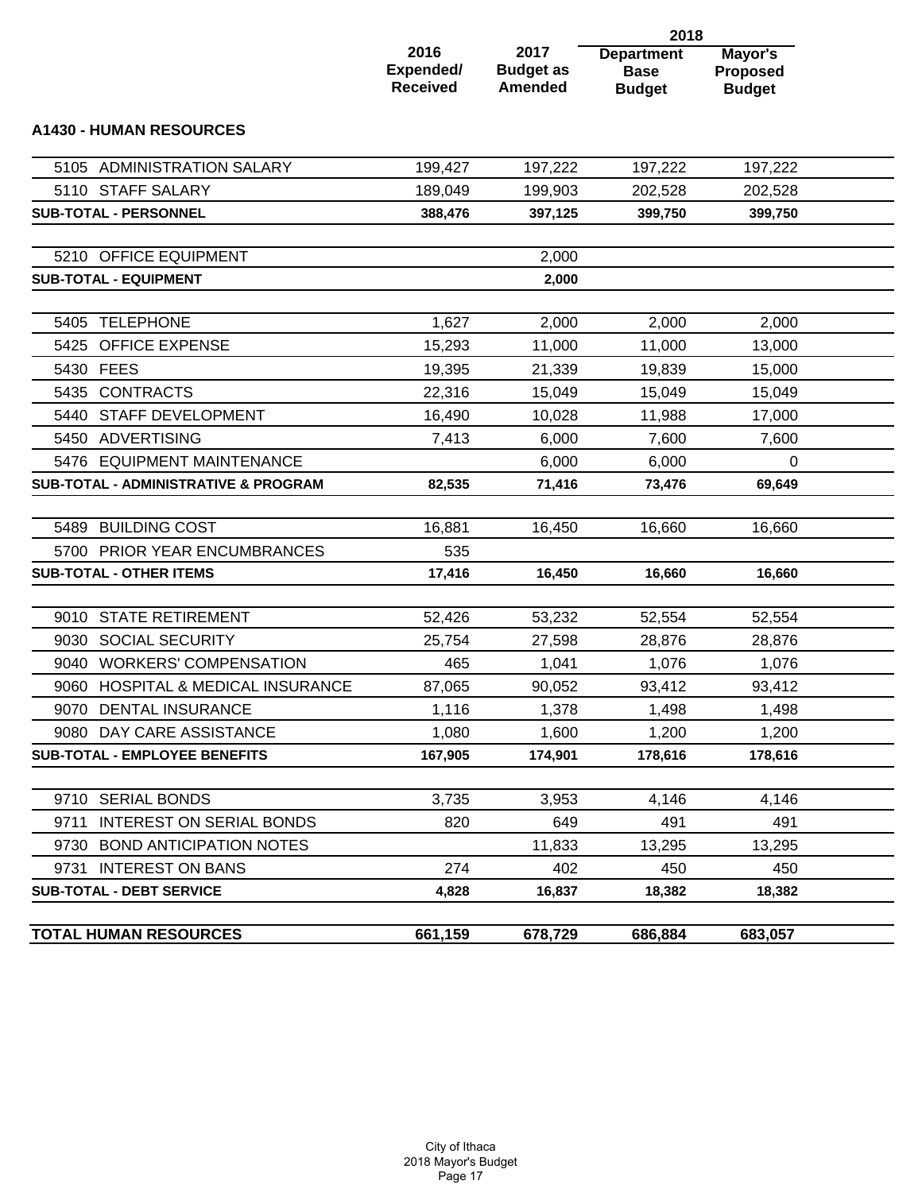|  | 2016 Expended/ Received | 2017 Budget as Amended | 2018 Department Base Budget | 2018 Mayor's Proposed Budget |
|---|---|---|---|---|
| **A1430 - HUMAN RESOURCES** |  |  |  |  |
| 5105 ADMINISTRATION SALARY | 199,427 | 197,222 | 197,222 | 197,222 |
| 5110 STAFF SALARY | 189,049 | 199,903 | 202,528 | 202,528 |
| **SUB-TOTAL - PERSONNEL** | **388,476** | **397,125** | **399,750** | **399,750** |
| 5210 OFFICE EQUIPMENT |  | 2,000 |  |  |
| **SUB-TOTAL - EQUIPMENT** |  | **2,000** |  |  |
| 5405 TELEPHONE | 1,627 | 2,000 | 2,000 | 2,000 |
| 5425 OFFICE EXPENSE | 15,293 | 11,000 | 11,000 | 13,000 |
| 5430 FEES | 19,395 | 21,339 | 19,839 | 15,000 |
| 5435 CONTRACTS | 22,316 | 15,049 | 15,049 | 15,049 |
| 5440 STAFF DEVELOPMENT | 16,490 | 10,028 | 11,988 | 17,000 |
| 5450 ADVERTISING | 7,413 | 6,000 | 7,600 | 7,600 |
| 5476 EQUIPMENT MAINTENANCE |  | 6,000 | 6,000 | 0 |
| **SUB-TOTAL - ADMINISTRATIVE & PROGRAM** | **82,535** | **71,416** | **73,476** | **69,649** |
| 5489 BUILDING COST | 16,881 | 16,450 | 16,660 | 16,660 |
| 5700 PRIOR YEAR ENCUMBRANCES | 535 |  |  |  |
| **SUB-TOTAL - OTHER ITEMS** | **17,416** | **16,450** | **16,660** | **16,660** |
| 9010 STATE RETIREMENT | 52,426 | 53,232 | 52,554 | 52,554 |
| 9030 SOCIAL SECURITY | 25,754 | 27,598 | 28,876 | 28,876 |
| 9040 WORKERS' COMPENSATION | 465 | 1,041 | 1,076 | 1,076 |
| 9060 HOSPITAL & MEDICAL INSURANCE | 87,065 | 90,052 | 93,412 | 93,412 |
| 9070 DENTAL INSURANCE | 1,116 | 1,378 | 1,498 | 1,498 |
| 9080 DAY CARE ASSISTANCE | 1,080 | 1,600 | 1,200 | 1,200 |
| **SUB-TOTAL - EMPLOYEE BENEFITS** | **167,905** | **174,901** | **178,616** | **178,616** |
| 9710 SERIAL BONDS | 3,735 | 3,953 | 4,146 | 4,146 |
| 9711 INTEREST ON SERIAL BONDS | 820 | 649 | 491 | 491 |
| 9730 BOND ANTICIPATION NOTES |  | 11,833 | 13,295 | 13,295 |
| 9731 INTEREST ON BANS | 274 | 402 | 450 | 450 |
| **SUB-TOTAL - DEBT SERVICE** | **4,828** | **16,837** | **18,382** | **18,382** |
| **TOTAL HUMAN RESOURCES** | **661,159** | **678,729** | **686,884** | **683,057** |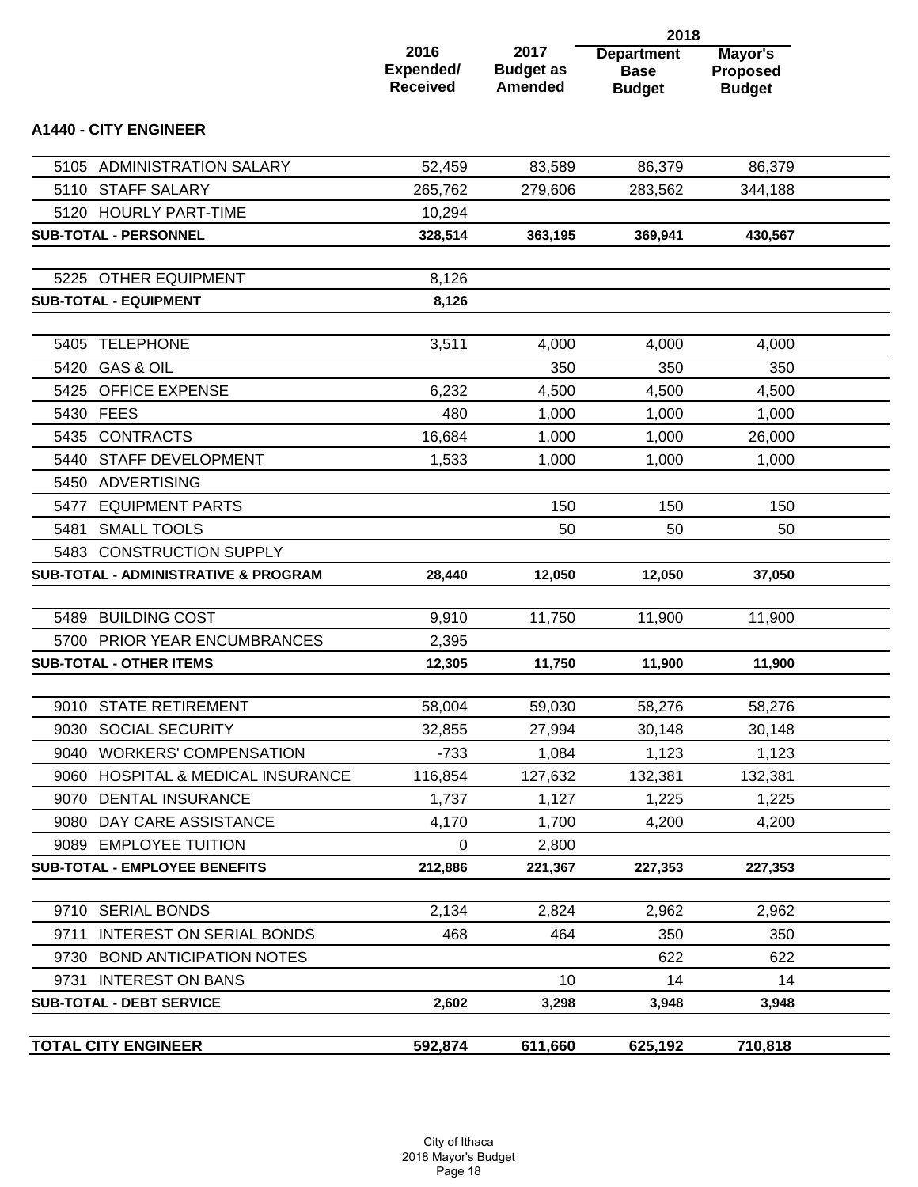| | 2016 Expended/ Received | 2017 Budget as Amended | 2018 Department Base Budget | 2018 Mayor's Proposed Budget |
|---|---|---|---|---|
| **A1440 - CITY ENGINEER** | | | | |
| 5105 ADMINISTRATION SALARY | 52,459 | 83,589 | 86,379 | 86,379 |
| 5110 STAFF SALARY | 265,762 | 279,606 | 283,562 | 344,188 |
| 5120 HOURLY PART-TIME | 10,294 | | | |
| **SUB-TOTAL - PERSONNEL** | **328,514** | **363,195** | **369,941** | **430,567** |
| 5225 OTHER EQUIPMENT | 8,126 | | | |
| **SUB-TOTAL - EQUIPMENT** | **8,126** | | | |
| 5405 TELEPHONE | 3,511 | 4,000 | 4,000 | 4,000 |
| 5420 GAS & OIL | | 350 | 350 | 350 |
| 5425 OFFICE EXPENSE | 6,232 | 4,500 | 4,500 | 4,500 |
| 5430 FEES | 480 | 1,000 | 1,000 | 1,000 |
| 5435 CONTRACTS | 16,684 | 1,000 | 1,000 | 26,000 |
| 5440 STAFF DEVELOPMENT | 1,533 | 1,000 | 1,000 | 1,000 |
| 5450 ADVERTISING | | | | |
| 5477 EQUIPMENT PARTS | | 150 | 150 | 150 |
| 5481 SMALL TOOLS | | 50 | 50 | 50 |
| 5483 CONSTRUCTION SUPPLY | | | | |
| **SUB-TOTAL - ADMINISTRATIVE & PROGRAM** | **28,440** | **12,050** | **12,050** | **37,050** |
| 5489 BUILDING COST | 9,910 | 11,750 | 11,900 | 11,900 |
| 5700 PRIOR YEAR ENCUMBRANCES | 2,395 | | | |
| **SUB-TOTAL - OTHER ITEMS** | **12,305** | **11,750** | **11,900** | **11,900** |
| 9010 STATE RETIREMENT | 58,004 | 59,030 | 58,276 | 58,276 |
| 9030 SOCIAL SECURITY | 32,855 | 27,994 | 30,148 | 30,148 |
| 9040 WORKERS' COMPENSATION | -733 | 1,084 | 1,123 | 1,123 |
| 9060 HOSPITAL & MEDICAL INSURANCE | 116,854 | 127,632 | 132,381 | 132,381 |
| 9070 DENTAL INSURANCE | 1,737 | 1,127 | 1,225 | 1,225 |
| 9080 DAY CARE ASSISTANCE | 4,170 | 1,700 | 4,200 | 4,200 |
| 9089 EMPLOYEE TUITION | 0 | 2,800 | | |
| **SUB-TOTAL - EMPLOYEE BENEFITS** | **212,886** | **221,367** | **227,353** | **227,353** |
| 9710 SERIAL BONDS | 2,134 | 2,824 | 2,962 | 2,962 |
| 9711 INTEREST ON SERIAL BONDS | 468 | 464 | 350 | 350 |
| 9730 BOND ANTICIPATION NOTES | | | 622 | 622 |
| 9731 INTEREST ON BANS | | 10 | 14 | 14 |
| **SUB-TOTAL - DEBT SERVICE** | **2,602** | **3,298** | **3,948** | **3,948** |
| **TOTAL CITY ENGINEER** | **592,874** | **611,660** | **625,192** | **710,818** |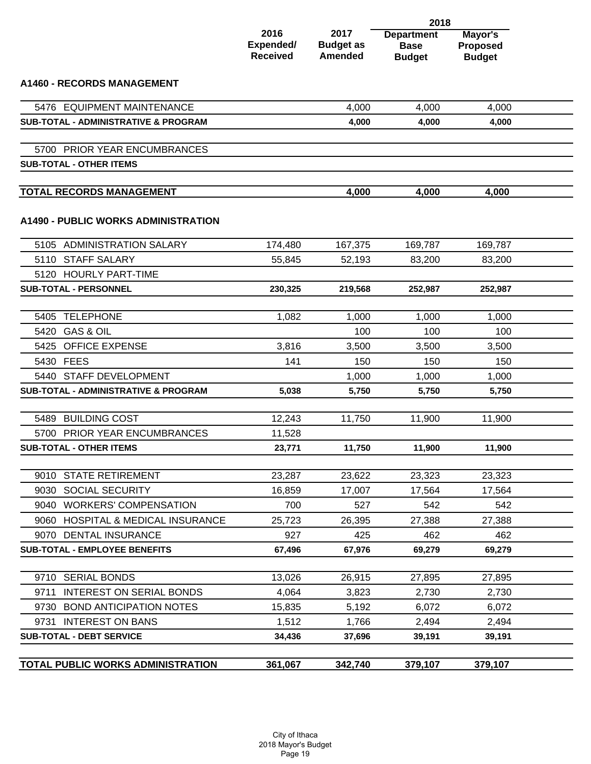| | 2016 Expended/ Received | 2017 Budget as Amended | 2018 Department Base Budget | 2018 Mayor's Proposed Budget |
|---|---|---|---|---|
| **A1460 - RECORDS MANAGEMENT** | | | | |
| 5476 EQUIPMENT MAINTENANCE | | 4,000 | 4,000 | 4,000 |
| **SUB-TOTAL - ADMINISTRATIVE & PROGRAM** | | **4,000** | **4,000** | **4,000** |
| 5700 PRIOR YEAR ENCUMBRANCES | | | | |
| **SUB-TOTAL - OTHER ITEMS** | | | | |
| **TOTAL RECORDS MANAGEMENT** | | **4,000** | **4,000** | **4,000** |
| **A1490 - PUBLIC WORKS ADMINISTRATION** | | | | |
| 5105 ADMINISTRATION SALARY | 174,480 | 167,375 | 169,787 | 169,787 |
| 5110 STAFF SALARY | 55,845 | 52,193 | 83,200 | 83,200 |
| 5120 HOURLY PART-TIME | | | | |
| **SUB-TOTAL - PERSONNEL** | **230,325** | **219,568** | **252,987** | **252,987** |
| 5405 TELEPHONE | 1,082 | 1,000 | 1,000 | 1,000 |
| 5420 GAS & OIL | | 100 | 100 | 100 |
| 5425 OFFICE EXPENSE | 3,816 | 3,500 | 3,500 | 3,500 |
| 5430 FEES | 141 | 150 | 150 | 150 |
| 5440 STAFF DEVELOPMENT | | 1,000 | 1,000 | 1,000 |
| **SUB-TOTAL - ADMINISTRATIVE & PROGRAM** | **5,038** | **5,750** | **5,750** | **5,750** |
| 5489 BUILDING COST | 12,243 | 11,750 | 11,900 | 11,900 |
| 5700 PRIOR YEAR ENCUMBRANCES | 11,528 | | | |
| **SUB-TOTAL - OTHER ITEMS** | **23,771** | **11,750** | **11,900** | **11,900** |
| 9010 STATE RETIREMENT | 23,287 | 23,622 | 23,323 | 23,323 |
| 9030 SOCIAL SECURITY | 16,859 | 17,007 | 17,564 | 17,564 |
| 9040 WORKERS' COMPENSATION | 700 | 527 | 542 | 542 |
| 9060 HOSPITAL & MEDICAL INSURANCE | 25,723 | 26,395 | 27,388 | 27,388 |
| 9070 DENTAL INSURANCE | 927 | 425 | 462 | 462 |
| **SUB-TOTAL - EMPLOYEE BENEFITS** | **67,496** | **67,976** | **69,279** | **69,279** |
| 9710 SERIAL BONDS | 13,026 | 26,915 | 27,895 | 27,895 |
| 9711 INTEREST ON SERIAL BONDS | 4,064 | 3,823 | 2,730 | 2,730 |
| 9730 BOND ANTICIPATION NOTES | 15,835 | 5,192 | 6,072 | 6,072 |
| 9731 INTEREST ON BANS | 1,512 | 1,766 | 2,494 | 2,494 |
| **SUB-TOTAL - DEBT SERVICE** | **34,436** | **37,696** | **39,191** | **39,191** |
| **TOTAL PUBLIC WORKS ADMINISTRATION** | **361,067** | **342,740** | **379,107** | **379,107** |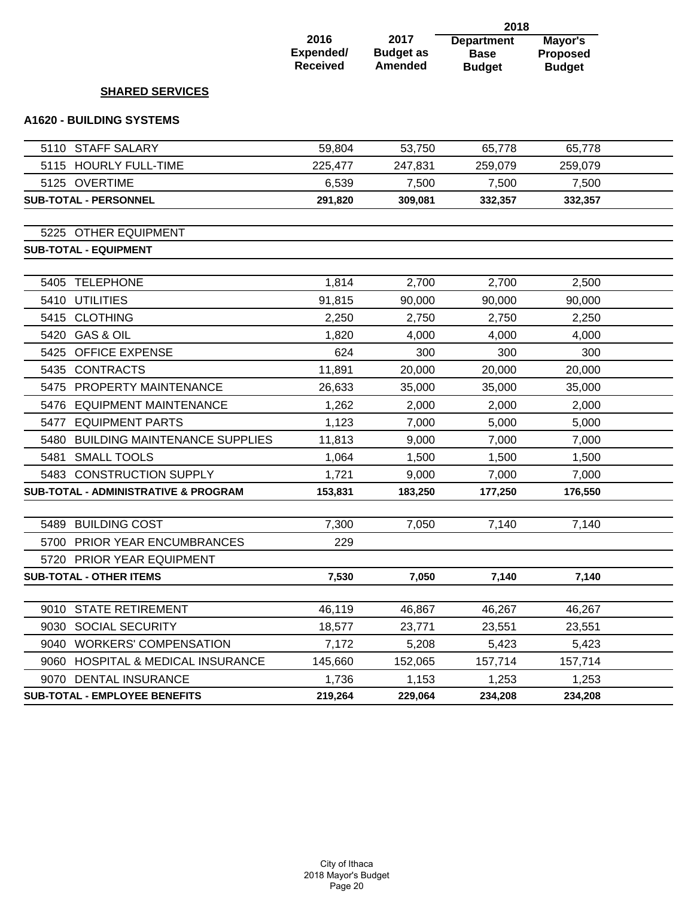### SHARED SERVICES

### A1620 - BUILDING SYSTEMS

| | 2016 Expended/ Received | 2017 Budget as Amended | 2018 Department Base Budget | 2018 Mayor's Proposed Budget |
|---|---|---|---|---|
| 5110 STAFF SALARY | 59,804 | 53,750 | 65,778 | 65,778 |
| 5115 HOURLY FULL-TIME | 225,477 | 247,831 | 259,079 | 259,079 |
| 5125 OVERTIME | 6,539 | 7,500 | 7,500 | 7,500 |
| **SUB-TOTAL - PERSONNEL** | **291,820** | **309,081** | **332,357** | **332,357** |
| 5225 OTHER EQUIPMENT | | | | |
| **SUB-TOTAL - EQUIPMENT** | | | | |
| 5405 TELEPHONE | 1,814 | 2,700 | 2,700 | 2,500 |
| 5410 UTILITIES | 91,815 | 90,000 | 90,000 | 90,000 |
| 5415 CLOTHING | 2,250 | 2,750 | 2,750 | 2,250 |
| 5420 GAS & OIL | 1,820 | 4,000 | 4,000 | 4,000 |
| 5425 OFFICE EXPENSE | 624 | 300 | 300 | 300 |
| 5435 CONTRACTS | 11,891 | 20,000 | 20,000 | 20,000 |
| 5475 PROPERTY MAINTENANCE | 26,633 | 35,000 | 35,000 | 35,000 |
| 5476 EQUIPMENT MAINTENANCE | 1,262 | 2,000 | 2,000 | 2,000 |
| 5477 EQUIPMENT PARTS | 1,123 | 7,000 | 5,000 | 5,000 |
| 5480 BUILDING MAINTENANCE SUPPLIES | 11,813 | 9,000 | 7,000 | 7,000 |
| 5481 SMALL TOOLS | 1,064 | 1,500 | 1,500 | 1,500 |
| 5483 CONSTRUCTION SUPPLY | 1,721 | 9,000 | 7,000 | 7,000 |
| **SUB-TOTAL - ADMINISTRATIVE & PROGRAM** | **153,831** | **183,250** | **177,250** | **176,550** |
| 5489 BUILDING COST | 7,300 | 7,050 | 7,140 | 7,140 |
| 5700 PRIOR YEAR ENCUMBRANCES | 229 | | | |
| 5720 PRIOR YEAR EQUIPMENT | | | | |
| **SUB-TOTAL - OTHER ITEMS** | **7,530** | **7,050** | **7,140** | **7,140** |
| 9010 STATE RETIREMENT | 46,119 | 46,867 | 46,267 | 46,267 |
| 9030 SOCIAL SECURITY | 18,577 | 23,771 | 23,551 | 23,551 |
| 9040 WORKERS' COMPENSATION | 7,172 | 5,208 | 5,423 | 5,423 |
| 9060 HOSPITAL & MEDICAL INSURANCE | 145,660 | 152,065 | 157,714 | 157,714 |
| 9070 DENTAL INSURANCE | 1,736 | 1,153 | 1,253 | 1,253 |
| **SUB-TOTAL - EMPLOYEE BENEFITS** | **219,264** | **229,064** | **234,208** | **234,208** |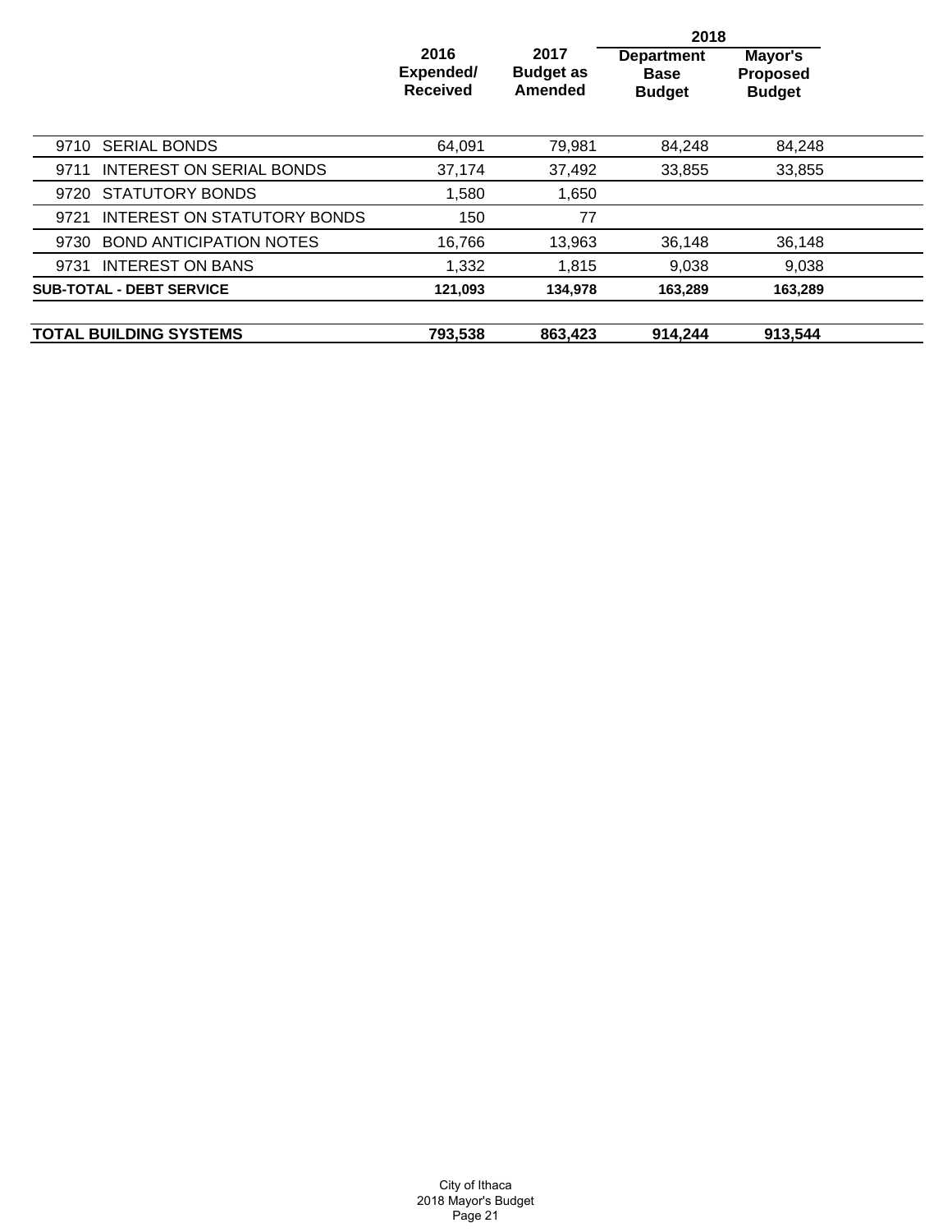| | 2016 Expended/ Received | 2017 Budget as Amended | 2018 Department Base Budget | 2018 Mayor's Proposed Budget |
|---|---|---|---|---|
| 9710 SERIAL BONDS | 64,091 | 79,981 | 84,248 | 84,248 |
| 9711 INTEREST ON SERIAL BONDS | 37,174 | 37,492 | 33,855 | 33,855 |
| 9720 STATUTORY BONDS | 1,580 | 1,650 | | |
| 9721 INTEREST ON STATUTORY BONDS | 150 | 77 | | |
| 9730 BOND ANTICIPATION NOTES | 16,766 | 13,963 | 36,148 | 36,148 |
| 9731 INTEREST ON BANS | 1,332 | 1,815 | 9,038 | 9,038 |
| **SUB-TOTAL - DEBT SERVICE** | **121,093** | **134,978** | **163,289** | **163,289** |
| | | | | |
| **TOTAL BUILDING SYSTEMS** | **793,538** | **863,423** | **914,244** | **913,544** |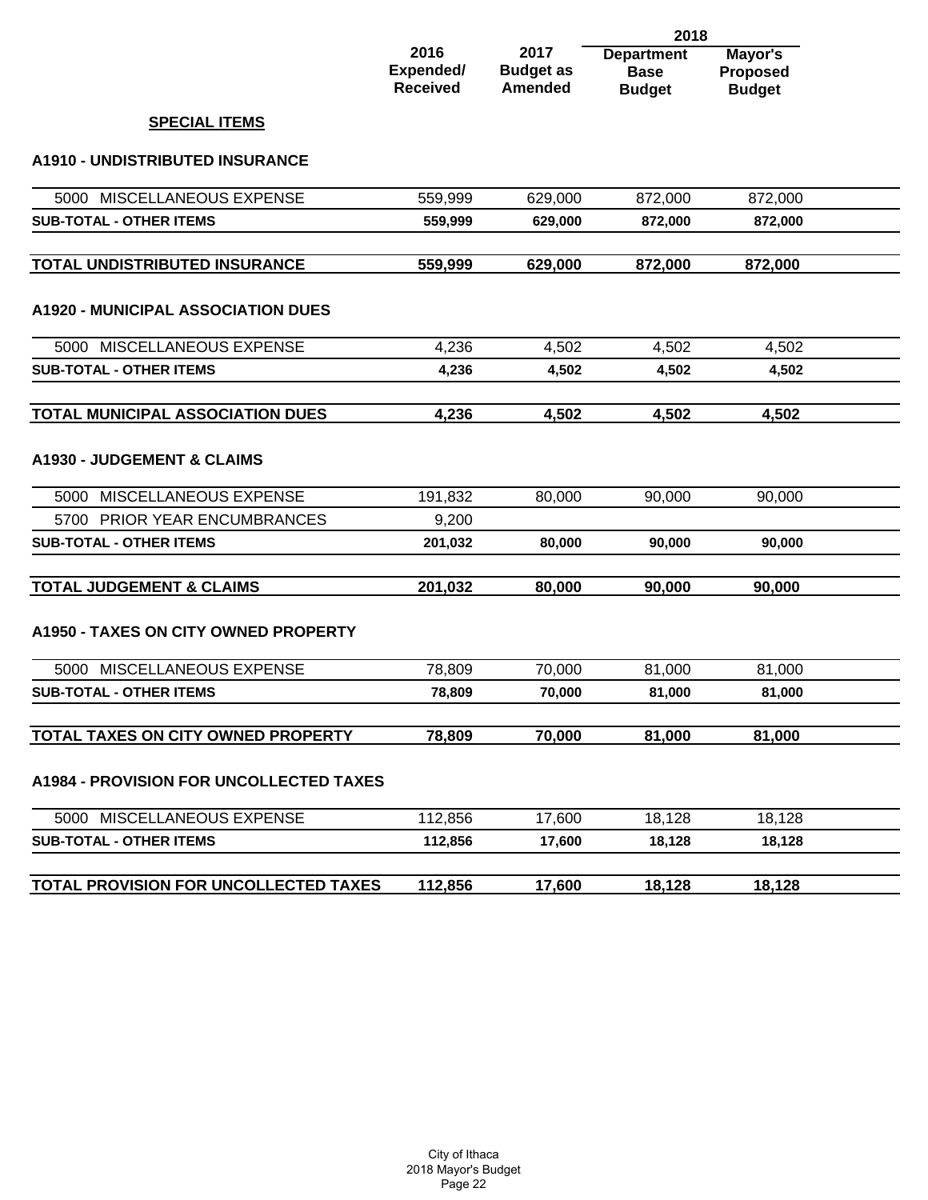|  | 2016 Expended/ Received | 2017 Budget as Amended | 2018 Department Base Budget | 2018 Mayor's Proposed Budget |
|---|---|---|---|---|
| **SPECIAL ITEMS** | | | | |
| **A1910 - UNDISTRIBUTED INSURANCE** | | | | |
| 5000 MISCELLANEOUS EXPENSE | 559,999 | 629,000 | 872,000 | 872,000 |
| **SUB-TOTAL - OTHER ITEMS** | **559,999** | **629,000** | **872,000** | **872,000** |
| **TOTAL UNDISTRIBUTED INSURANCE** | **559,999** | **629,000** | **872,000** | **872,000** |
| **A1920 - MUNICIPAL ASSOCIATION DUES** | | | | |
| 5000 MISCELLANEOUS EXPENSE | 4,236 | 4,502 | 4,502 | 4,502 |
| **SUB-TOTAL - OTHER ITEMS** | **4,236** | **4,502** | **4,502** | **4,502** |
| **TOTAL MUNICIPAL ASSOCIATION DUES** | **4,236** | **4,502** | **4,502** | **4,502** |
| **A1930 - JUDGEMENT & CLAIMS** | | | | |
| 5000 MISCELLANEOUS EXPENSE | 191,832 | 80,000 | 90,000 | 90,000 |
| 5700 PRIOR YEAR ENCUMBRANCES | 9,200 | | | |
| **SUB-TOTAL - OTHER ITEMS** | **201,032** | **80,000** | **90,000** | **90,000** |
| **TOTAL JUDGEMENT & CLAIMS** | **201,032** | **80,000** | **90,000** | **90,000** |
| **A1950 - TAXES ON CITY OWNED PROPERTY** | | | | |
| 5000 MISCELLANEOUS EXPENSE | 78,809 | 70,000 | 81,000 | 81,000 |
| **SUB-TOTAL - OTHER ITEMS** | **78,809** | **70,000** | **81,000** | **81,000** |
| **TOTAL TAXES ON CITY OWNED PROPERTY** | **78,809** | **70,000** | **81,000** | **81,000** |
| **A1984 - PROVISION FOR UNCOLLECTED TAXES** | | | | |
| 5000 MISCELLANEOUS EXPENSE | 112,856 | 17,600 | 18,128 | 18,128 |
| **SUB-TOTAL - OTHER ITEMS** | **112,856** | **17,600** | **18,128** | **18,128** |
| **TOTAL PROVISION FOR UNCOLLECTED TAXES** | **112,856** | **17,600** | **18,128** | **18,128** |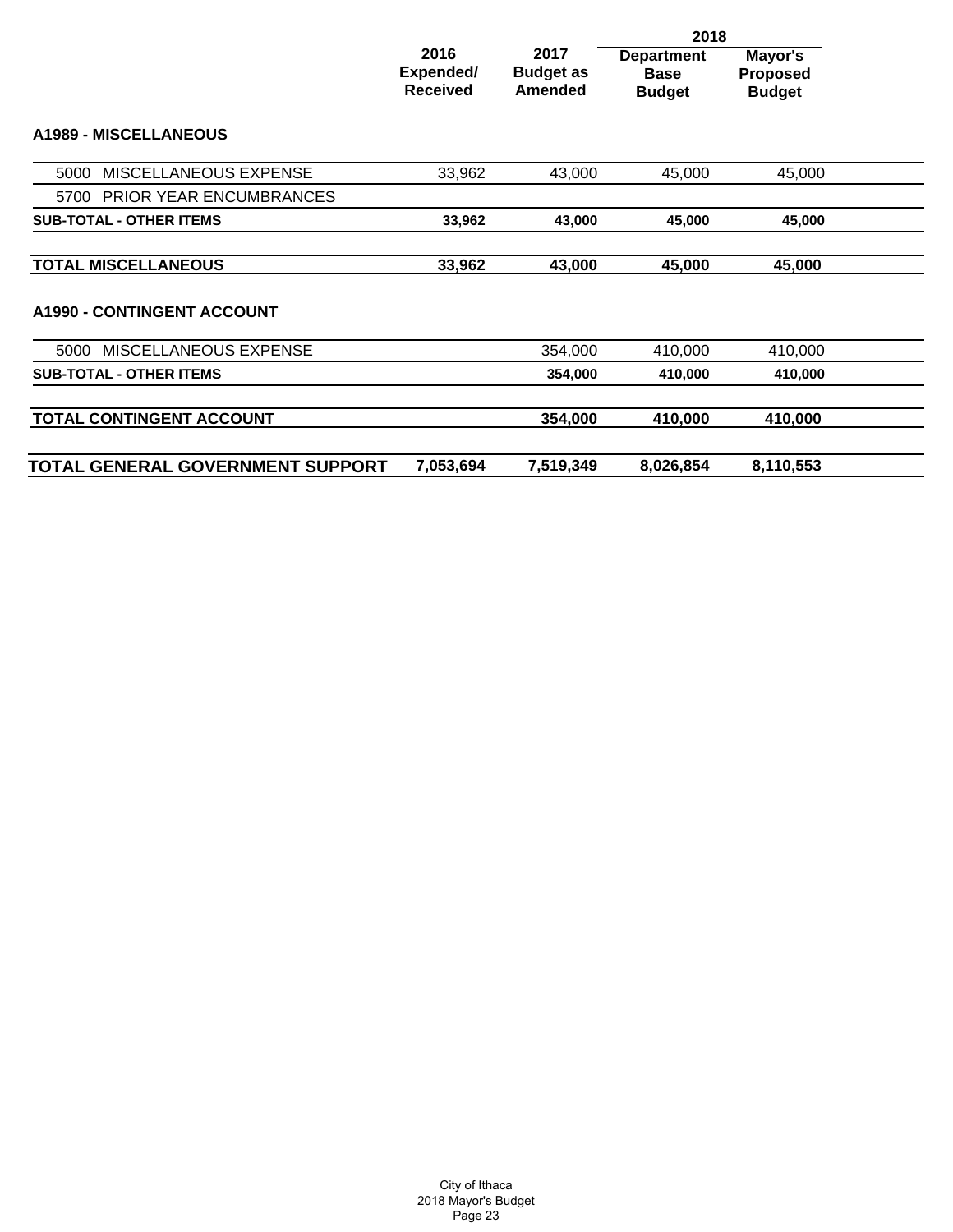| | 2016 Expended/ Received | 2017 Budget as Amended | 2018 Department Base Budget | 2018 Mayor's Proposed Budget |
|---|---|---|---|---|
| **A1989 - MISCELLANEOUS** | | | | |
| 5000 MISCELLANEOUS EXPENSE | 33,962 | 43,000 | 45,000 | 45,000 |
| 5700 PRIOR YEAR ENCUMBRANCES | | | | |
| **SUB-TOTAL - OTHER ITEMS** | **33,962** | **43,000** | **45,000** | **45,000** |
| **TOTAL MISCELLANEOUS** | **33,962** | **43,000** | **45,000** | **45,000** |
| **A1990 - CONTINGENT ACCOUNT** | | | | |
| 5000 MISCELLANEOUS EXPENSE | | 354,000 | 410,000 | 410,000 |
| **SUB-TOTAL - OTHER ITEMS** | | **354,000** | **410,000** | **410,000** |
| **TOTAL CONTINGENT ACCOUNT** | | **354,000** | **410,000** | **410,000** |
| **TOTAL GENERAL GOVERNMENT SUPPORT** | **7,053,694** | **7,519,349** | **8,026,854** | **8,110,553** |

City of Ithaca
2018 Mayor's Budget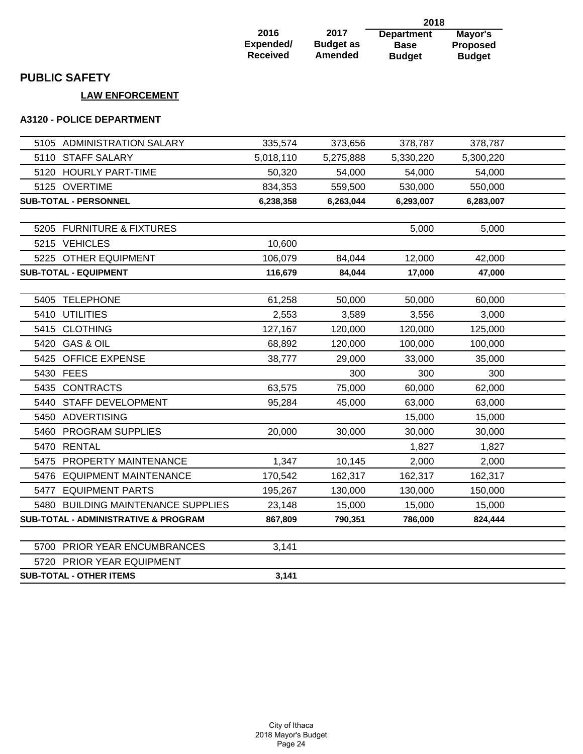## PUBLIC SAFETY

### LAW ENFORCEMENT

### A3120 - POLICE DEPARTMENT

| | 2016 Expended/ Received | 2017 Budget as Amended | 2018 Department Base Budget | 2018 Mayor's Proposed Budget |
|---|---|---|---|---|
| 5105 ADMINISTRATION SALARY | 335,574 | 373,656 | 378,787 | 378,787 |
| 5110 STAFF SALARY | 5,018,110 | 5,275,888 | 5,330,220 | 5,300,220 |
| 5120 HOURLY PART-TIME | 50,320 | 54,000 | 54,000 | 54,000 |
| 5125 OVERTIME | 834,353 | 559,500 | 530,000 | 550,000 |
| **SUB-TOTAL - PERSONNEL** | **6,238,358** | **6,263,044** | **6,293,007** | **6,283,007** |
| | | | | |
| 5205 FURNITURE & FIXTURES | | | 5,000 | 5,000 |
| 5215 VEHICLES | 10,600 | | | |
| 5225 OTHER EQUIPMENT | 106,079 | 84,044 | 12,000 | 42,000 |
| **SUB-TOTAL - EQUIPMENT** | **116,679** | **84,044** | **17,000** | **47,000** |
| | | | | |
| 5405 TELEPHONE | 61,258 | 50,000 | 50,000 | 60,000 |
| 5410 UTILITIES | 2,553 | 3,589 | 3,556 | 3,000 |
| 5415 CLOTHING | 127,167 | 120,000 | 120,000 | 125,000 |
| 5420 GAS & OIL | 68,892 | 120,000 | 100,000 | 100,000 |
| 5425 OFFICE EXPENSE | 38,777 | 29,000 | 33,000 | 35,000 |
| 5430 FEES | | 300 | 300 | 300 |
| 5435 CONTRACTS | 63,575 | 75,000 | 60,000 | 62,000 |
| 5440 STAFF DEVELOPMENT | 95,284 | 45,000 | 63,000 | 63,000 |
| 5450 ADVERTISING | | | 15,000 | 15,000 |
| 5460 PROGRAM SUPPLIES | 20,000 | 30,000 | 30,000 | 30,000 |
| 5470 RENTAL | | | 1,827 | 1,827 |
| 5475 PROPERTY MAINTENANCE | 1,347 | 10,145 | 2,000 | 2,000 |
| 5476 EQUIPMENT MAINTENANCE | 170,542 | 162,317 | 162,317 | 162,317 |
| 5477 EQUIPMENT PARTS | 195,267 | 130,000 | 130,000 | 150,000 |
| 5480 BUILDING MAINTENANCE SUPPLIES | 23,148 | 15,000 | 15,000 | 15,000 |
| **SUB-TOTAL - ADMINISTRATIVE & PROGRAM** | **867,809** | **790,351** | **786,000** | **824,444** |
| | | | | |
| 5700 PRIOR YEAR ENCUMBRANCES | 3,141 | | | |
| 5720 PRIOR YEAR EQUIPMENT | | | | |
| **SUB-TOTAL - OTHER ITEMS** | **3,141** | | | |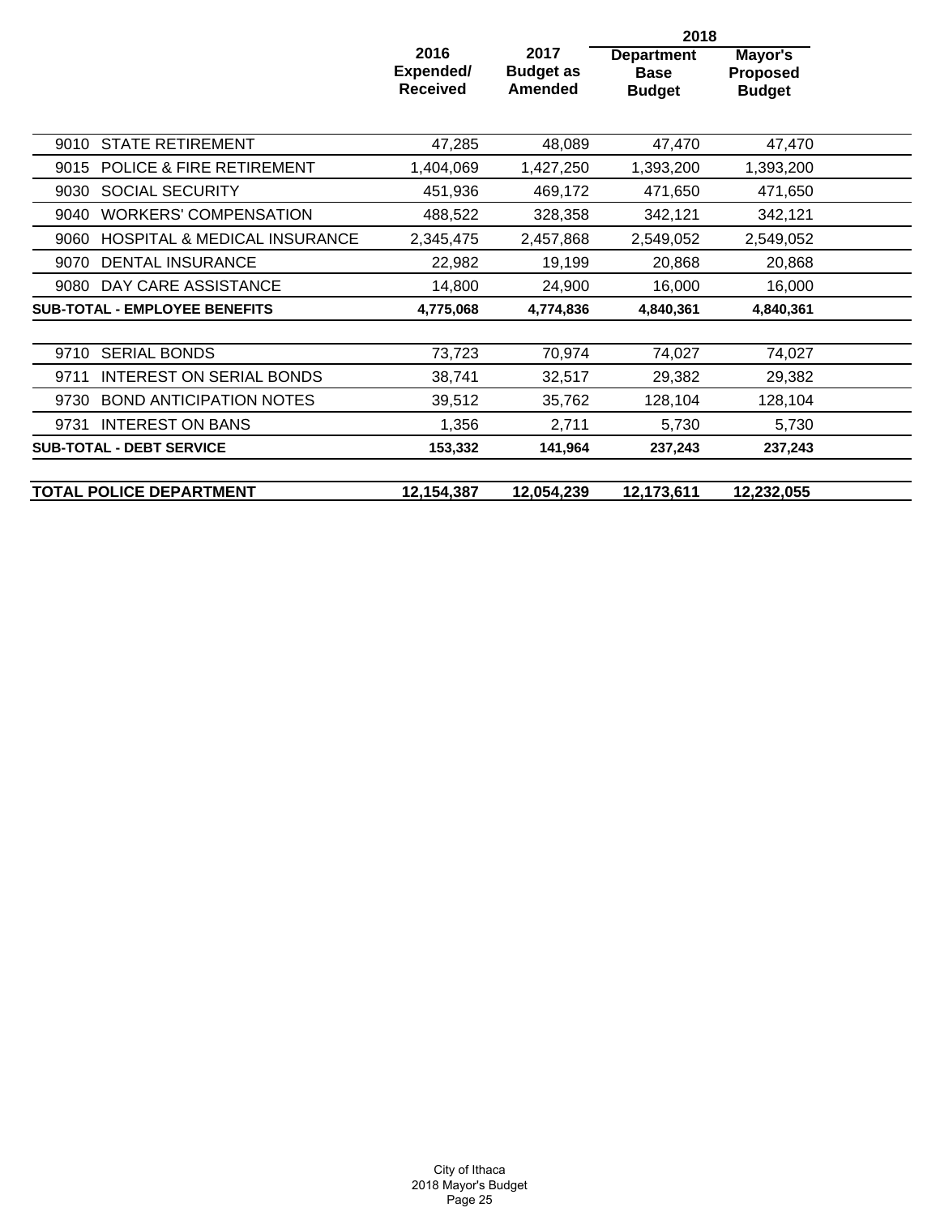| | 2016 Expended/ Received | 2017 Budget as Amended | 2018 Department Base Budget | 2018 Mayor's Proposed Budget |
|---|---|---|---|---|
| 9010 STATE RETIREMENT | 47,285 | 48,089 | 47,470 | 47,470 |
| 9015 POLICE & FIRE RETIREMENT | 1,404,069 | 1,427,250 | 1,393,200 | 1,393,200 |
| 9030 SOCIAL SECURITY | 451,936 | 469,172 | 471,650 | 471,650 |
| 9040 WORKERS' COMPENSATION | 488,522 | 328,358 | 342,121 | 342,121 |
| 9060 HOSPITAL & MEDICAL INSURANCE | 2,345,475 | 2,457,868 | 2,549,052 | 2,549,052 |
| 9070 DENTAL INSURANCE | 22,982 | 19,199 | 20,868 | 20,868 |
| 9080 DAY CARE ASSISTANCE | 14,800 | 24,900 | 16,000 | 16,000 |
| **SUB-TOTAL - EMPLOYEE BENEFITS** | **4,775,068** | **4,774,836** | **4,840,361** | **4,840,361** |
| 9710 SERIAL BONDS | 73,723 | 70,974 | 74,027 | 74,027 |
| 9711 INTEREST ON SERIAL BONDS | 38,741 | 32,517 | 29,382 | 29,382 |
| 9730 BOND ANTICIPATION NOTES | 39,512 | 35,762 | 128,104 | 128,104 |
| 9731 INTEREST ON BANS | 1,356 | 2,711 | 5,730 | 5,730 |
| **SUB-TOTAL - DEBT SERVICE** | **153,332** | **141,964** | **237,243** | **237,243** |
| **TOTAL POLICE DEPARTMENT** | **12,154,387** | **12,054,239** | **12,173,611** | **12,232,055** |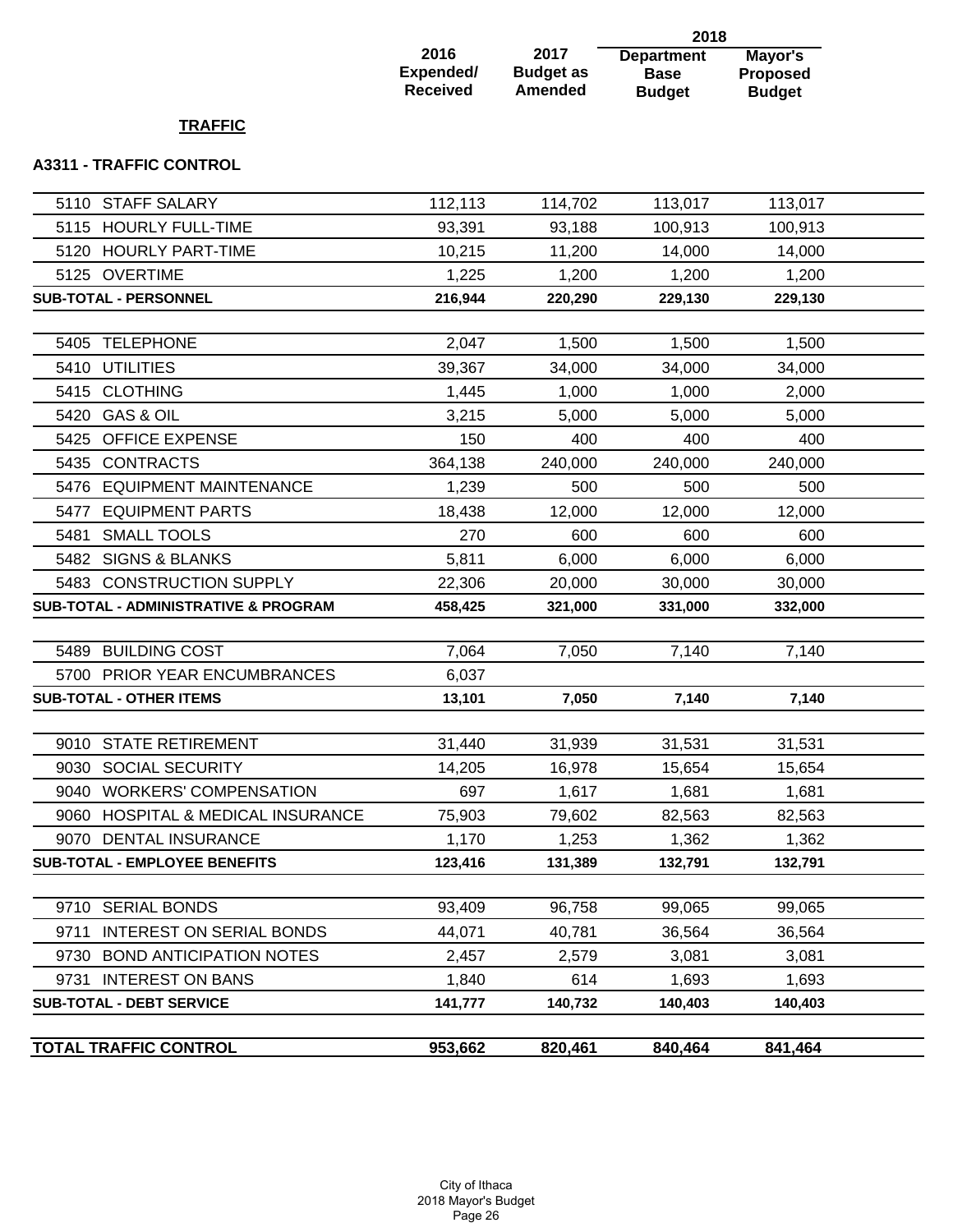## TRAFFIC

### A3311 - TRAFFIC CONTROL

| | 2016 Expended/ Received | 2017 Budget as Amended | 2018 Department Base Budget | 2018 Mayor's Proposed Budget |
|---|---|---|---|---|
| 5110 STAFF SALARY | 112,113 | 114,702 | 113,017 | 113,017 |
| 5115 HOURLY FULL-TIME | 93,391 | 93,188 | 100,913 | 100,913 |
| 5120 HOURLY PART-TIME | 10,215 | 11,200 | 14,000 | 14,000 |
| 5125 OVERTIME | 1,225 | 1,200 | 1,200 | 1,200 |
| **SUB-TOTAL - PERSONNEL** | **216,944** | **220,290** | **229,130** | **229,130** |
| 5405 TELEPHONE | 2,047 | 1,500 | 1,500 | 1,500 |
| 5410 UTILITIES | 39,367 | 34,000 | 34,000 | 34,000 |
| 5415 CLOTHING | 1,445 | 1,000 | 1,000 | 2,000 |
| 5420 GAS & OIL | 3,215 | 5,000 | 5,000 | 5,000 |
| 5425 OFFICE EXPENSE | 150 | 400 | 400 | 400 |
| 5435 CONTRACTS | 364,138 | 240,000 | 240,000 | 240,000 |
| 5476 EQUIPMENT MAINTENANCE | 1,239 | 500 | 500 | 500 |
| 5477 EQUIPMENT PARTS | 18,438 | 12,000 | 12,000 | 12,000 |
| 5481 SMALL TOOLS | 270 | 600 | 600 | 600 |
| 5482 SIGNS & BLANKS | 5,811 | 6,000 | 6,000 | 6,000 |
| 5483 CONSTRUCTION SUPPLY | 22,306 | 20,000 | 30,000 | 30,000 |
| **SUB-TOTAL - ADMINISTRATIVE & PROGRAM** | **458,425** | **321,000** | **331,000** | **332,000** |
| 5489 BUILDING COST | 7,064 | 7,050 | 7,140 | 7,140 |
| 5700 PRIOR YEAR ENCUMBRANCES | 6,037 | | | |
| **SUB-TOTAL - OTHER ITEMS** | **13,101** | **7,050** | **7,140** | **7,140** |
| 9010 STATE RETIREMENT | 31,440 | 31,939 | 31,531 | 31,531 |
| 9030 SOCIAL SECURITY | 14,205 | 16,978 | 15,654 | 15,654 |
| 9040 WORKERS' COMPENSATION | 697 | 1,617 | 1,681 | 1,681 |
| 9060 HOSPITAL & MEDICAL INSURANCE | 75,903 | 79,602 | 82,563 | 82,563 |
| 9070 DENTAL INSURANCE | 1,170 | 1,253 | 1,362 | 1,362 |
| **SUB-TOTAL - EMPLOYEE BENEFITS** | **123,416** | **131,389** | **132,791** | **132,791** |
| 9710 SERIAL BONDS | 93,409 | 96,758 | 99,065 | 99,065 |
| 9711 INTEREST ON SERIAL BONDS | 44,071 | 40,781 | 36,564 | 36,564 |
| 9730 BOND ANTICIPATION NOTES | 2,457 | 2,579 | 3,081 | 3,081 |
| 9731 INTEREST ON BANS | 1,840 | 614 | 1,693 | 1,693 |
| **SUB-TOTAL - DEBT SERVICE** | **141,777** | **140,732** | **140,403** | **140,403** |
| **TOTAL TRAFFIC CONTROL** | **953,662** | **820,461** | **840,464** | **841,464** |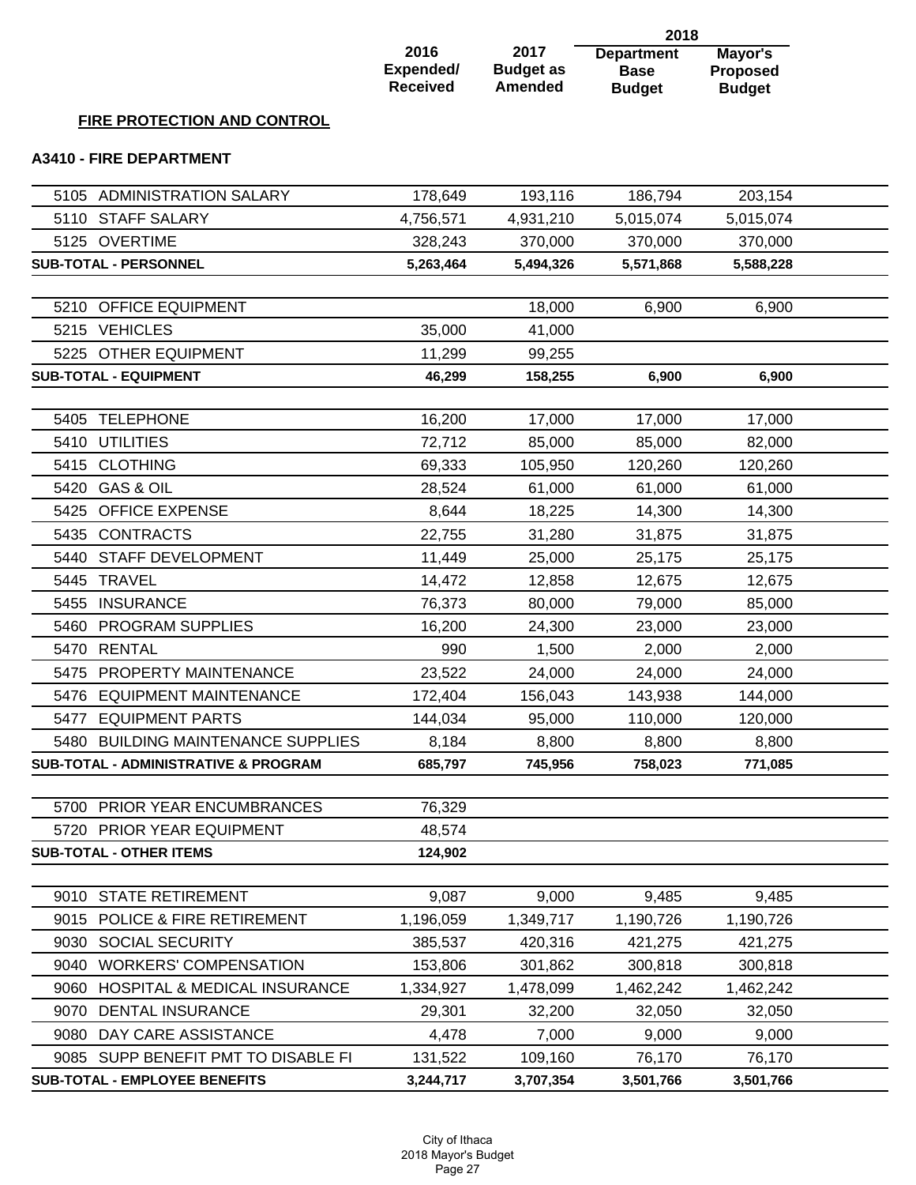## FIRE PROTECTION AND CONTROL

### A3410 - FIRE DEPARTMENT

| | 2016 Expended/ Received | 2017 Budget as Amended | 2018 Department Base Budget | 2018 Mayor's Proposed Budget |
|---|---|---|---|---|
| 5105 ADMINISTRATION SALARY | 178,649 | 193,116 | 186,794 | 203,154 |
| 5110 STAFF SALARY | 4,756,571 | 4,931,210 | 5,015,074 | 5,015,074 |
| 5125 OVERTIME | 328,243 | 370,000 | 370,000 | 370,000 |
| **SUB-TOTAL - PERSONNEL** | **5,263,464** | **5,494,326** | **5,571,868** | **5,588,228** |
| | | | | |
| 5210 OFFICE EQUIPMENT | | 18,000 | 6,900 | 6,900 |
| 5215 VEHICLES | 35,000 | 41,000 | | |
| 5225 OTHER EQUIPMENT | 11,299 | 99,255 | | |
| **SUB-TOTAL - EQUIPMENT** | **46,299** | **158,255** | **6,900** | **6,900** |
| | | | | |
| 5405 TELEPHONE | 16,200 | 17,000 | 17,000 | 17,000 |
| 5410 UTILITIES | 72,712 | 85,000 | 85,000 | 82,000 |
| 5415 CLOTHING | 69,333 | 105,950 | 120,260 | 120,260 |
| 5420 GAS & OIL | 28,524 | 61,000 | 61,000 | 61,000 |
| 5425 OFFICE EXPENSE | 8,644 | 18,225 | 14,300 | 14,300 |
| 5435 CONTRACTS | 22,755 | 31,280 | 31,875 | 31,875 |
| 5440 STAFF DEVELOPMENT | 11,449 | 25,000 | 25,175 | 25,175 |
| 5445 TRAVEL | 14,472 | 12,858 | 12,675 | 12,675 |
| 5455 INSURANCE | 76,373 | 80,000 | 79,000 | 85,000 |
| 5460 PROGRAM SUPPLIES | 16,200 | 24,300 | 23,000 | 23,000 |
| 5470 RENTAL | 990 | 1,500 | 2,000 | 2,000 |
| 5475 PROPERTY MAINTENANCE | 23,522 | 24,000 | 24,000 | 24,000 |
| 5476 EQUIPMENT MAINTENANCE | 172,404 | 156,043 | 143,938 | 144,000 |
| 5477 EQUIPMENT PARTS | 144,034 | 95,000 | 110,000 | 120,000 |
| 5480 BUILDING MAINTENANCE SUPPLIES | 8,184 | 8,800 | 8,800 | 8,800 |
| **SUB-TOTAL - ADMINISTRATIVE & PROGRAM** | **685,797** | **745,956** | **758,023** | **771,085** |
| | | | | |
| 5700 PRIOR YEAR ENCUMBRANCES | 76,329 | | | |
| 5720 PRIOR YEAR EQUIPMENT | 48,574 | | | |
| **SUB-TOTAL - OTHER ITEMS** | **124,902** | | | |
| | | | | |
| 9010 STATE RETIREMENT | 9,087 | 9,000 | 9,485 | 9,485 |
| 9015 POLICE & FIRE RETIREMENT | 1,196,059 | 1,349,717 | 1,190,726 | 1,190,726 |
| 9030 SOCIAL SECURITY | 385,537 | 420,316 | 421,275 | 421,275 |
| 9040 WORKERS' COMPENSATION | 153,806 | 301,862 | 300,818 | 300,818 |
| 9060 HOSPITAL & MEDICAL INSURANCE | 1,334,927 | 1,478,099 | 1,462,242 | 1,462,242 |
| 9070 DENTAL INSURANCE | 29,301 | 32,200 | 32,050 | 32,050 |
| 9080 DAY CARE ASSISTANCE | 4,478 | 7,000 | 9,000 | 9,000 |
| 9085 SUPP BENEFIT PMT TO DISABLE FI | 131,522 | 109,160 | 76,170 | 76,170 |
| **SUB-TOTAL - EMPLOYEE BENEFITS** | **3,244,717** | **3,707,354** | **3,501,766** | **3,501,766** |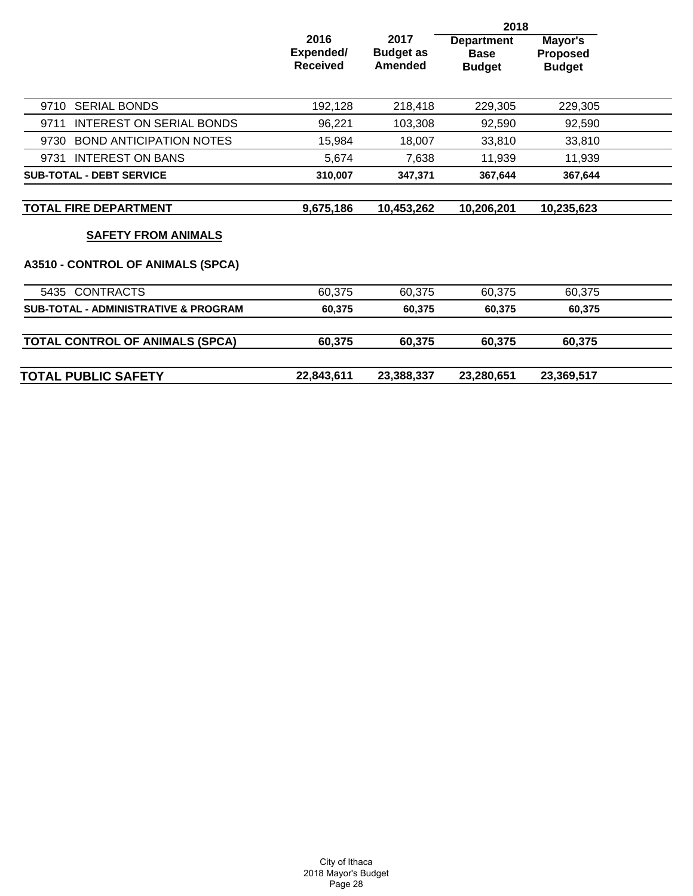| | 2016 Expended/ Received | 2017 Budget as Amended | 2018 Department Base Budget | 2018 Mayor's Proposed Budget |
|---|---|---|---|---|
| 9710 SERIAL BONDS | 192,128 | 218,418 | 229,305 | 229,305 |
| 9711 INTEREST ON SERIAL BONDS | 96,221 | 103,308 | 92,590 | 92,590 |
| 9730 BOND ANTICIPATION NOTES | 15,984 | 18,007 | 33,810 | 33,810 |
| 9731 INTEREST ON BANS | 5,674 | 7,638 | 11,939 | 11,939 |
| **SUB-TOTAL - DEBT SERVICE** | **310,007** | **347,371** | **367,644** | **367,644** |
| **TOTAL FIRE DEPARTMENT** | **9,675,186** | **10,453,262** | **10,206,201** | **10,235,623** |

## SAFETY FROM ANIMALS

### A3510 - CONTROL OF ANIMALS (SPCA)

| | 2016 Expended/ Received | 2017 Budget as Amended | 2018 Department Base Budget | 2018 Mayor's Proposed Budget |
|---|---|---|---|---|
| 5435 CONTRACTS | 60,375 | 60,375 | 60,375 | 60,375 |
| **SUB-TOTAL - ADMINISTRATIVE & PROGRAM** | **60,375** | **60,375** | **60,375** | **60,375** |
| **TOTAL CONTROL OF ANIMALS (SPCA)** | **60,375** | **60,375** | **60,375** | **60,375** |
| **TOTAL PUBLIC SAFETY** | **22,843,611** | **23,388,337** | **23,280,651** | **23,369,517** |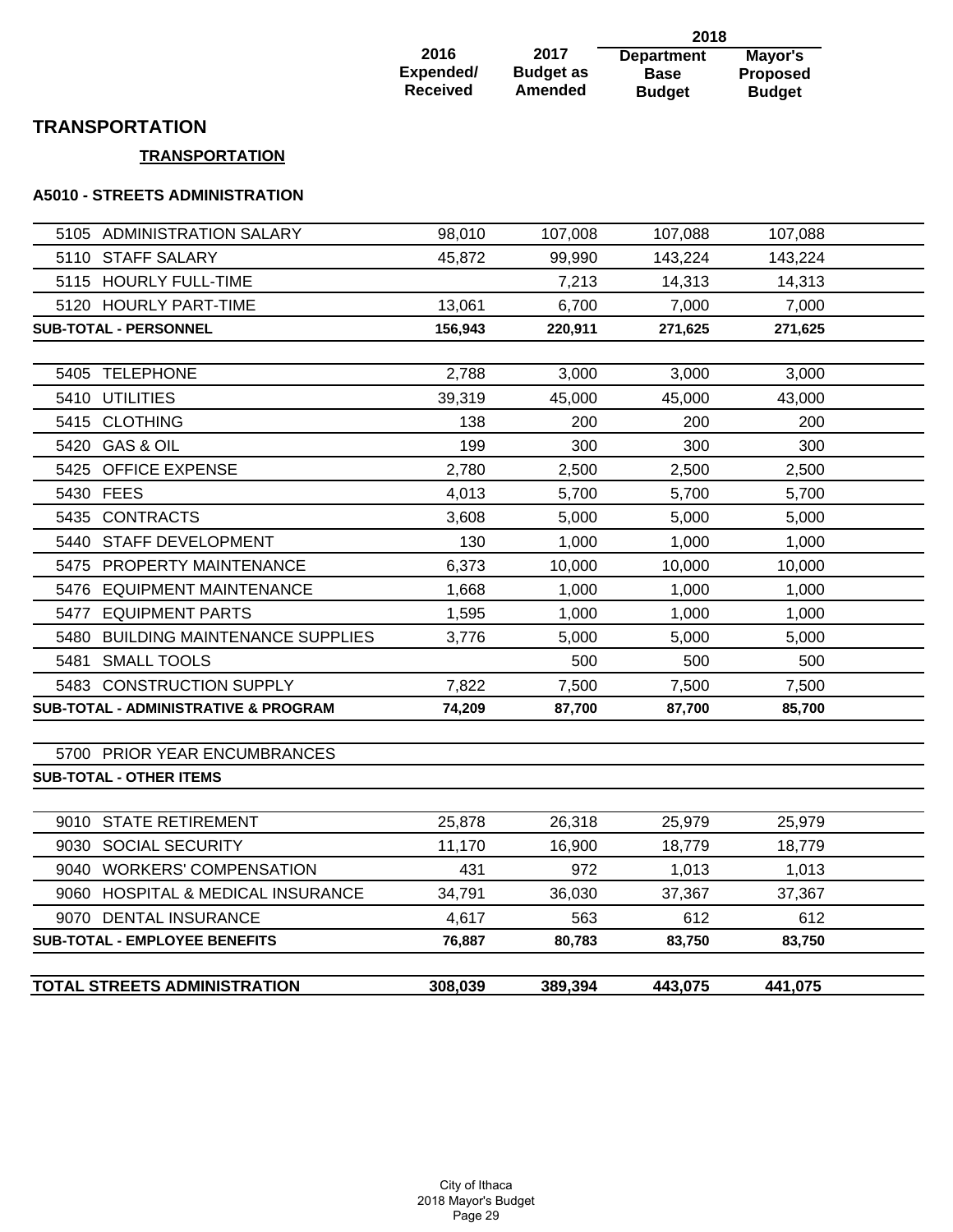|  | 2016 Expended/ Received | 2017 Budget as Amended | 2018 Department Base Budget | 2018 Mayor's Proposed Budget |
|---|---|---|---|---|

# TRANSPORTATION

## TRANSPORTATION

### A5010 - STREETS ADMINISTRATION

|  | 2016 Expended/ Received | 2017 Budget as Amended | 2018 Department Base Budget | 2018 Mayor's Proposed Budget |
|---|---|---|---|---|
| 5105 ADMINISTRATION SALARY | 98,010 | 107,008 | 107,088 | 107,088 |
| 5110 STAFF SALARY | 45,872 | 99,990 | 143,224 | 143,224 |
| 5115 HOURLY FULL-TIME |  | 7,213 | 14,313 | 14,313 |
| 5120 HOURLY PART-TIME | 13,061 | 6,700 | 7,000 | 7,000 |
| **SUB-TOTAL - PERSONNEL** | **156,943** | **220,911** | **271,625** | **271,625** |
| 5405 TELEPHONE | 2,788 | 3,000 | 3,000 | 3,000 |
| 5410 UTILITIES | 39,319 | 45,000 | 45,000 | 43,000 |
| 5415 CLOTHING | 138 | 200 | 200 | 200 |
| 5420 GAS & OIL | 199 | 300 | 300 | 300 |
| 5425 OFFICE EXPENSE | 2,780 | 2,500 | 2,500 | 2,500 |
| 5430 FEES | 4,013 | 5,700 | 5,700 | 5,700 |
| 5435 CONTRACTS | 3,608 | 5,000 | 5,000 | 5,000 |
| 5440 STAFF DEVELOPMENT | 130 | 1,000 | 1,000 | 1,000 |
| 5475 PROPERTY MAINTENANCE | 6,373 | 10,000 | 10,000 | 10,000 |
| 5476 EQUIPMENT MAINTENANCE | 1,668 | 1,000 | 1,000 | 1,000 |
| 5477 EQUIPMENT PARTS | 1,595 | 1,000 | 1,000 | 1,000 |
| 5480 BUILDING MAINTENANCE SUPPLIES | 3,776 | 5,000 | 5,000 | 5,000 |
| 5481 SMALL TOOLS |  | 500 | 500 | 500 |
| 5483 CONSTRUCTION SUPPLY | 7,822 | 7,500 | 7,500 | 7,500 |
| **SUB-TOTAL - ADMINISTRATIVE & PROGRAM** | **74,209** | **87,700** | **87,700** | **85,700** |
| 5700 PRIOR YEAR ENCUMBRANCES |  |  |  |  |
| **SUB-TOTAL - OTHER ITEMS** |  |  |  |  |
| 9010 STATE RETIREMENT | 25,878 | 26,318 | 25,979 | 25,979 |
| 9030 SOCIAL SECURITY | 11,170 | 16,900 | 18,779 | 18,779 |
| 9040 WORKERS' COMPENSATION | 431 | 972 | 1,013 | 1,013 |
| 9060 HOSPITAL & MEDICAL INSURANCE | 34,791 | 36,030 | 37,367 | 37,367 |
| 9070 DENTAL INSURANCE | 4,617 | 563 | 612 | 612 |
| **SUB-TOTAL - EMPLOYEE BENEFITS** | **76,887** | **80,783** | **83,750** | **83,750** |
| **TOTAL STREETS ADMINISTRATION** | **308,039** | **389,394** | **443,075** | **441,075** |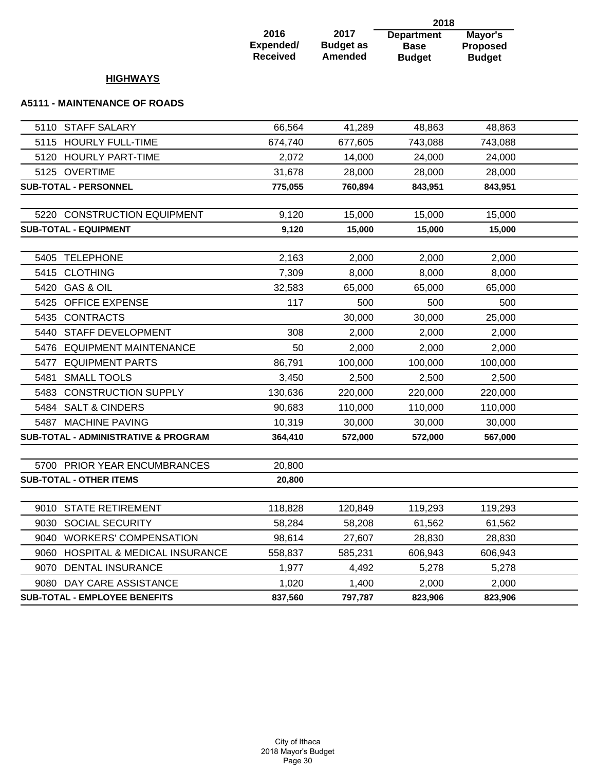## HIGHWAYS

### A5111 - MAINTENANCE OF ROADS

| | 2016 Expended/ Received | 2017 Budget as Amended | 2018 Department Base Budget | 2018 Mayor's Proposed Budget |
|---|---|---|---|---|
| 5110 STAFF SALARY | 66,564 | 41,289 | 48,863 | 48,863 |
| 5115 HOURLY FULL-TIME | 674,740 | 677,605 | 743,088 | 743,088 |
| 5120 HOURLY PART-TIME | 2,072 | 14,000 | 24,000 | 24,000 |
| 5125 OVERTIME | 31,678 | 28,000 | 28,000 | 28,000 |
| **SUB-TOTAL - PERSONNEL** | **775,055** | **760,894** | **843,951** | **843,951** |
| 5220 CONSTRUCTION EQUIPMENT | 9,120 | 15,000 | 15,000 | 15,000 |
| **SUB-TOTAL - EQUIPMENT** | **9,120** | **15,000** | **15,000** | **15,000** |
| 5405 TELEPHONE | 2,163 | 2,000 | 2,000 | 2,000 |
| 5415 CLOTHING | 7,309 | 8,000 | 8,000 | 8,000 |
| 5420 GAS & OIL | 32,583 | 65,000 | 65,000 | 65,000 |
| 5425 OFFICE EXPENSE | 117 | 500 | 500 | 500 |
| 5435 CONTRACTS | | 30,000 | 30,000 | 25,000 |
| 5440 STAFF DEVELOPMENT | 308 | 2,000 | 2,000 | 2,000 |
| 5476 EQUIPMENT MAINTENANCE | 50 | 2,000 | 2,000 | 2,000 |
| 5477 EQUIPMENT PARTS | 86,791 | 100,000 | 100,000 | 100,000 |
| 5481 SMALL TOOLS | 3,450 | 2,500 | 2,500 | 2,500 |
| 5483 CONSTRUCTION SUPPLY | 130,636 | 220,000 | 220,000 | 220,000 |
| 5484 SALT & CINDERS | 90,683 | 110,000 | 110,000 | 110,000 |
| 5487 MACHINE PAVING | 10,319 | 30,000 | 30,000 | 30,000 |
| **SUB-TOTAL - ADMINISTRATIVE & PROGRAM** | **364,410** | **572,000** | **572,000** | **567,000** |
| 5700 PRIOR YEAR ENCUMBRANCES | 20,800 | | | |
| **SUB-TOTAL - OTHER ITEMS** | **20,800** | | | |
| 9010 STATE RETIREMENT | 118,828 | 120,849 | 119,293 | 119,293 |
| 9030 SOCIAL SECURITY | 58,284 | 58,208 | 61,562 | 61,562 |
| 9040 WORKERS' COMPENSATION | 98,614 | 27,607 | 28,830 | 28,830 |
| 9060 HOSPITAL & MEDICAL INSURANCE | 558,837 | 585,231 | 606,943 | 606,943 |
| 9070 DENTAL INSURANCE | 1,977 | 4,492 | 5,278 | 5,278 |
| 9080 DAY CARE ASSISTANCE | 1,020 | 1,400 | 2,000 | 2,000 |
| **SUB-TOTAL - EMPLOYEE BENEFITS** | **837,560** | **797,787** | **823,906** | **823,906** |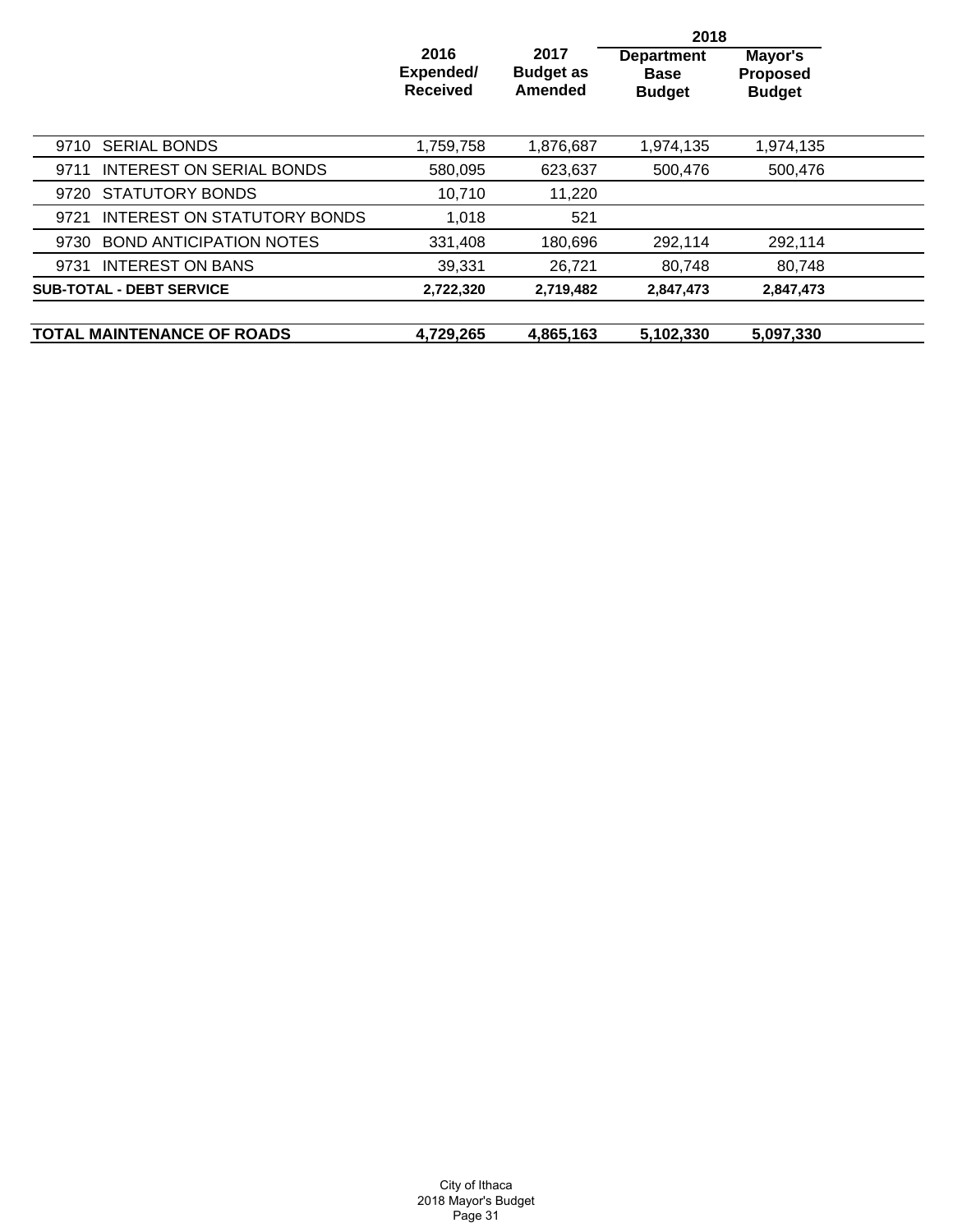| | 2016 Expended/ Received | 2017 Budget as Amended | 2018 Department Base Budget | 2018 Mayor's Proposed Budget |
|---|---|---|---|---|
| 9710 SERIAL BONDS | 1,759,758 | 1,876,687 | 1,974,135 | 1,974,135 |
| 9711 INTEREST ON SERIAL BONDS | 580,095 | 623,637 | 500,476 | 500,476 |
| 9720 STATUTORY BONDS | 10,710 | 11,220 | | |
| 9721 INTEREST ON STATUTORY BONDS | 1,018 | 521 | | |
| 9730 BOND ANTICIPATION NOTES | 331,408 | 180,696 | 292,114 | 292,114 |
| 9731 INTEREST ON BANS | 39,331 | 26,721 | 80,748 | 80,748 |
| **SUB-TOTAL - DEBT SERVICE** | **2,722,320** | **2,719,482** | **2,847,473** | **2,847,473** |
| **TOTAL MAINTENANCE OF ROADS** | **4,729,265** | **4,865,163** | **5,102,330** | **5,097,330** |

City of Ithaca
2018 Mayor's Budget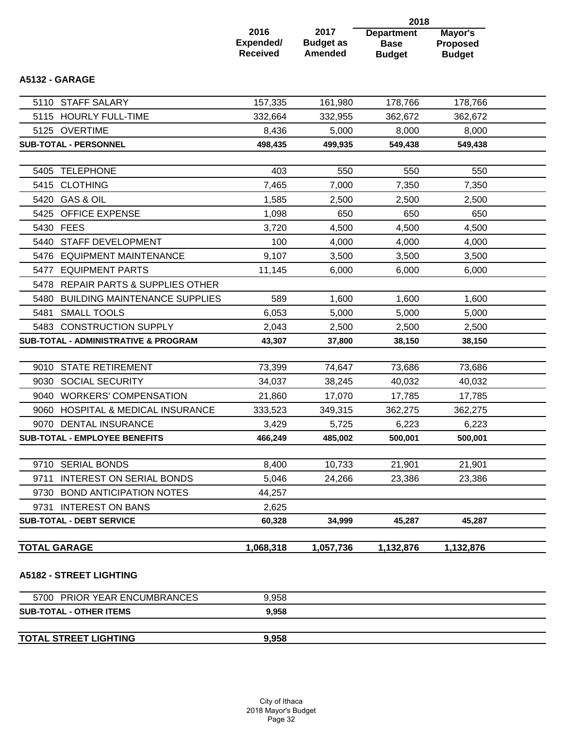| | 2016 Expended/ Received | 2017 Budget as Amended | 2018 Department Base Budget | 2018 Mayor's Proposed Budget |
|---|---|---|---|---|
| **A5132 - GARAGE** | | | | |
| 5110 STAFF SALARY | 157,335 | 161,980 | 178,766 | 178,766 |
| 5115 HOURLY FULL-TIME | 332,664 | 332,955 | 362,672 | 362,672 |
| 5125 OVERTIME | 8,436 | 5,000 | 8,000 | 8,000 |
| **SUB-TOTAL - PERSONNEL** | **498,435** | **499,935** | **549,438** | **549,438** |
| 5405 TELEPHONE | 403 | 550 | 550 | 550 |
| 5415 CLOTHING | 7,465 | 7,000 | 7,350 | 7,350 |
| 5420 GAS & OIL | 1,585 | 2,500 | 2,500 | 2,500 |
| 5425 OFFICE EXPENSE | 1,098 | 650 | 650 | 650 |
| 5430 FEES | 3,720 | 4,500 | 4,500 | 4,500 |
| 5440 STAFF DEVELOPMENT | 100 | 4,000 | 4,000 | 4,000 |
| 5476 EQUIPMENT MAINTENANCE | 9,107 | 3,500 | 3,500 | 3,500 |
| 5477 EQUIPMENT PARTS | 11,145 | 6,000 | 6,000 | 6,000 |
| 5478 REPAIR PARTS & SUPPLIES OTHER | | | | |
| 5480 BUILDING MAINTENANCE SUPPLIES | 589 | 1,600 | 1,600 | 1,600 |
| 5481 SMALL TOOLS | 6,053 | 5,000 | 5,000 | 5,000 |
| 5483 CONSTRUCTION SUPPLY | 2,043 | 2,500 | 2,500 | 2,500 |
| **SUB-TOTAL - ADMINISTRATIVE & PROGRAM** | **43,307** | **37,800** | **38,150** | **38,150** |
| 9010 STATE RETIREMENT | 73,399 | 74,647 | 73,686 | 73,686 |
| 9030 SOCIAL SECURITY | 34,037 | 38,245 | 40,032 | 40,032 |
| 9040 WORKERS' COMPENSATION | 21,860 | 17,070 | 17,785 | 17,785 |
| 9060 HOSPITAL & MEDICAL INSURANCE | 333,523 | 349,315 | 362,275 | 362,275 |
| 9070 DENTAL INSURANCE | 3,429 | 5,725 | 6,223 | 6,223 |
| **SUB-TOTAL - EMPLOYEE BENEFITS** | **466,249** | **485,002** | **500,001** | **500,001** |
| 9710 SERIAL BONDS | 8,400 | 10,733 | 21,901 | 21,901 |
| 9711 INTEREST ON SERIAL BONDS | 5,046 | 24,266 | 23,386 | 23,386 |
| 9730 BOND ANTICIPATION NOTES | 44,257 | | | |
| 9731 INTEREST ON BANS | 2,625 | | | |
| **SUB-TOTAL - DEBT SERVICE** | **60,328** | **34,999** | **45,287** | **45,287** |
| **TOTAL GARAGE** | **1,068,318** | **1,057,736** | **1,132,876** | **1,132,876** |
| **A5182 - STREET LIGHTING** | | | | |
| 5700 PRIOR YEAR ENCUMBRANCES | 9,958 | | | |
| **SUB-TOTAL - OTHER ITEMS** | **9,958** | | | |
| **TOTAL STREET LIGHTING** | **9,958** | | | |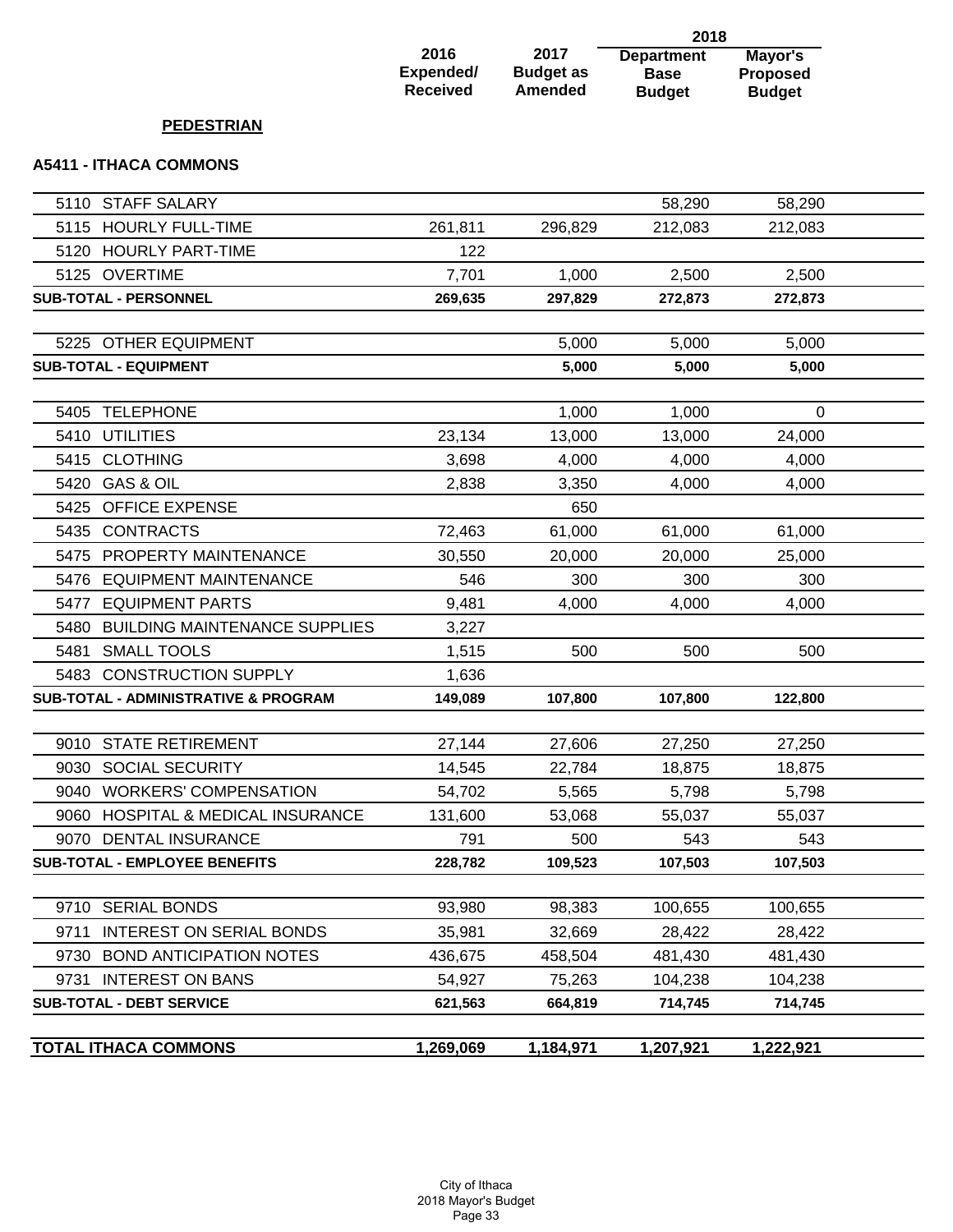| | 2016 Expended/ Received | 2017 Budget as Amended | 2018 Department Base Budget | 2018 Mayor's Proposed Budget |
|---|---|---|---|---|

**PEDESTRIAN**

**A5411 - ITHACA COMMONS**

| | 2016 Expended/ Received | 2017 Budget as Amended | 2018 Department Base Budget | 2018 Mayor's Proposed Budget |
|---|---|---|---|---|
| 5110 STAFF SALARY | | | 58,290 | 58,290 |
| 5115 HOURLY FULL-TIME | 261,811 | 296,829 | 212,083 | 212,083 |
| 5120 HOURLY PART-TIME | 122 | | | |
| 5125 OVERTIME | 7,701 | 1,000 | 2,500 | 2,500 |
| **SUB-TOTAL - PERSONNEL** | **269,635** | **297,829** | **272,873** | **272,873** |
| 5225 OTHER EQUIPMENT | | 5,000 | 5,000 | 5,000 |
| **SUB-TOTAL - EQUIPMENT** | | **5,000** | **5,000** | **5,000** |
| 5405 TELEPHONE | | 1,000 | 1,000 | 0 |
| 5410 UTILITIES | 23,134 | 13,000 | 13,000 | 24,000 |
| 5415 CLOTHING | 3,698 | 4,000 | 4,000 | 4,000 |
| 5420 GAS & OIL | 2,838 | 3,350 | 4,000 | 4,000 |
| 5425 OFFICE EXPENSE | | 650 | | |
| 5435 CONTRACTS | 72,463 | 61,000 | 61,000 | 61,000 |
| 5475 PROPERTY MAINTENANCE | 30,550 | 20,000 | 20,000 | 25,000 |
| 5476 EQUIPMENT MAINTENANCE | 546 | 300 | 300 | 300 |
| 5477 EQUIPMENT PARTS | 9,481 | 4,000 | 4,000 | 4,000 |
| 5480 BUILDING MAINTENANCE SUPPLIES | 3,227 | | | |
| 5481 SMALL TOOLS | 1,515 | 500 | 500 | 500 |
| 5483 CONSTRUCTION SUPPLY | 1,636 | | | |
| **SUB-TOTAL - ADMINISTRATIVE & PROGRAM** | **149,089** | **107,800** | **107,800** | **122,800** |
| 9010 STATE RETIREMENT | 27,144 | 27,606 | 27,250 | 27,250 |
| 9030 SOCIAL SECURITY | 14,545 | 22,784 | 18,875 | 18,875 |
| 9040 WORKERS' COMPENSATION | 54,702 | 5,565 | 5,798 | 5,798 |
| 9060 HOSPITAL & MEDICAL INSURANCE | 131,600 | 53,068 | 55,037 | 55,037 |
| 9070 DENTAL INSURANCE | 791 | 500 | 543 | 543 |
| **SUB-TOTAL - EMPLOYEE BENEFITS** | **228,782** | **109,523** | **107,503** | **107,503** |
| 9710 SERIAL BONDS | 93,980 | 98,383 | 100,655 | 100,655 |
| 9711 INTEREST ON SERIAL BONDS | 35,981 | 32,669 | 28,422 | 28,422 |
| 9730 BOND ANTICIPATION NOTES | 436,675 | 458,504 | 481,430 | 481,430 |
| 9731 INTEREST ON BANS | 54,927 | 75,263 | 104,238 | 104,238 |
| **SUB-TOTAL - DEBT SERVICE** | **621,563** | **664,819** | **714,745** | **714,745** |
| **TOTAL ITHACA COMMONS** | **1,269,069** | **1,184,971** | **1,207,921** | **1,222,921** |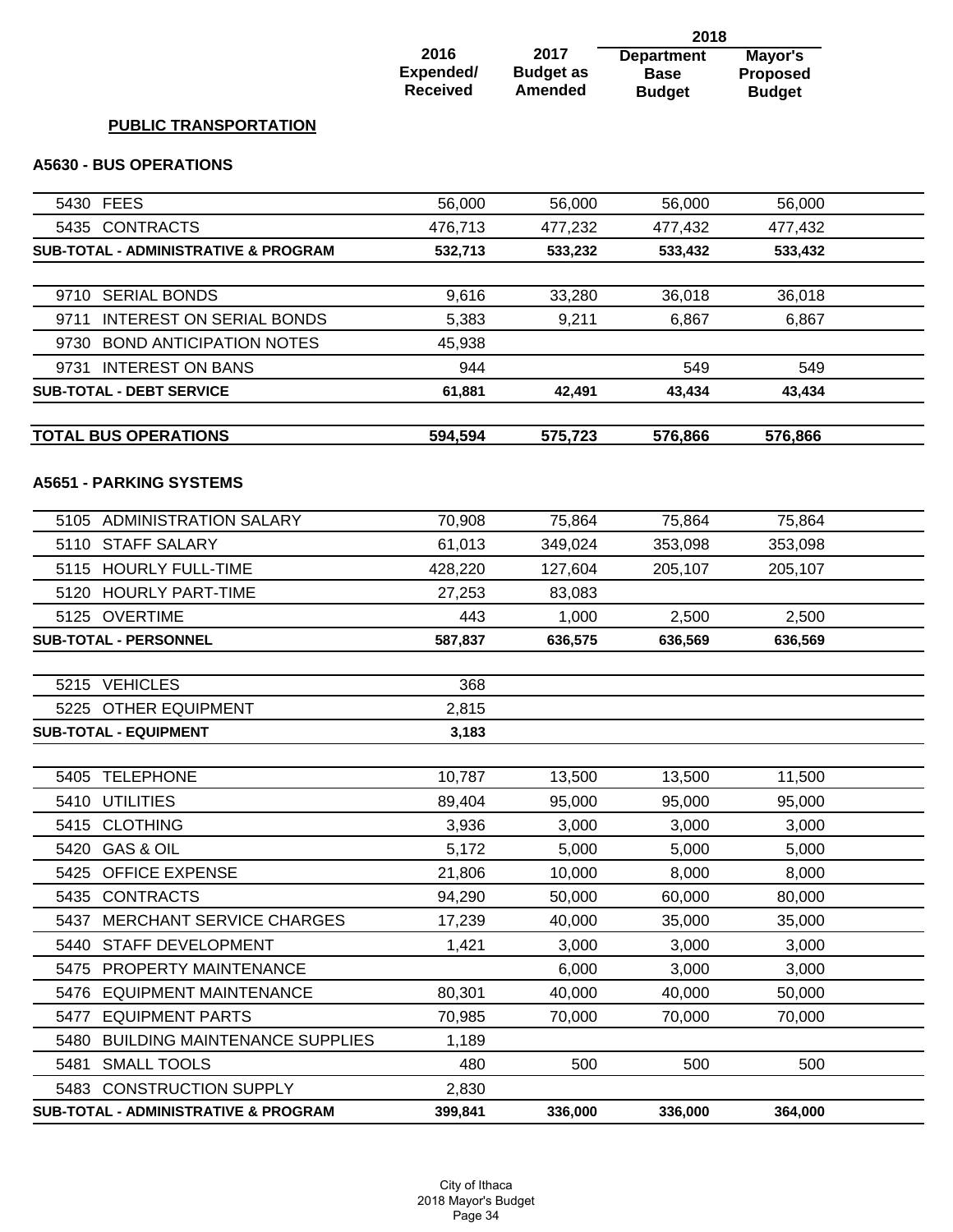## PUBLIC TRANSPORTATION

### A5630 - BUS OPERATIONS

| | 2016 Expended/ Received | 2017 Budget as Amended | 2018 Department Base Budget | 2018 Mayor's Proposed Budget |
|---|---|---|---|---|
| 5430 FEES | 56,000 | 56,000 | 56,000 | 56,000 |
| 5435 CONTRACTS | 476,713 | 477,232 | 477,432 | 477,432 |
| **SUB-TOTAL - ADMINISTRATIVE & PROGRAM** | **532,713** | **533,232** | **533,432** | **533,432** |
| 9710 SERIAL BONDS | 9,616 | 33,280 | 36,018 | 36,018 |
| 9711 INTEREST ON SERIAL BONDS | 5,383 | 9,211 | 6,867 | 6,867 |
| 9730 BOND ANTICIPATION NOTES | 45,938 | | | |
| 9731 INTEREST ON BANS | 944 | | 549 | 549 |
| **SUB-TOTAL - DEBT SERVICE** | **61,881** | **42,491** | **43,434** | **43,434** |
| **TOTAL BUS OPERATIONS** | **594,594** | **575,723** | **576,866** | **576,866** |

### A5651 - PARKING SYSTEMS

| | 2016 Expended/ Received | 2017 Budget as Amended | 2018 Department Base Budget | 2018 Mayor's Proposed Budget |
|---|---|---|---|---|
| 5105 ADMINISTRATION SALARY | 70,908 | 75,864 | 75,864 | 75,864 |
| 5110 STAFF SALARY | 61,013 | 349,024 | 353,098 | 353,098 |
| 5115 HOURLY FULL-TIME | 428,220 | 127,604 | 205,107 | 205,107 |
| 5120 HOURLY PART-TIME | 27,253 | 83,083 | | |
| 5125 OVERTIME | 443 | 1,000 | 2,500 | 2,500 |
| **SUB-TOTAL - PERSONNEL** | **587,837** | **636,575** | **636,569** | **636,569** |
| 5215 VEHICLES | 368 | | | |
| 5225 OTHER EQUIPMENT | 2,815 | | | |
| **SUB-TOTAL - EQUIPMENT** | **3,183** | | | |
| 5405 TELEPHONE | 10,787 | 13,500 | 13,500 | 11,500 |
| 5410 UTILITIES | 89,404 | 95,000 | 95,000 | 95,000 |
| 5415 CLOTHING | 3,936 | 3,000 | 3,000 | 3,000 |
| 5420 GAS & OIL | 5,172 | 5,000 | 5,000 | 5,000 |
| 5425 OFFICE EXPENSE | 21,806 | 10,000 | 8,000 | 8,000 |
| 5435 CONTRACTS | 94,290 | 50,000 | 60,000 | 80,000 |
| 5437 MERCHANT SERVICE CHARGES | 17,239 | 40,000 | 35,000 | 35,000 |
| 5440 STAFF DEVELOPMENT | 1,421 | 3,000 | 3,000 | 3,000 |
| 5475 PROPERTY MAINTENANCE | | 6,000 | 3,000 | 3,000 |
| 5476 EQUIPMENT MAINTENANCE | 80,301 | 40,000 | 40,000 | 50,000 |
| 5477 EQUIPMENT PARTS | 70,985 | 70,000 | 70,000 | 70,000 |
| 5480 BUILDING MAINTENANCE SUPPLIES | 1,189 | | | |
| 5481 SMALL TOOLS | 480 | 500 | 500 | 500 |
| 5483 CONSTRUCTION SUPPLY | 2,830 | | | |
| **SUB-TOTAL - ADMINISTRATIVE & PROGRAM** | **399,841** | **336,000** | **336,000** | **364,000** |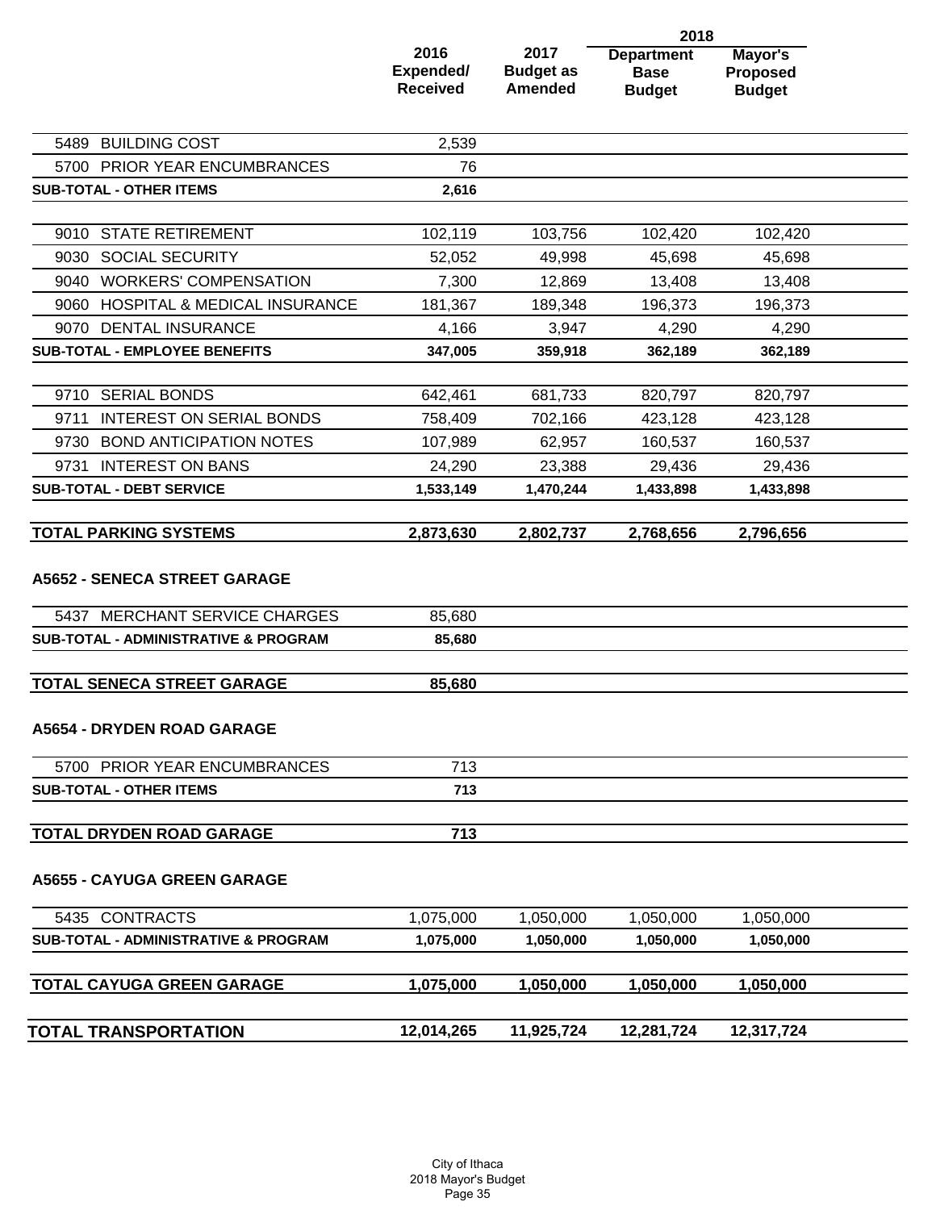| | 2016 Expended/ Received | 2017 Budget as Amended | 2018 Department Base Budget | 2018 Mayor's Proposed Budget |
|---|---|---|---|---|
| 5489 BUILDING COST | 2,539 | | | |
| 5700 PRIOR YEAR ENCUMBRANCES | 76 | | | |
| **SUB-TOTAL - OTHER ITEMS** | **2,616** | | | |
| 9010 STATE RETIREMENT | 102,119 | 103,756 | 102,420 | 102,420 |
| 9030 SOCIAL SECURITY | 52,052 | 49,998 | 45,698 | 45,698 |
| 9040 WORKERS' COMPENSATION | 7,300 | 12,869 | 13,408 | 13,408 |
| 9060 HOSPITAL & MEDICAL INSURANCE | 181,367 | 189,348 | 196,373 | 196,373 |
| 9070 DENTAL INSURANCE | 4,166 | 3,947 | 4,290 | 4,290 |
| **SUB-TOTAL - EMPLOYEE BENEFITS** | **347,005** | **359,918** | **362,189** | **362,189** |
| 9710 SERIAL BONDS | 642,461 | 681,733 | 820,797 | 820,797 |
| 9711 INTEREST ON SERIAL BONDS | 758,409 | 702,166 | 423,128 | 423,128 |
| 9730 BOND ANTICIPATION NOTES | 107,989 | 62,957 | 160,537 | 160,537 |
| 9731 INTEREST ON BANS | 24,290 | 23,388 | 29,436 | 29,436 |
| **SUB-TOTAL - DEBT SERVICE** | **1,533,149** | **1,470,244** | **1,433,898** | **1,433,898** |
| **TOTAL PARKING SYSTEMS** | **2,873,630** | **2,802,737** | **2,768,656** | **2,796,656** |

**A5652 - SENECA STREET GARAGE**

| | 2016 Expended/ Received | 2017 Budget as Amended | 2018 Department Base Budget | 2018 Mayor's Proposed Budget |
|---|---|---|---|---|
| 5437 MERCHANT SERVICE CHARGES | 85,680 | | | |
| **SUB-TOTAL - ADMINISTRATIVE & PROGRAM** | **85,680** | | | |
| **TOTAL SENECA STREET GARAGE** | **85,680** | | | |

**A5654 - DRYDEN ROAD GARAGE**

| | 2016 Expended/ Received | 2017 Budget as Amended | 2018 Department Base Budget | 2018 Mayor's Proposed Budget |
|---|---|---|---|---|
| 5700 PRIOR YEAR ENCUMBRANCES | 713 | | | |
| **SUB-TOTAL - OTHER ITEMS** | **713** | | | |
| **TOTAL DRYDEN ROAD GARAGE** | **713** | | | |

**A5655 - CAYUGA GREEN GARAGE**

| | 2016 Expended/ Received | 2017 Budget as Amended | 2018 Department Base Budget | 2018 Mayor's Proposed Budget |
|---|---|---|---|---|
| 5435 CONTRACTS | 1,075,000 | 1,050,000 | 1,050,000 | 1,050,000 |
| **SUB-TOTAL - ADMINISTRATIVE & PROGRAM** | **1,075,000** | **1,050,000** | **1,050,000** | **1,050,000** |
| **TOTAL CAYUGA GREEN GARAGE** | **1,075,000** | **1,050,000** | **1,050,000** | **1,050,000** |
| **TOTAL TRANSPORTATION** | **12,014,265** | **11,925,724** | **12,281,724** | **12,317,724** |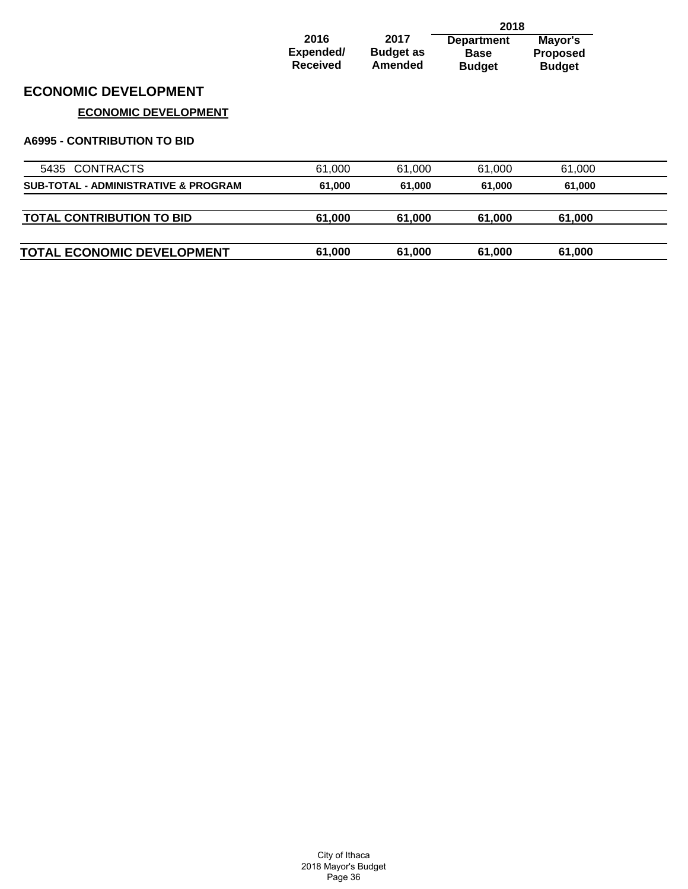| | 2016 Expended/ Received | 2017 Budget as Amended | 2018 Department Base Budget | 2018 Mayor's Proposed Budget |
|---|---|---|---|---|

# ECONOMIC DEVELOPMENT

## ECONOMIC DEVELOPMENT

### A6995 - CONTRIBUTION TO BID

| | 2016 Expended/ Received | 2017 Budget as Amended | 2018 Department Base Budget | 2018 Mayor's Proposed Budget |
|---|---|---|---|---|
| 5435 CONTRACTS | 61,000 | 61,000 | 61,000 | 61,000 |
| **SUB-TOTAL - ADMINISTRATIVE & PROGRAM** | **61,000** | **61,000** | **61,000** | **61,000** |
| **TOTAL CONTRIBUTION TO BID** | **61,000** | **61,000** | **61,000** | **61,000** |
| **TOTAL ECONOMIC DEVELOPMENT** | **61,000** | **61,000** | **61,000** | **61,000** |

City of Ithaca
2018 Mayor's Budget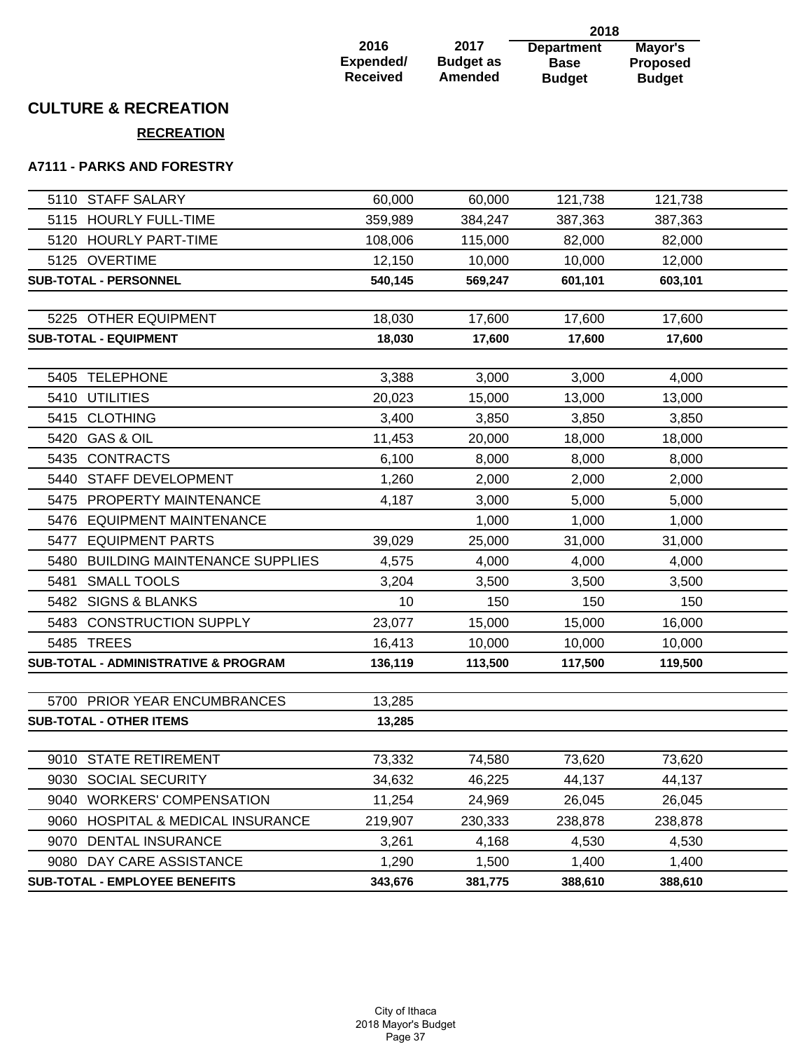## CULTURE & RECREATION

### RECREATION

#### A7111 - PARKS AND FORESTRY

| | 2016 Expended/ Received | 2017 Budget as Amended | 2018 Department Base Budget | 2018 Mayor's Proposed Budget |
|---|---|---|---|---|
| 5110 STAFF SALARY | 60,000 | 60,000 | 121,738 | 121,738 |
| 5115 HOURLY FULL-TIME | 359,989 | 384,247 | 387,363 | 387,363 |
| 5120 HOURLY PART-TIME | 108,006 | 115,000 | 82,000 | 82,000 |
| 5125 OVERTIME | 12,150 | 10,000 | 10,000 | 12,000 |
| **SUB-TOTAL - PERSONNEL** | **540,145** | **569,247** | **601,101** | **603,101** |
| | | | | |
| 5225 OTHER EQUIPMENT | 18,030 | 17,600 | 17,600 | 17,600 |
| **SUB-TOTAL - EQUIPMENT** | **18,030** | **17,600** | **17,600** | **17,600** |
| | | | | |
| 5405 TELEPHONE | 3,388 | 3,000 | 3,000 | 4,000 |
| 5410 UTILITIES | 20,023 | 15,000 | 13,000 | 13,000 |
| 5415 CLOTHING | 3,400 | 3,850 | 3,850 | 3,850 |
| 5420 GAS & OIL | 11,453 | 20,000 | 18,000 | 18,000 |
| 5435 CONTRACTS | 6,100 | 8,000 | 8,000 | 8,000 |
| 5440 STAFF DEVELOPMENT | 1,260 | 2,000 | 2,000 | 2,000 |
| 5475 PROPERTY MAINTENANCE | 4,187 | 3,000 | 5,000 | 5,000 |
| 5476 EQUIPMENT MAINTENANCE | | 1,000 | 1,000 | 1,000 |
| 5477 EQUIPMENT PARTS | 39,029 | 25,000 | 31,000 | 31,000 |
| 5480 BUILDING MAINTENANCE SUPPLIES | 4,575 | 4,000 | 4,000 | 4,000 |
| 5481 SMALL TOOLS | 3,204 | 3,500 | 3,500 | 3,500 |
| 5482 SIGNS & BLANKS | 10 | 150 | 150 | 150 |
| 5483 CONSTRUCTION SUPPLY | 23,077 | 15,000 | 15,000 | 16,000 |
| 5485 TREES | 16,413 | 10,000 | 10,000 | 10,000 |
| **SUB-TOTAL - ADMINISTRATIVE & PROGRAM** | **136,119** | **113,500** | **117,500** | **119,500** |
| | | | | |
| 5700 PRIOR YEAR ENCUMBRANCES | 13,285 | | | |
| **SUB-TOTAL - OTHER ITEMS** | **13,285** | | | |
| | | | | |
| 9010 STATE RETIREMENT | 73,332 | 74,580 | 73,620 | 73,620 |
| 9030 SOCIAL SECURITY | 34,632 | 46,225 | 44,137 | 44,137 |
| 9040 WORKERS' COMPENSATION | 11,254 | 24,969 | 26,045 | 26,045 |
| 9060 HOSPITAL & MEDICAL INSURANCE | 219,907 | 230,333 | 238,878 | 238,878 |
| 9070 DENTAL INSURANCE | 3,261 | 4,168 | 4,530 | 4,530 |
| 9080 DAY CARE ASSISTANCE | 1,290 | 1,500 | 1,400 | 1,400 |
| **SUB-TOTAL - EMPLOYEE BENEFITS** | **343,676** | **381,775** | **388,610** | **388,610** |

City of Ithaca
2018 Mayor's Budget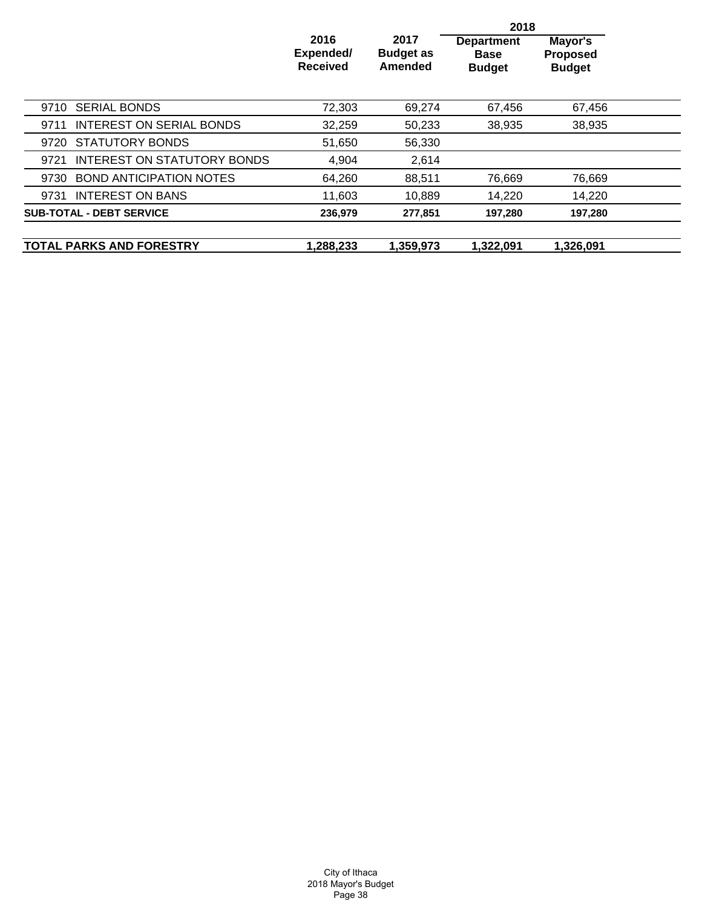| | 2016 Expended/ Received | 2017 Budget as Amended | 2018 Department Base Budget | 2018 Mayor's Proposed Budget |
|---|---|---|---|---|
| 9710 SERIAL BONDS | 72,303 | 69,274 | 67,456 | 67,456 |
| 9711 INTEREST ON SERIAL BONDS | 32,259 | 50,233 | 38,935 | 38,935 |
| 9720 STATUTORY BONDS | 51,650 | 56,330 | | |
| 9721 INTEREST ON STATUTORY BONDS | 4,904 | 2,614 | | |
| 9730 BOND ANTICIPATION NOTES | 64,260 | 88,511 | 76,669 | 76,669 |
| 9731 INTEREST ON BANS | 11,603 | 10,889 | 14,220 | 14,220 |
| **SUB-TOTAL - DEBT SERVICE** | **236,979** | **277,851** | **197,280** | **197,280** |
| | | | | |
| **TOTAL PARKS AND FORESTRY** | **1,288,233** | **1,359,973** | **1,322,091** | **1,326,091** |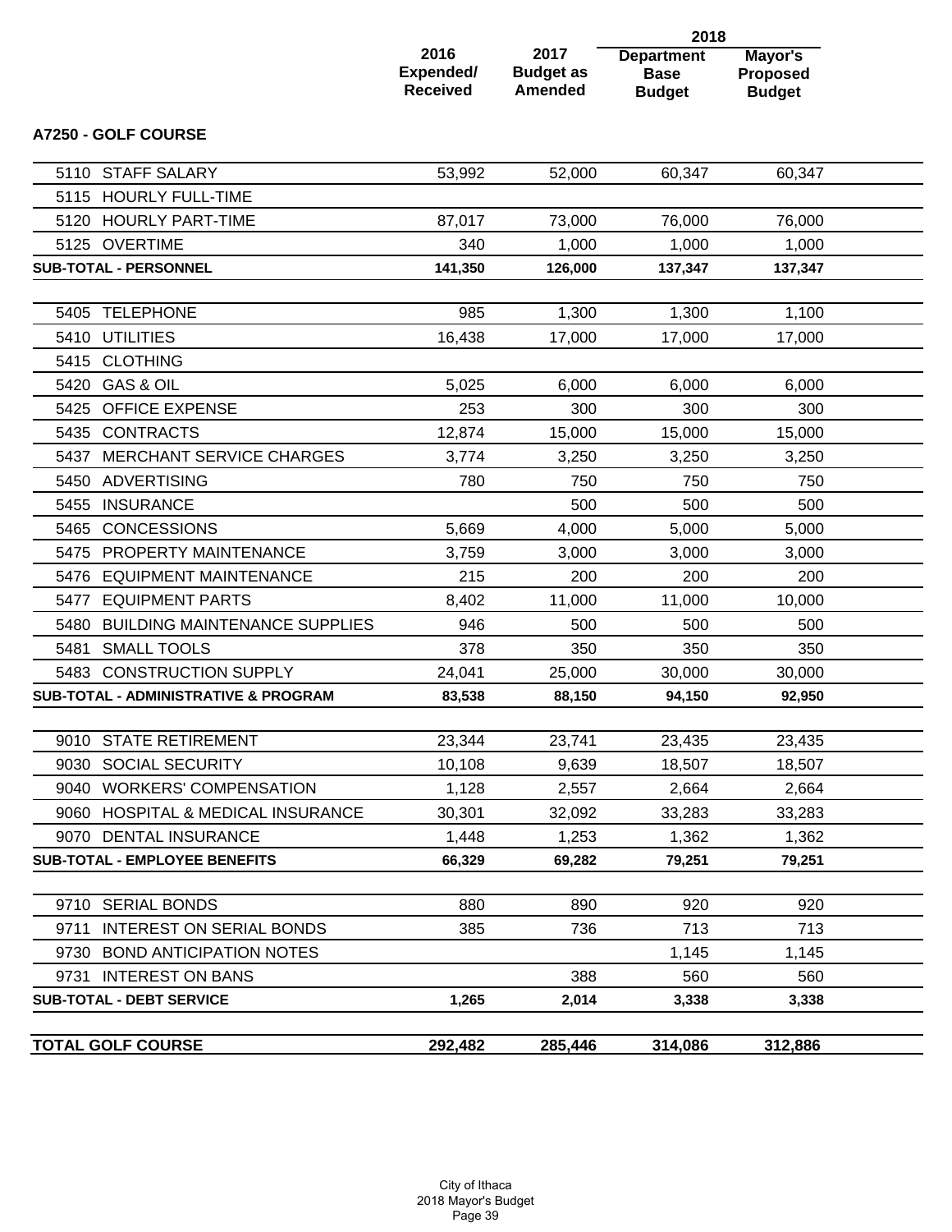|  | 2016 Expended/ Received | 2017 Budget as Amended | 2018 Department Base Budget | 2018 Mayor's Proposed Budget |
|---|---|---|---|---|
| **A7250 - GOLF COURSE** | | | | |
| 5110 STAFF SALARY | 53,992 | 52,000 | 60,347 | 60,347 |
| 5115 HOURLY FULL-TIME | | | | |
| 5120 HOURLY PART-TIME | 87,017 | 73,000 | 76,000 | 76,000 |
| 5125 OVERTIME | 340 | 1,000 | 1,000 | 1,000 |
| **SUB-TOTAL - PERSONNEL** | **141,350** | **126,000** | **137,347** | **137,347** |
| 5405 TELEPHONE | 985 | 1,300 | 1,300 | 1,100 |
| 5410 UTILITIES | 16,438 | 17,000 | 17,000 | 17,000 |
| 5415 CLOTHING | | | | |
| 5420 GAS & OIL | 5,025 | 6,000 | 6,000 | 6,000 |
| 5425 OFFICE EXPENSE | 253 | 300 | 300 | 300 |
| 5435 CONTRACTS | 12,874 | 15,000 | 15,000 | 15,000 |
| 5437 MERCHANT SERVICE CHARGES | 3,774 | 3,250 | 3,250 | 3,250 |
| 5450 ADVERTISING | 780 | 750 | 750 | 750 |
| 5455 INSURANCE | | 500 | 500 | 500 |
| 5465 CONCESSIONS | 5,669 | 4,000 | 5,000 | 5,000 |
| 5475 PROPERTY MAINTENANCE | 3,759 | 3,000 | 3,000 | 3,000 |
| 5476 EQUIPMENT MAINTENANCE | 215 | 200 | 200 | 200 |
| 5477 EQUIPMENT PARTS | 8,402 | 11,000 | 11,000 | 10,000 |
| 5480 BUILDING MAINTENANCE SUPPLIES | 946 | 500 | 500 | 500 |
| 5481 SMALL TOOLS | 378 | 350 | 350 | 350 |
| 5483 CONSTRUCTION SUPPLY | 24,041 | 25,000 | 30,000 | 30,000 |
| **SUB-TOTAL - ADMINISTRATIVE & PROGRAM** | **83,538** | **88,150** | **94,150** | **92,950** |
| 9010 STATE RETIREMENT | 23,344 | 23,741 | 23,435 | 23,435 |
| 9030 SOCIAL SECURITY | 10,108 | 9,639 | 18,507 | 18,507 |
| 9040 WORKERS' COMPENSATION | 1,128 | 2,557 | 2,664 | 2,664 |
| 9060 HOSPITAL & MEDICAL INSURANCE | 30,301 | 32,092 | 33,283 | 33,283 |
| 9070 DENTAL INSURANCE | 1,448 | 1,253 | 1,362 | 1,362 |
| **SUB-TOTAL - EMPLOYEE BENEFITS** | **66,329** | **69,282** | **79,251** | **79,251** |
| 9710 SERIAL BONDS | 880 | 890 | 920 | 920 |
| 9711 INTEREST ON SERIAL BONDS | 385 | 736 | 713 | 713 |
| 9730 BOND ANTICIPATION NOTES | | | 1,145 | 1,145 |
| 9731 INTEREST ON BANS | | 388 | 560 | 560 |
| **SUB-TOTAL - DEBT SERVICE** | **1,265** | **2,014** | **3,338** | **3,338** |
| **TOTAL GOLF COURSE** | **292,482** | **285,446** | **314,086** | **312,886** |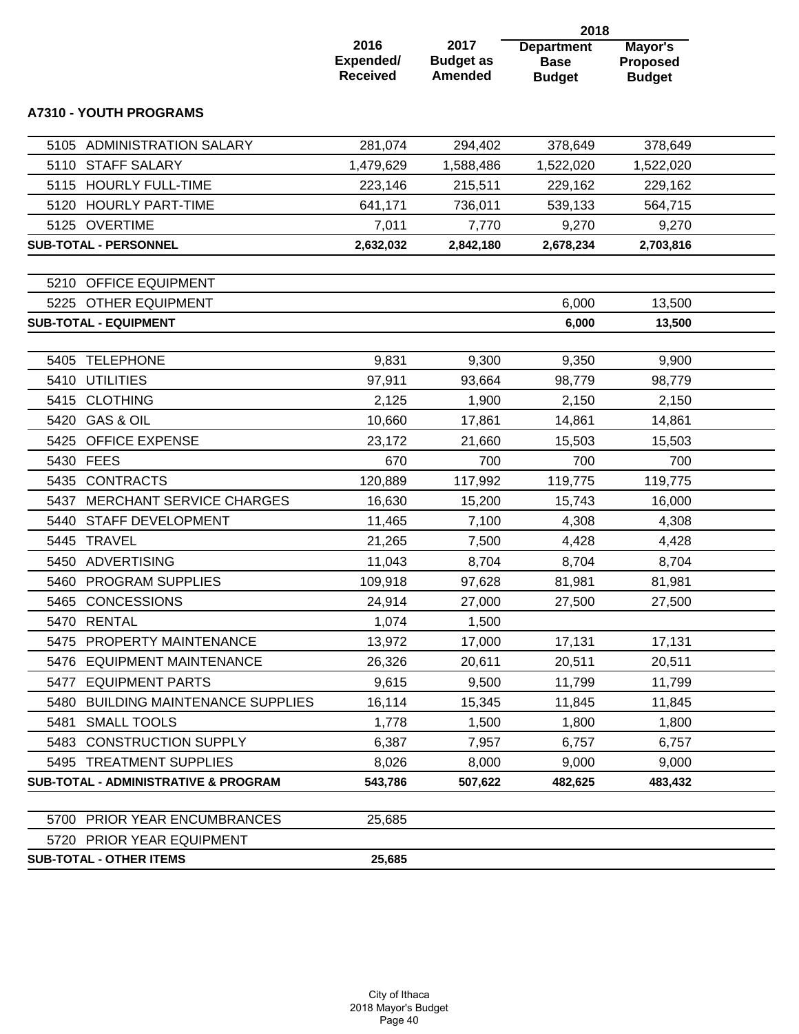## A7310 - YOUTH PROGRAMS

| | 2016 Expended/ Received | 2017 Budget as Amended | 2018 Department Base Budget | 2018 Mayor's Proposed Budget |
|---|---|---|---|---|
| 5105 ADMINISTRATION SALARY | 281,074 | 294,402 | 378,649 | 378,649 |
| 5110 STAFF SALARY | 1,479,629 | 1,588,486 | 1,522,020 | 1,522,020 |
| 5115 HOURLY FULL-TIME | 223,146 | 215,511 | 229,162 | 229,162 |
| 5120 HOURLY PART-TIME | 641,171 | 736,011 | 539,133 | 564,715 |
| 5125 OVERTIME | 7,011 | 7,770 | 9,270 | 9,270 |
| **SUB-TOTAL - PERSONNEL** | **2,632,032** | **2,842,180** | **2,678,234** | **2,703,816** |
| 5210 OFFICE EQUIPMENT | | | | |
| 5225 OTHER EQUIPMENT | | | 6,000 | 13,500 |
| **SUB-TOTAL - EQUIPMENT** | | | **6,000** | **13,500** |
| 5405 TELEPHONE | 9,831 | 9,300 | 9,350 | 9,900 |
| 5410 UTILITIES | 97,911 | 93,664 | 98,779 | 98,779 |
| 5415 CLOTHING | 2,125 | 1,900 | 2,150 | 2,150 |
| 5420 GAS & OIL | 10,660 | 17,861 | 14,861 | 14,861 |
| 5425 OFFICE EXPENSE | 23,172 | 21,660 | 15,503 | 15,503 |
| 5430 FEES | 670 | 700 | 700 | 700 |
| 5435 CONTRACTS | 120,889 | 117,992 | 119,775 | 119,775 |
| 5437 MERCHANT SERVICE CHARGES | 16,630 | 15,200 | 15,743 | 16,000 |
| 5440 STAFF DEVELOPMENT | 11,465 | 7,100 | 4,308 | 4,308 |
| 5445 TRAVEL | 21,265 | 7,500 | 4,428 | 4,428 |
| 5450 ADVERTISING | 11,043 | 8,704 | 8,704 | 8,704 |
| 5460 PROGRAM SUPPLIES | 109,918 | 97,628 | 81,981 | 81,981 |
| 5465 CONCESSIONS | 24,914 | 27,000 | 27,500 | 27,500 |
| 5470 RENTAL | 1,074 | 1,500 | | |
| 5475 PROPERTY MAINTENANCE | 13,972 | 17,000 | 17,131 | 17,131 |
| 5476 EQUIPMENT MAINTENANCE | 26,326 | 20,611 | 20,511 | 20,511 |
| 5477 EQUIPMENT PARTS | 9,615 | 9,500 | 11,799 | 11,799 |
| 5480 BUILDING MAINTENANCE SUPPLIES | 16,114 | 15,345 | 11,845 | 11,845 |
| 5481 SMALL TOOLS | 1,778 | 1,500 | 1,800 | 1,800 |
| 5483 CONSTRUCTION SUPPLY | 6,387 | 7,957 | 6,757 | 6,757 |
| 5495 TREATMENT SUPPLIES | 8,026 | 8,000 | 9,000 | 9,000 |
| **SUB-TOTAL - ADMINISTRATIVE & PROGRAM** | **543,786** | **507,622** | **482,625** | **483,432** |
| 5700 PRIOR YEAR ENCUMBRANCES | 25,685 | | | |
| 5720 PRIOR YEAR EQUIPMENT | | | | |
| **SUB-TOTAL - OTHER ITEMS** | **25,685** | | | |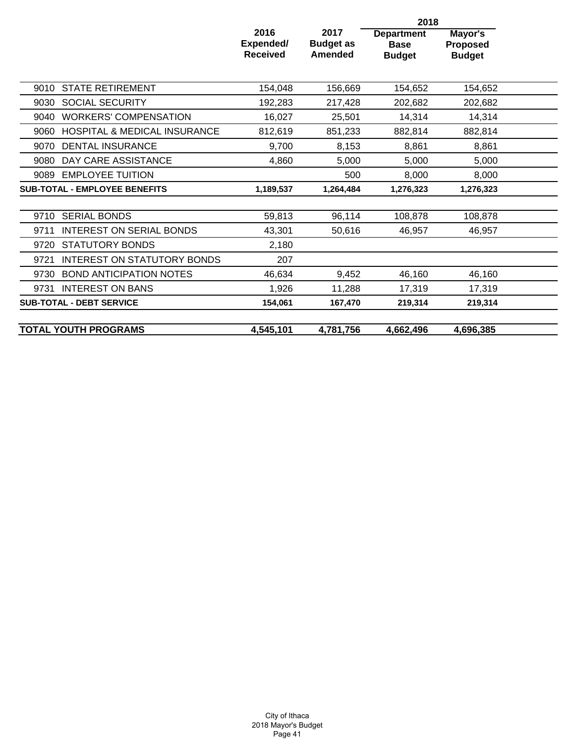| | 2016 Expended/ Received | 2017 Budget as Amended | 2018 Department Base Budget | 2018 Mayor's Proposed Budget |
|---|---|---|---|---|
| 9010 STATE RETIREMENT | 154,048 | 156,669 | 154,652 | 154,652 |
| 9030 SOCIAL SECURITY | 192,283 | 217,428 | 202,682 | 202,682 |
| 9040 WORKERS' COMPENSATION | 16,027 | 25,501 | 14,314 | 14,314 |
| 9060 HOSPITAL & MEDICAL INSURANCE | 812,619 | 851,233 | 882,814 | 882,814 |
| 9070 DENTAL INSURANCE | 9,700 | 8,153 | 8,861 | 8,861 |
| 9080 DAY CARE ASSISTANCE | 4,860 | 5,000 | 5,000 | 5,000 |
| 9089 EMPLOYEE TUITION | | 500 | 8,000 | 8,000 |
| **SUB-TOTAL - EMPLOYEE BENEFITS** | **1,189,537** | **1,264,484** | **1,276,323** | **1,276,323** |
| 9710 SERIAL BONDS | 59,813 | 96,114 | 108,878 | 108,878 |
| 9711 INTEREST ON SERIAL BONDS | 43,301 | 50,616 | 46,957 | 46,957 |
| 9720 STATUTORY BONDS | 2,180 | | | |
| 9721 INTEREST ON STATUTORY BONDS | 207 | | | |
| 9730 BOND ANTICIPATION NOTES | 46,634 | 9,452 | 46,160 | 46,160 |
| 9731 INTEREST ON BANS | 1,926 | 11,288 | 17,319 | 17,319 |
| **SUB-TOTAL - DEBT SERVICE** | **154,061** | **167,470** | **219,314** | **219,314** |
| **TOTAL YOUTH PROGRAMS** | **4,545,101** | **4,781,756** | **4,662,496** | **4,696,385** |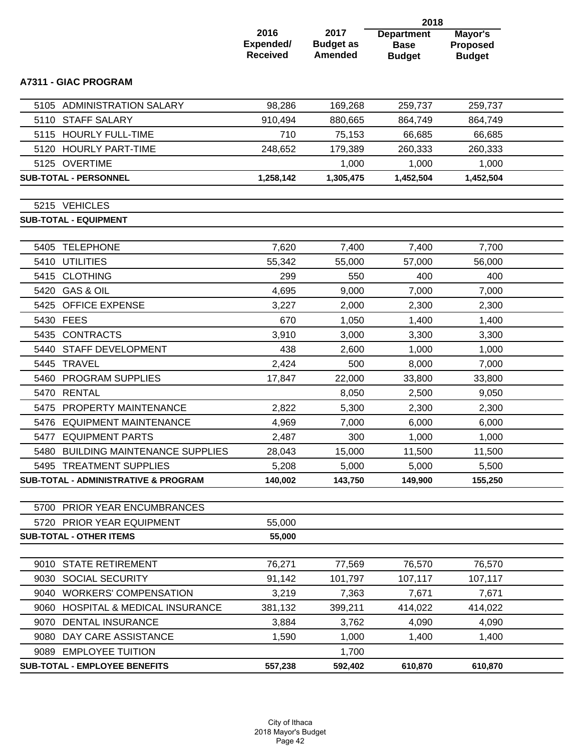| | 2016 Expended/ Received | 2017 Budget as Amended | 2018 Department Base Budget | 2018 Mayor's Proposed Budget |
|---|---|---|---|---|

**A7311 - GIAC PROGRAM**

| | 2016 Expended/ Received | 2017 Budget as Amended | 2018 Department Base Budget | 2018 Mayor's Proposed Budget |
|---|---|---|---|---|
| 5105 ADMINISTRATION SALARY | 98,286 | 169,268 | 259,737 | 259,737 |
| 5110 STAFF SALARY | 910,494 | 880,665 | 864,749 | 864,749 |
| 5115 HOURLY FULL-TIME | 710 | 75,153 | 66,685 | 66,685 |
| 5120 HOURLY PART-TIME | 248,652 | 179,389 | 260,333 | 260,333 |
| 5125 OVERTIME | | 1,000 | 1,000 | 1,000 |
| **SUB-TOTAL - PERSONNEL** | **1,258,142** | **1,305,475** | **1,452,504** | **1,452,504** |
| | | | | |
| 5215 VEHICLES | | | | |
| **SUB-TOTAL - EQUIPMENT** | | | | |
| | | | | |
| 5405 TELEPHONE | 7,620 | 7,400 | 7,400 | 7,700 |
| 5410 UTILITIES | 55,342 | 55,000 | 57,000 | 56,000 |
| 5415 CLOTHING | 299 | 550 | 400 | 400 |
| 5420 GAS & OIL | 4,695 | 9,000 | 7,000 | 7,000 |
| 5425 OFFICE EXPENSE | 3,227 | 2,000 | 2,300 | 2,300 |
| 5430 FEES | 670 | 1,050 | 1,400 | 1,400 |
| 5435 CONTRACTS | 3,910 | 3,000 | 3,300 | 3,300 |
| 5440 STAFF DEVELOPMENT | 438 | 2,600 | 1,000 | 1,000 |
| 5445 TRAVEL | 2,424 | 500 | 8,000 | 7,000 |
| 5460 PROGRAM SUPPLIES | 17,847 | 22,000 | 33,800 | 33,800 |
| 5470 RENTAL | | 8,050 | 2,500 | 9,050 |
| 5475 PROPERTY MAINTENANCE | 2,822 | 5,300 | 2,300 | 2,300 |
| 5476 EQUIPMENT MAINTENANCE | 4,969 | 7,000 | 6,000 | 6,000 |
| 5477 EQUIPMENT PARTS | 2,487 | 300 | 1,000 | 1,000 |
| 5480 BUILDING MAINTENANCE SUPPLIES | 28,043 | 15,000 | 11,500 | 11,500 |
| 5495 TREATMENT SUPPLIES | 5,208 | 5,000 | 5,000 | 5,500 |
| **SUB-TOTAL - ADMINISTRATIVE & PROGRAM** | **140,002** | **143,750** | **149,900** | **155,250** |
| | | | | |
| 5700 PRIOR YEAR ENCUMBRANCES | | | | |
| 5720 PRIOR YEAR EQUIPMENT | 55,000 | | | |
| **SUB-TOTAL - OTHER ITEMS** | **55,000** | | | |
| | | | | |
| 9010 STATE RETIREMENT | 76,271 | 77,569 | 76,570 | 76,570 |
| 9030 SOCIAL SECURITY | 91,142 | 101,797 | 107,117 | 107,117 |
| 9040 WORKERS' COMPENSATION | 3,219 | 7,363 | 7,671 | 7,671 |
| 9060 HOSPITAL & MEDICAL INSURANCE | 381,132 | 399,211 | 414,022 | 414,022 |
| 9070 DENTAL INSURANCE | 3,884 | 3,762 | 4,090 | 4,090 |
| 9080 DAY CARE ASSISTANCE | 1,590 | 1,000 | 1,400 | 1,400 |
| 9089 EMPLOYEE TUITION | | 1,700 | | |
| **SUB-TOTAL - EMPLOYEE BENEFITS** | **557,238** | **592,402** | **610,870** | **610,870** |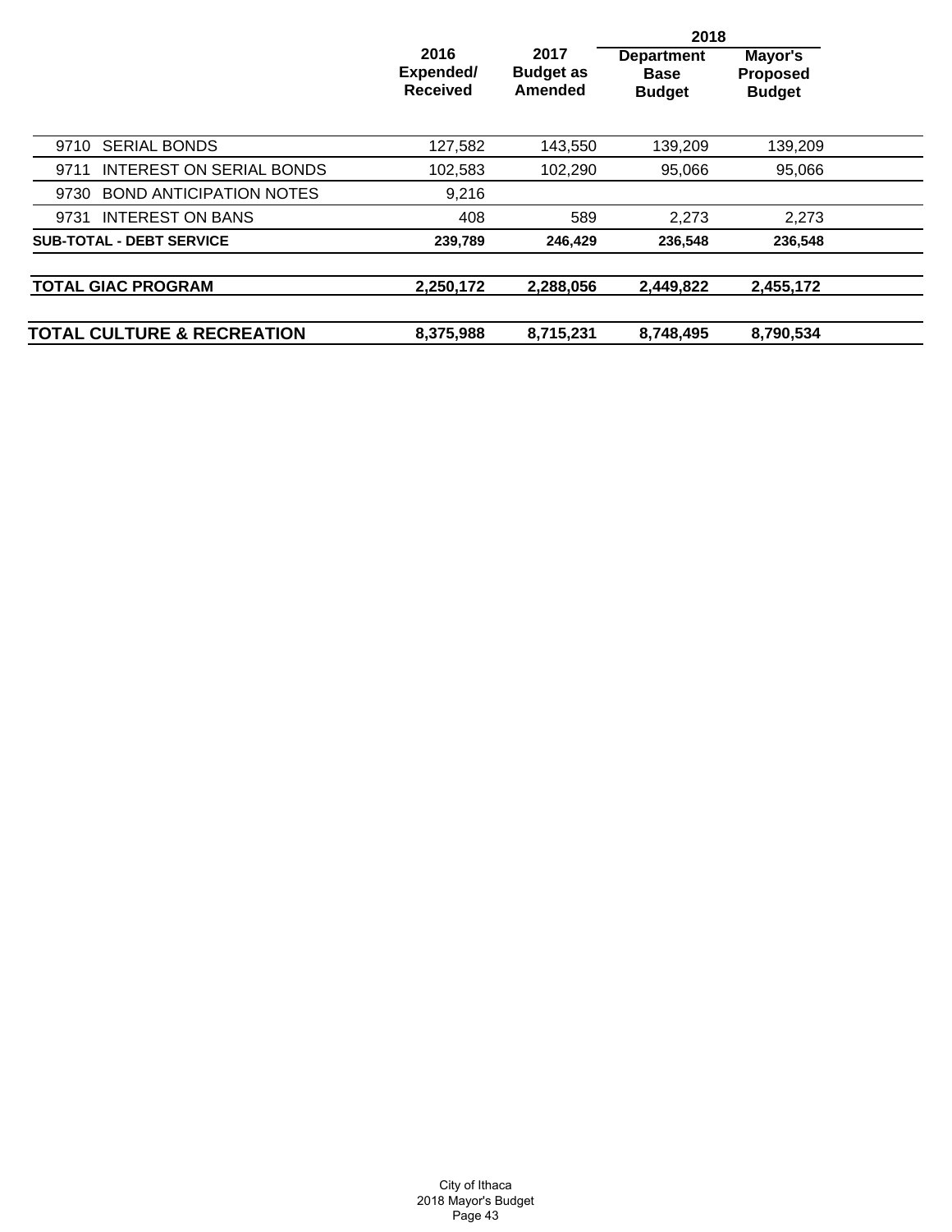| | 2016 Expended/ Received | 2017 Budget as Amended | 2018 Department Base Budget | 2018 Mayor's Proposed Budget |
|---|---|---|---|---|
| 9710 SERIAL BONDS | 127,582 | 143,550 | 139,209 | 139,209 |
| 9711 INTEREST ON SERIAL BONDS | 102,583 | 102,290 | 95,066 | 95,066 |
| 9730 BOND ANTICIPATION NOTES | 9,216 | | | |
| 9731 INTEREST ON BANS | 408 | 589 | 2,273 | 2,273 |
| **SUB-TOTAL - DEBT SERVICE** | **239,789** | **246,429** | **236,548** | **236,548** |
| **TOTAL GIAC PROGRAM** | **2,250,172** | **2,288,056** | **2,449,822** | **2,455,172** |
| **TOTAL CULTURE & RECREATION** | **8,375,988** | **8,715,231** | **8,748,495** | **8,790,534** |

City of Ithaca
2018 Mayor's Budget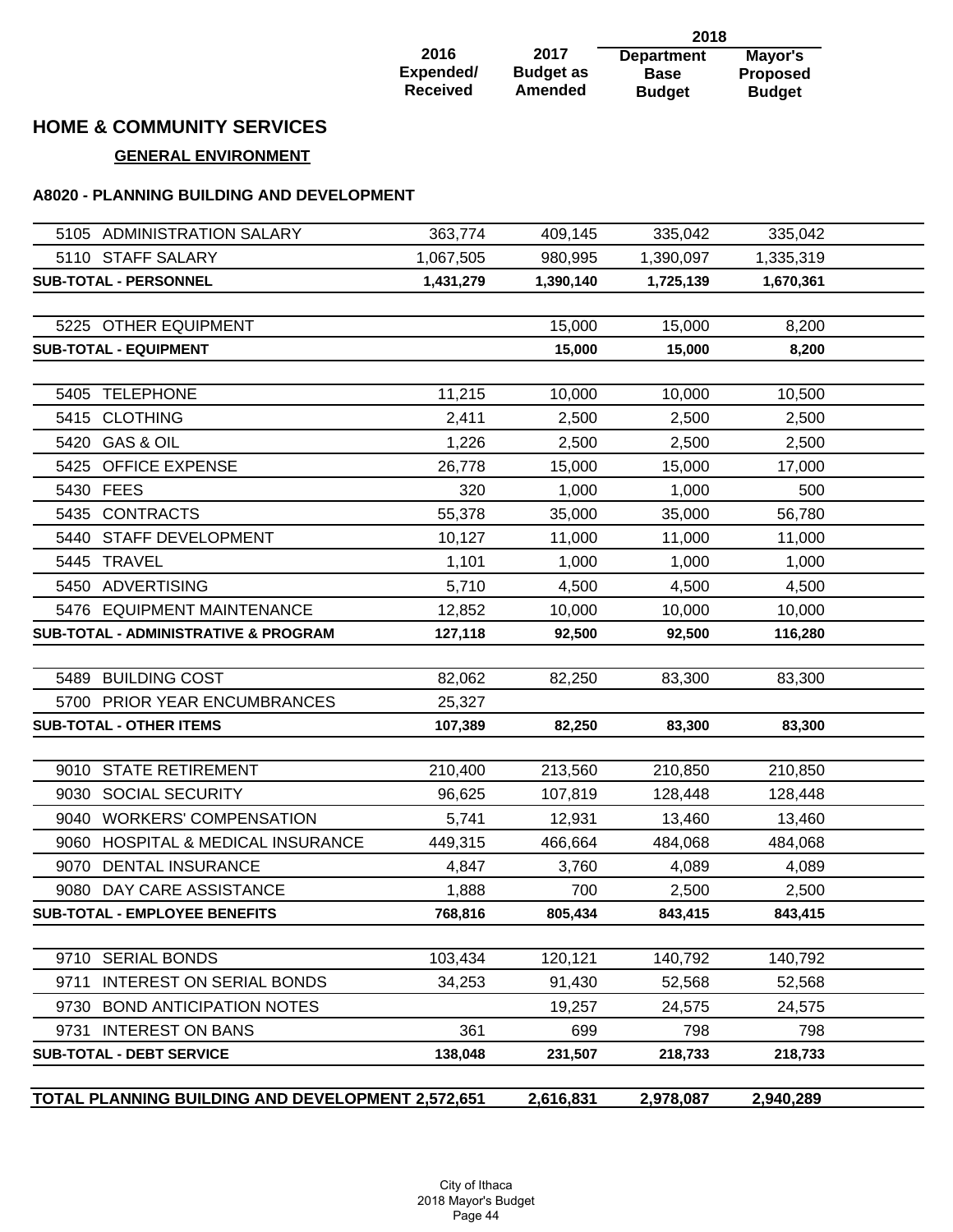## HOME & COMMUNITY SERVICES

### GENERAL ENVIRONMENT

#### A8020 - PLANNING BUILDING AND DEVELOPMENT

| | 2016 Expended/ Received | 2017 Budget as Amended | 2018 Department Base Budget | 2018 Mayor's Proposed Budget |
|---|---|---|---|---|
| 5105 ADMINISTRATION SALARY | 363,774 | 409,145 | 335,042 | 335,042 |
| 5110 STAFF SALARY | 1,067,505 | 980,995 | 1,390,097 | 1,335,319 |
| **SUB-TOTAL - PERSONNEL** | **1,431,279** | **1,390,140** | **1,725,139** | **1,670,361** |
| 5225 OTHER EQUIPMENT | | 15,000 | 15,000 | 8,200 |
| **SUB-TOTAL - EQUIPMENT** | | **15,000** | **15,000** | **8,200** |
| 5405 TELEPHONE | 11,215 | 10,000 | 10,000 | 10,500 |
| 5415 CLOTHING | 2,411 | 2,500 | 2,500 | 2,500 |
| 5420 GAS & OIL | 1,226 | 2,500 | 2,500 | 2,500 |
| 5425 OFFICE EXPENSE | 26,778 | 15,000 | 15,000 | 17,000 |
| 5430 FEES | 320 | 1,000 | 1,000 | 500 |
| 5435 CONTRACTS | 55,378 | 35,000 | 35,000 | 56,780 |
| 5440 STAFF DEVELOPMENT | 10,127 | 11,000 | 11,000 | 11,000 |
| 5445 TRAVEL | 1,101 | 1,000 | 1,000 | 1,000 |
| 5450 ADVERTISING | 5,710 | 4,500 | 4,500 | 4,500 |
| 5476 EQUIPMENT MAINTENANCE | 12,852 | 10,000 | 10,000 | 10,000 |
| **SUB-TOTAL - ADMINISTRATIVE & PROGRAM** | **127,118** | **92,500** | **92,500** | **116,280** |
| 5489 BUILDING COST | 82,062 | 82,250 | 83,300 | 83,300 |
| 5700 PRIOR YEAR ENCUMBRANCES | 25,327 | | | |
| **SUB-TOTAL - OTHER ITEMS** | **107,389** | **82,250** | **83,300** | **83,300** |
| 9010 STATE RETIREMENT | 210,400 | 213,560 | 210,850 | 210,850 |
| 9030 SOCIAL SECURITY | 96,625 | 107,819 | 128,448 | 128,448 |
| 9040 WORKERS' COMPENSATION | 5,741 | 12,931 | 13,460 | 13,460 |
| 9060 HOSPITAL & MEDICAL INSURANCE | 449,315 | 466,664 | 484,068 | 484,068 |
| 9070 DENTAL INSURANCE | 4,847 | 3,760 | 4,089 | 4,089 |
| 9080 DAY CARE ASSISTANCE | 1,888 | 700 | 2,500 | 2,500 |
| **SUB-TOTAL - EMPLOYEE BENEFITS** | **768,816** | **805,434** | **843,415** | **843,415** |
| 9710 SERIAL BONDS | 103,434 | 120,121 | 140,792 | 140,792 |
| 9711 INTEREST ON SERIAL BONDS | 34,253 | 91,430 | 52,568 | 52,568 |
| 9730 BOND ANTICIPATION NOTES | | 19,257 | 24,575 | 24,575 |
| 9731 INTEREST ON BANS | 361 | 699 | 798 | 798 |
| **SUB-TOTAL - DEBT SERVICE** | **138,048** | **231,507** | **218,733** | **218,733** |
| **TOTAL PLANNING BUILDING AND DEVELOPMENT** | **2,572,651** | **2,616,831** | **2,978,087** | **2,940,289** |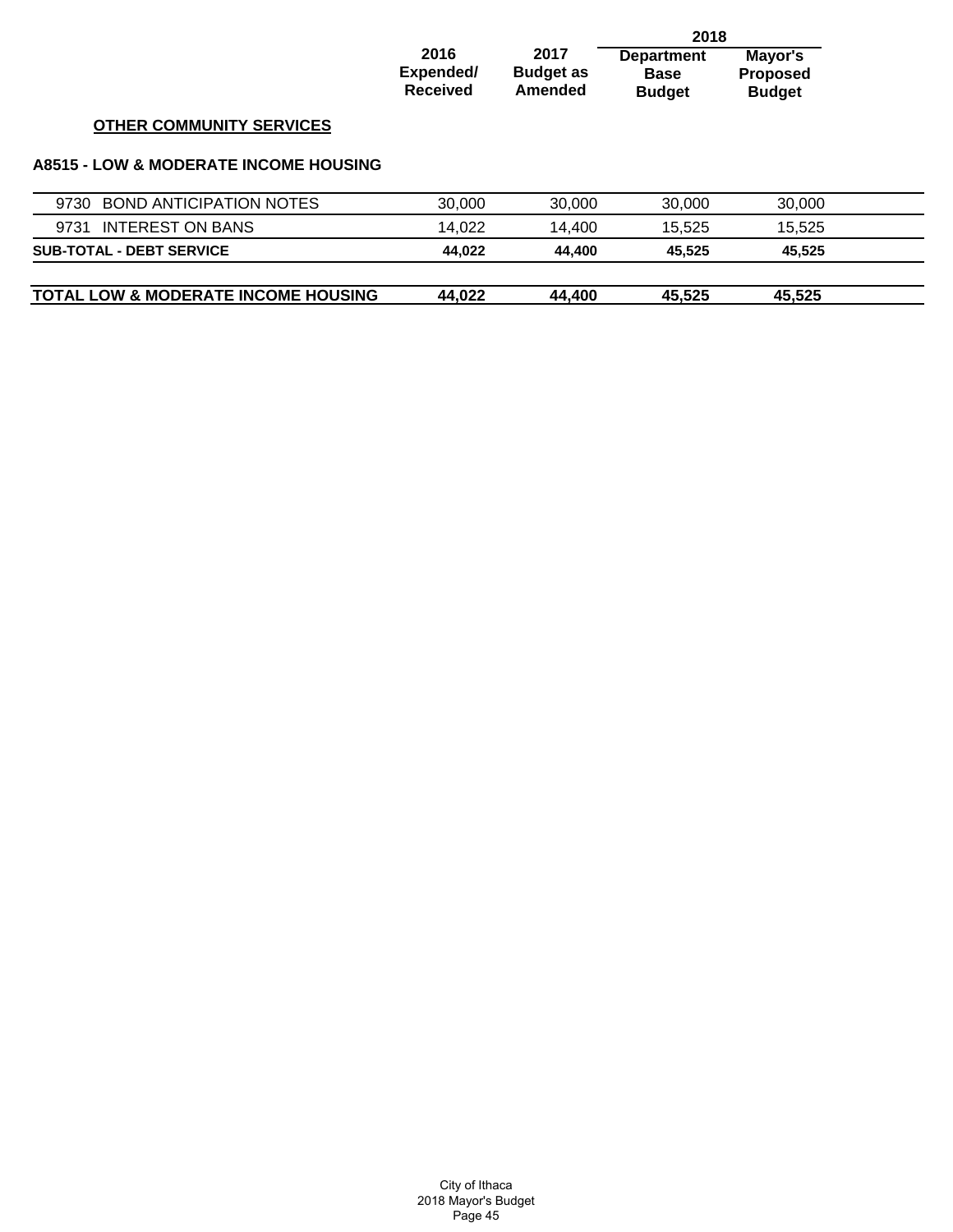**OTHER COMMUNITY SERVICES**

**A8515 - LOW & MODERATE INCOME HOUSING**

| | 2016 Expended/ Received | 2017 Budget as Amended | 2018 Department Base Budget | 2018 Mayor's Proposed Budget |
|---|---|---|---|---|
| 9730 BOND ANTICIPATION NOTES | 30,000 | 30,000 | 30,000 | 30,000 |
| 9731 INTEREST ON BANS | 14,022 | 14,400 | 15,525 | 15,525 |
| **SUB-TOTAL - DEBT SERVICE** | **44,022** | **44,400** | **45,525** | **45,525** |
| **TOTAL LOW & MODERATE INCOME HOUSING** | **44,022** | **44,400** | **45,525** | **45,525** |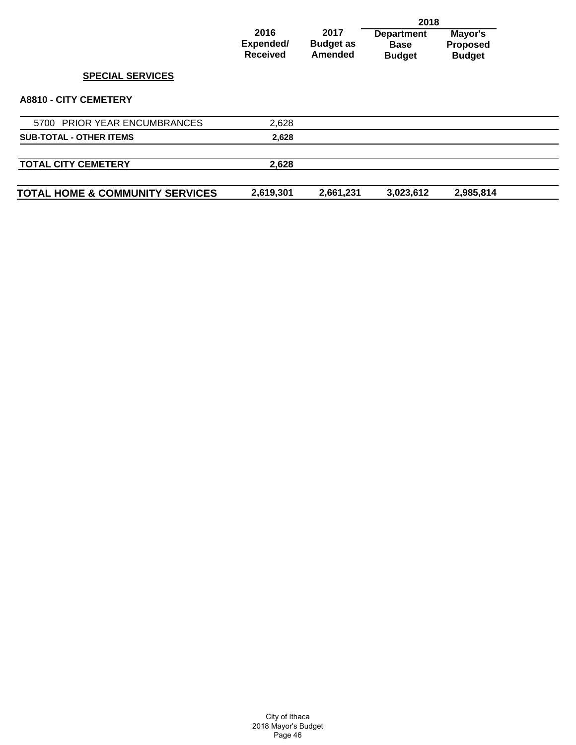| | 2016 Expended/ Received | 2017 Budget as Amended | 2018 Department Base Budget | 2018 Mayor's Proposed Budget |
|---|---|---|---|---|
| **SPECIAL SERVICES** | | | | |
| **A8810 - CITY CEMETERY** | | | | |
| 5700 PRIOR YEAR ENCUMBRANCES | 2,628 | | | |
| **SUB-TOTAL - OTHER ITEMS** | **2,628** | | | |
| **TOTAL CITY CEMETERY** | **2,628** | | | |
| **TOTAL HOME & COMMUNITY SERVICES** | **2,619,301** | **2,661,231** | **3,023,612** | **2,985,814** |

City of Ithaca
2018 Mayor's Budget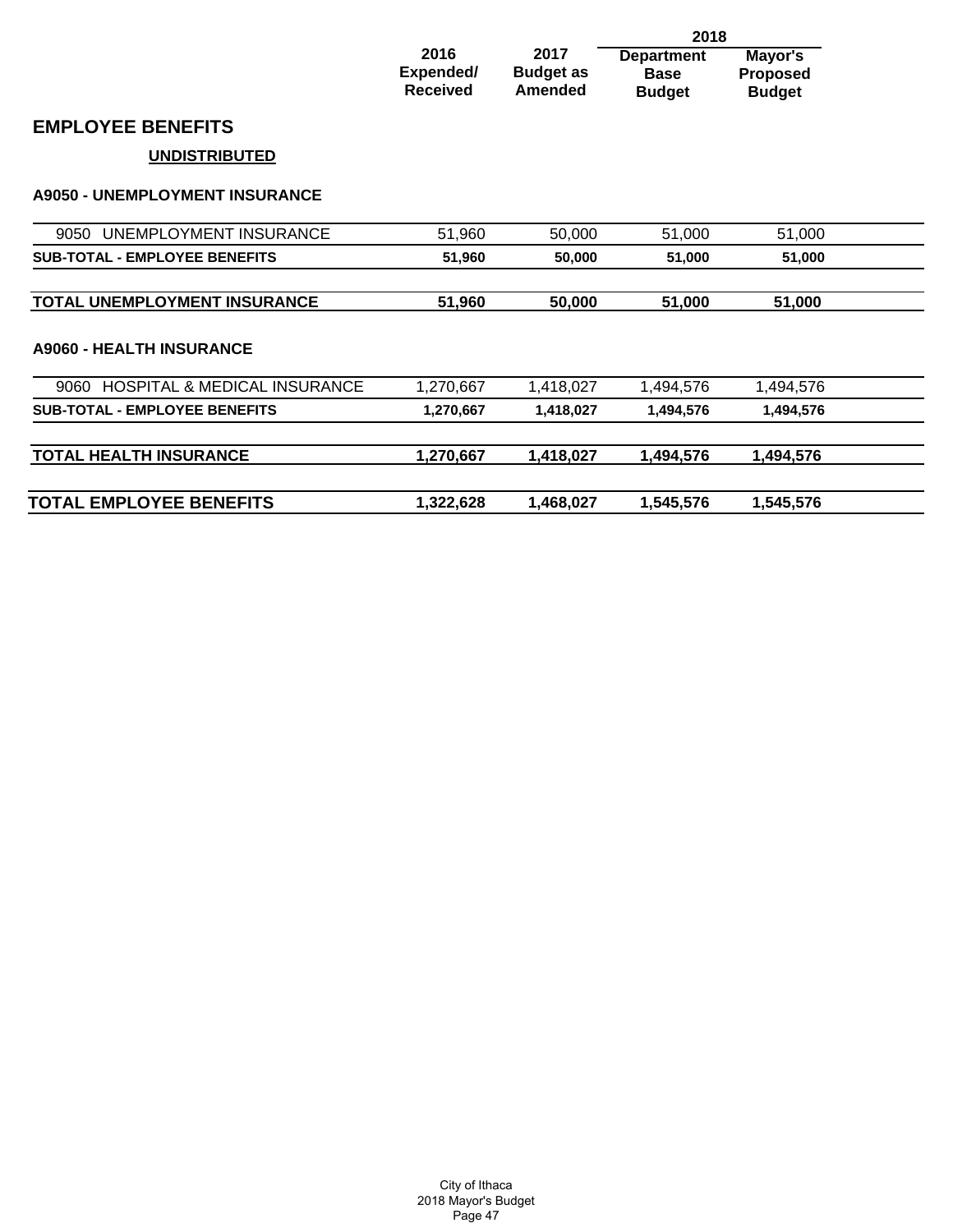| | 2016 Expended/ Received | 2017 Budget as Amended | 2018 Department Base Budget | 2018 Mayor's Proposed Budget |
|---|---|---|---|---|

## EMPLOYEE BENEFITS

**UNDISTRIBUTED**

**A9050 - UNEMPLOYMENT INSURANCE**

| | 2016 Expended/ Received | 2017 Budget as Amended | 2018 Department Base Budget | 2018 Mayor's Proposed Budget |
|---|---|---|---|---|
| 9050 UNEMPLOYMENT INSURANCE | 51,960 | 50,000 | 51,000 | 51,000 |
| **SUB-TOTAL - EMPLOYEE BENEFITS** | **51,960** | **50,000** | **51,000** | **51,000** |
| **TOTAL UNEMPLOYMENT INSURANCE** | **51,960** | **50,000** | **51,000** | **51,000** |

**A9060 - HEALTH INSURANCE**

| | 2016 Expended/ Received | 2017 Budget as Amended | 2018 Department Base Budget | 2018 Mayor's Proposed Budget |
|---|---|---|---|---|
| 9060 HOSPITAL & MEDICAL INSURANCE | 1,270,667 | 1,418,027 | 1,494,576 | 1,494,576 |
| **SUB-TOTAL - EMPLOYEE BENEFITS** | **1,270,667** | **1,418,027** | **1,494,576** | **1,494,576** |
| **TOTAL HEALTH INSURANCE** | **1,270,667** | **1,418,027** | **1,494,576** | **1,494,576** |
| **TOTAL EMPLOYEE BENEFITS** | **1,322,628** | **1,468,027** | **1,545,576** | **1,545,576** |

City of Ithaca
2018 Mayor's Budget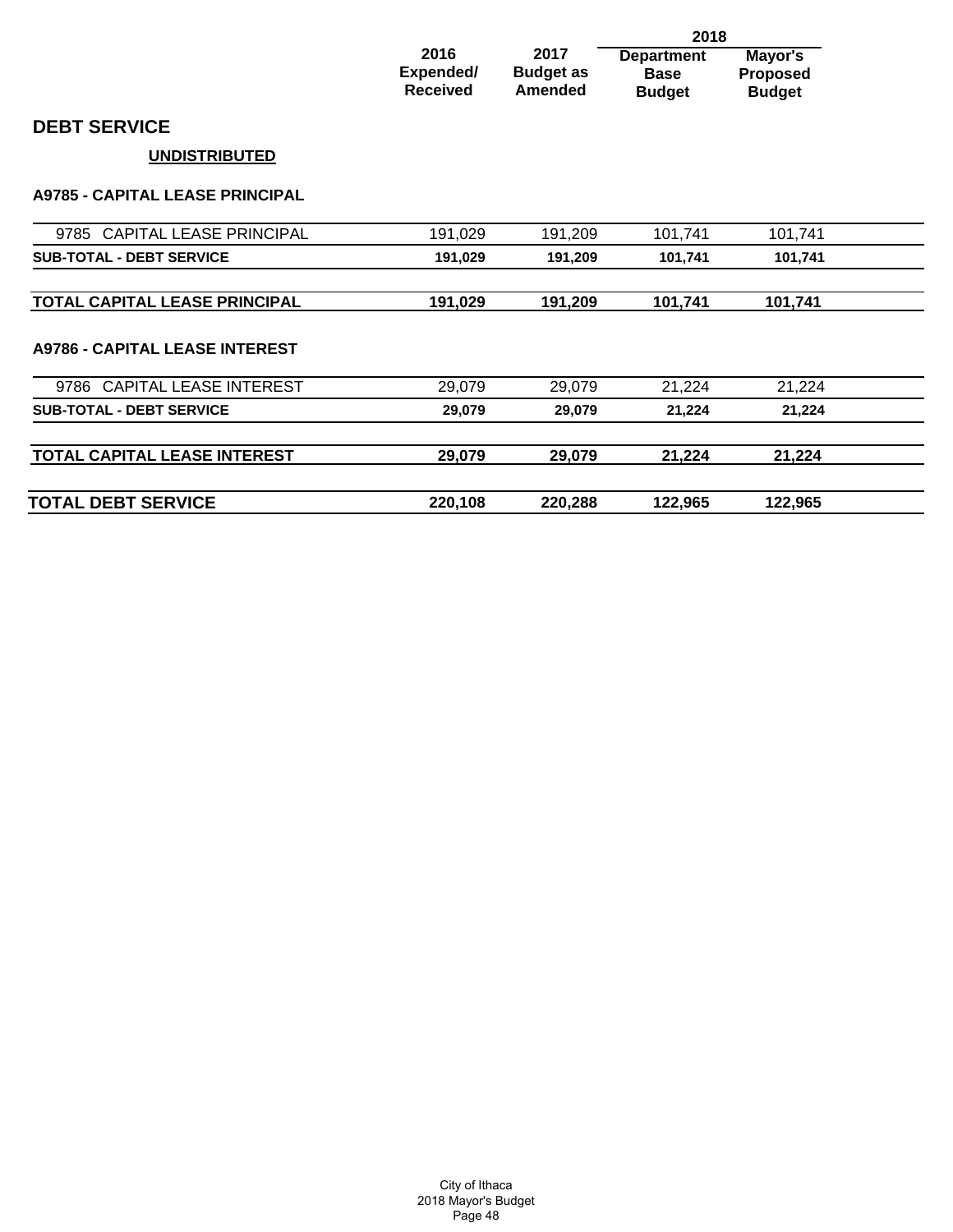## DEBT SERVICE

### UNDISTRIBUTED

| | 2016 Expended/ Received | 2017 Budget as Amended | 2018 Department Base Budget | 2018 Mayor's Proposed Budget |
|---|---|---|---|---|
| **A9785 - CAPITAL LEASE PRINCIPAL** | | | | |
| 9785 CAPITAL LEASE PRINCIPAL | 191,029 | 191,209 | 101,741 | 101,741 |
| **SUB-TOTAL - DEBT SERVICE** | **191,029** | **191,209** | **101,741** | **101,741** |
| **TOTAL CAPITAL LEASE PRINCIPAL** | **191,029** | **191,209** | **101,741** | **101,741** |
| **A9786 - CAPITAL LEASE INTEREST** | | | | |
| 9786 CAPITAL LEASE INTEREST | 29,079 | 29,079 | 21,224 | 21,224 |
| **SUB-TOTAL - DEBT SERVICE** | **29,079** | **29,079** | **21,224** | **21,224** |
| **TOTAL CAPITAL LEASE INTEREST** | **29,079** | **29,079** | **21,224** | **21,224** |
| **TOTAL DEBT SERVICE** | **220,108** | **220,288** | **122,965** | **122,965** |

City of Ithaca
2018 Mayor's Budget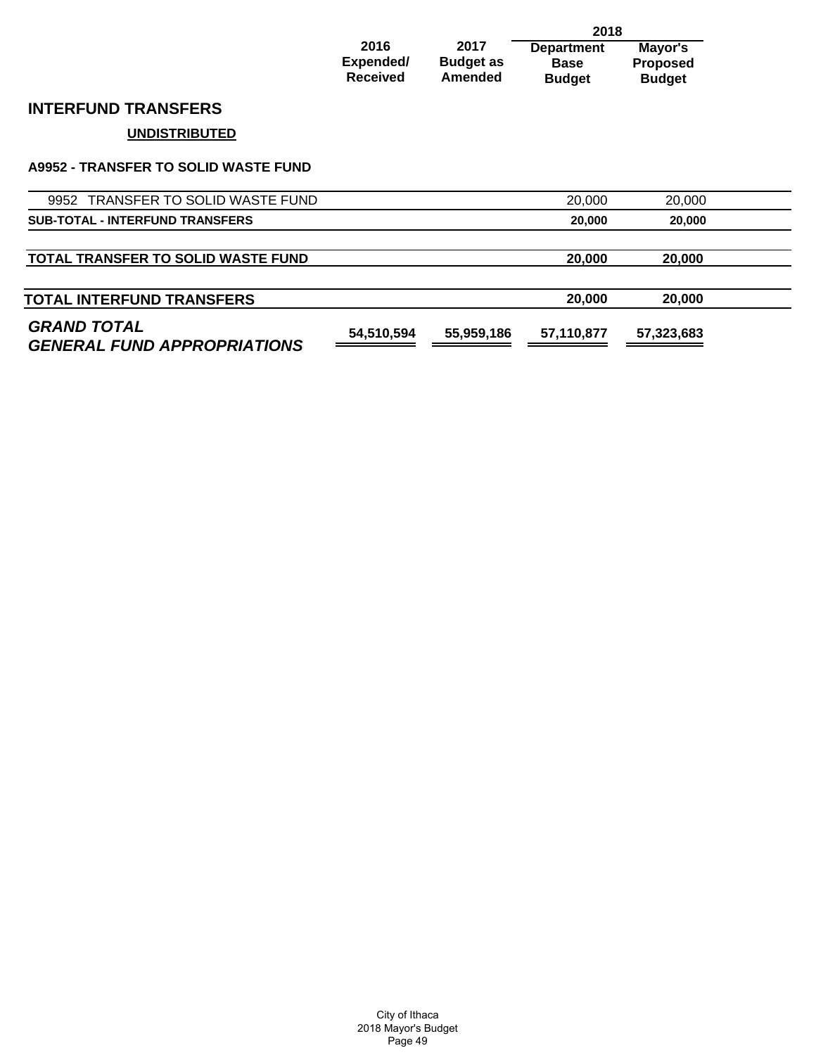| | 2016 Expended/ Received | 2017 Budget as Amended | 2018 Department Base Budget | 2018 Mayor's Proposed Budget |
|---|---|---|---|---|

## INTERFUND TRANSFERS

**UNDISTRIBUTED**

**A9952 - TRANSFER TO SOLID WASTE FUND**

| | 2016 Expended/ Received | 2017 Budget as Amended | 2018 Department Base Budget | 2018 Mayor's Proposed Budget |
|---|---|---|---|---|
| 9952 TRANSFER TO SOLID WASTE FUND | | | 20,000 | 20,000 |
| **SUB-TOTAL - INTERFUND TRANSFERS** | | | **20,000** | **20,000** |
| **TOTAL TRANSFER TO SOLID WASTE FUND** | | | **20,000** | **20,000** |
| **TOTAL INTERFUND TRANSFERS** | | | **20,000** | **20,000** |
| ***GRAND TOTAL GENERAL FUND APPROPRIATIONS*** | **54,510,594** | **55,959,186** | **57,110,877** | **57,323,683** |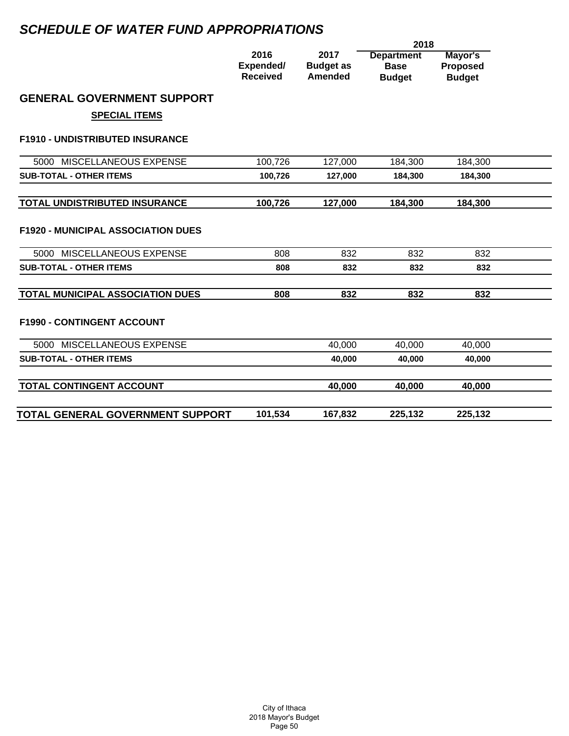# *SCHEDULE OF WATER FUND APPROPRIATIONS*

## GENERAL GOVERNMENT SUPPORT

**SPECIAL ITEMS**

| | 2016 Expended/ Received | 2017 Budget as Amended | 2018 Department Base Budget | 2018 Mayor's Proposed Budget |
|---|---|---|---|---|
| **F1910 - UNDISTRIBUTED INSURANCE** | | | | |
| 5000 MISCELLANEOUS EXPENSE | 100,726 | 127,000 | 184,300 | 184,300 |
| **SUB-TOTAL - OTHER ITEMS** | **100,726** | **127,000** | **184,300** | **184,300** |
| **TOTAL UNDISTRIBUTED INSURANCE** | **100,726** | **127,000** | **184,300** | **184,300** |
| **F1920 - MUNICIPAL ASSOCIATION DUES** | | | | |
| 5000 MISCELLANEOUS EXPENSE | 808 | 832 | 832 | 832 |
| **SUB-TOTAL - OTHER ITEMS** | **808** | **832** | **832** | **832** |
| **TOTAL MUNICIPAL ASSOCIATION DUES** | **808** | **832** | **832** | **832** |
| **F1990 - CONTINGENT ACCOUNT** | | | | |
| 5000 MISCELLANEOUS EXPENSE | | 40,000 | 40,000 | 40,000 |
| **SUB-TOTAL - OTHER ITEMS** | | **40,000** | **40,000** | **40,000** |
| **TOTAL CONTINGENT ACCOUNT** | | **40,000** | **40,000** | **40,000** |
| **TOTAL GENERAL GOVERNMENT SUPPORT** | **101,534** | **167,832** | **225,132** | **225,132** |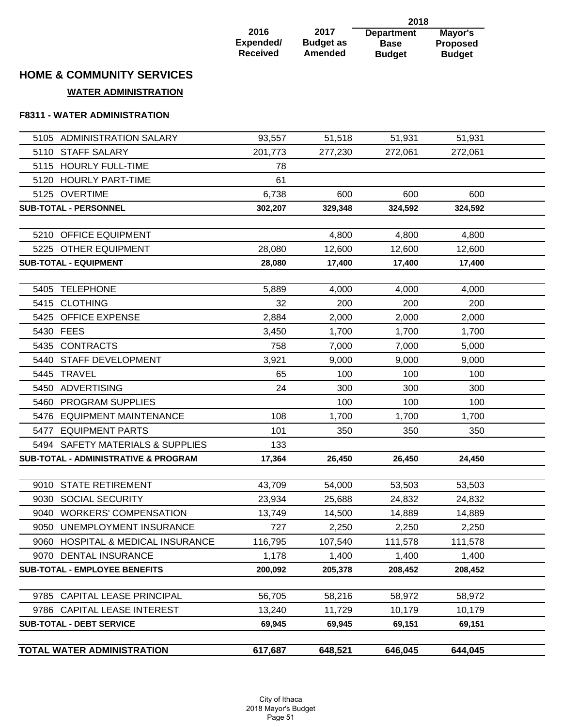## HOME & COMMUNITY SERVICES

### WATER ADMINISTRATION

#### F8311 - WATER ADMINISTRATION

| | 2016 Expended/ Received | 2017 Budget as Amended | 2018 Department Base Budget | 2018 Mayor's Proposed Budget |
|---|---|---|---|---|
| 5105 ADMINISTRATION SALARY | 93,557 | 51,518 | 51,931 | 51,931 |
| 5110 STAFF SALARY | 201,773 | 277,230 | 272,061 | 272,061 |
| 5115 HOURLY FULL-TIME | 78 | | | |
| 5120 HOURLY PART-TIME | 61 | | | |
| 5125 OVERTIME | 6,738 | 600 | 600 | 600 |
| **SUB-TOTAL - PERSONNEL** | **302,207** | **329,348** | **324,592** | **324,592** |
| 5210 OFFICE EQUIPMENT | | 4,800 | 4,800 | 4,800 |
| 5225 OTHER EQUIPMENT | 28,080 | 12,600 | 12,600 | 12,600 |
| **SUB-TOTAL - EQUIPMENT** | **28,080** | **17,400** | **17,400** | **17,400** |
| 5405 TELEPHONE | 5,889 | 4,000 | 4,000 | 4,000 |
| 5415 CLOTHING | 32 | 200 | 200 | 200 |
| 5425 OFFICE EXPENSE | 2,884 | 2,000 | 2,000 | 2,000 |
| 5430 FEES | 3,450 | 1,700 | 1,700 | 1,700 |
| 5435 CONTRACTS | 758 | 7,000 | 7,000 | 5,000 |
| 5440 STAFF DEVELOPMENT | 3,921 | 9,000 | 9,000 | 9,000 |
| 5445 TRAVEL | 65 | 100 | 100 | 100 |
| 5450 ADVERTISING | 24 | 300 | 300 | 300 |
| 5460 PROGRAM SUPPLIES | | 100 | 100 | 100 |
| 5476 EQUIPMENT MAINTENANCE | 108 | 1,700 | 1,700 | 1,700 |
| 5477 EQUIPMENT PARTS | 101 | 350 | 350 | 350 |
| 5494 SAFETY MATERIALS & SUPPLIES | 133 | | | |
| **SUB-TOTAL - ADMINISTRATIVE & PROGRAM** | **17,364** | **26,450** | **26,450** | **24,450** |
| 9010 STATE RETIREMENT | 43,709 | 54,000 | 53,503 | 53,503 |
| 9030 SOCIAL SECURITY | 23,934 | 25,688 | 24,832 | 24,832 |
| 9040 WORKERS' COMPENSATION | 13,749 | 14,500 | 14,889 | 14,889 |
| 9050 UNEMPLOYMENT INSURANCE | 727 | 2,250 | 2,250 | 2,250 |
| 9060 HOSPITAL & MEDICAL INSURANCE | 116,795 | 107,540 | 111,578 | 111,578 |
| 9070 DENTAL INSURANCE | 1,178 | 1,400 | 1,400 | 1,400 |
| **SUB-TOTAL - EMPLOYEE BENEFITS** | **200,092** | **205,378** | **208,452** | **208,452** |
| 9785 CAPITAL LEASE PRINCIPAL | 56,705 | 58,216 | 58,972 | 58,972 |
| 9786 CAPITAL LEASE INTEREST | 13,240 | 11,729 | 10,179 | 10,179 |
| **SUB-TOTAL - DEBT SERVICE** | **69,945** | **69,945** | **69,151** | **69,151** |
| **TOTAL WATER ADMINISTRATION** | **617,687** | **648,521** | **646,045** | **644,045** |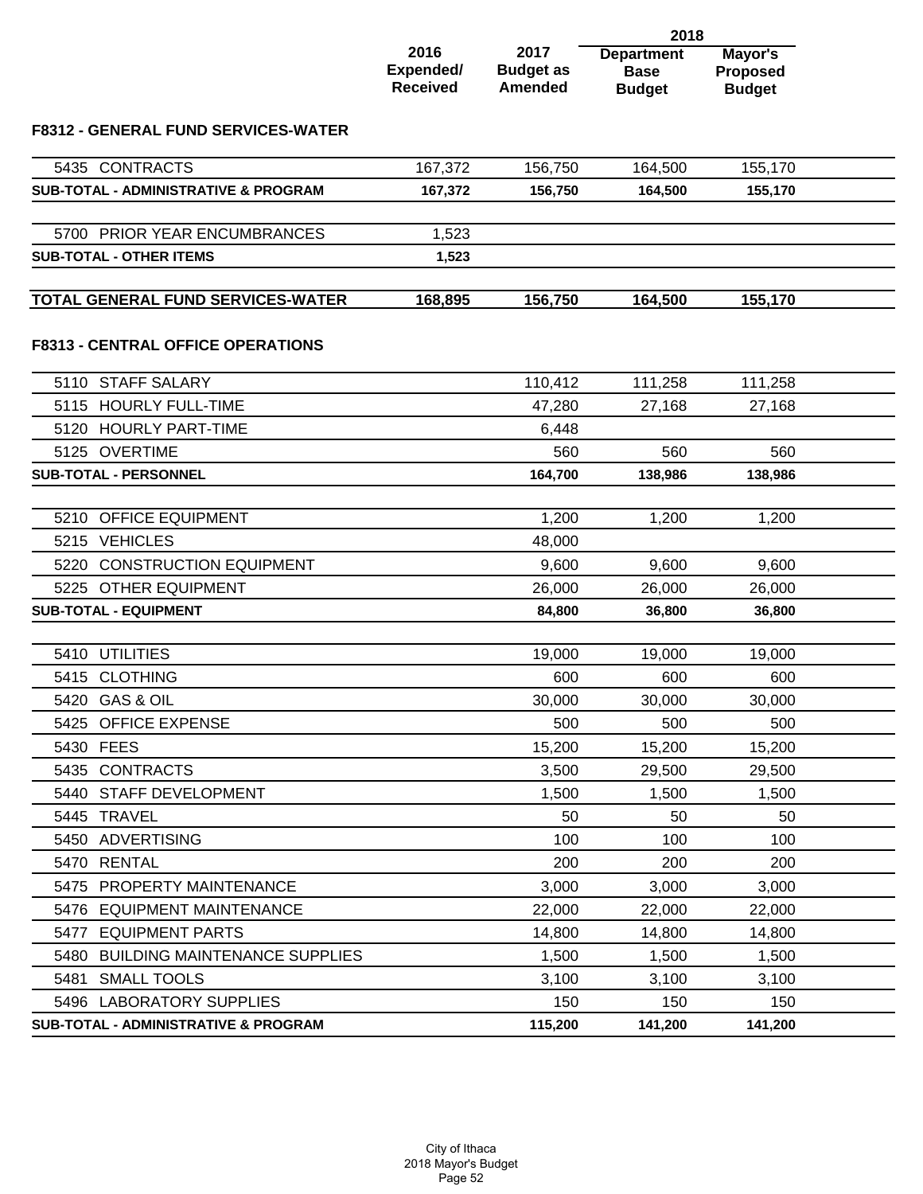| | 2016 Expended/ Received | 2017 Budget as Amended | 2018 Department Base Budget | 2018 Mayor's Proposed Budget |
|---|---|---|---|---|
| **F8312 - GENERAL FUND SERVICES-WATER** | | | | |
| 5435 CONTRACTS | 167,372 | 156,750 | 164,500 | 155,170 |
| **SUB-TOTAL - ADMINISTRATIVE & PROGRAM** | **167,372** | **156,750** | **164,500** | **155,170** |
| 5700 PRIOR YEAR ENCUMBRANCES | 1,523 | | | |
| **SUB-TOTAL - OTHER ITEMS** | **1,523** | | | |
| **TOTAL GENERAL FUND SERVICES-WATER** | **168,895** | **156,750** | **164,500** | **155,170** |
| **F8313 - CENTRAL OFFICE OPERATIONS** | | | | |
| 5110 STAFF SALARY | | 110,412 | 111,258 | 111,258 |
| 5115 HOURLY FULL-TIME | | 47,280 | 27,168 | 27,168 |
| 5120 HOURLY PART-TIME | | 6,448 | | |
| 5125 OVERTIME | | 560 | 560 | 560 |
| **SUB-TOTAL - PERSONNEL** | | **164,700** | **138,986** | **138,986** |
| 5210 OFFICE EQUIPMENT | | 1,200 | 1,200 | 1,200 |
| 5215 VEHICLES | | 48,000 | | |
| 5220 CONSTRUCTION EQUIPMENT | | 9,600 | 9,600 | 9,600 |
| 5225 OTHER EQUIPMENT | | 26,000 | 26,000 | 26,000 |
| **SUB-TOTAL - EQUIPMENT** | | **84,800** | **36,800** | **36,800** |
| 5410 UTILITIES | | 19,000 | 19,000 | 19,000 |
| 5415 CLOTHING | | 600 | 600 | 600 |
| 5420 GAS & OIL | | 30,000 | 30,000 | 30,000 |
| 5425 OFFICE EXPENSE | | 500 | 500 | 500 |
| 5430 FEES | | 15,200 | 15,200 | 15,200 |
| 5435 CONTRACTS | | 3,500 | 29,500 | 29,500 |
| 5440 STAFF DEVELOPMENT | | 1,500 | 1,500 | 1,500 |
| 5445 TRAVEL | | 50 | 50 | 50 |
| 5450 ADVERTISING | | 100 | 100 | 100 |
| 5470 RENTAL | | 200 | 200 | 200 |
| 5475 PROPERTY MAINTENANCE | | 3,000 | 3,000 | 3,000 |
| 5476 EQUIPMENT MAINTENANCE | | 22,000 | 22,000 | 22,000 |
| 5477 EQUIPMENT PARTS | | 14,800 | 14,800 | 14,800 |
| 5480 BUILDING MAINTENANCE SUPPLIES | | 1,500 | 1,500 | 1,500 |
| 5481 SMALL TOOLS | | 3,100 | 3,100 | 3,100 |
| 5496 LABORATORY SUPPLIES | | 150 | 150 | 150 |
| **SUB-TOTAL - ADMINISTRATIVE & PROGRAM** | | **115,200** | **141,200** | **141,200** |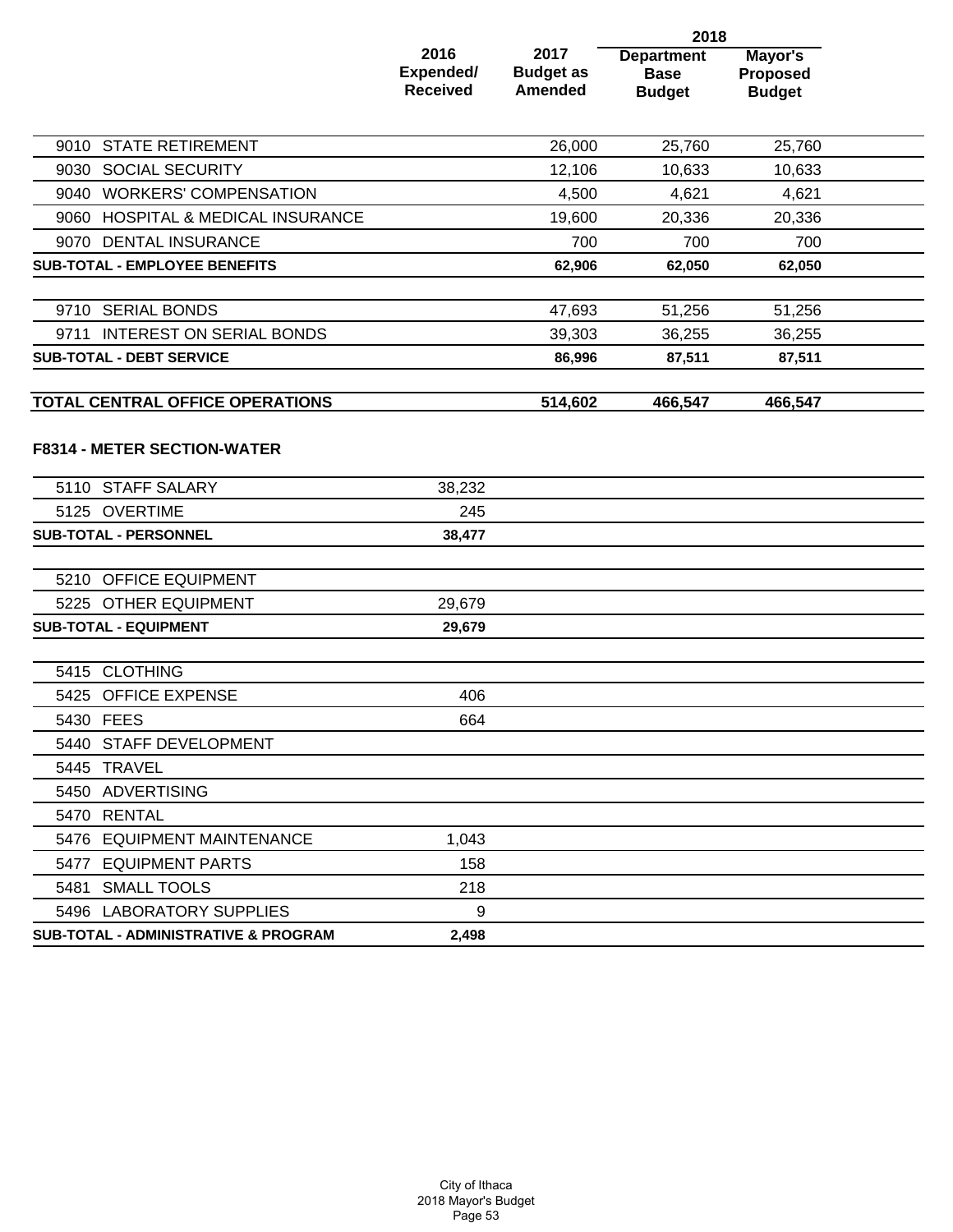| | 2016 Expended/ Received | 2017 Budget as Amended | 2018 Department Base Budget | 2018 Mayor's Proposed Budget |
|---|---|---|---|---|
| 9010 STATE RETIREMENT | | 26,000 | 25,760 | 25,760 |
| 9030 SOCIAL SECURITY | | 12,106 | 10,633 | 10,633 |
| 9040 WORKERS' COMPENSATION | | 4,500 | 4,621 | 4,621 |
| 9060 HOSPITAL & MEDICAL INSURANCE | | 19,600 | 20,336 | 20,336 |
| 9070 DENTAL INSURANCE | | 700 | 700 | 700 |
| **SUB-TOTAL - EMPLOYEE BENEFITS** | | **62,906** | **62,050** | **62,050** |
| 9710 SERIAL BONDS | | 47,693 | 51,256 | 51,256 |
| 9711 INTEREST ON SERIAL BONDS | | 39,303 | 36,255 | 36,255 |
| **SUB-TOTAL - DEBT SERVICE** | | **86,996** | **87,511** | **87,511** |
| **TOTAL CENTRAL OFFICE OPERATIONS** | | **514,602** | **466,547** | **466,547** |

**F8314 - METER SECTION-WATER**

| | 2016 Expended/ Received | 2017 Budget as Amended | 2018 Department Base Budget | 2018 Mayor's Proposed Budget |
|---|---|---|---|---|
| 5110 STAFF SALARY | 38,232 | | | |
| 5125 OVERTIME | 245 | | | |
| **SUB-TOTAL - PERSONNEL** | **38,477** | | | |
| 5210 OFFICE EQUIPMENT | | | | |
| 5225 OTHER EQUIPMENT | 29,679 | | | |
| **SUB-TOTAL - EQUIPMENT** | **29,679** | | | |
| 5415 CLOTHING | | | | |
| 5425 OFFICE EXPENSE | 406 | | | |
| 5430 FEES | 664 | | | |
| 5440 STAFF DEVELOPMENT | | | | |
| 5445 TRAVEL | | | | |
| 5450 ADVERTISING | | | | |
| 5470 RENTAL | | | | |
| 5476 EQUIPMENT MAINTENANCE | 1,043 | | | |
| 5477 EQUIPMENT PARTS | 158 | | | |
| 5481 SMALL TOOLS | 218 | | | |
| 5496 LABORATORY SUPPLIES | 9 | | | |
| **SUB-TOTAL - ADMINISTRATIVE & PROGRAM** | **2,498** | | | |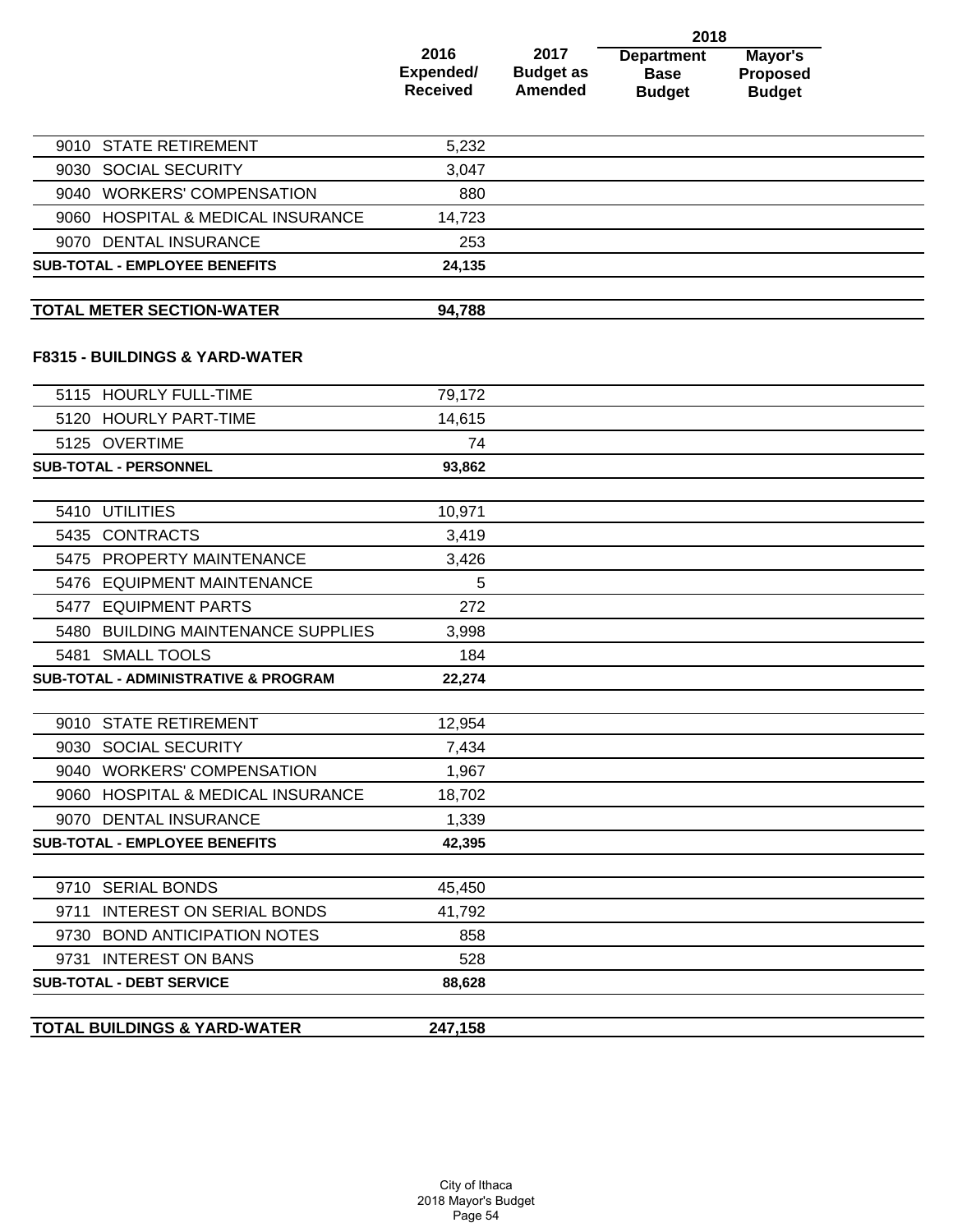| | 2016 Expended/ Received | 2017 Budget as Amended | 2018 Department Base Budget | 2018 Mayor's Proposed Budget |
|---|---|---|---|---|
| 9010 STATE RETIREMENT | 5,232 | | | |
| 9030 SOCIAL SECURITY | 3,047 | | | |
| 9040 WORKERS' COMPENSATION | 880 | | | |
| 9060 HOSPITAL & MEDICAL INSURANCE | 14,723 | | | |
| 9070 DENTAL INSURANCE | 253 | | | |
| **SUB-TOTAL - EMPLOYEE BENEFITS** | **24,135** | | | |
| **TOTAL METER SECTION-WATER** | **94,788** | | | |

**F8315 - BUILDINGS & YARD-WATER**

| | 2016 Expended/ Received | 2017 Budget as Amended | 2018 Department Base Budget | 2018 Mayor's Proposed Budget |
|---|---|---|---|---|
| 5115 HOURLY FULL-TIME | 79,172 | | | |
| 5120 HOURLY PART-TIME | 14,615 | | | |
| 5125 OVERTIME | 74 | | | |
| **SUB-TOTAL - PERSONNEL** | **93,862** | | | |
| 5410 UTILITIES | 10,971 | | | |
| 5435 CONTRACTS | 3,419 | | | |
| 5475 PROPERTY MAINTENANCE | 3,426 | | | |
| 5476 EQUIPMENT MAINTENANCE | 5 | | | |
| 5477 EQUIPMENT PARTS | 272 | | | |
| 5480 BUILDING MAINTENANCE SUPPLIES | 3,998 | | | |
| 5481 SMALL TOOLS | 184 | | | |
| **SUB-TOTAL - ADMINISTRATIVE & PROGRAM** | **22,274** | | | |
| 9010 STATE RETIREMENT | 12,954 | | | |
| 9030 SOCIAL SECURITY | 7,434 | | | |
| 9040 WORKERS' COMPENSATION | 1,967 | | | |
| 9060 HOSPITAL & MEDICAL INSURANCE | 18,702 | | | |
| 9070 DENTAL INSURANCE | 1,339 | | | |
| **SUB-TOTAL - EMPLOYEE BENEFITS** | **42,395** | | | |
| 9710 SERIAL BONDS | 45,450 | | | |
| 9711 INTEREST ON SERIAL BONDS | 41,792 | | | |
| 9730 BOND ANTICIPATION NOTES | 858 | | | |
| 9731 INTEREST ON BANS | 528 | | | |
| **SUB-TOTAL - DEBT SERVICE** | **88,628** | | | |
| **TOTAL BUILDINGS & YARD-WATER** | **247,158** | | | |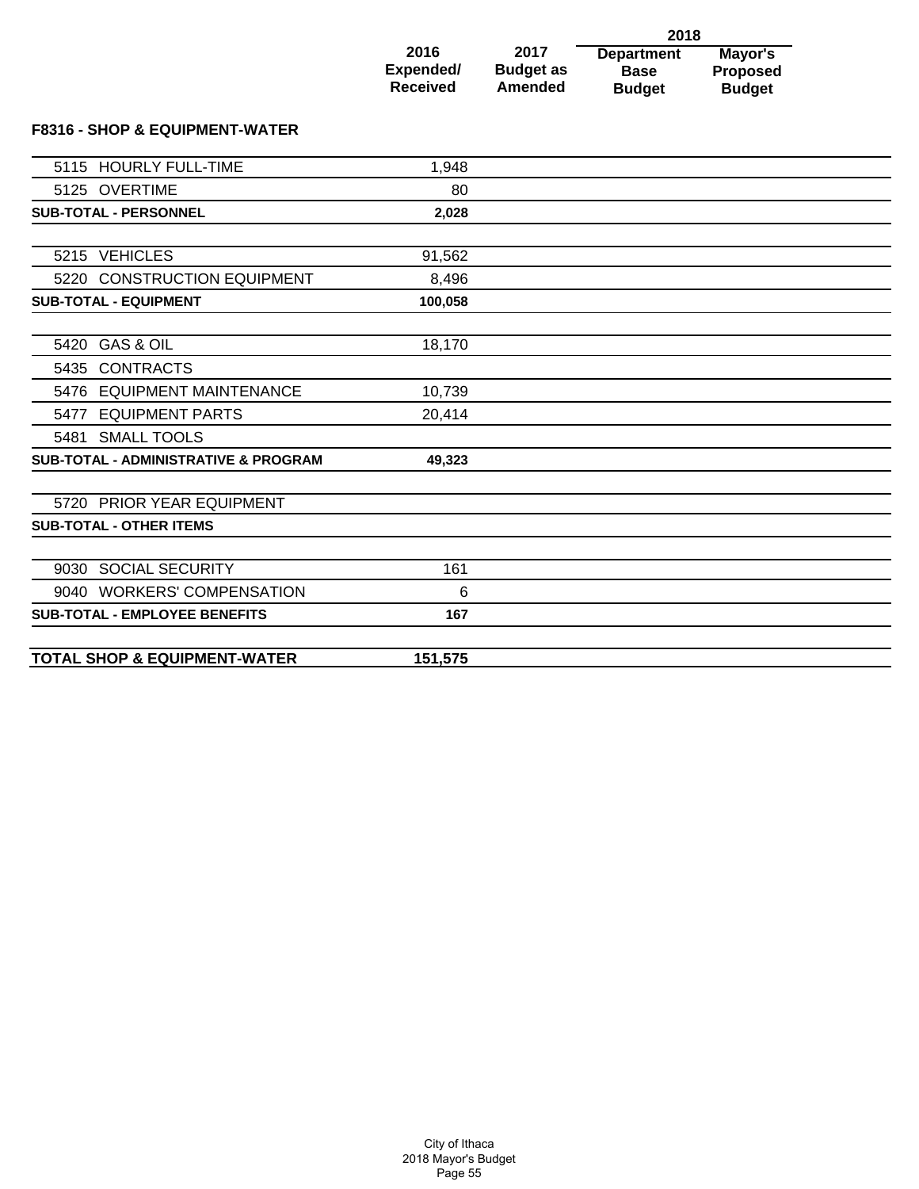| | 2016 Expended/ Received | 2017 Budget as Amended | 2018 Department Base Budget | 2018 Mayor's Proposed Budget |
|---|---|---|---|---|
| **F8316 - SHOP & EQUIPMENT-WATER** | | | | |
| 5115 HOURLY FULL-TIME | 1,948 | | | |
| 5125 OVERTIME | 80 | | | |
| **SUB-TOTAL - PERSONNEL** | **2,028** | | | |
| 5215 VEHICLES | 91,562 | | | |
| 5220 CONSTRUCTION EQUIPMENT | 8,496 | | | |
| **SUB-TOTAL - EQUIPMENT** | **100,058** | | | |
| 5420 GAS & OIL | 18,170 | | | |
| 5435 CONTRACTS | | | | |
| 5476 EQUIPMENT MAINTENANCE | 10,739 | | | |
| 5477 EQUIPMENT PARTS | 20,414 | | | |
| 5481 SMALL TOOLS | | | | |
| **SUB-TOTAL - ADMINISTRATIVE & PROGRAM** | **49,323** | | | |
| 5720 PRIOR YEAR EQUIPMENT | | | | |
| **SUB-TOTAL - OTHER ITEMS** | | | | |
| 9030 SOCIAL SECURITY | 161 | | | |
| 9040 WORKERS' COMPENSATION | 6 | | | |
| **SUB-TOTAL - EMPLOYEE BENEFITS** | **167** | | | |
| **TOTAL SHOP & EQUIPMENT-WATER** | **151,575** | | | |

City of Ithaca
2018 Mayor's Budget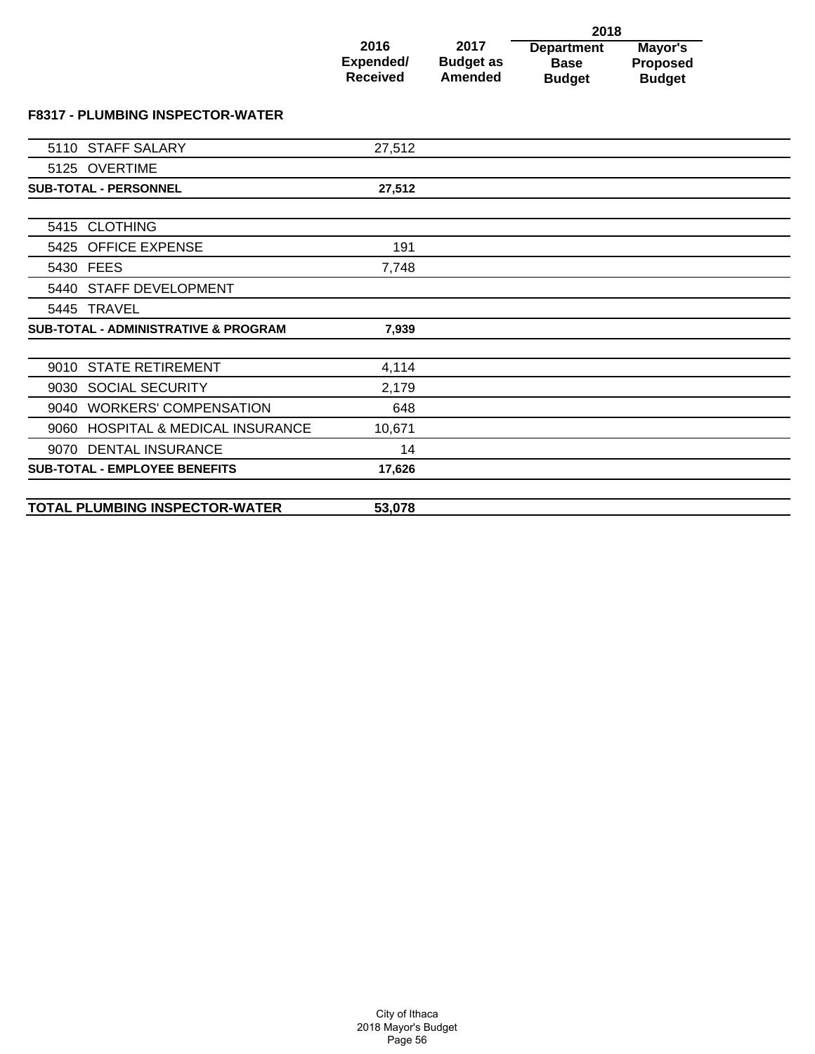| | 2016 Expended/ Received | 2017 Budget as Amended | 2018 Department Base Budget | 2018 Mayor's Proposed Budget |
|---|---|---|---|---|
| **F8317 - PLUMBING INSPECTOR-WATER** | | | | |
| 5110 STAFF SALARY | 27,512 | | | |
| 5125 OVERTIME | | | | |
| **SUB-TOTAL - PERSONNEL** | **27,512** | | | |
| 5415 CLOTHING | | | | |
| 5425 OFFICE EXPENSE | 191 | | | |
| 5430 FEES | 7,748 | | | |
| 5440 STAFF DEVELOPMENT | | | | |
| 5445 TRAVEL | | | | |
| **SUB-TOTAL - ADMINISTRATIVE & PROGRAM** | **7,939** | | | |
| 9010 STATE RETIREMENT | 4,114 | | | |
| 9030 SOCIAL SECURITY | 2,179 | | | |
| 9040 WORKERS' COMPENSATION | 648 | | | |
| 9060 HOSPITAL & MEDICAL INSURANCE | 10,671 | | | |
| 9070 DENTAL INSURANCE | 14 | | | |
| **SUB-TOTAL - EMPLOYEE BENEFITS** | **17,626** | | | |
| **TOTAL PLUMBING INSPECTOR-WATER** | **53,078** | | | |

City of Ithaca
2018 Mayor's Budget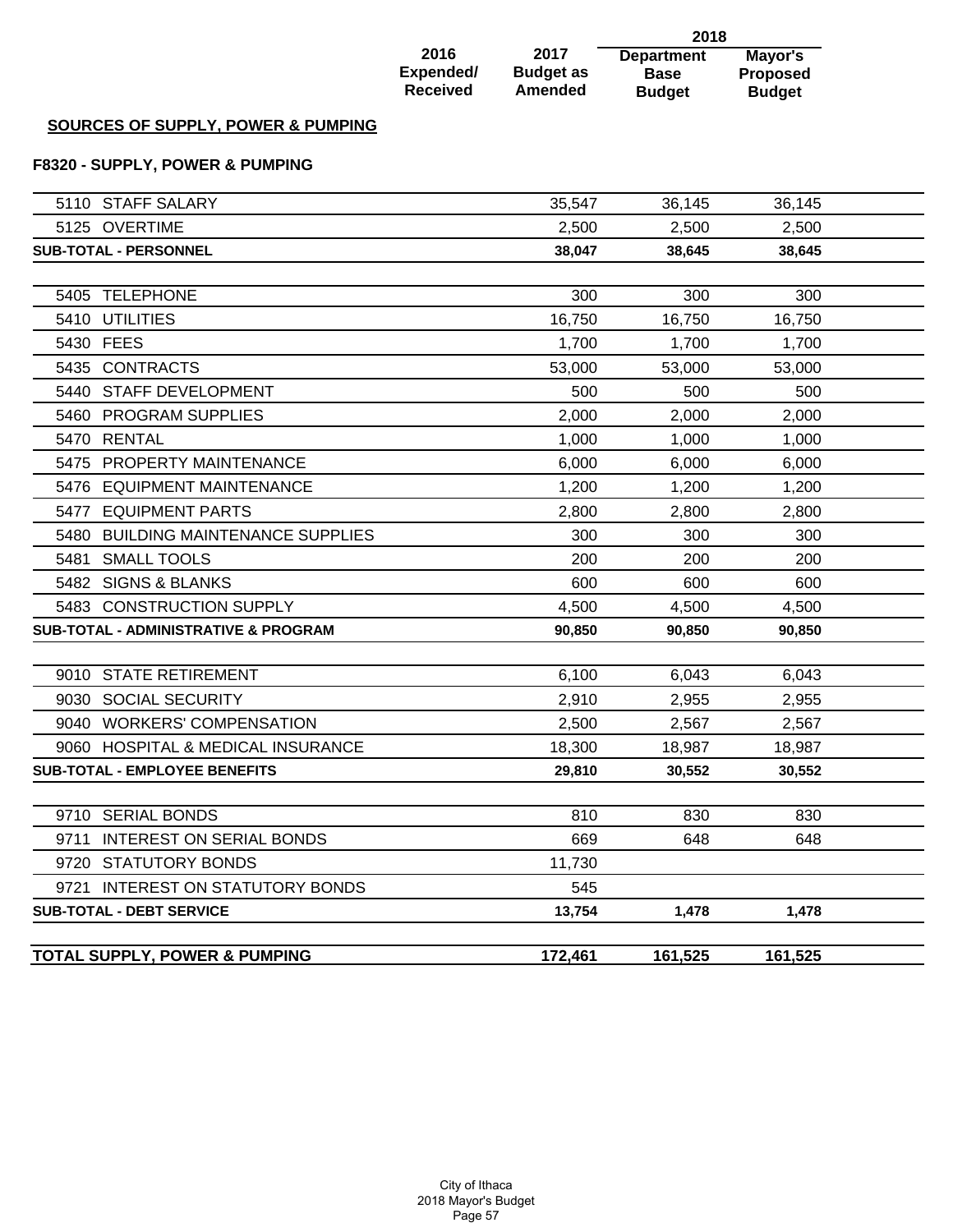## SOURCES OF SUPPLY, POWER & PUMPING

### F8320 - SUPPLY, POWER & PUMPING

| | 2016 Expended/ Received | 2017 Budget as Amended | 2018 Department Base Budget | 2018 Mayor's Proposed Budget |
|---|---|---|---|---|
| 5110 STAFF SALARY | | 35,547 | 36,145 | 36,145 |
| 5125 OVERTIME | | 2,500 | 2,500 | 2,500 |
| **SUB-TOTAL - PERSONNEL** | | **38,047** | **38,645** | **38,645** |
| 5405 TELEPHONE | | 300 | 300 | 300 |
| 5410 UTILITIES | | 16,750 | 16,750 | 16,750 |
| 5430 FEES | | 1,700 | 1,700 | 1,700 |
| 5435 CONTRACTS | | 53,000 | 53,000 | 53,000 |
| 5440 STAFF DEVELOPMENT | | 500 | 500 | 500 |
| 5460 PROGRAM SUPPLIES | | 2,000 | 2,000 | 2,000 |
| 5470 RENTAL | | 1,000 | 1,000 | 1,000 |
| 5475 PROPERTY MAINTENANCE | | 6,000 | 6,000 | 6,000 |
| 5476 EQUIPMENT MAINTENANCE | | 1,200 | 1,200 | 1,200 |
| 5477 EQUIPMENT PARTS | | 2,800 | 2,800 | 2,800 |
| 5480 BUILDING MAINTENANCE SUPPLIES | | 300 | 300 | 300 |
| 5481 SMALL TOOLS | | 200 | 200 | 200 |
| 5482 SIGNS & BLANKS | | 600 | 600 | 600 |
| 5483 CONSTRUCTION SUPPLY | | 4,500 | 4,500 | 4,500 |
| **SUB-TOTAL - ADMINISTRATIVE & PROGRAM** | | **90,850** | **90,850** | **90,850** |
| 9010 STATE RETIREMENT | | 6,100 | 6,043 | 6,043 |
| 9030 SOCIAL SECURITY | | 2,910 | 2,955 | 2,955 |
| 9040 WORKERS' COMPENSATION | | 2,500 | 2,567 | 2,567 |
| 9060 HOSPITAL & MEDICAL INSURANCE | | 18,300 | 18,987 | 18,987 |
| **SUB-TOTAL - EMPLOYEE BENEFITS** | | **29,810** | **30,552** | **30,552** |
| 9710 SERIAL BONDS | | 810 | 830 | 830 |
| 9711 INTEREST ON SERIAL BONDS | | 669 | 648 | 648 |
| 9720 STATUTORY BONDS | | 11,730 | | |
| 9721 INTEREST ON STATUTORY BONDS | | 545 | | |
| **SUB-TOTAL - DEBT SERVICE** | | **13,754** | **1,478** | **1,478** |
| **TOTAL SUPPLY, POWER & PUMPING** | | **172,461** | **161,525** | **161,525** |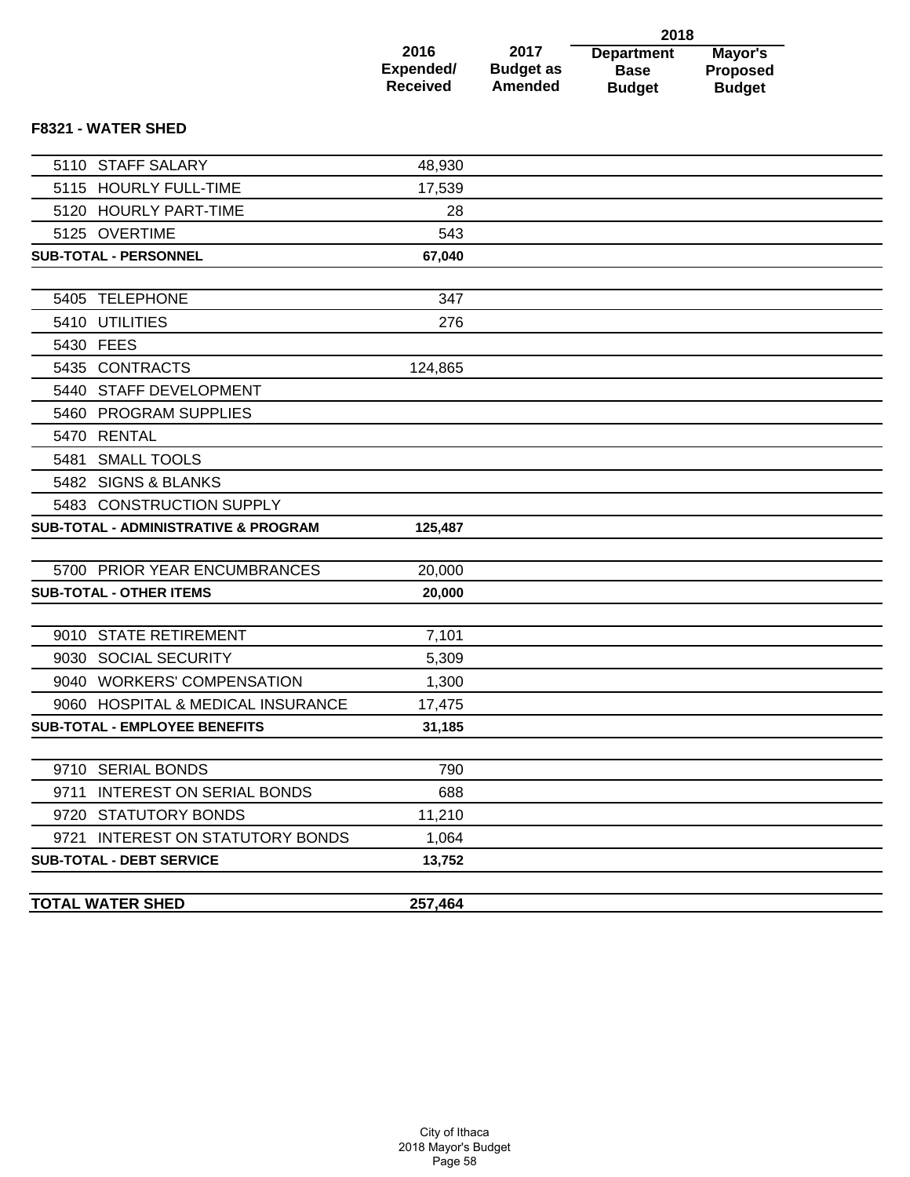### F8321 - WATER SHED

| | 2016 Expended/ Received | 2017 Budget as Amended | 2018 Department Base Budget | 2018 Mayor's Proposed Budget |
|---|---|---|---|---|
| 5110 STAFF SALARY | 48,930 | | | |
| 5115 HOURLY FULL-TIME | 17,539 | | | |
| 5120 HOURLY PART-TIME | 28 | | | |
| 5125 OVERTIME | 543 | | | |
| **SUB-TOTAL - PERSONNEL** | **67,040** | | | |
| 5405 TELEPHONE | 347 | | | |
| 5410 UTILITIES | 276 | | | |
| 5430 FEES | | | | |
| 5435 CONTRACTS | 124,865 | | | |
| 5440 STAFF DEVELOPMENT | | | | |
| 5460 PROGRAM SUPPLIES | | | | |
| 5470 RENTAL | | | | |
| 5481 SMALL TOOLS | | | | |
| 5482 SIGNS & BLANKS | | | | |
| 5483 CONSTRUCTION SUPPLY | | | | |
| **SUB-TOTAL - ADMINISTRATIVE & PROGRAM** | **125,487** | | | |
| 5700 PRIOR YEAR ENCUMBRANCES | 20,000 | | | |
| **SUB-TOTAL - OTHER ITEMS** | **20,000** | | | |
| 9010 STATE RETIREMENT | 7,101 | | | |
| 9030 SOCIAL SECURITY | 5,309 | | | |
| 9040 WORKERS' COMPENSATION | 1,300 | | | |
| 9060 HOSPITAL & MEDICAL INSURANCE | 17,475 | | | |
| **SUB-TOTAL - EMPLOYEE BENEFITS** | **31,185** | | | |
| 9710 SERIAL BONDS | 790 | | | |
| 9711 INTEREST ON SERIAL BONDS | 688 | | | |
| 9720 STATUTORY BONDS | 11,210 | | | |
| 9721 INTEREST ON STATUTORY BONDS | 1,064 | | | |
| **SUB-TOTAL - DEBT SERVICE** | **13,752** | | | |
| **TOTAL WATER SHED** | **257,464** | | | |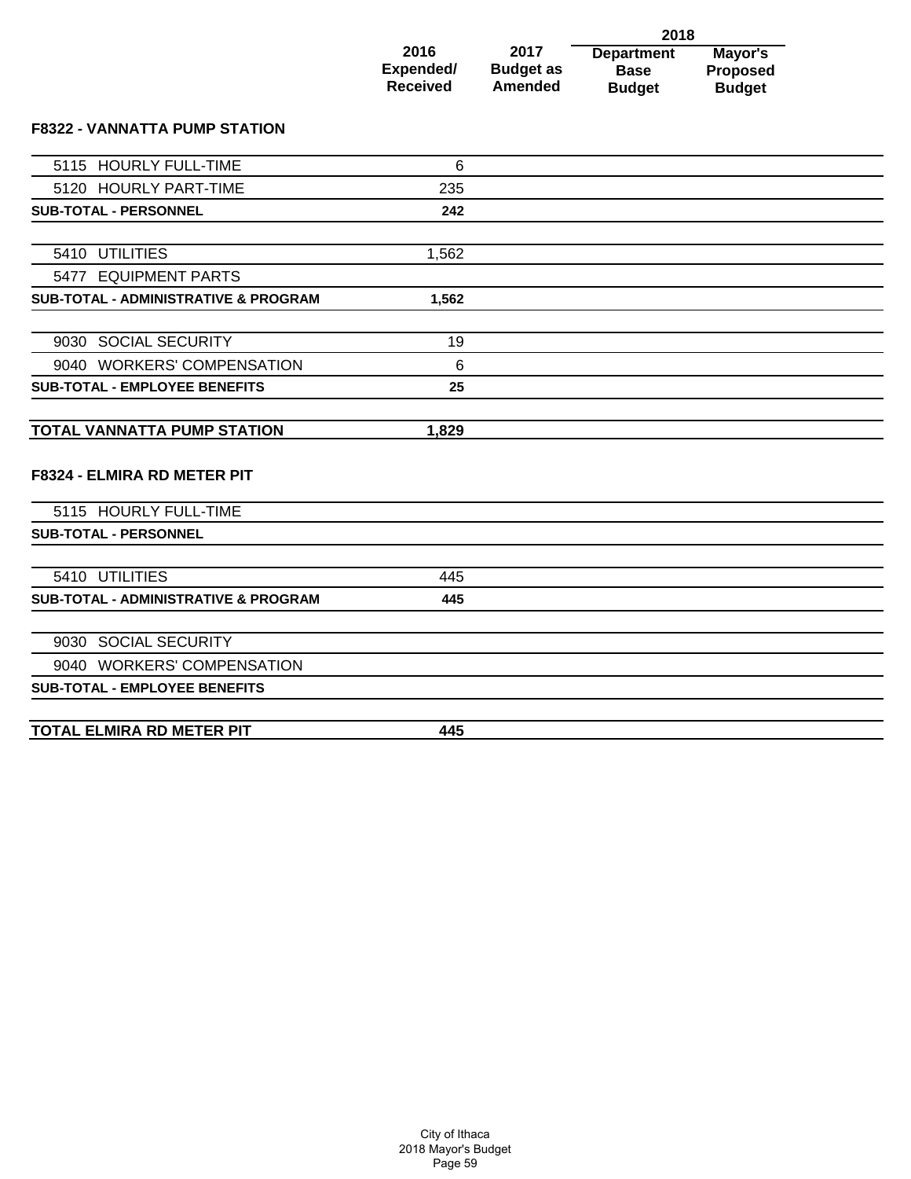| | 2016 Expended/ Received | 2017 Budget as Amended | 2018 Department Base Budget | 2018 Mayor's Proposed Budget |
|---|---|---|---|---|

### F8322 - VANNATTA PUMP STATION

| | 2016 Expended/ Received | 2017 Budget as Amended | 2018 Department Base Budget | 2018 Mayor's Proposed Budget |
|---|---|---|---|---|
| 5115 HOURLY FULL-TIME | 6 | | | |
| 5120 HOURLY PART-TIME | 235 | | | |
| **SUB-TOTAL - PERSONNEL** | **242** | | | |
| 5410 UTILITIES | 1,562 | | | |
| 5477 EQUIPMENT PARTS | | | | |
| **SUB-TOTAL - ADMINISTRATIVE & PROGRAM** | **1,562** | | | |
| 9030 SOCIAL SECURITY | 19 | | | |
| 9040 WORKERS' COMPENSATION | 6 | | | |
| **SUB-TOTAL - EMPLOYEE BENEFITS** | **25** | | | |
| **TOTAL VANNATTA PUMP STATION** | **1,829** | | | |

### F8324 - ELMIRA RD METER PIT

| | 2016 Expended/ Received | 2017 Budget as Amended | 2018 Department Base Budget | 2018 Mayor's Proposed Budget |
|---|---|---|---|---|
| 5115 HOURLY FULL-TIME | | | | |
| **SUB-TOTAL - PERSONNEL** | | | | |
| 5410 UTILITIES | 445 | | | |
| **SUB-TOTAL - ADMINISTRATIVE & PROGRAM** | **445** | | | |
| 9030 SOCIAL SECURITY | | | | |
| 9040 WORKERS' COMPENSATION | | | | |
| **SUB-TOTAL - EMPLOYEE BENEFITS** | | | | |
| **TOTAL ELMIRA RD METER PIT** | **445** | | | |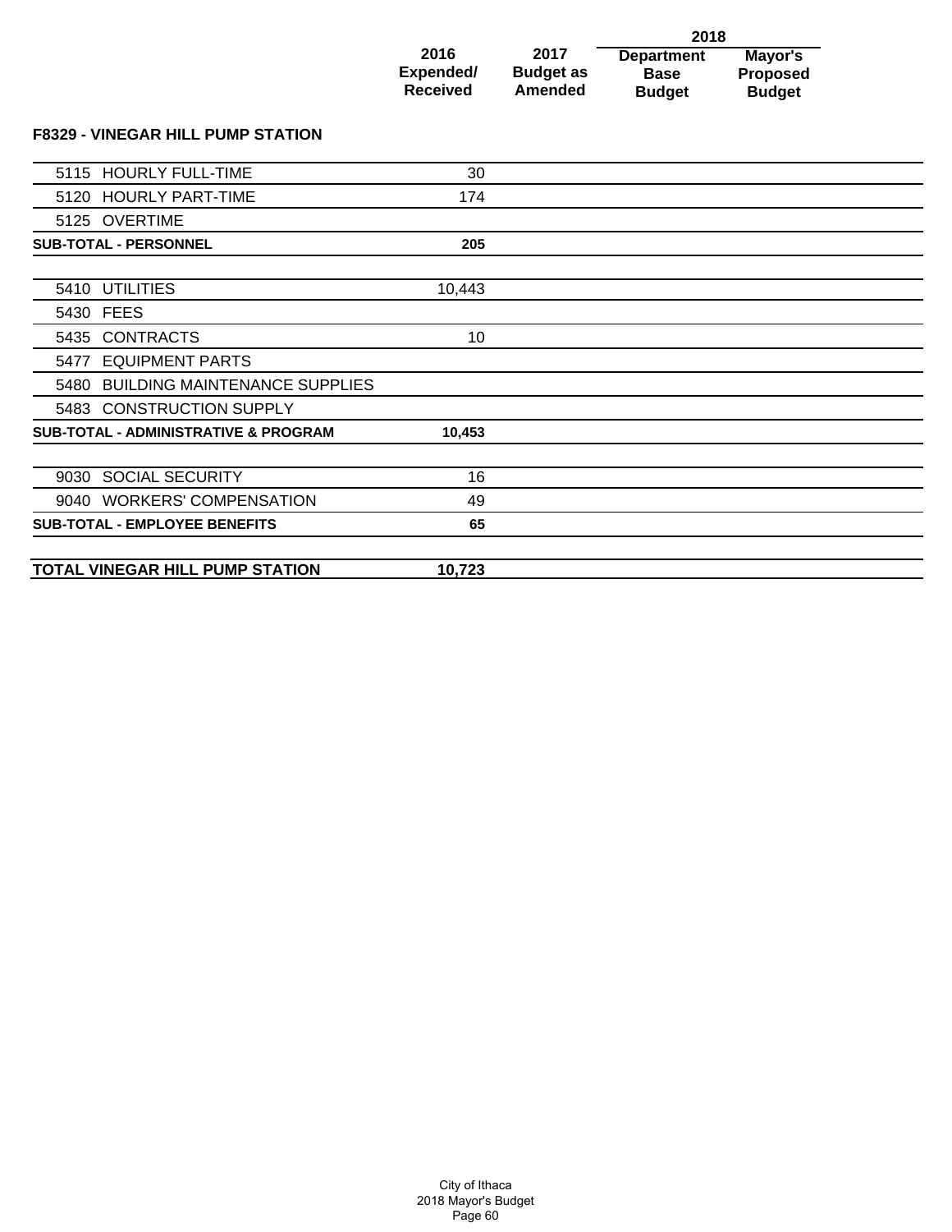| | 2016 Expended/ Received | 2017 Budget as Amended | 2018 Department Base Budget | 2018 Mayor's Proposed Budget |
|---|---|---|---|---|
| **F8329 - VINEGAR HILL PUMP STATION** | | | | |
| 5115 HOURLY FULL-TIME | 30 | | | |
| 5120 HOURLY PART-TIME | 174 | | | |
| 5125 OVERTIME | | | | |
| **SUB-TOTAL - PERSONNEL** | **205** | | | |
| 5410 UTILITIES | 10,443 | | | |
| 5430 FEES | | | | |
| 5435 CONTRACTS | 10 | | | |
| 5477 EQUIPMENT PARTS | | | | |
| 5480 BUILDING MAINTENANCE SUPPLIES | | | | |
| 5483 CONSTRUCTION SUPPLY | | | | |
| **SUB-TOTAL - ADMINISTRATIVE & PROGRAM** | **10,453** | | | |
| 9030 SOCIAL SECURITY | 16 | | | |
| 9040 WORKERS' COMPENSATION | 49 | | | |
| **SUB-TOTAL - EMPLOYEE BENEFITS** | **65** | | | |
| **TOTAL VINEGAR HILL PUMP STATION** | **10,723** | | | |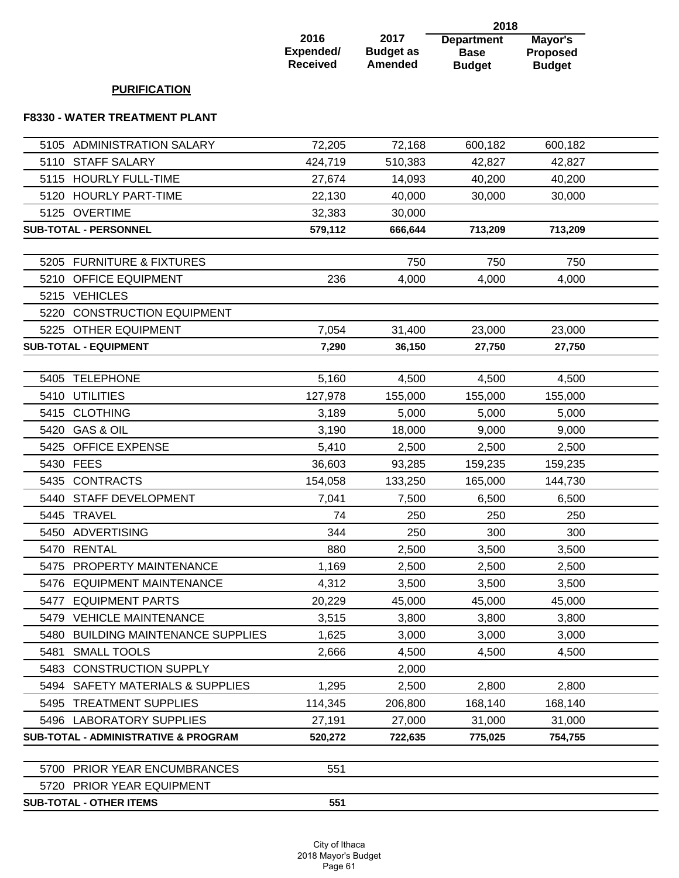## PURIFICATION

### F8330 - WATER TREATMENT PLANT

| | 2016 Expended/ Received | 2017 Budget as Amended | 2018 Department Base Budget | 2018 Mayor's Proposed Budget |
|---|---|---|---|---|
| 5105 ADMINISTRATION SALARY | 72,205 | 72,168 | 600,182 | 600,182 |
| 5110 STAFF SALARY | 424,719 | 510,383 | 42,827 | 42,827 |
| 5115 HOURLY FULL-TIME | 27,674 | 14,093 | 40,200 | 40,200 |
| 5120 HOURLY PART-TIME | 22,130 | 40,000 | 30,000 | 30,000 |
| 5125 OVERTIME | 32,383 | 30,000 | | |
| **SUB-TOTAL - PERSONNEL** | **579,112** | **666,644** | **713,209** | **713,209** |
| 5205 FURNITURE & FIXTURES | | 750 | 750 | 750 |
| 5210 OFFICE EQUIPMENT | 236 | 4,000 | 4,000 | 4,000 |
| 5215 VEHICLES | | | | |
| 5220 CONSTRUCTION EQUIPMENT | | | | |
| 5225 OTHER EQUIPMENT | 7,054 | 31,400 | 23,000 | 23,000 |
| **SUB-TOTAL - EQUIPMENT** | **7,290** | **36,150** | **27,750** | **27,750** |
| 5405 TELEPHONE | 5,160 | 4,500 | 4,500 | 4,500 |
| 5410 UTILITIES | 127,978 | 155,000 | 155,000 | 155,000 |
| 5415 CLOTHING | 3,189 | 5,000 | 5,000 | 5,000 |
| 5420 GAS & OIL | 3,190 | 18,000 | 9,000 | 9,000 |
| 5425 OFFICE EXPENSE | 5,410 | 2,500 | 2,500 | 2,500 |
| 5430 FEES | 36,603 | 93,285 | 159,235 | 159,235 |
| 5435 CONTRACTS | 154,058 | 133,250 | 165,000 | 144,730 |
| 5440 STAFF DEVELOPMENT | 7,041 | 7,500 | 6,500 | 6,500 |
| 5445 TRAVEL | 74 | 250 | 250 | 250 |
| 5450 ADVERTISING | 344 | 250 | 300 | 300 |
| 5470 RENTAL | 880 | 2,500 | 3,500 | 3,500 |
| 5475 PROPERTY MAINTENANCE | 1,169 | 2,500 | 2,500 | 2,500 |
| 5476 EQUIPMENT MAINTENANCE | 4,312 | 3,500 | 3,500 | 3,500 |
| 5477 EQUIPMENT PARTS | 20,229 | 45,000 | 45,000 | 45,000 |
| 5479 VEHICLE MAINTENANCE | 3,515 | 3,800 | 3,800 | 3,800 |
| 5480 BUILDING MAINTENANCE SUPPLIES | 1,625 | 3,000 | 3,000 | 3,000 |
| 5481 SMALL TOOLS | 2,666 | 4,500 | 4,500 | 4,500 |
| 5483 CONSTRUCTION SUPPLY | | 2,000 | | |
| 5494 SAFETY MATERIALS & SUPPLIES | 1,295 | 2,500 | 2,800 | 2,800 |
| 5495 TREATMENT SUPPLIES | 114,345 | 206,800 | 168,140 | 168,140 |
| 5496 LABORATORY SUPPLIES | 27,191 | 27,000 | 31,000 | 31,000 |
| **SUB-TOTAL - ADMINISTRATIVE & PROGRAM** | **520,272** | **722,635** | **775,025** | **754,755** |
| 5700 PRIOR YEAR ENCUMBRANCES | 551 | | | |
| 5720 PRIOR YEAR EQUIPMENT | | | | |
| **SUB-TOTAL - OTHER ITEMS** | **551** | | | |

City of Ithaca
2018 Mayor's Budget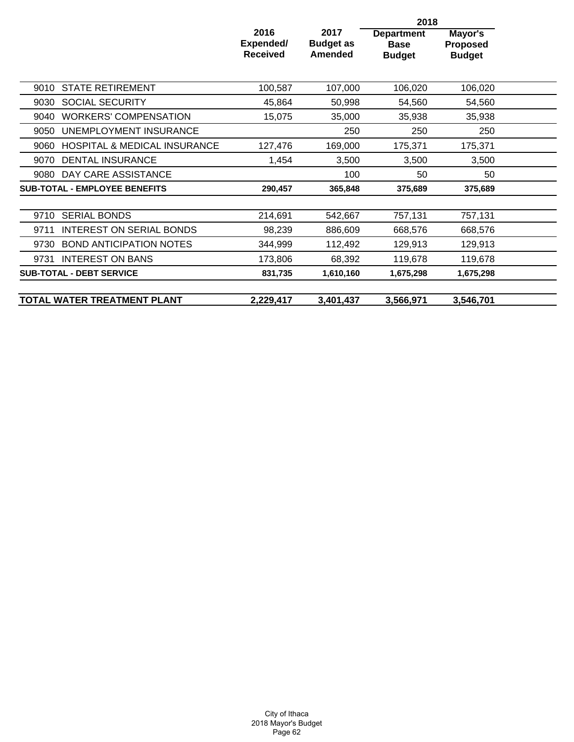| | 2016 Expended/ Received | 2017 Budget as Amended | 2018 Department Base Budget | 2018 Mayor's Proposed Budget |
|---|---|---|---|---|
| 9010 STATE RETIREMENT | 100,587 | 107,000 | 106,020 | 106,020 |
| 9030 SOCIAL SECURITY | 45,864 | 50,998 | 54,560 | 54,560 |
| 9040 WORKERS' COMPENSATION | 15,075 | 35,000 | 35,938 | 35,938 |
| 9050 UNEMPLOYMENT INSURANCE | | 250 | 250 | 250 |
| 9060 HOSPITAL & MEDICAL INSURANCE | 127,476 | 169,000 | 175,371 | 175,371 |
| 9070 DENTAL INSURANCE | 1,454 | 3,500 | 3,500 | 3,500 |
| 9080 DAY CARE ASSISTANCE | | 100 | 50 | 50 |
| **SUB-TOTAL - EMPLOYEE BENEFITS** | **290,457** | **365,848** | **375,689** | **375,689** |
| 9710 SERIAL BONDS | 214,691 | 542,667 | 757,131 | 757,131 |
| 9711 INTEREST ON SERIAL BONDS | 98,239 | 886,609 | 668,576 | 668,576 |
| 9730 BOND ANTICIPATION NOTES | 344,999 | 112,492 | 129,913 | 129,913 |
| 9731 INTEREST ON BANS | 173,806 | 68,392 | 119,678 | 119,678 |
| **SUB-TOTAL - DEBT SERVICE** | **831,735** | **1,610,160** | **1,675,298** | **1,675,298** |
| **TOTAL WATER TREATMENT PLANT** | **2,229,417** | **3,401,437** | **3,566,971** | **3,546,701** |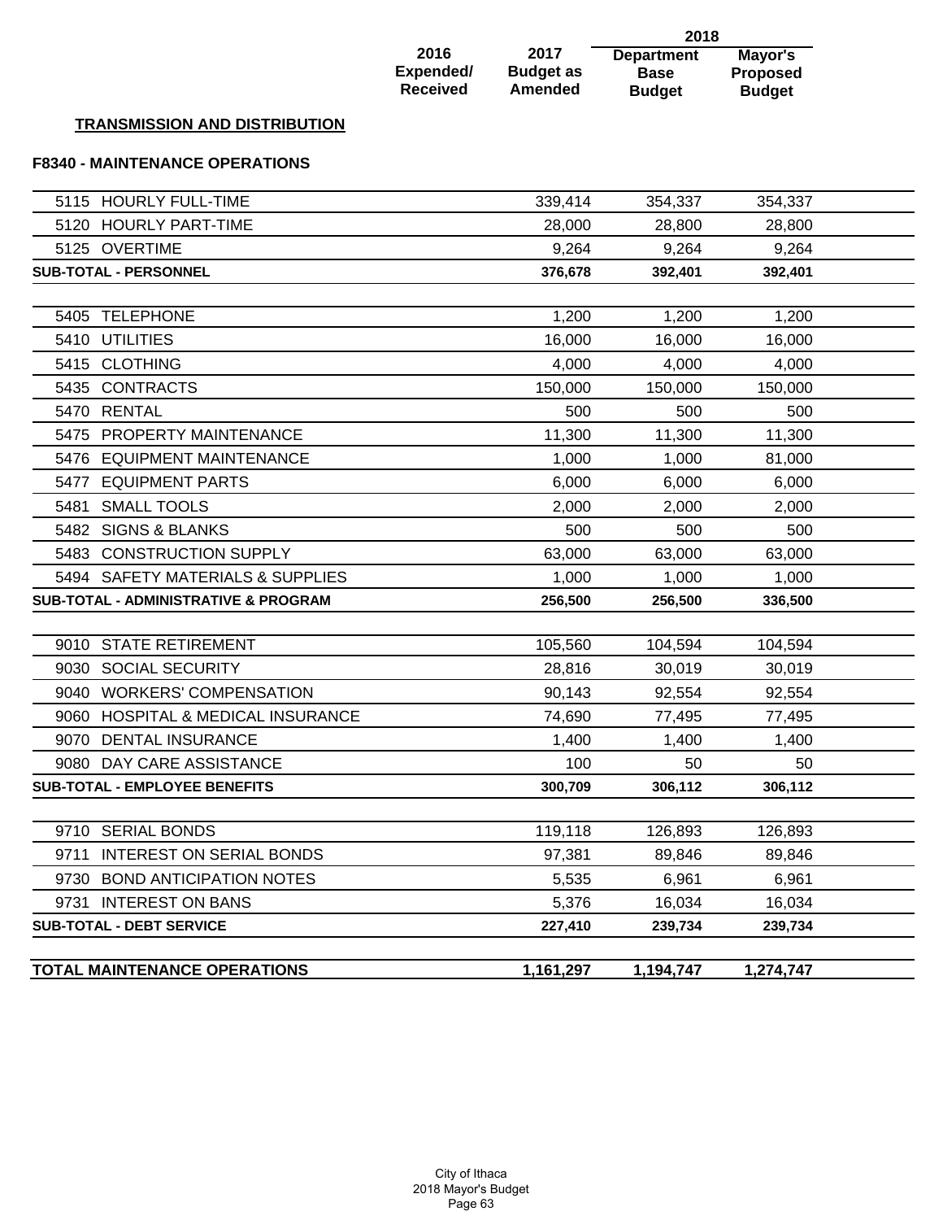## TRANSMISSION AND DISTRIBUTION

### F8340 - MAINTENANCE OPERATIONS

| | 2016 Expended/ Received | 2017 Budget as Amended | 2018 Department Base Budget | 2018 Mayor's Proposed Budget |
|---|---|---|---|---|
| 5115 HOURLY FULL-TIME | | 339,414 | 354,337 | 354,337 |
| 5120 HOURLY PART-TIME | | 28,000 | 28,800 | 28,800 |
| 5125 OVERTIME | | 9,264 | 9,264 | 9,264 |
| **SUB-TOTAL - PERSONNEL** | | **376,678** | **392,401** | **392,401** |
| 5405 TELEPHONE | | 1,200 | 1,200 | 1,200 |
| 5410 UTILITIES | | 16,000 | 16,000 | 16,000 |
| 5415 CLOTHING | | 4,000 | 4,000 | 4,000 |
| 5435 CONTRACTS | | 150,000 | 150,000 | 150,000 |
| 5470 RENTAL | | 500 | 500 | 500 |
| 5475 PROPERTY MAINTENANCE | | 11,300 | 11,300 | 11,300 |
| 5476 EQUIPMENT MAINTENANCE | | 1,000 | 1,000 | 81,000 |
| 5477 EQUIPMENT PARTS | | 6,000 | 6,000 | 6,000 |
| 5481 SMALL TOOLS | | 2,000 | 2,000 | 2,000 |
| 5482 SIGNS & BLANKS | | 500 | 500 | 500 |
| 5483 CONSTRUCTION SUPPLY | | 63,000 | 63,000 | 63,000 |
| 5494 SAFETY MATERIALS & SUPPLIES | | 1,000 | 1,000 | 1,000 |
| **SUB-TOTAL - ADMINISTRATIVE & PROGRAM** | | **256,500** | **256,500** | **336,500** |
| 9010 STATE RETIREMENT | | 105,560 | 104,594 | 104,594 |
| 9030 SOCIAL SECURITY | | 28,816 | 30,019 | 30,019 |
| 9040 WORKERS' COMPENSATION | | 90,143 | 92,554 | 92,554 |
| 9060 HOSPITAL & MEDICAL INSURANCE | | 74,690 | 77,495 | 77,495 |
| 9070 DENTAL INSURANCE | | 1,400 | 1,400 | 1,400 |
| 9080 DAY CARE ASSISTANCE | | 100 | 50 | 50 |
| **SUB-TOTAL - EMPLOYEE BENEFITS** | | **300,709** | **306,112** | **306,112** |
| 9710 SERIAL BONDS | | 119,118 | 126,893 | 126,893 |
| 9711 INTEREST ON SERIAL BONDS | | 97,381 | 89,846 | 89,846 |
| 9730 BOND ANTICIPATION NOTES | | 5,535 | 6,961 | 6,961 |
| 9731 INTEREST ON BANS | | 5,376 | 16,034 | 16,034 |
| **SUB-TOTAL - DEBT SERVICE** | | **227,410** | **239,734** | **239,734** |
| **TOTAL MAINTENANCE OPERATIONS** | | **1,161,297** | **1,194,747** | **1,274,747** |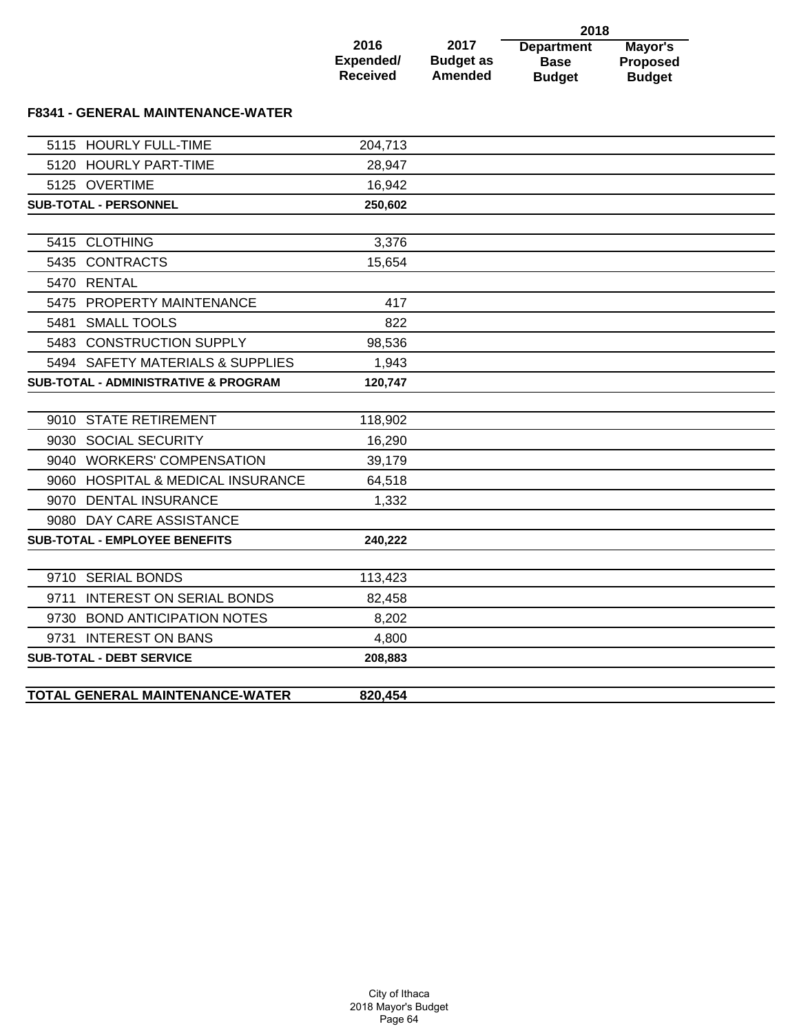| | 2016 Expended/ Received | 2017 Budget as Amended | 2018 Department Base Budget | 2018 Mayor's Proposed Budget |
|---|---|---|---|---|
| **F8341 - GENERAL MAINTENANCE-WATER** | | | | |
| 5115 HOURLY FULL-TIME | 204,713 | | | |
| 5120 HOURLY PART-TIME | 28,947 | | | |
| 5125 OVERTIME | 16,942 | | | |
| **SUB-TOTAL - PERSONNEL** | **250,602** | | | |
| 5415 CLOTHING | 3,376 | | | |
| 5435 CONTRACTS | 15,654 | | | |
| 5470 RENTAL | | | | |
| 5475 PROPERTY MAINTENANCE | 417 | | | |
| 5481 SMALL TOOLS | 822 | | | |
| 5483 CONSTRUCTION SUPPLY | 98,536 | | | |
| 5494 SAFETY MATERIALS & SUPPLIES | 1,943 | | | |
| **SUB-TOTAL - ADMINISTRATIVE & PROGRAM** | **120,747** | | | |
| 9010 STATE RETIREMENT | 118,902 | | | |
| 9030 SOCIAL SECURITY | 16,290 | | | |
| 9040 WORKERS' COMPENSATION | 39,179 | | | |
| 9060 HOSPITAL & MEDICAL INSURANCE | 64,518 | | | |
| 9070 DENTAL INSURANCE | 1,332 | | | |
| 9080 DAY CARE ASSISTANCE | | | | |
| **SUB-TOTAL - EMPLOYEE BENEFITS** | **240,222** | | | |
| 9710 SERIAL BONDS | 113,423 | | | |
| 9711 INTEREST ON SERIAL BONDS | 82,458 | | | |
| 9730 BOND ANTICIPATION NOTES | 8,202 | | | |
| 9731 INTEREST ON BANS | 4,800 | | | |
| **SUB-TOTAL - DEBT SERVICE** | **208,883** | | | |
| **TOTAL GENERAL MAINTENANCE-WATER** | **820,454** | | | |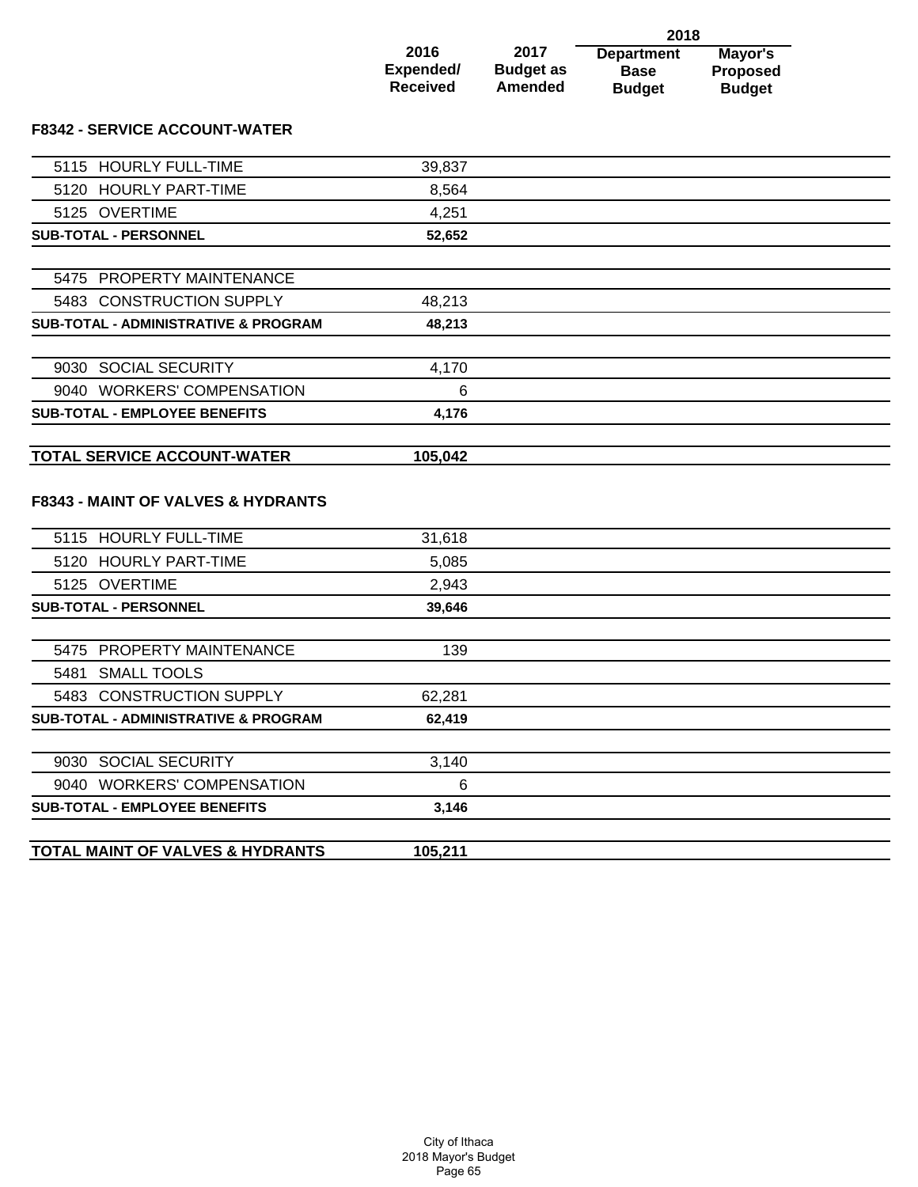| | 2016 Expended/ Received | 2017 Budget as Amended | 2018 Department Base Budget | 2018 Mayor's Proposed Budget |
|---|---|---|---|---|
| **F8342 - SERVICE ACCOUNT-WATER** | | | | |
| 5115 HOURLY FULL-TIME | 39,837 | | | |
| 5120 HOURLY PART-TIME | 8,564 | | | |
| 5125 OVERTIME | 4,251 | | | |
| **SUB-TOTAL - PERSONNEL** | **52,652** | | | |
| 5475 PROPERTY MAINTENANCE | | | | |
| 5483 CONSTRUCTION SUPPLY | 48,213 | | | |
| **SUB-TOTAL - ADMINISTRATIVE & PROGRAM** | **48,213** | | | |
| 9030 SOCIAL SECURITY | 4,170 | | | |
| 9040 WORKERS' COMPENSATION | 6 | | | |
| **SUB-TOTAL - EMPLOYEE BENEFITS** | **4,176** | | | |
| **TOTAL SERVICE ACCOUNT-WATER** | **105,042** | | | |
| **F8343 - MAINT OF VALVES & HYDRANTS** | | | | |
| 5115 HOURLY FULL-TIME | 31,618 | | | |
| 5120 HOURLY PART-TIME | 5,085 | | | |
| 5125 OVERTIME | 2,943 | | | |
| **SUB-TOTAL - PERSONNEL** | **39,646** | | | |
| 5475 PROPERTY MAINTENANCE | 139 | | | |
| 5481 SMALL TOOLS | | | | |
| 5483 CONSTRUCTION SUPPLY | 62,281 | | | |
| **SUB-TOTAL - ADMINISTRATIVE & PROGRAM** | **62,419** | | | |
| 9030 SOCIAL SECURITY | 3,140 | | | |
| 9040 WORKERS' COMPENSATION | 6 | | | |
| **SUB-TOTAL - EMPLOYEE BENEFITS** | **3,146** | | | |
| **TOTAL MAINT OF VALVES & HYDRANTS** | **105,211** | | | |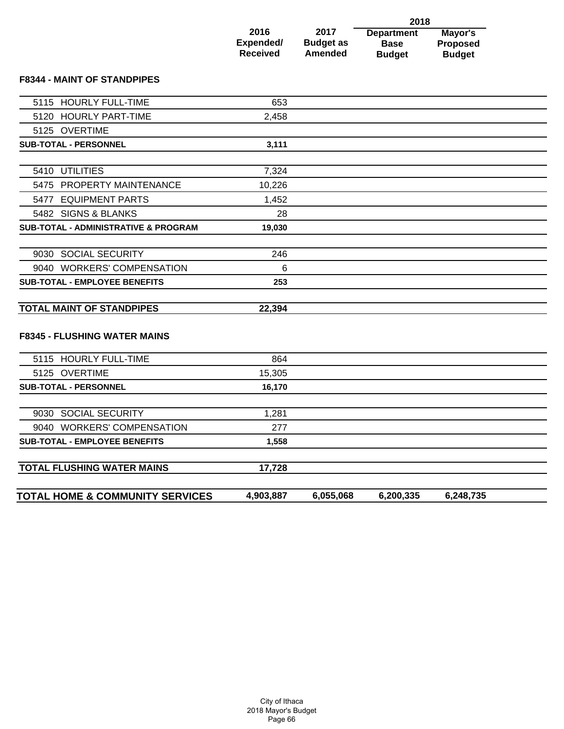| | 2016 Expended/ Received | 2017 Budget as Amended | 2018 Department Base Budget | 2018 Mayor's Proposed Budget |
|---|---|---|---|---|
| **F8344 - MAINT OF STANDPIPES** | | | | |
| 5115 HOURLY FULL-TIME | 653 | | | |
| 5120 HOURLY PART-TIME | 2,458 | | | |
| 5125 OVERTIME | | | | |
| **SUB-TOTAL - PERSONNEL** | **3,111** | | | |
| 5410 UTILITIES | 7,324 | | | |
| 5475 PROPERTY MAINTENANCE | 10,226 | | | |
| 5477 EQUIPMENT PARTS | 1,452 | | | |
| 5482 SIGNS & BLANKS | 28 | | | |
| **SUB-TOTAL - ADMINISTRATIVE & PROGRAM** | **19,030** | | | |
| 9030 SOCIAL SECURITY | 246 | | | |
| 9040 WORKERS' COMPENSATION | 6 | | | |
| **SUB-TOTAL - EMPLOYEE BENEFITS** | **253** | | | |
| **TOTAL MAINT OF STANDPIPES** | **22,394** | | | |
| **F8345 - FLUSHING WATER MAINS** | | | | |
| 5115 HOURLY FULL-TIME | 864 | | | |
| 5125 OVERTIME | 15,305 | | | |
| **SUB-TOTAL - PERSONNEL** | **16,170** | | | |
| 9030 SOCIAL SECURITY | 1,281 | | | |
| 9040 WORKERS' COMPENSATION | 277 | | | |
| **SUB-TOTAL - EMPLOYEE BENEFITS** | **1,558** | | | |
| **TOTAL FLUSHING WATER MAINS** | **17,728** | | | |
| **TOTAL HOME & COMMUNITY SERVICES** | **4,903,887** | **6,055,068** | **6,200,335** | **6,248,735** |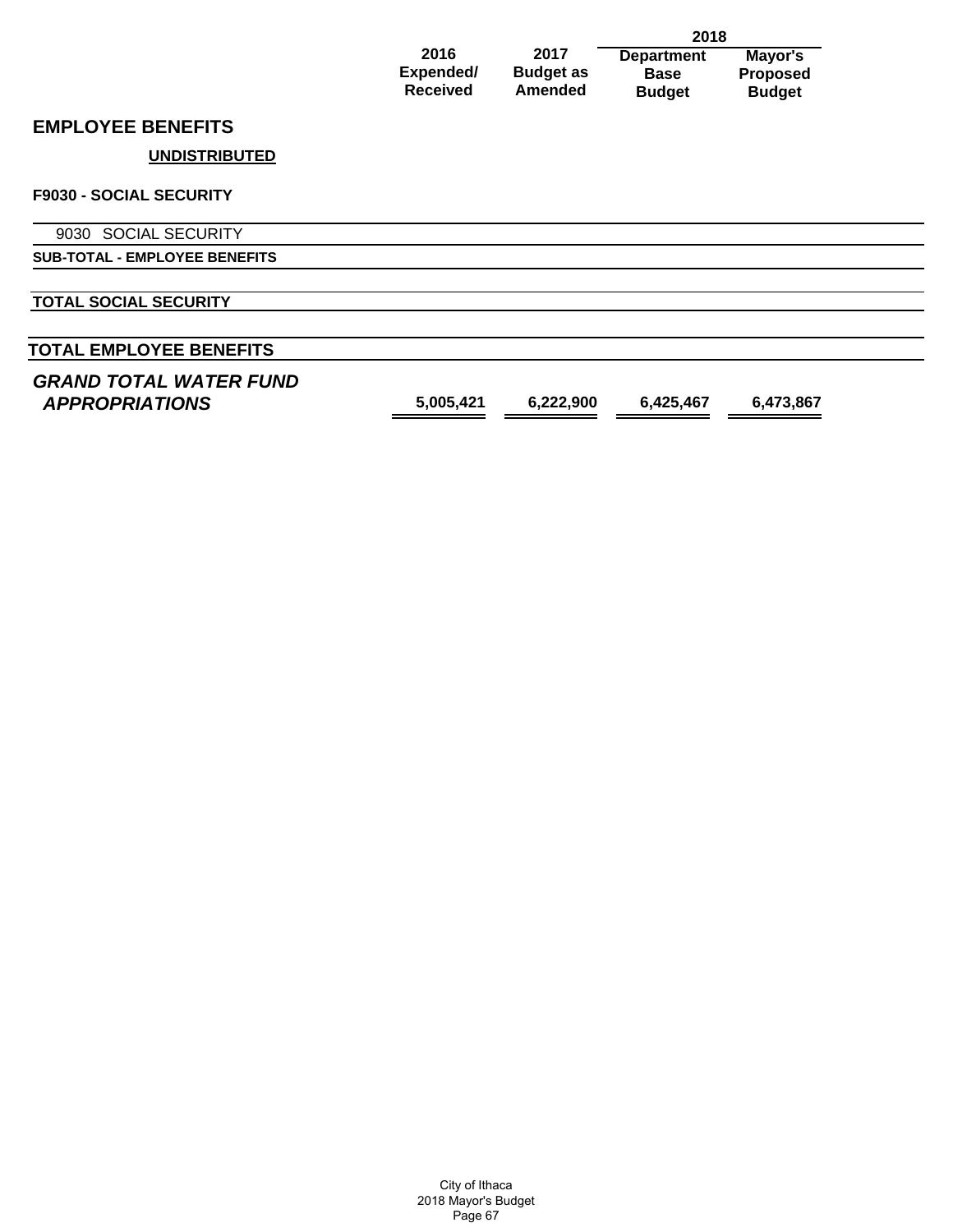| | 2016 Expended/ Received | 2017 Budget as Amended | 2018 Department Base Budget | 2018 Mayor's Proposed Budget |
|---|---|---|---|---|
| **EMPLOYEE BENEFITS** | | | | |
| **UNDISTRIBUTED** | | | | |
| **F9030 - SOCIAL SECURITY** | | | | |
| 9030 SOCIAL SECURITY | | | | |
| **SUB-TOTAL - EMPLOYEE BENEFITS** | | | | |
| **TOTAL SOCIAL SECURITY** | | | | |
| **TOTAL EMPLOYEE BENEFITS** | | | | |
| ***GRAND TOTAL WATER FUND APPROPRIATIONS*** | **5,005,421** | **6,222,900** | **6,425,467** | **6,473,867** |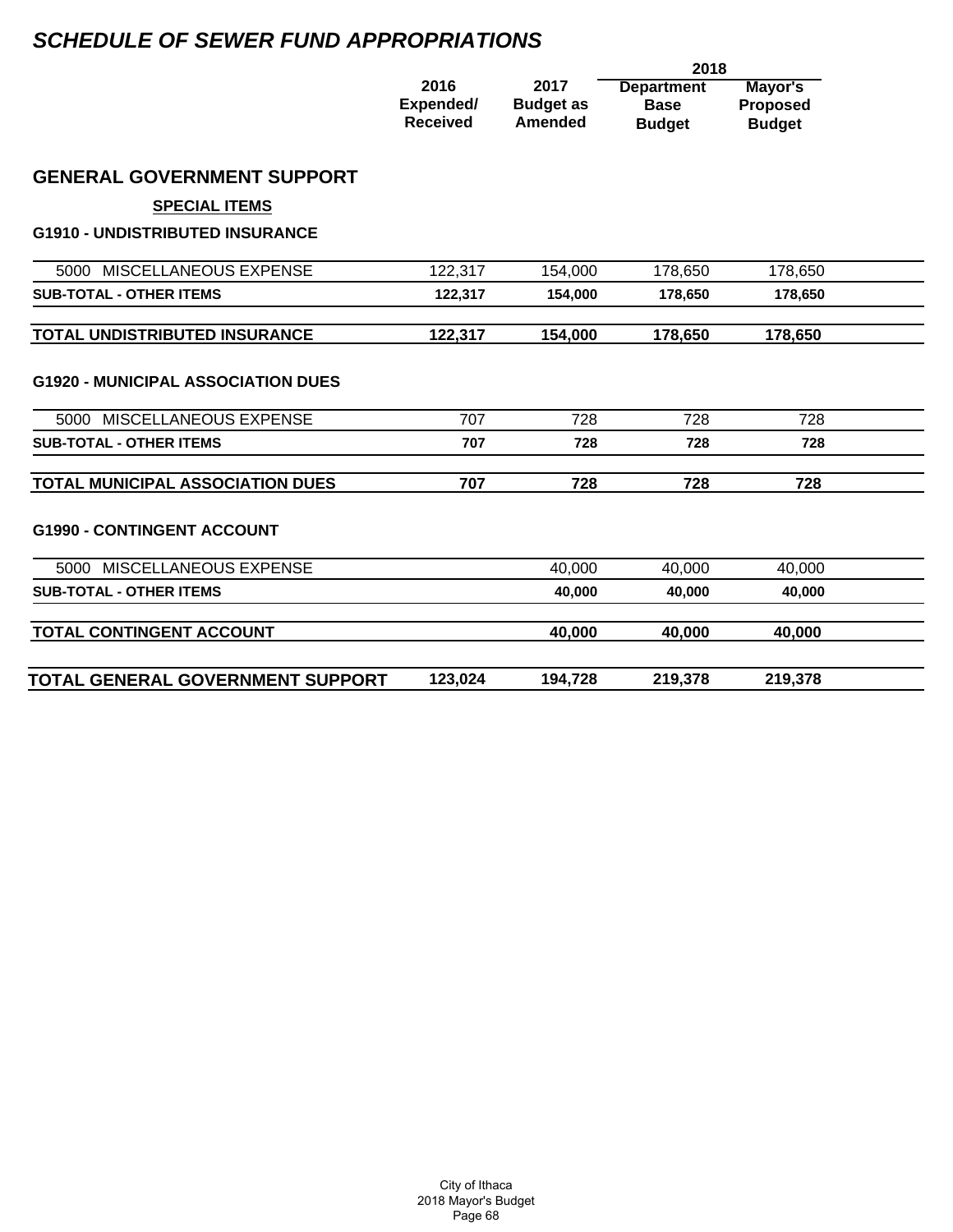# *SCHEDULE OF SEWER FUND APPROPRIATIONS*

| | 2016 Expended/ Received | 2017 Budget as Amended | 2018 Department Base Budget | 2018 Mayor's Proposed Budget |
|---|---|---|---|---|
| **GENERAL GOVERNMENT SUPPORT** | | | | |
| **SPECIAL ITEMS** | | | | |
| **G1910 - UNDISTRIBUTED INSURANCE** | | | | |
| 5000 MISCELLANEOUS EXPENSE | 122,317 | 154,000 | 178,650 | 178,650 |
| **SUB-TOTAL - OTHER ITEMS** | **122,317** | **154,000** | **178,650** | **178,650** |
| **TOTAL UNDISTRIBUTED INSURANCE** | **122,317** | **154,000** | **178,650** | **178,650** |
| **G1920 - MUNICIPAL ASSOCIATION DUES** | | | | |
| 5000 MISCELLANEOUS EXPENSE | 707 | 728 | 728 | 728 |
| **SUB-TOTAL - OTHER ITEMS** | **707** | **728** | **728** | **728** |
| **TOTAL MUNICIPAL ASSOCIATION DUES** | **707** | **728** | **728** | **728** |
| **G1990 - CONTINGENT ACCOUNT** | | | | |
| 5000 MISCELLANEOUS EXPENSE | | 40,000 | 40,000 | 40,000 |
| **SUB-TOTAL - OTHER ITEMS** | | **40,000** | **40,000** | **40,000** |
| **TOTAL CONTINGENT ACCOUNT** | | **40,000** | **40,000** | **40,000** |
| **TOTAL GENERAL GOVERNMENT SUPPORT** | **123,024** | **194,728** | **219,378** | **219,378** |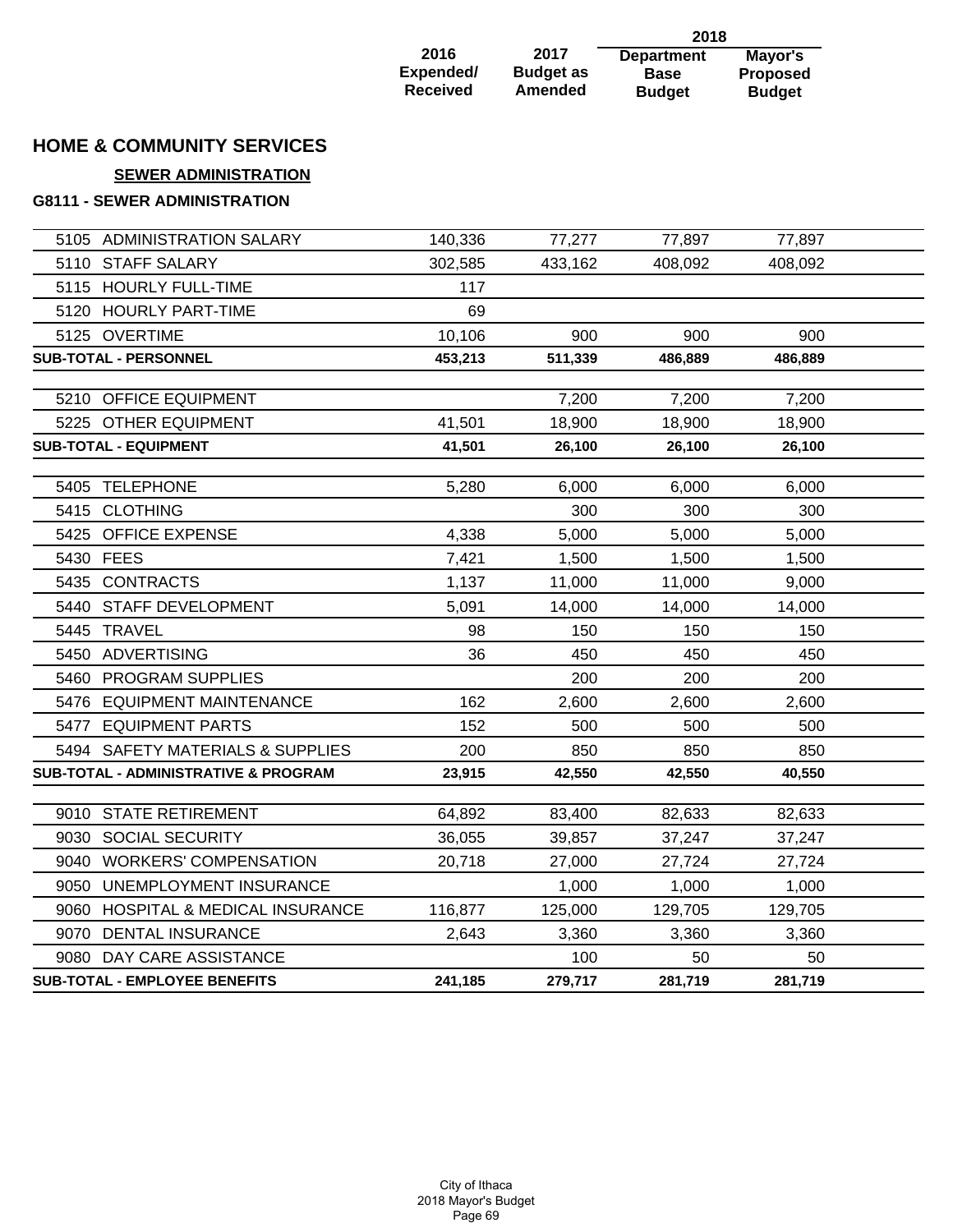## HOME & COMMUNITY SERVICES

### SEWER ADMINISTRATION

#### G8111 - SEWER ADMINISTRATION

| | 2016 Expended/ Received | 2017 Budget as Amended | 2018 Department Base Budget | 2018 Mayor's Proposed Budget |
|---|---|---|---|---|
| 5105 ADMINISTRATION SALARY | 140,336 | 77,277 | 77,897 | 77,897 |
| 5110 STAFF SALARY | 302,585 | 433,162 | 408,092 | 408,092 |
| 5115 HOURLY FULL-TIME | 117 | | | |
| 5120 HOURLY PART-TIME | 69 | | | |
| 5125 OVERTIME | 10,106 | 900 | 900 | 900 |
| **SUB-TOTAL - PERSONNEL** | **453,213** | **511,339** | **486,889** | **486,889** |
| 5210 OFFICE EQUIPMENT | | 7,200 | 7,200 | 7,200 |
| 5225 OTHER EQUIPMENT | 41,501 | 18,900 | 18,900 | 18,900 |
| **SUB-TOTAL - EQUIPMENT** | **41,501** | **26,100** | **26,100** | **26,100** |
| 5405 TELEPHONE | 5,280 | 6,000 | 6,000 | 6,000 |
| 5415 CLOTHING | | 300 | 300 | 300 |
| 5425 OFFICE EXPENSE | 4,338 | 5,000 | 5,000 | 5,000 |
| 5430 FEES | 7,421 | 1,500 | 1,500 | 1,500 |
| 5435 CONTRACTS | 1,137 | 11,000 | 11,000 | 9,000 |
| 5440 STAFF DEVELOPMENT | 5,091 | 14,000 | 14,000 | 14,000 |
| 5445 TRAVEL | 98 | 150 | 150 | 150 |
| 5450 ADVERTISING | 36 | 450 | 450 | 450 |
| 5460 PROGRAM SUPPLIES | | 200 | 200 | 200 |
| 5476 EQUIPMENT MAINTENANCE | 162 | 2,600 | 2,600 | 2,600 |
| 5477 EQUIPMENT PARTS | 152 | 500 | 500 | 500 |
| 5494 SAFETY MATERIALS & SUPPLIES | 200 | 850 | 850 | 850 |
| **SUB-TOTAL - ADMINISTRATIVE & PROGRAM** | **23,915** | **42,550** | **42,550** | **40,550** |
| 9010 STATE RETIREMENT | 64,892 | 83,400 | 82,633 | 82,633 |
| 9030 SOCIAL SECURITY | 36,055 | 39,857 | 37,247 | 37,247 |
| 9040 WORKERS' COMPENSATION | 20,718 | 27,000 | 27,724 | 27,724 |
| 9050 UNEMPLOYMENT INSURANCE | | 1,000 | 1,000 | 1,000 |
| 9060 HOSPITAL & MEDICAL INSURANCE | 116,877 | 125,000 | 129,705 | 129,705 |
| 9070 DENTAL INSURANCE | 2,643 | 3,360 | 3,360 | 3,360 |
| 9080 DAY CARE ASSISTANCE | | 100 | 50 | 50 |
| **SUB-TOTAL - EMPLOYEE BENEFITS** | **241,185** | **279,717** | **281,719** | **281,719** |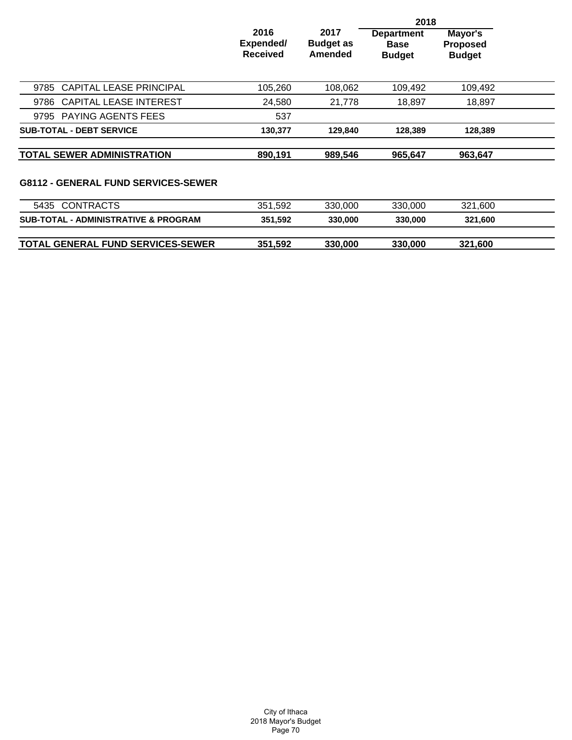| | 2016 Expended/ Received | 2017 Budget as Amended | 2018 Department Base Budget | 2018 Mayor's Proposed Budget |
|---|---|---|---|---|
| 9785 CAPITAL LEASE PRINCIPAL | 105,260 | 108,062 | 109,492 | 109,492 |
| 9786 CAPITAL LEASE INTEREST | 24,580 | 21,778 | 18,897 | 18,897 |
| 9795 PAYING AGENTS FEES | 537 | | | |
| **SUB-TOTAL - DEBT SERVICE** | **130,377** | **129,840** | **128,389** | **128,389** |
| **TOTAL SEWER ADMINISTRATION** | **890,191** | **989,546** | **965,647** | **963,647** |

### G8112 - GENERAL FUND SERVICES-SEWER

| | 2016 Expended/ Received | 2017 Budget as Amended | 2018 Department Base Budget | 2018 Mayor's Proposed Budget |
|---|---|---|---|---|
| 5435 CONTRACTS | 351,592 | 330,000 | 330,000 | 321,600 |
| **SUB-TOTAL - ADMINISTRATIVE & PROGRAM** | **351,592** | **330,000** | **330,000** | **321,600** |
| **TOTAL GENERAL FUND SERVICES-SEWER** | **351,592** | **330,000** | **330,000** | **321,600** |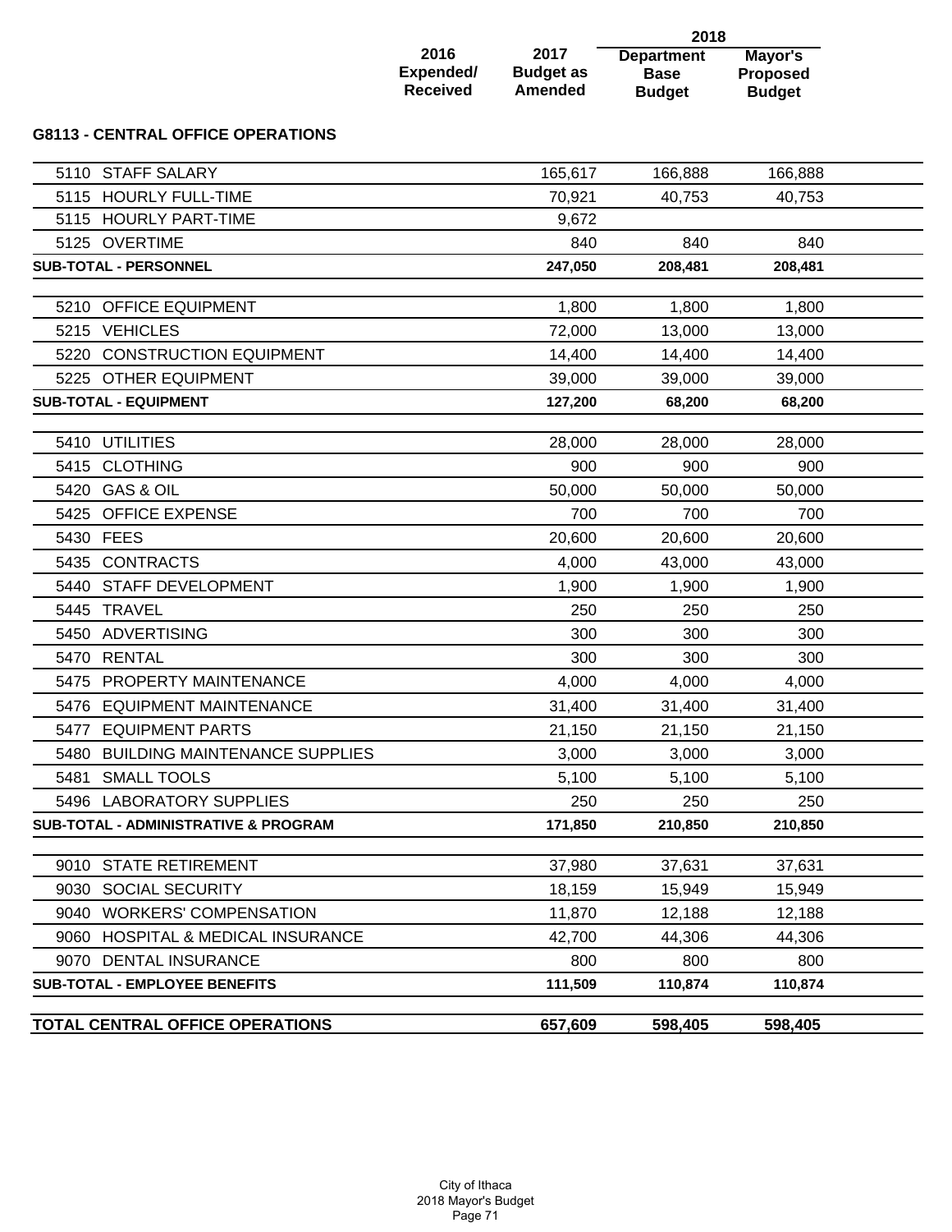| | 2016 Expended/ Received | 2017 Budget as Amended | 2018 Department Base Budget | 2018 Mayor's Proposed Budget |
|---|---|---|---|---|

## G8113 - CENTRAL OFFICE OPERATIONS

| | 2016 Expended/ Received | 2017 Budget as Amended | 2018 Department Base Budget | 2018 Mayor's Proposed Budget |
|---|---|---|---|---|
| 5110 STAFF SALARY | | 165,617 | 166,888 | 166,888 |
| 5115 HOURLY FULL-TIME | | 70,921 | 40,753 | 40,753 |
| 5115 HOURLY PART-TIME | | 9,672 | | |
| 5125 OVERTIME | | 840 | 840 | 840 |
| **SUB-TOTAL - PERSONNEL** | | **247,050** | **208,481** | **208,481** |
| 5210 OFFICE EQUIPMENT | | 1,800 | 1,800 | 1,800 |
| 5215 VEHICLES | | 72,000 | 13,000 | 13,000 |
| 5220 CONSTRUCTION EQUIPMENT | | 14,400 | 14,400 | 14,400 |
| 5225 OTHER EQUIPMENT | | 39,000 | 39,000 | 39,000 |
| **SUB-TOTAL - EQUIPMENT** | | **127,200** | **68,200** | **68,200** |
| 5410 UTILITIES | | 28,000 | 28,000 | 28,000 |
| 5415 CLOTHING | | 900 | 900 | 900 |
| 5420 GAS & OIL | | 50,000 | 50,000 | 50,000 |
| 5425 OFFICE EXPENSE | | 700 | 700 | 700 |
| 5430 FEES | | 20,600 | 20,600 | 20,600 |
| 5435 CONTRACTS | | 4,000 | 43,000 | 43,000 |
| 5440 STAFF DEVELOPMENT | | 1,900 | 1,900 | 1,900 |
| 5445 TRAVEL | | 250 | 250 | 250 |
| 5450 ADVERTISING | | 300 | 300 | 300 |
| 5470 RENTAL | | 300 | 300 | 300 |
| 5475 PROPERTY MAINTENANCE | | 4,000 | 4,000 | 4,000 |
| 5476 EQUIPMENT MAINTENANCE | | 31,400 | 31,400 | 31,400 |
| 5477 EQUIPMENT PARTS | | 21,150 | 21,150 | 21,150 |
| 5480 BUILDING MAINTENANCE SUPPLIES | | 3,000 | 3,000 | 3,000 |
| 5481 SMALL TOOLS | | 5,100 | 5,100 | 5,100 |
| 5496 LABORATORY SUPPLIES | | 250 | 250 | 250 |
| **SUB-TOTAL - ADMINISTRATIVE & PROGRAM** | | **171,850** | **210,850** | **210,850** |
| 9010 STATE RETIREMENT | | 37,980 | 37,631 | 37,631 |
| 9030 SOCIAL SECURITY | | 18,159 | 15,949 | 15,949 |
| 9040 WORKERS' COMPENSATION | | 11,870 | 12,188 | 12,188 |
| 9060 HOSPITAL & MEDICAL INSURANCE | | 42,700 | 44,306 | 44,306 |
| 9070 DENTAL INSURANCE | | 800 | 800 | 800 |
| **SUB-TOTAL - EMPLOYEE BENEFITS** | | **111,509** | **110,874** | **110,874** |
| **TOTAL CENTRAL OFFICE OPERATIONS** | | **657,609** | **598,405** | **598,405** |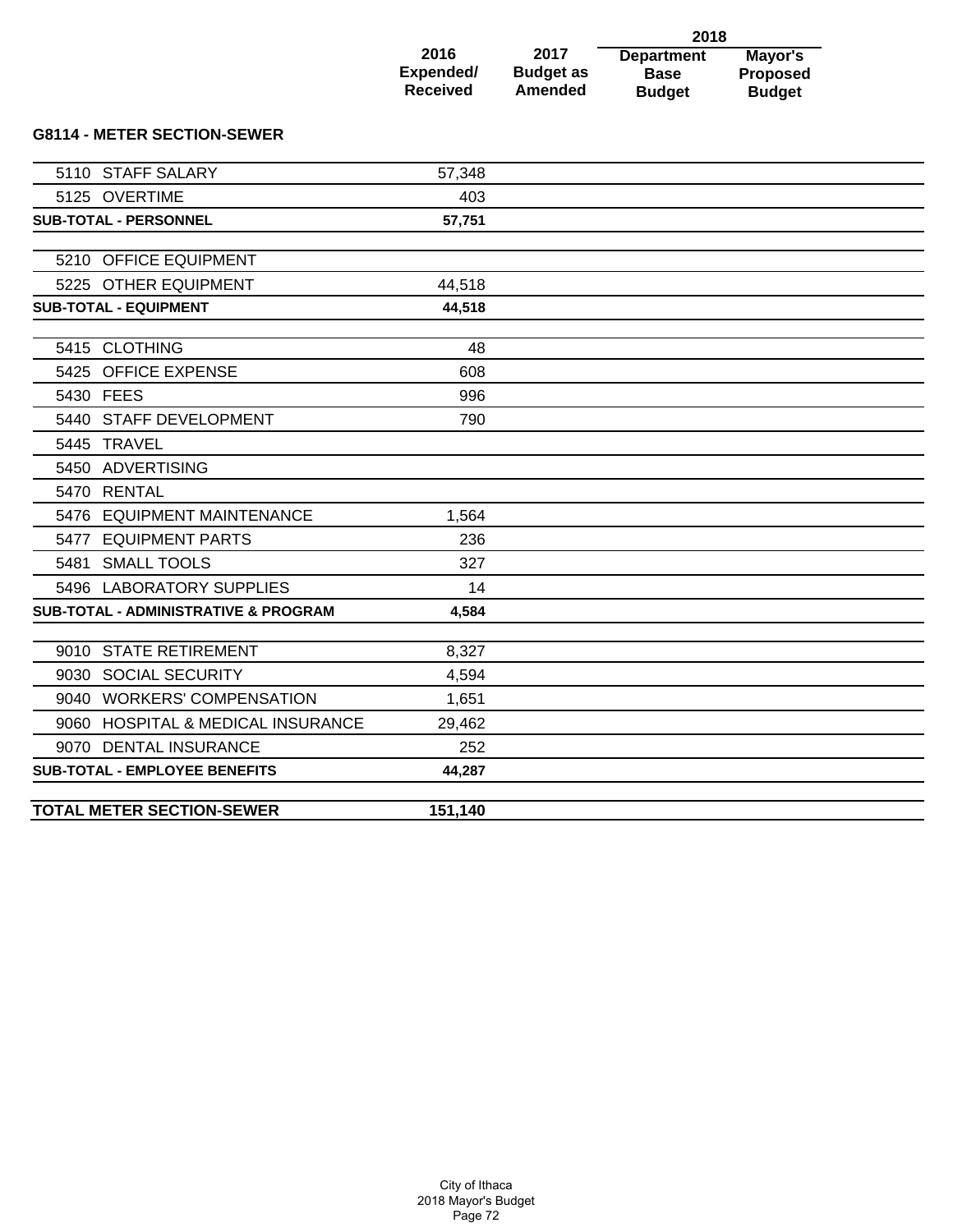## G8114 - METER SECTION-SEWER

| | 2016 Expended/ Received | 2017 Budget as Amended | 2018 Department Base Budget | 2018 Mayor's Proposed Budget |
|---|---|---|---|---|
| 5110 STAFF SALARY | 57,348 | | | |
| 5125 OVERTIME | 403 | | | |
| **SUB-TOTAL - PERSONNEL** | **57,751** | | | |
| 5210 OFFICE EQUIPMENT | | | | |
| 5225 OTHER EQUIPMENT | 44,518 | | | |
| **SUB-TOTAL - EQUIPMENT** | **44,518** | | | |
| 5415 CLOTHING | 48 | | | |
| 5425 OFFICE EXPENSE | 608 | | | |
| 5430 FEES | 996 | | | |
| 5440 STAFF DEVELOPMENT | 790 | | | |
| 5445 TRAVEL | | | | |
| 5450 ADVERTISING | | | | |
| 5470 RENTAL | | | | |
| 5476 EQUIPMENT MAINTENANCE | 1,564 | | | |
| 5477 EQUIPMENT PARTS | 236 | | | |
| 5481 SMALL TOOLS | 327 | | | |
| 5496 LABORATORY SUPPLIES | 14 | | | |
| **SUB-TOTAL - ADMINISTRATIVE & PROGRAM** | **4,584** | | | |
| 9010 STATE RETIREMENT | 8,327 | | | |
| 9030 SOCIAL SECURITY | 4,594 | | | |
| 9040 WORKERS' COMPENSATION | 1,651 | | | |
| 9060 HOSPITAL & MEDICAL INSURANCE | 29,462 | | | |
| 9070 DENTAL INSURANCE | 252 | | | |
| **SUB-TOTAL - EMPLOYEE BENEFITS** | **44,287** | | | |
| **TOTAL METER SECTION-SEWER** | **151,140** | | | |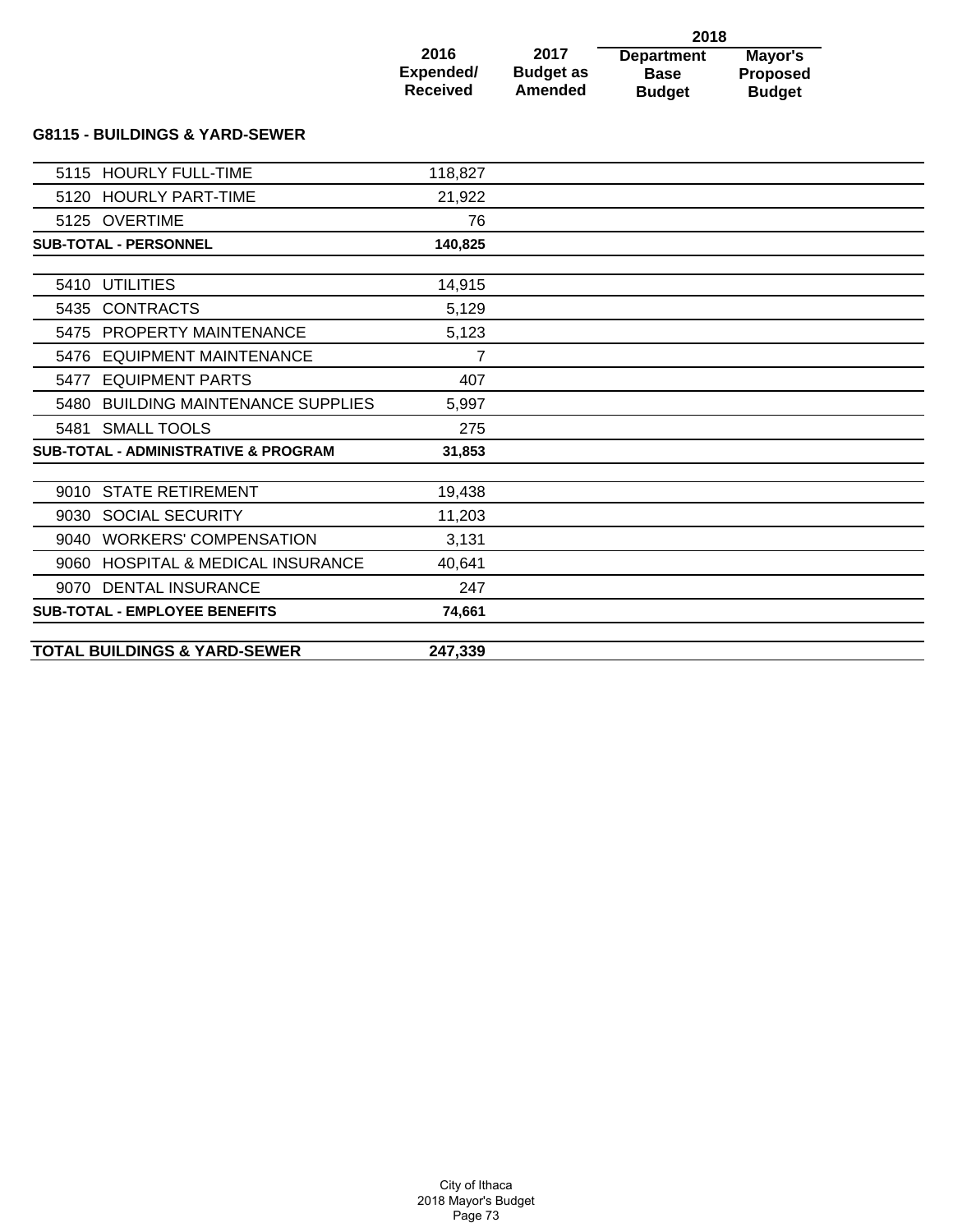| | 2016 Expended/ Received | 2017 Budget as Amended | 2018 Department Base Budget | 2018 Mayor's Proposed Budget |
|---|---|---|---|---|
| **G8115 - BUILDINGS & YARD-SEWER** | | | | |
| 5115 HOURLY FULL-TIME | 118,827 | | | |
| 5120 HOURLY PART-TIME | 21,922 | | | |
| 5125 OVERTIME | 76 | | | |
| **SUB-TOTAL - PERSONNEL** | **140,825** | | | |
| 5410 UTILITIES | 14,915 | | | |
| 5435 CONTRACTS | 5,129 | | | |
| 5475 PROPERTY MAINTENANCE | 5,123 | | | |
| 5476 EQUIPMENT MAINTENANCE | 7 | | | |
| 5477 EQUIPMENT PARTS | 407 | | | |
| 5480 BUILDING MAINTENANCE SUPPLIES | 5,997 | | | |
| 5481 SMALL TOOLS | 275 | | | |
| **SUB-TOTAL - ADMINISTRATIVE & PROGRAM** | **31,853** | | | |
| 9010 STATE RETIREMENT | 19,438 | | | |
| 9030 SOCIAL SECURITY | 11,203 | | | |
| 9040 WORKERS' COMPENSATION | 3,131 | | | |
| 9060 HOSPITAL & MEDICAL INSURANCE | 40,641 | | | |
| 9070 DENTAL INSURANCE | 247 | | | |
| **SUB-TOTAL - EMPLOYEE BENEFITS** | **74,661** | | | |
| **TOTAL BUILDINGS & YARD-SEWER** | **247,339** | | | |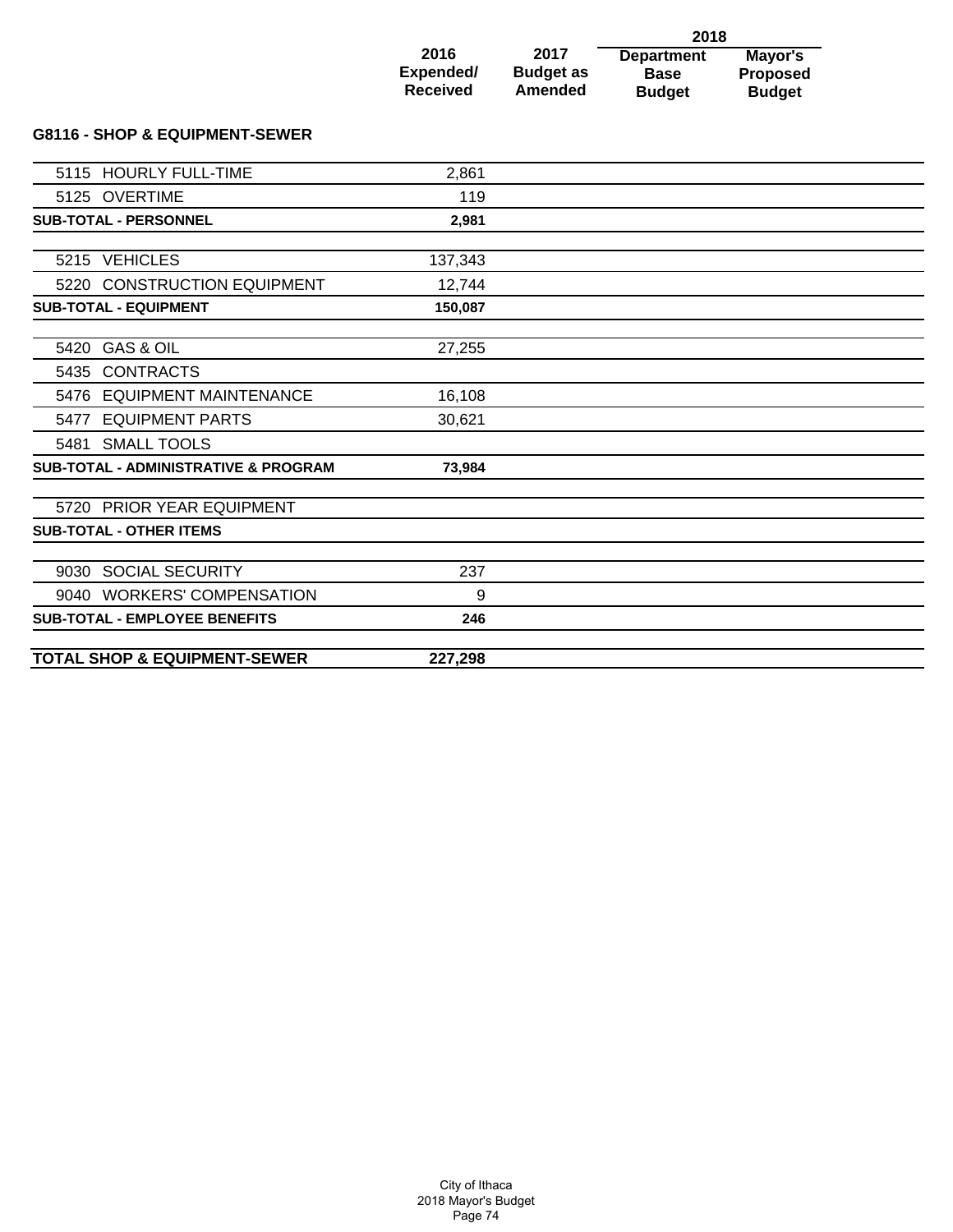| | 2016 Expended/ Received | 2017 Budget as Amended | 2018 Department Base Budget | 2018 Mayor's Proposed Budget |
|---|---|---|---|---|

## G8116 - SHOP & EQUIPMENT-SEWER

| | 2016 Expended/ Received | 2017 Budget as Amended | 2018 Department Base Budget | 2018 Mayor's Proposed Budget |
|---|---|---|---|---|
| 5115 HOURLY FULL-TIME | 2,861 | | | |
| 5125 OVERTIME | 119 | | | |
| **SUB-TOTAL - PERSONNEL** | **2,981** | | | |
| 5215 VEHICLES | 137,343 | | | |
| 5220 CONSTRUCTION EQUIPMENT | 12,744 | | | |
| **SUB-TOTAL - EQUIPMENT** | **150,087** | | | |
| 5420 GAS & OIL | 27,255 | | | |
| 5435 CONTRACTS | | | | |
| 5476 EQUIPMENT MAINTENANCE | 16,108 | | | |
| 5477 EQUIPMENT PARTS | 30,621 | | | |
| 5481 SMALL TOOLS | | | | |
| **SUB-TOTAL - ADMINISTRATIVE & PROGRAM** | **73,984** | | | |
| 5720 PRIOR YEAR EQUIPMENT | | | | |
| **SUB-TOTAL - OTHER ITEMS** | | | | |
| 9030 SOCIAL SECURITY | 237 | | | |
| 9040 WORKERS' COMPENSATION | 9 | | | |
| **SUB-TOTAL - EMPLOYEE BENEFITS** | **246** | | | |
| **TOTAL SHOP & EQUIPMENT-SEWER** | **227,298** | | | |

City of Ithaca
2018 Mayor's Budget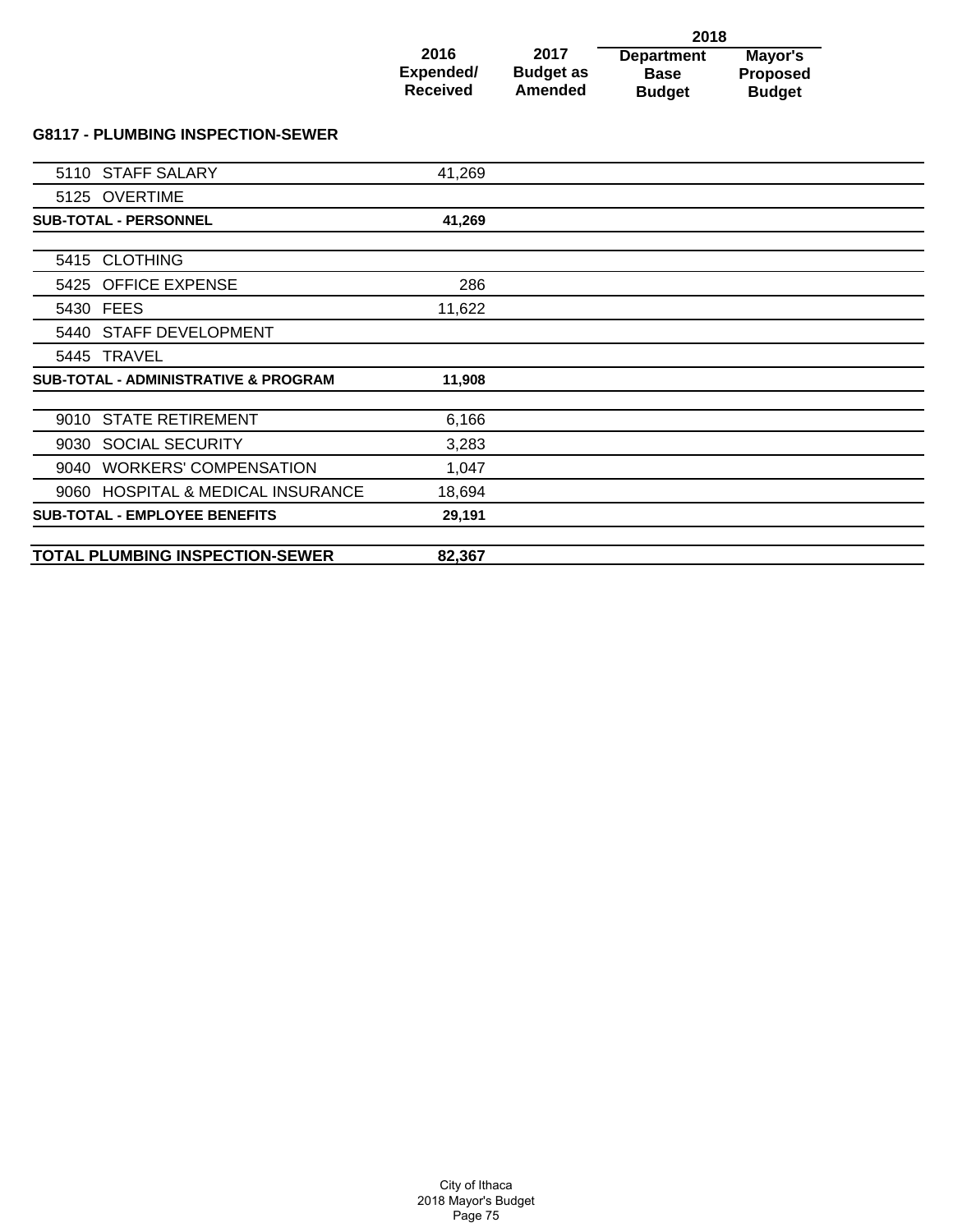| | 2016 Expended/ Received | 2017 Budget as Amended | 2018 Department Base Budget | 2018 Mayor's Proposed Budget |
|---|---|---|---|---|
| **G8117 - PLUMBING INSPECTION-SEWER** | | | | |
| 5110 STAFF SALARY | 41,269 | | | |
| 5125 OVERTIME | | | | |
| **SUB-TOTAL - PERSONNEL** | **41,269** | | | |
| 5415 CLOTHING | | | | |
| 5425 OFFICE EXPENSE | 286 | | | |
| 5430 FEES | 11,622 | | | |
| 5440 STAFF DEVELOPMENT | | | | |
| 5445 TRAVEL | | | | |
| **SUB-TOTAL - ADMINISTRATIVE & PROGRAM** | **11,908** | | | |
| 9010 STATE RETIREMENT | 6,166 | | | |
| 9030 SOCIAL SECURITY | 3,283 | | | |
| 9040 WORKERS' COMPENSATION | 1,047 | | | |
| 9060 HOSPITAL & MEDICAL INSURANCE | 18,694 | | | |
| **SUB-TOTAL - EMPLOYEE BENEFITS** | **29,191** | | | |
| **TOTAL PLUMBING INSPECTION-SEWER** | **82,367** | | | |

City of Ithaca
2018 Mayor's Budget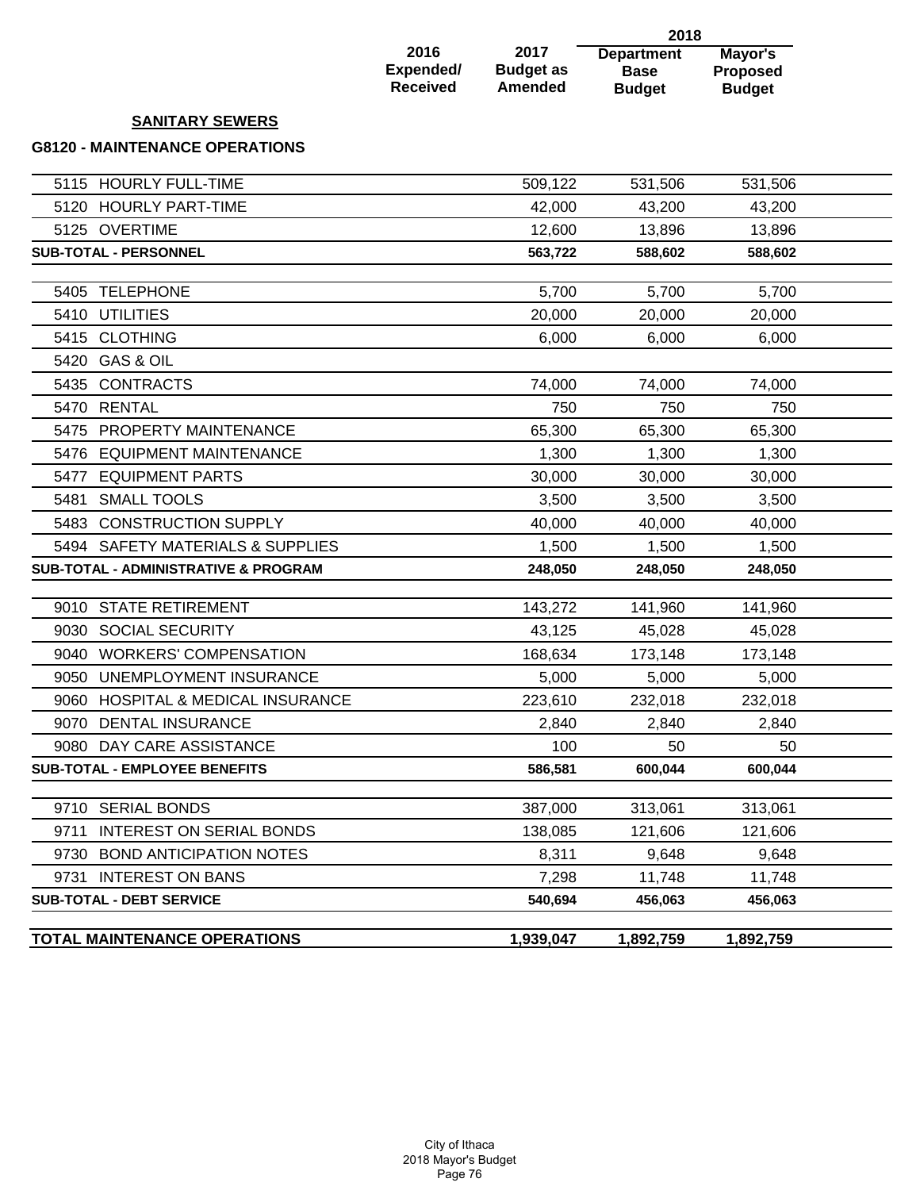## SANITARY SEWERS

### G8120 - MAINTENANCE OPERATIONS

| | 2016 Expended/ Received | 2017 Budget as Amended | 2018 Department Base Budget | 2018 Mayor's Proposed Budget |
|---|---|---|---|---|
| 5115 HOURLY FULL-TIME | | 509,122 | 531,506 | 531,506 |
| 5120 HOURLY PART-TIME | | 42,000 | 43,200 | 43,200 |
| 5125 OVERTIME | | 12,600 | 13,896 | 13,896 |
| **SUB-TOTAL - PERSONNEL** | | **563,722** | **588,602** | **588,602** |
| 5405 TELEPHONE | | 5,700 | 5,700 | 5,700 |
| 5410 UTILITIES | | 20,000 | 20,000 | 20,000 |
| 5415 CLOTHING | | 6,000 | 6,000 | 6,000 |
| 5420 GAS & OIL | | | | |
| 5435 CONTRACTS | | 74,000 | 74,000 | 74,000 |
| 5470 RENTAL | | 750 | 750 | 750 |
| 5475 PROPERTY MAINTENANCE | | 65,300 | 65,300 | 65,300 |
| 5476 EQUIPMENT MAINTENANCE | | 1,300 | 1,300 | 1,300 |
| 5477 EQUIPMENT PARTS | | 30,000 | 30,000 | 30,000 |
| 5481 SMALL TOOLS | | 3,500 | 3,500 | 3,500 |
| 5483 CONSTRUCTION SUPPLY | | 40,000 | 40,000 | 40,000 |
| 5494 SAFETY MATERIALS & SUPPLIES | | 1,500 | 1,500 | 1,500 |
| **SUB-TOTAL - ADMINISTRATIVE & PROGRAM** | | **248,050** | **248,050** | **248,050** |
| 9010 STATE RETIREMENT | | 143,272 | 141,960 | 141,960 |
| 9030 SOCIAL SECURITY | | 43,125 | 45,028 | 45,028 |
| 9040 WORKERS' COMPENSATION | | 168,634 | 173,148 | 173,148 |
| 9050 UNEMPLOYMENT INSURANCE | | 5,000 | 5,000 | 5,000 |
| 9060 HOSPITAL & MEDICAL INSURANCE | | 223,610 | 232,018 | 232,018 |
| 9070 DENTAL INSURANCE | | 2,840 | 2,840 | 2,840 |
| 9080 DAY CARE ASSISTANCE | | 100 | 50 | 50 |
| **SUB-TOTAL - EMPLOYEE BENEFITS** | | **586,581** | **600,044** | **600,044** |
| 9710 SERIAL BONDS | | 387,000 | 313,061 | 313,061 |
| 9711 INTEREST ON SERIAL BONDS | | 138,085 | 121,606 | 121,606 |
| 9730 BOND ANTICIPATION NOTES | | 8,311 | 9,648 | 9,648 |
| 9731 INTEREST ON BANS | | 7,298 | 11,748 | 11,748 |
| **SUB-TOTAL - DEBT SERVICE** | | **540,694** | **456,063** | **456,063** |
| **TOTAL MAINTENANCE OPERATIONS** | | **1,939,047** | **1,892,759** | **1,892,759** |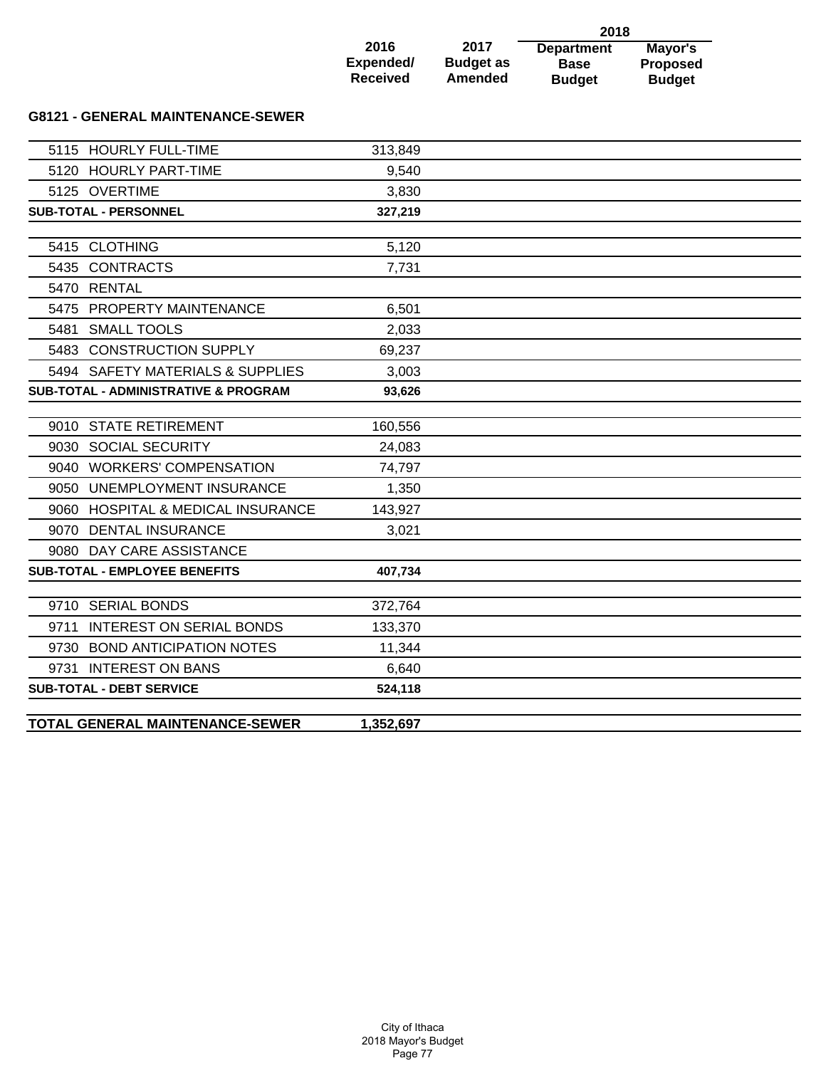## G8121 - GENERAL MAINTENANCE-SEWER

| | 2016 Expended/ Received | 2017 Budget as Amended | 2018 Department Base Budget | 2018 Mayor's Proposed Budget |
|---|---|---|---|---|
| 5115 HOURLY FULL-TIME | 313,849 | | | |
| 5120 HOURLY PART-TIME | 9,540 | | | |
| 5125 OVERTIME | 3,830 | | | |
| **SUB-TOTAL - PERSONNEL** | **327,219** | | | |
| 5415 CLOTHING | 5,120 | | | |
| 5435 CONTRACTS | 7,731 | | | |
| 5470 RENTAL | | | | |
| 5475 PROPERTY MAINTENANCE | 6,501 | | | |
| 5481 SMALL TOOLS | 2,033 | | | |
| 5483 CONSTRUCTION SUPPLY | 69,237 | | | |
| 5494 SAFETY MATERIALS & SUPPLIES | 3,003 | | | |
| **SUB-TOTAL - ADMINISTRATIVE & PROGRAM** | **93,626** | | | |
| 9010 STATE RETIREMENT | 160,556 | | | |
| 9030 SOCIAL SECURITY | 24,083 | | | |
| 9040 WORKERS' COMPENSATION | 74,797 | | | |
| 9050 UNEMPLOYMENT INSURANCE | 1,350 | | | |
| 9060 HOSPITAL & MEDICAL INSURANCE | 143,927 | | | |
| 9070 DENTAL INSURANCE | 3,021 | | | |
| 9080 DAY CARE ASSISTANCE | | | | |
| **SUB-TOTAL - EMPLOYEE BENEFITS** | **407,734** | | | |
| 9710 SERIAL BONDS | 372,764 | | | |
| 9711 INTEREST ON SERIAL BONDS | 133,370 | | | |
| 9730 BOND ANTICIPATION NOTES | 11,344 | | | |
| 9731 INTEREST ON BANS | 6,640 | | | |
| **SUB-TOTAL - DEBT SERVICE** | **524,118** | | | |
| **TOTAL GENERAL MAINTENANCE-SEWER** | **1,352,697** | | | |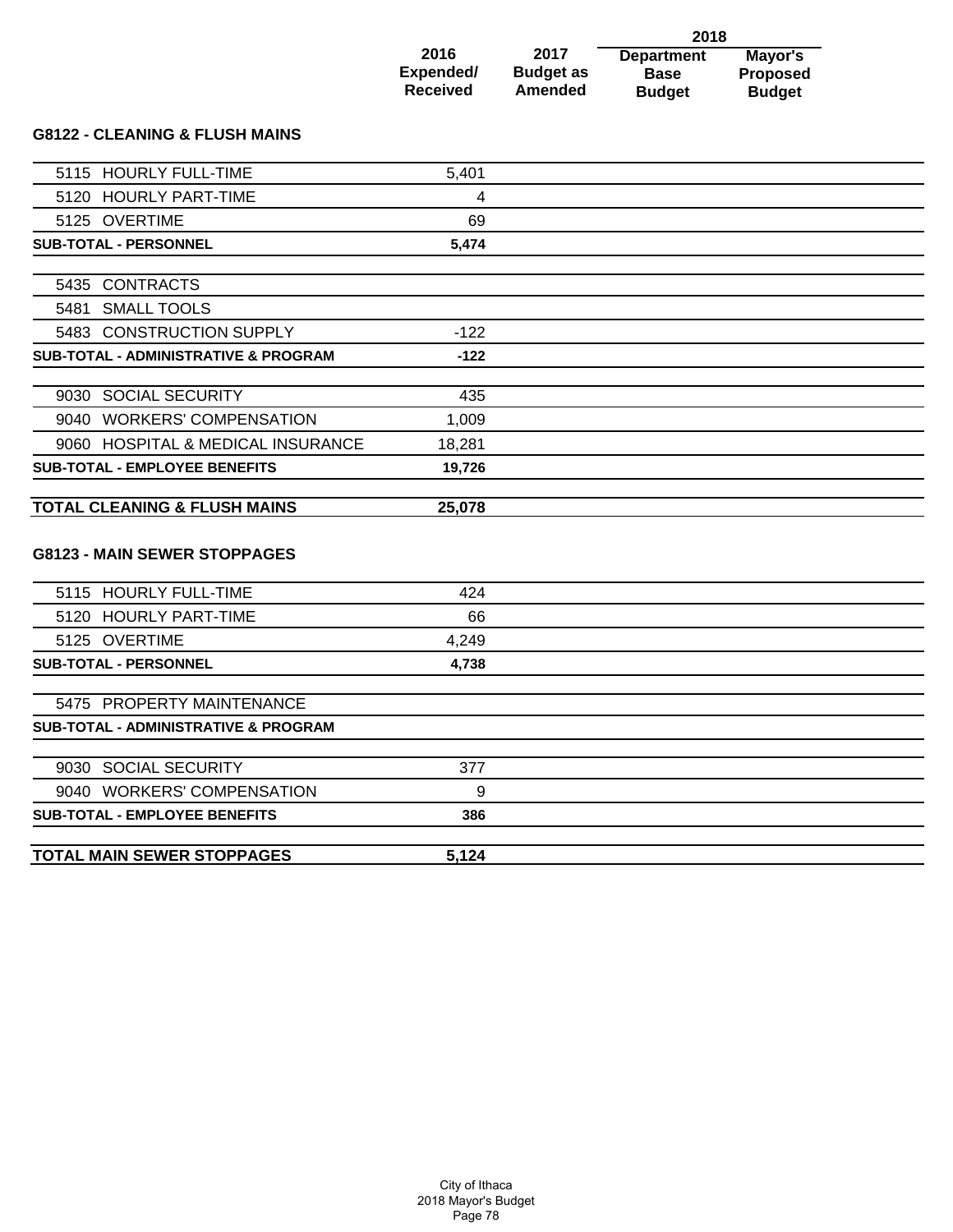| | 2016 Expended/ Received | 2017 Budget as Amended | 2018 Department Base Budget | 2018 Mayor's Proposed Budget |
|---|---|---|---|---|

### G8122 - CLEANING & FLUSH MAINS

| | 2016 Expended/ Received | 2017 Budget as Amended | 2018 Department Base Budget | 2018 Mayor's Proposed Budget |
|---|---|---|---|---|
| 5115 HOURLY FULL-TIME | 5,401 | | | |
| 5120 HOURLY PART-TIME | 4 | | | |
| 5125 OVERTIME | 69 | | | |
| **SUB-TOTAL - PERSONNEL** | **5,474** | | | |
| 5435 CONTRACTS | | | | |
| 5481 SMALL TOOLS | | | | |
| 5483 CONSTRUCTION SUPPLY | -122 | | | |
| **SUB-TOTAL - ADMINISTRATIVE & PROGRAM** | **-122** | | | |
| 9030 SOCIAL SECURITY | 435 | | | |
| 9040 WORKERS' COMPENSATION | 1,009 | | | |
| 9060 HOSPITAL & MEDICAL INSURANCE | 18,281 | | | |
| **SUB-TOTAL - EMPLOYEE BENEFITS** | **19,726** | | | |
| **TOTAL CLEANING & FLUSH MAINS** | **25,078** | | | |

### G8123 - MAIN SEWER STOPPAGES

| | 2016 Expended/ Received | 2017 Budget as Amended | 2018 Department Base Budget | 2018 Mayor's Proposed Budget |
|---|---|---|---|---|
| 5115 HOURLY FULL-TIME | 424 | | | |
| 5120 HOURLY PART-TIME | 66 | | | |
| 5125 OVERTIME | 4,249 | | | |
| **SUB-TOTAL - PERSONNEL** | **4,738** | | | |
| 5475 PROPERTY MAINTENANCE | | | | |
| **SUB-TOTAL - ADMINISTRATIVE & PROGRAM** | | | | |
| 9030 SOCIAL SECURITY | 377 | | | |
| 9040 WORKERS' COMPENSATION | 9 | | | |
| **SUB-TOTAL - EMPLOYEE BENEFITS** | **386** | | | |
| **TOTAL MAIN SEWER STOPPAGES** | **5,124** | | | |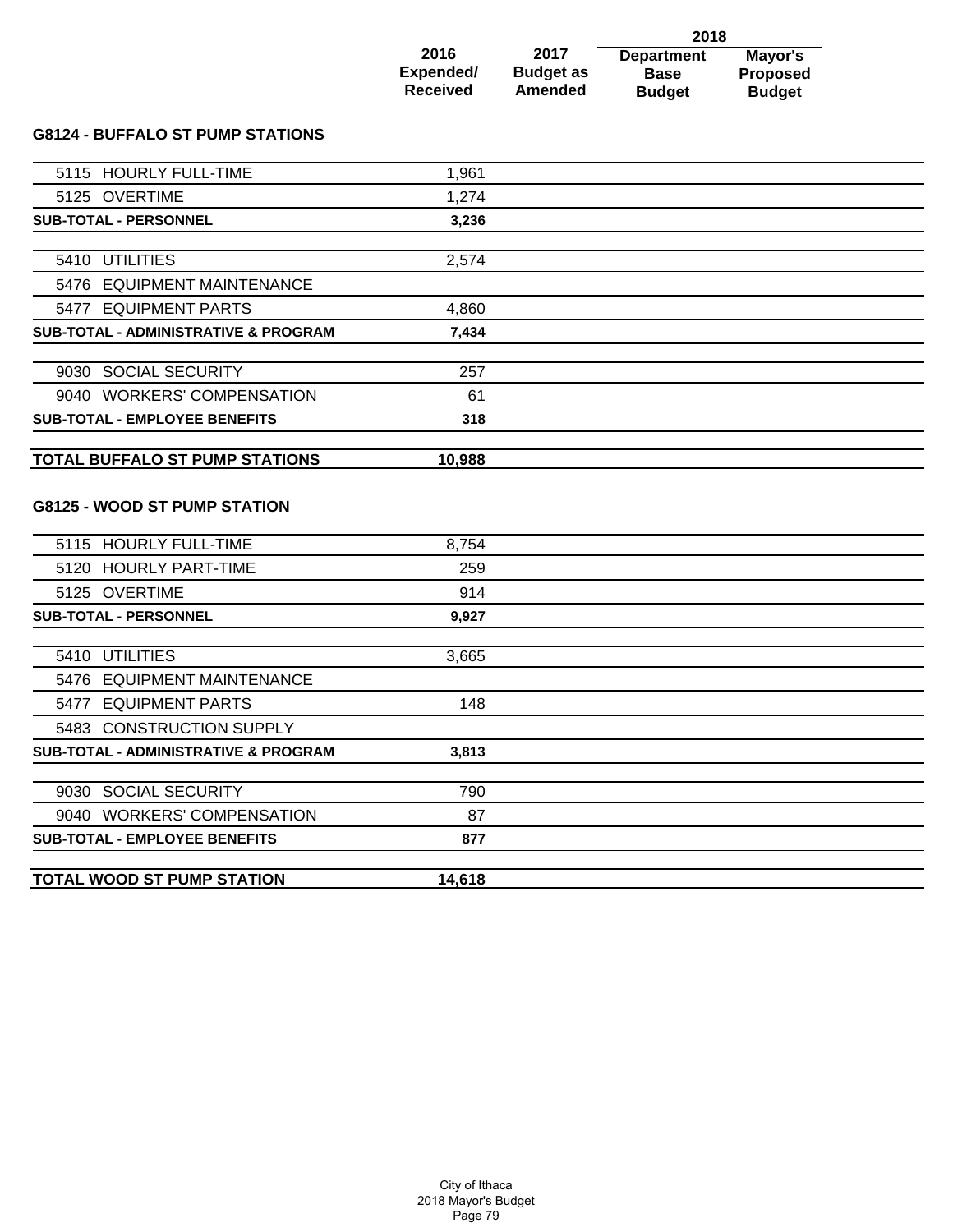| | 2016 Expended/ Received | 2017 Budget as Amended | 2018 Department Base Budget | 2018 Mayor's Proposed Budget |
|---|---|---|---|---|

### G8124 - BUFFALO ST PUMP STATIONS

| | 2016 Expended/ Received | 2017 Budget as Amended | 2018 Department Base Budget | 2018 Mayor's Proposed Budget |
|---|---|---|---|---|
| 5115 HOURLY FULL-TIME | 1,961 | | | |
| 5125 OVERTIME | 1,274 | | | |
| **SUB-TOTAL - PERSONNEL** | **3,236** | | | |
| 5410 UTILITIES | 2,574 | | | |
| 5476 EQUIPMENT MAINTENANCE | | | | |
| 5477 EQUIPMENT PARTS | 4,860 | | | |
| **SUB-TOTAL - ADMINISTRATIVE & PROGRAM** | **7,434** | | | |
| 9030 SOCIAL SECURITY | 257 | | | |
| 9040 WORKERS' COMPENSATION | 61 | | | |
| **SUB-TOTAL - EMPLOYEE BENEFITS** | **318** | | | |
| **TOTAL BUFFALO ST PUMP STATIONS** | **10,988** | | | |

### G8125 - WOOD ST PUMP STATION

| | 2016 Expended/ Received | 2017 Budget as Amended | 2018 Department Base Budget | 2018 Mayor's Proposed Budget |
|---|---|---|---|---|
| 5115 HOURLY FULL-TIME | 8,754 | | | |
| 5120 HOURLY PART-TIME | 259 | | | |
| 5125 OVERTIME | 914 | | | |
| **SUB-TOTAL - PERSONNEL** | **9,927** | | | |
| 5410 UTILITIES | 3,665 | | | |
| 5476 EQUIPMENT MAINTENANCE | | | | |
| 5477 EQUIPMENT PARTS | 148 | | | |
| 5483 CONSTRUCTION SUPPLY | | | | |
| **SUB-TOTAL - ADMINISTRATIVE & PROGRAM** | **3,813** | | | |
| 9030 SOCIAL SECURITY | 790 | | | |
| 9040 WORKERS' COMPENSATION | 87 | | | |
| **SUB-TOTAL - EMPLOYEE BENEFITS** | **877** | | | |
| **TOTAL WOOD ST PUMP STATION** | **14,618** | | | |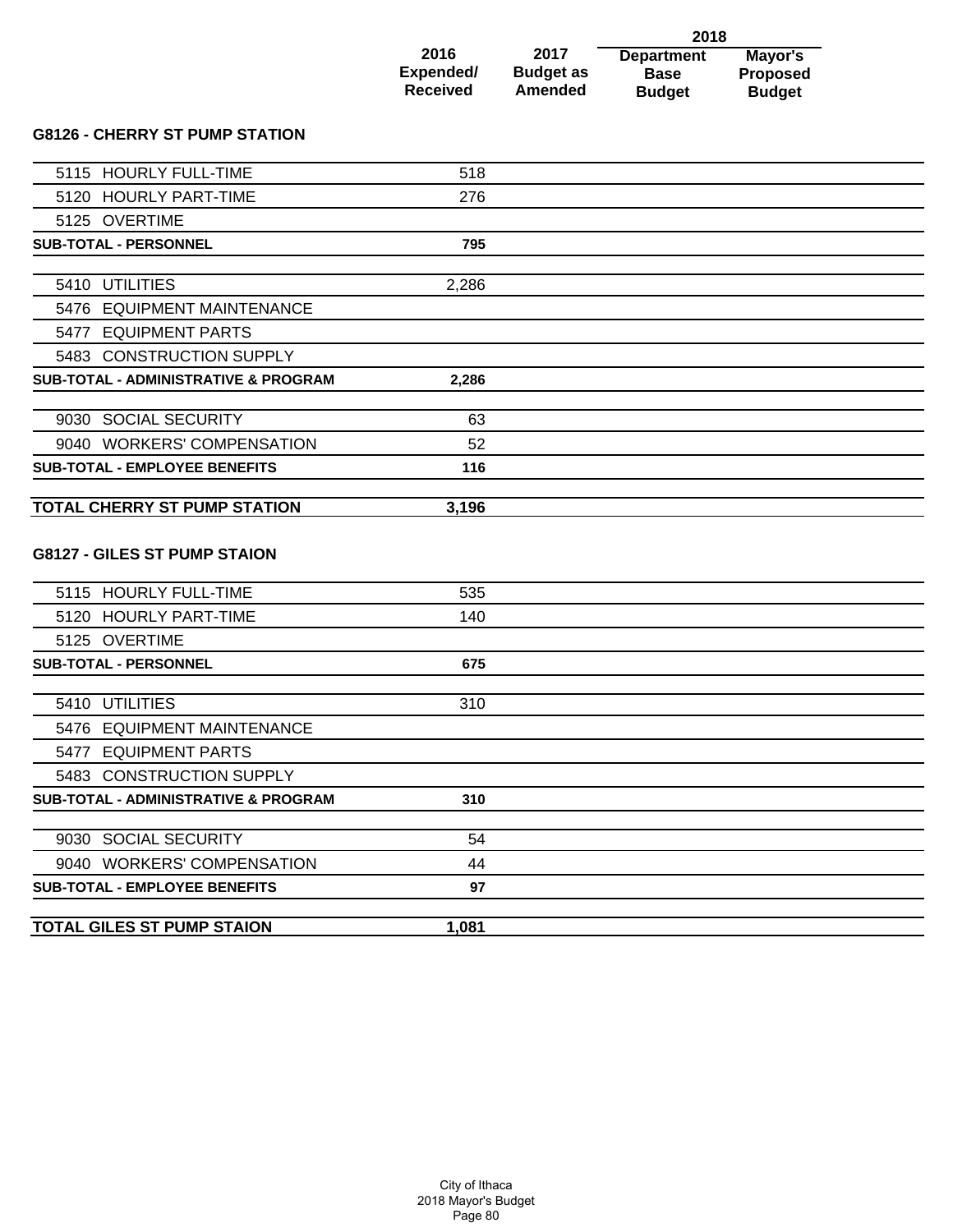| | 2016 Expended/ Received | 2017 Budget as Amended | 2018 Department Base Budget | 2018 Mayor's Proposed Budget |
|---|---|---|---|---|

## G8126 - CHERRY ST PUMP STATION

| | 2016 Expended/ Received | 2017 Budget as Amended | 2018 Department Base Budget | 2018 Mayor's Proposed Budget |
|---|---|---|---|---|
| 5115 HOURLY FULL-TIME | 518 | | | |
| 5120 HOURLY PART-TIME | 276 | | | |
| 5125 OVERTIME | | | | |
| **SUB-TOTAL - PERSONNEL** | **795** | | | |
| 5410 UTILITIES | 2,286 | | | |
| 5476 EQUIPMENT MAINTENANCE | | | | |
| 5477 EQUIPMENT PARTS | | | | |
| 5483 CONSTRUCTION SUPPLY | | | | |
| **SUB-TOTAL - ADMINISTRATIVE & PROGRAM** | **2,286** | | | |
| 9030 SOCIAL SECURITY | 63 | | | |
| 9040 WORKERS' COMPENSATION | 52 | | | |
| **SUB-TOTAL - EMPLOYEE BENEFITS** | **116** | | | |
| **TOTAL CHERRY ST PUMP STATION** | **3,196** | | | |

## G8127 - GILES ST PUMP STAION

| | 2016 Expended/ Received | 2017 Budget as Amended | 2018 Department Base Budget | 2018 Mayor's Proposed Budget |
|---|---|---|---|---|
| 5115 HOURLY FULL-TIME | 535 | | | |
| 5120 HOURLY PART-TIME | 140 | | | |
| 5125 OVERTIME | | | | |
| **SUB-TOTAL - PERSONNEL** | **675** | | | |
| 5410 UTILITIES | 310 | | | |
| 5476 EQUIPMENT MAINTENANCE | | | | |
| 5477 EQUIPMENT PARTS | | | | |
| 5483 CONSTRUCTION SUPPLY | | | | |
| **SUB-TOTAL - ADMINISTRATIVE & PROGRAM** | **310** | | | |
| 9030 SOCIAL SECURITY | 54 | | | |
| 9040 WORKERS' COMPENSATION | 44 | | | |
| **SUB-TOTAL - EMPLOYEE BENEFITS** | **97** | | | |
| **TOTAL GILES ST PUMP STAION** | **1,081** | | | |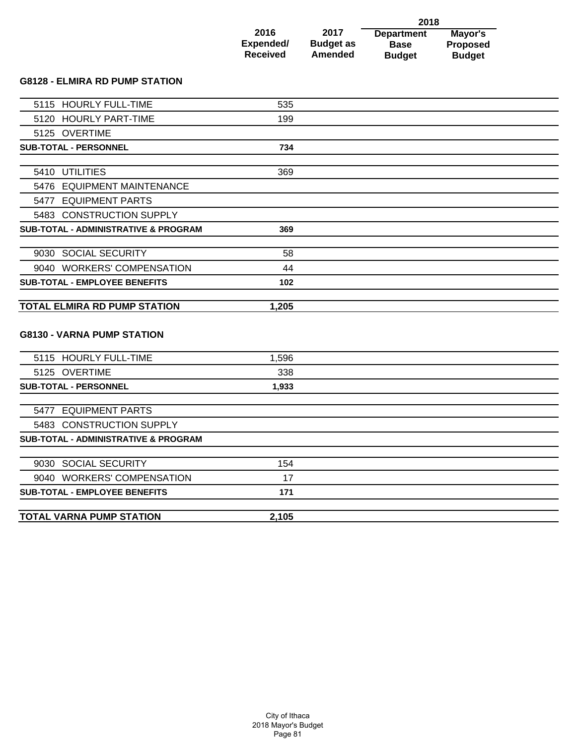| | 2016 Expended/ Received | 2017 Budget as Amended | 2018 Department Base Budget | 2018 Mayor's Proposed Budget |
|---|---|---|---|---|
| **G8128 - ELMIRA RD PUMP STATION** | | | | |
| 5115 HOURLY FULL-TIME | 535 | | | |
| 5120 HOURLY PART-TIME | 199 | | | |
| 5125 OVERTIME | | | | |
| **SUB-TOTAL - PERSONNEL** | **734** | | | |
| 5410 UTILITIES | 369 | | | |
| 5476 EQUIPMENT MAINTENANCE | | | | |
| 5477 EQUIPMENT PARTS | | | | |
| 5483 CONSTRUCTION SUPPLY | | | | |
| **SUB-TOTAL - ADMINISTRATIVE & PROGRAM** | **369** | | | |
| 9030 SOCIAL SECURITY | 58 | | | |
| 9040 WORKERS' COMPENSATION | 44 | | | |
| **SUB-TOTAL - EMPLOYEE BENEFITS** | **102** | | | |
| **TOTAL ELMIRA RD PUMP STATION** | **1,205** | | | |
| **G8130 - VARNA PUMP STATION** | | | | |
| 5115 HOURLY FULL-TIME | 1,596 | | | |
| 5125 OVERTIME | 338 | | | |
| **SUB-TOTAL - PERSONNEL** | **1,933** | | | |
| 5477 EQUIPMENT PARTS | | | | |
| 5483 CONSTRUCTION SUPPLY | | | | |
| **SUB-TOTAL - ADMINISTRATIVE & PROGRAM** | | | | |
| 9030 SOCIAL SECURITY | 154 | | | |
| 9040 WORKERS' COMPENSATION | 17 | | | |
| **SUB-TOTAL - EMPLOYEE BENEFITS** | **171** | | | |
| **TOTAL VARNA PUMP STATION** | **2,105** | | | |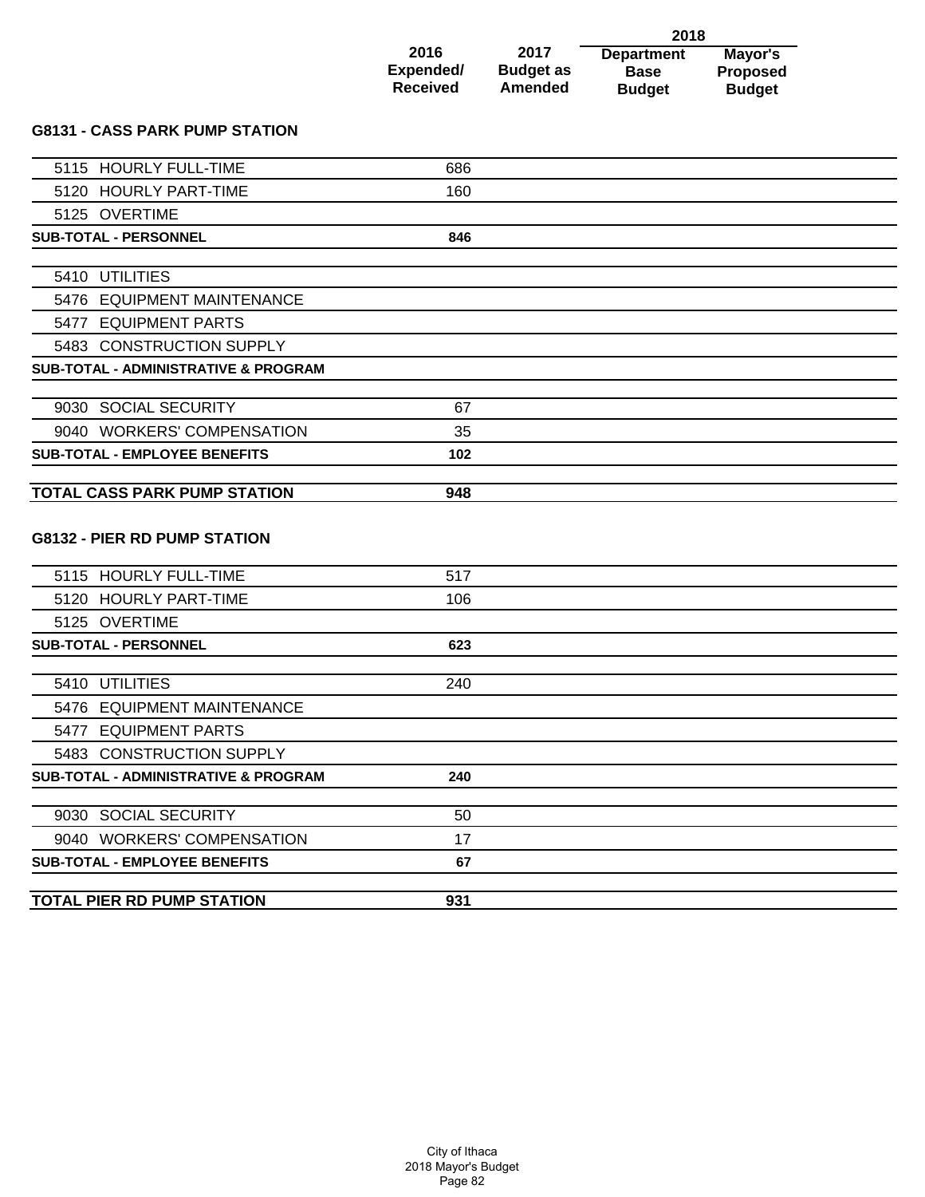| | 2016 Expended/ Received | 2017 Budget as Amended | 2018 Department Base Budget | 2018 Mayor's Proposed Budget |
|---|---|---|---|---|

## G8131 - CASS PARK PUMP STATION

| | 2016 Expended/ Received | 2017 Budget as Amended | 2018 Department Base Budget | 2018 Mayor's Proposed Budget |
|---|---|---|---|---|
| 5115 HOURLY FULL-TIME | 686 | | | |
| 5120 HOURLY PART-TIME | 160 | | | |
| 5125 OVERTIME | | | | |
| **SUB-TOTAL - PERSONNEL** | **846** | | | |
| 5410 UTILITIES | | | | |
| 5476 EQUIPMENT MAINTENANCE | | | | |
| 5477 EQUIPMENT PARTS | | | | |
| 5483 CONSTRUCTION SUPPLY | | | | |
| **SUB-TOTAL - ADMINISTRATIVE & PROGRAM** | | | | |
| 9030 SOCIAL SECURITY | 67 | | | |
| 9040 WORKERS' COMPENSATION | 35 | | | |
| **SUB-TOTAL - EMPLOYEE BENEFITS** | **102** | | | |
| **TOTAL CASS PARK PUMP STATION** | **948** | | | |

## G8132 - PIER RD PUMP STATION

| | 2016 Expended/ Received | 2017 Budget as Amended | 2018 Department Base Budget | 2018 Mayor's Proposed Budget |
|---|---|---|---|---|
| 5115 HOURLY FULL-TIME | 517 | | | |
| 5120 HOURLY PART-TIME | 106 | | | |
| 5125 OVERTIME | | | | |
| **SUB-TOTAL - PERSONNEL** | **623** | | | |
| 5410 UTILITIES | 240 | | | |
| 5476 EQUIPMENT MAINTENANCE | | | | |
| 5477 EQUIPMENT PARTS | | | | |
| 5483 CONSTRUCTION SUPPLY | | | | |
| **SUB-TOTAL - ADMINISTRATIVE & PROGRAM** | **240** | | | |
| 9030 SOCIAL SECURITY | 50 | | | |
| 9040 WORKERS' COMPENSATION | 17 | | | |
| **SUB-TOTAL - EMPLOYEE BENEFITS** | **67** | | | |
| **TOTAL PIER RD PUMP STATION** | **931** | | | |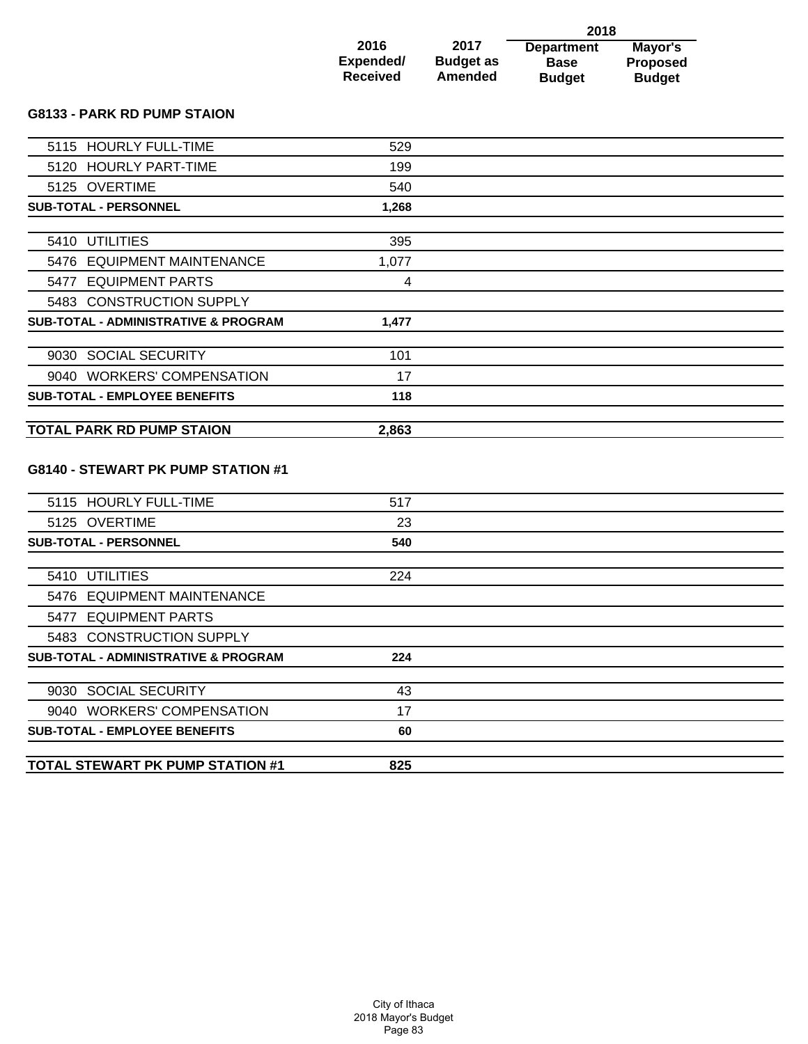| | 2016 Expended/ Received | 2017 Budget as Amended | 2018 Department Base Budget | 2018 Mayor's Proposed Budget |
|---|---|---|---|---|

## G8133 - PARK RD PUMP STAION

| | 2016 Expended/ Received | 2017 Budget as Amended | 2018 Department Base Budget | 2018 Mayor's Proposed Budget |
|---|---|---|---|---|
| 5115 HOURLY FULL-TIME | 529 | | | |
| 5120 HOURLY PART-TIME | 199 | | | |
| 5125 OVERTIME | 540 | | | |
| **SUB-TOTAL - PERSONNEL** | **1,268** | | | |
| 5410 UTILITIES | 395 | | | |
| 5476 EQUIPMENT MAINTENANCE | 1,077 | | | |
| 5477 EQUIPMENT PARTS | 4 | | | |
| 5483 CONSTRUCTION SUPPLY | | | | |
| **SUB-TOTAL - ADMINISTRATIVE & PROGRAM** | **1,477** | | | |
| 9030 SOCIAL SECURITY | 101 | | | |
| 9040 WORKERS' COMPENSATION | 17 | | | |
| **SUB-TOTAL - EMPLOYEE BENEFITS** | **118** | | | |
| **TOTAL PARK RD PUMP STAION** | **2,863** | | | |

## G8140 - STEWART PK PUMP STATION #1

| | 2016 Expended/ Received | 2017 Budget as Amended | 2018 Department Base Budget | 2018 Mayor's Proposed Budget |
|---|---|---|---|---|
| 5115 HOURLY FULL-TIME | 517 | | | |
| 5125 OVERTIME | 23 | | | |
| **SUB-TOTAL - PERSONNEL** | **540** | | | |
| 5410 UTILITIES | 224 | | | |
| 5476 EQUIPMENT MAINTENANCE | | | | |
| 5477 EQUIPMENT PARTS | | | | |
| 5483 CONSTRUCTION SUPPLY | | | | |
| **SUB-TOTAL - ADMINISTRATIVE & PROGRAM** | **224** | | | |
| 9030 SOCIAL SECURITY | 43 | | | |
| 9040 WORKERS' COMPENSATION | 17 | | | |
| **SUB-TOTAL - EMPLOYEE BENEFITS** | **60** | | | |
| **TOTAL STEWART PK PUMP STATION #1** | **825** | | | |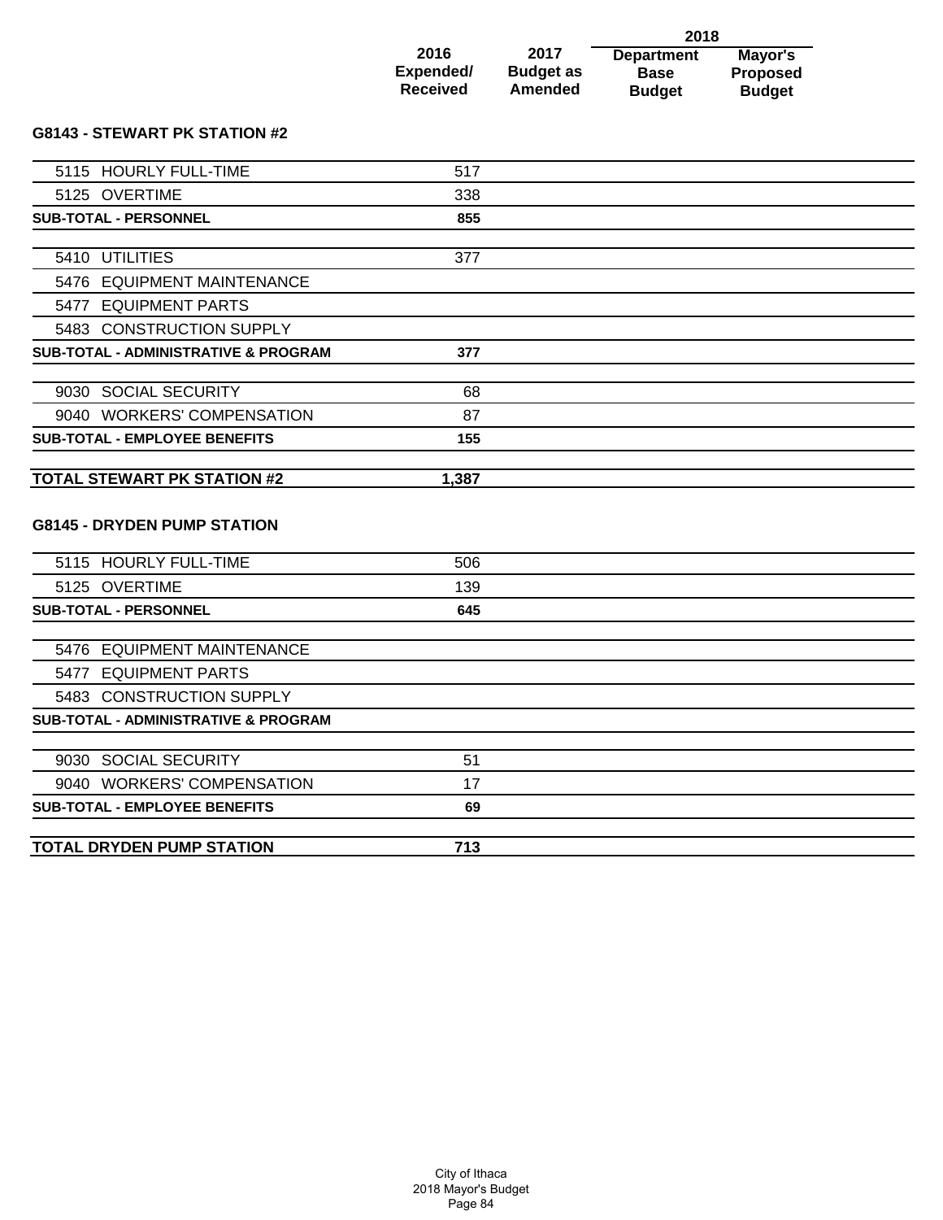| | 2016 Expended/ Received | 2017 Budget as Amended | 2018 Department Base Budget | 2018 Mayor's Proposed Budget |
|---|---|---|---|---|

### G8143 - STEWART PK STATION #2

| | 2016 Expended/ Received | 2017 Budget as Amended | 2018 Department Base Budget | 2018 Mayor's Proposed Budget |
|---|---|---|---|---|
| 5115 HOURLY FULL-TIME | 517 | | | |
| 5125 OVERTIME | 338 | | | |
| **SUB-TOTAL - PERSONNEL** | **855** | | | |
| 5410 UTILITIES | 377 | | | |
| 5476 EQUIPMENT MAINTENANCE | | | | |
| 5477 EQUIPMENT PARTS | | | | |
| 5483 CONSTRUCTION SUPPLY | | | | |
| **SUB-TOTAL - ADMINISTRATIVE & PROGRAM** | **377** | | | |
| 9030 SOCIAL SECURITY | 68 | | | |
| 9040 WORKERS' COMPENSATION | 87 | | | |
| **SUB-TOTAL - EMPLOYEE BENEFITS** | **155** | | | |
| **TOTAL STEWART PK STATION #2** | **1,387** | | | |

### G8145 - DRYDEN PUMP STATION

| | 2016 Expended/ Received | 2017 Budget as Amended | 2018 Department Base Budget | 2018 Mayor's Proposed Budget |
|---|---|---|---|---|
| 5115 HOURLY FULL-TIME | 506 | | | |
| 5125 OVERTIME | 139 | | | |
| **SUB-TOTAL - PERSONNEL** | **645** | | | |
| 5476 EQUIPMENT MAINTENANCE | | | | |
| 5477 EQUIPMENT PARTS | | | | |
| 5483 CONSTRUCTION SUPPLY | | | | |
| **SUB-TOTAL - ADMINISTRATIVE & PROGRAM** | | | | |
| 9030 SOCIAL SECURITY | 51 | | | |
| 9040 WORKERS' COMPENSATION | 17 | | | |
| **SUB-TOTAL - EMPLOYEE BENEFITS** | **69** | | | |
| **TOTAL DRYDEN PUMP STATION** | **713** | | | |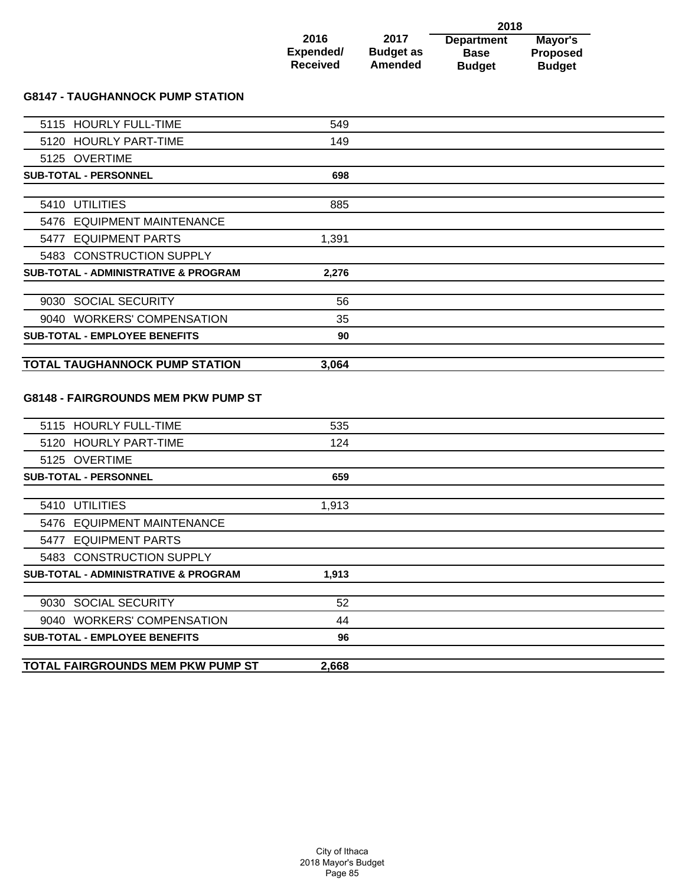## G8147 - TAUGHANNOCK PUMP STATION

| | 2016 Expended/ Received | 2017 Budget as Amended | 2018 Department Base Budget | 2018 Mayor's Proposed Budget |
|---|---|---|---|---|
| 5115 HOURLY FULL-TIME | 549 | | | |
| 5120 HOURLY PART-TIME | 149 | | | |
| 5125 OVERTIME | | | | |
| **SUB-TOTAL - PERSONNEL** | **698** | | | |
| 5410 UTILITIES | 885 | | | |
| 5476 EQUIPMENT MAINTENANCE | | | | |
| 5477 EQUIPMENT PARTS | 1,391 | | | |
| 5483 CONSTRUCTION SUPPLY | | | | |
| **SUB-TOTAL - ADMINISTRATIVE & PROGRAM** | **2,276** | | | |
| 9030 SOCIAL SECURITY | 56 | | | |
| 9040 WORKERS' COMPENSATION | 35 | | | |
| **SUB-TOTAL - EMPLOYEE BENEFITS** | **90** | | | |
| **TOTAL TAUGHANNOCK PUMP STATION** | **3,064** | | | |

## G8148 - FAIRGROUNDS MEM PKW PUMP ST

| | 2016 Expended/ Received | 2017 Budget as Amended | 2018 Department Base Budget | 2018 Mayor's Proposed Budget |
|---|---|---|---|---|
| 5115 HOURLY FULL-TIME | 535 | | | |
| 5120 HOURLY PART-TIME | 124 | | | |
| 5125 OVERTIME | | | | |
| **SUB-TOTAL - PERSONNEL** | **659** | | | |
| 5410 UTILITIES | 1,913 | | | |
| 5476 EQUIPMENT MAINTENANCE | | | | |
| 5477 EQUIPMENT PARTS | | | | |
| 5483 CONSTRUCTION SUPPLY | | | | |
| **SUB-TOTAL - ADMINISTRATIVE & PROGRAM** | **1,913** | | | |
| 9030 SOCIAL SECURITY | 52 | | | |
| 9040 WORKERS' COMPENSATION | 44 | | | |
| **SUB-TOTAL - EMPLOYEE BENEFITS** | **96** | | | |
| **TOTAL FAIRGROUNDS MEM PKW PUMP ST** | **2,668** | | | |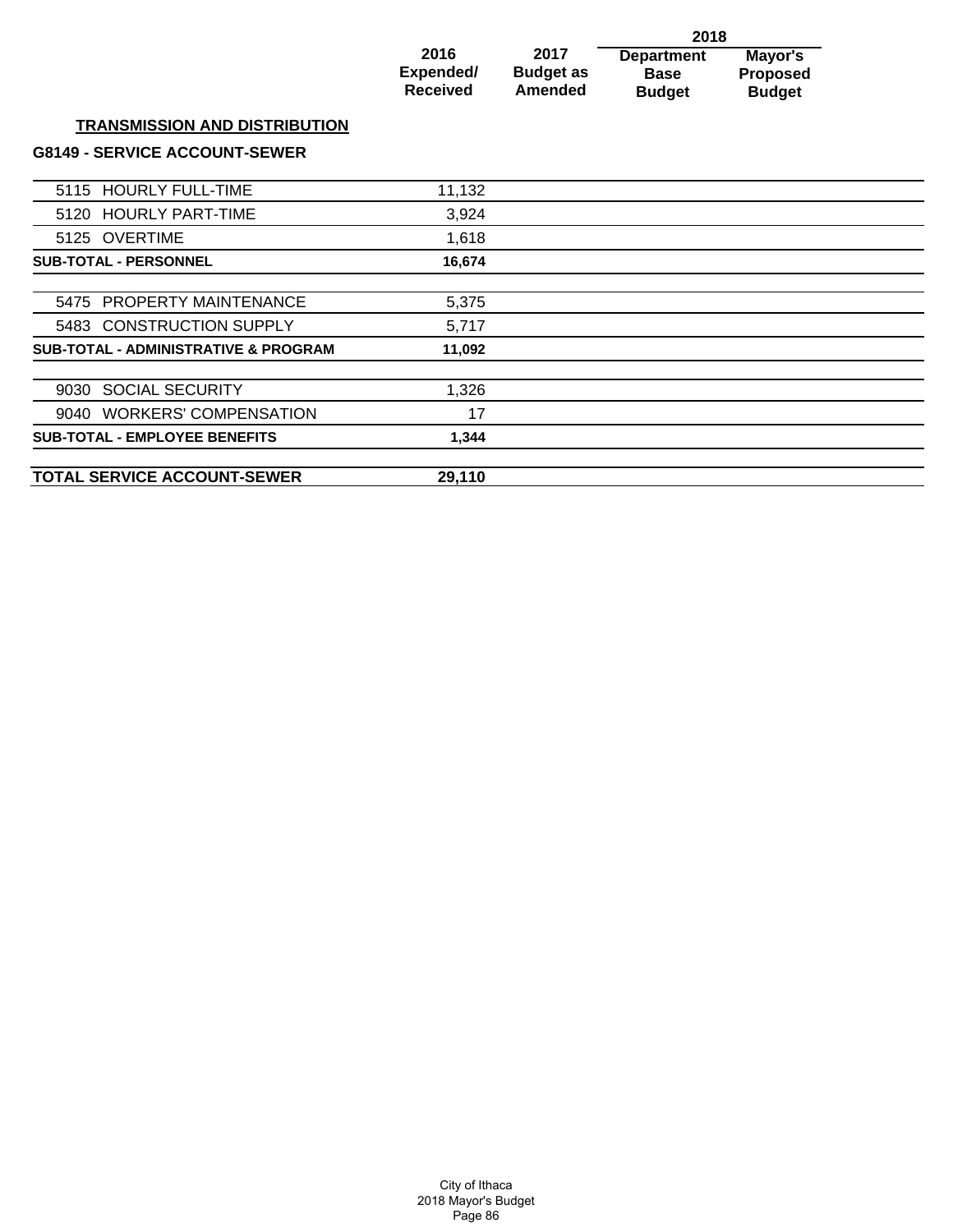| | 2016 Expended/ Received | 2017 Budget as Amended | 2018 Department Base Budget | 2018 Mayor's Proposed Budget |
|---|---|---|---|---|
| **TRANSMISSION AND DISTRIBUTION** | | | | |
| **G8149 - SERVICE ACCOUNT-SEWER** | | | | |
| 5115 HOURLY FULL-TIME | 11,132 | | | |
| 5120 HOURLY PART-TIME | 3,924 | | | |
| 5125 OVERTIME | 1,618 | | | |
| **SUB-TOTAL - PERSONNEL** | **16,674** | | | |
| 5475 PROPERTY MAINTENANCE | 5,375 | | | |
| 5483 CONSTRUCTION SUPPLY | 5,717 | | | |
| **SUB-TOTAL - ADMINISTRATIVE & PROGRAM** | **11,092** | | | |
| 9030 SOCIAL SECURITY | 1,326 | | | |
| 9040 WORKERS' COMPENSATION | 17 | | | |
| **SUB-TOTAL - EMPLOYEE BENEFITS** | **1,344** | | | |
| **TOTAL SERVICE ACCOUNT-SEWER** | **29,110** | | | |

City of Ithaca
2018 Mayor's Budget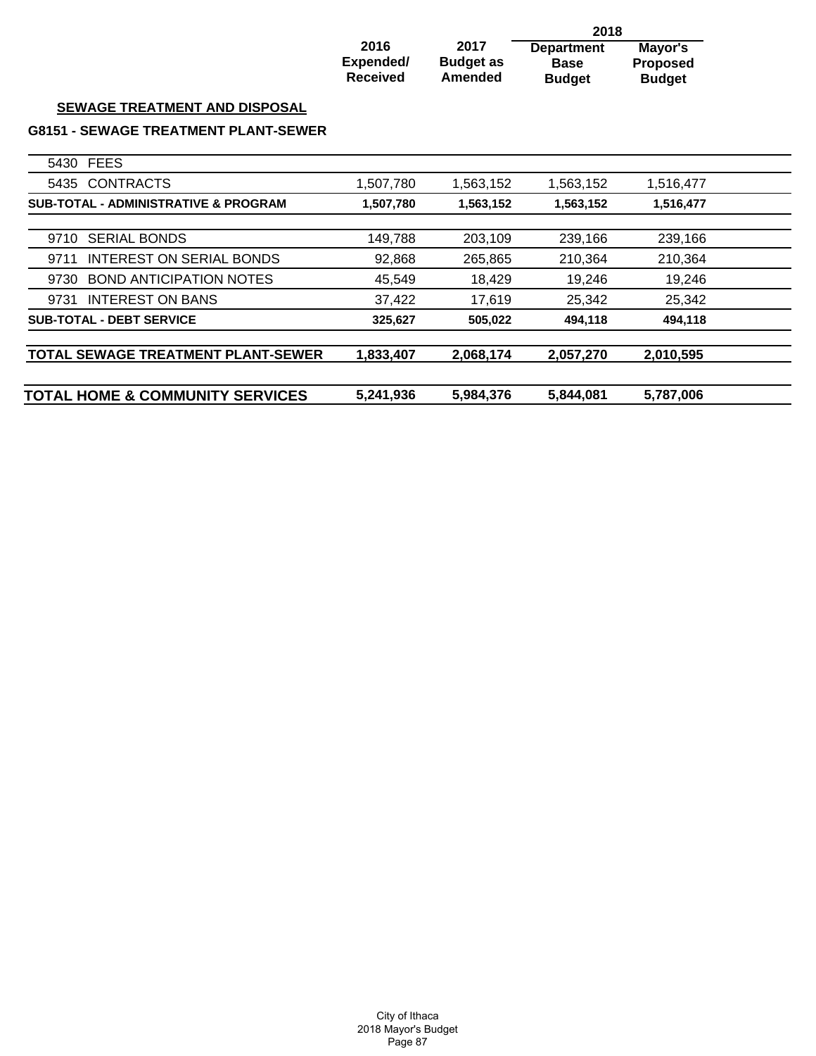**SEWAGE TREATMENT AND DISPOSAL**

**G8151 - SEWAGE TREATMENT PLANT-SEWER**

| | 2016 Expended/ Received | 2017 Budget as Amended | 2018 Department Base Budget | 2018 Mayor's Proposed Budget |
|---|---|---|---|---|
| 5430 FEES | | | | |
| 5435 CONTRACTS | 1,507,780 | 1,563,152 | 1,563,152 | 1,516,477 |
| **SUB-TOTAL - ADMINISTRATIVE & PROGRAM** | **1,507,780** | **1,563,152** | **1,563,152** | **1,516,477** |
| 9710 SERIAL BONDS | 149,788 | 203,109 | 239,166 | 239,166 |
| 9711 INTEREST ON SERIAL BONDS | 92,868 | 265,865 | 210,364 | 210,364 |
| 9730 BOND ANTICIPATION NOTES | 45,549 | 18,429 | 19,246 | 19,246 |
| 9731 INTEREST ON BANS | 37,422 | 17,619 | 25,342 | 25,342 |
| **SUB-TOTAL - DEBT SERVICE** | **325,627** | **505,022** | **494,118** | **494,118** |
| **TOTAL SEWAGE TREATMENT PLANT-SEWER** | **1,833,407** | **2,068,174** | **2,057,270** | **2,010,595** |
| **TOTAL HOME & COMMUNITY SERVICES** | **5,241,936** | **5,984,376** | **5,844,081** | **5,787,006** |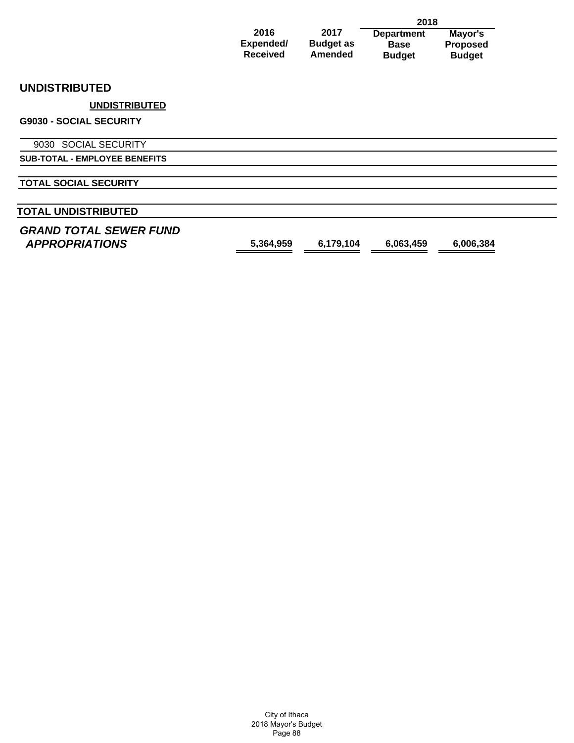| | 2016 Expended/ Received | 2017 Budget as Amended | 2018 Department Base Budget | 2018 Mayor's Proposed Budget |
|---|---|---|---|---|
| **UNDISTRIBUTED** | | | | |
| **UNDISTRIBUTED** | | | | |
| **G9030 - SOCIAL SECURITY** | | | | |
| 9030 SOCIAL SECURITY | | | | |
| **SUB-TOTAL - EMPLOYEE BENEFITS** | | | | |
| **TOTAL SOCIAL SECURITY** | | | | |
| **TOTAL UNDISTRIBUTED** | | | | |
| ***GRAND TOTAL SEWER FUND APPROPRIATIONS*** | 5,364,959 | 6,179,104 | 6,063,459 | 6,006,384 |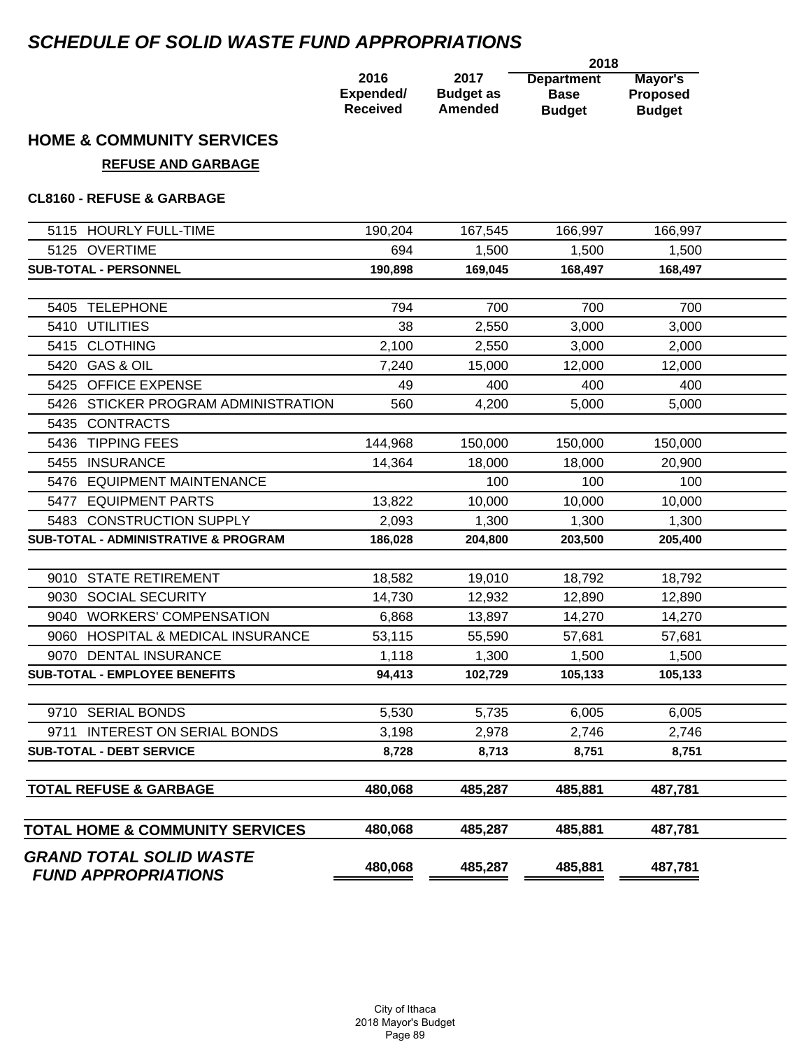# *SCHEDULE OF SOLID WASTE FUND APPROPRIATIONS*

## HOME & COMMUNITY SERVICES

### REFUSE AND GARBAGE

**CL8160 - REFUSE & GARBAGE**

| | 2016 Expended/ Received | 2017 Budget as Amended | 2018 Department Base Budget | 2018 Mayor's Proposed Budget |
|---|---|---|---|---|
| 5115 HOURLY FULL-TIME | 190,204 | 167,545 | 166,997 | 166,997 |
| 5125 OVERTIME | 694 | 1,500 | 1,500 | 1,500 |
| **SUB-TOTAL - PERSONNEL** | **190,898** | **169,045** | **168,497** | **168,497** |
| 5405 TELEPHONE | 794 | 700 | 700 | 700 |
| 5410 UTILITIES | 38 | 2,550 | 3,000 | 3,000 |
| 5415 CLOTHING | 2,100 | 2,550 | 3,000 | 2,000 |
| 5420 GAS & OIL | 7,240 | 15,000 | 12,000 | 12,000 |
| 5425 OFFICE EXPENSE | 49 | 400 | 400 | 400 |
| 5426 STICKER PROGRAM ADMINISTRATION | 560 | 4,200 | 5,000 | 5,000 |
| 5435 CONTRACTS | | | | |
| 5436 TIPPING FEES | 144,968 | 150,000 | 150,000 | 150,000 |
| 5455 INSURANCE | 14,364 | 18,000 | 18,000 | 20,900 |
| 5476 EQUIPMENT MAINTENANCE | | 100 | 100 | 100 |
| 5477 EQUIPMENT PARTS | 13,822 | 10,000 | 10,000 | 10,000 |
| 5483 CONSTRUCTION SUPPLY | 2,093 | 1,300 | 1,300 | 1,300 |
| **SUB-TOTAL - ADMINISTRATIVE & PROGRAM** | **186,028** | **204,800** | **203,500** | **205,400** |
| 9010 STATE RETIREMENT | 18,582 | 19,010 | 18,792 | 18,792 |
| 9030 SOCIAL SECURITY | 14,730 | 12,932 | 12,890 | 12,890 |
| 9040 WORKERS' COMPENSATION | 6,868 | 13,897 | 14,270 | 14,270 |
| 9060 HOSPITAL & MEDICAL INSURANCE | 53,115 | 55,590 | 57,681 | 57,681 |
| 9070 DENTAL INSURANCE | 1,118 | 1,300 | 1,500 | 1,500 |
| **SUB-TOTAL - EMPLOYEE BENEFITS** | **94,413** | **102,729** | **105,133** | **105,133** |
| 9710 SERIAL BONDS | 5,530 | 5,735 | 6,005 | 6,005 |
| 9711 INTEREST ON SERIAL BONDS | 3,198 | 2,978 | 2,746 | 2,746 |
| **SUB-TOTAL - DEBT SERVICE** | **8,728** | **8,713** | **8,751** | **8,751** |
| **TOTAL REFUSE & GARBAGE** | **480,068** | **485,287** | **485,881** | **487,781** |
| **TOTAL HOME & COMMUNITY SERVICES** | **480,068** | **485,287** | **485,881** | **487,781** |
| ***GRAND TOTAL SOLID WASTE FUND APPROPRIATIONS*** | **480,068** | **485,287** | **485,881** | **487,781** |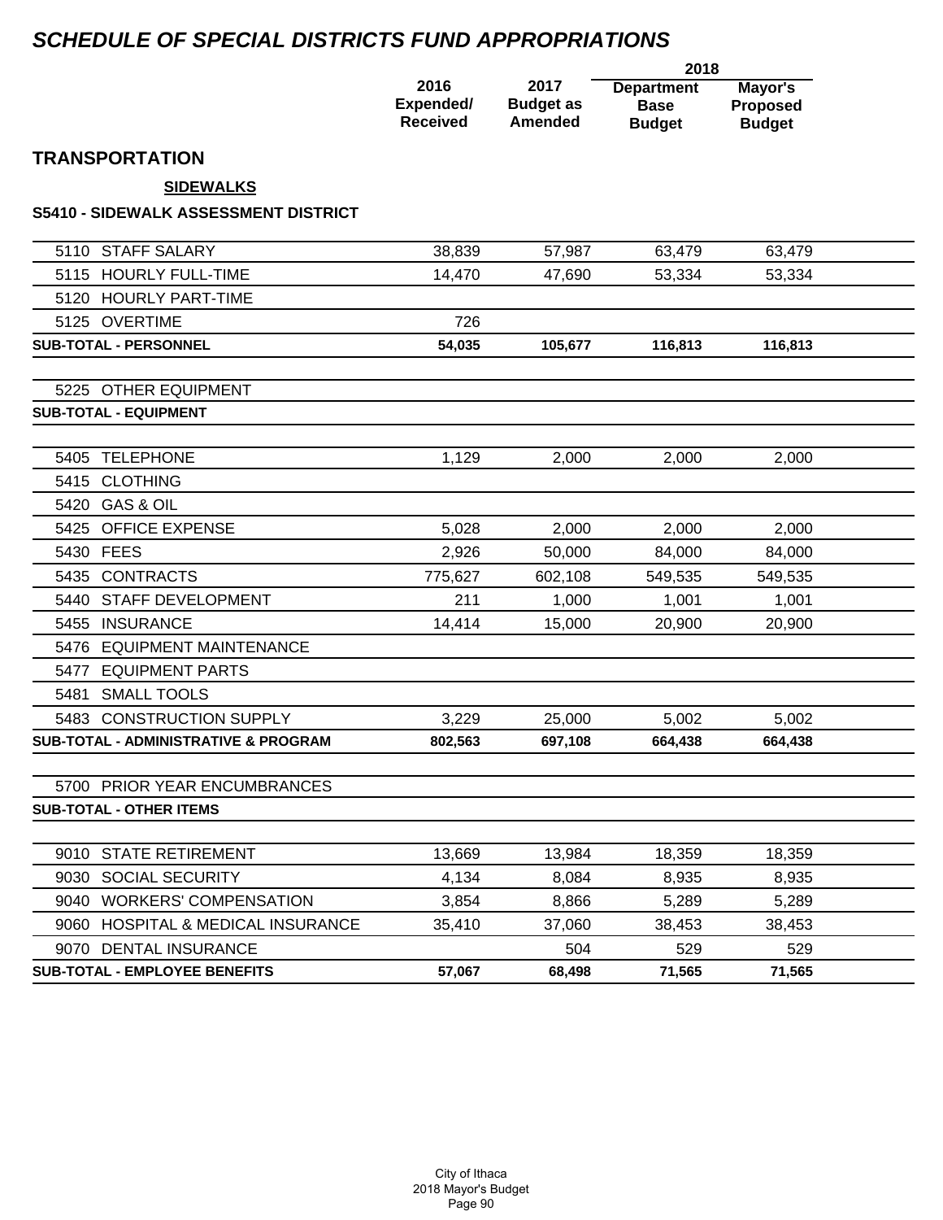# SCHEDULE OF SPECIAL DISTRICTS FUND APPROPRIATIONS

## TRANSPORTATION

### SIDEWALKS

### S5410 - SIDEWALK ASSESSMENT DISTRICT

| | 2016 Expended/ Received | 2017 Budget as Amended | 2018 Department Base Budget | 2018 Mayor's Proposed Budget |
|---|---|---|---|---|
| 5110 STAFF SALARY | 38,839 | 57,987 | 63,479 | 63,479 |
| 5115 HOURLY FULL-TIME | 14,470 | 47,690 | 53,334 | 53,334 |
| 5120 HOURLY PART-TIME | | | | |
| 5125 OVERTIME | 726 | | | |
| **SUB-TOTAL - PERSONNEL** | **54,035** | **105,677** | **116,813** | **116,813** |
| | | | | |
| 5225 OTHER EQUIPMENT | | | | |
| **SUB-TOTAL - EQUIPMENT** | | | | |
| | | | | |
| 5405 TELEPHONE | 1,129 | 2,000 | 2,000 | 2,000 |
| 5415 CLOTHING | | | | |
| 5420 GAS & OIL | | | | |
| 5425 OFFICE EXPENSE | 5,028 | 2,000 | 2,000 | 2,000 |
| 5430 FEES | 2,926 | 50,000 | 84,000 | 84,000 |
| 5435 CONTRACTS | 775,627 | 602,108 | 549,535 | 549,535 |
| 5440 STAFF DEVELOPMENT | 211 | 1,000 | 1,001 | 1,001 |
| 5455 INSURANCE | 14,414 | 15,000 | 20,900 | 20,900 |
| 5476 EQUIPMENT MAINTENANCE | | | | |
| 5477 EQUIPMENT PARTS | | | | |
| 5481 SMALL TOOLS | | | | |
| 5483 CONSTRUCTION SUPPLY | 3,229 | 25,000 | 5,002 | 5,002 |
| **SUB-TOTAL - ADMINISTRATIVE & PROGRAM** | **802,563** | **697,108** | **664,438** | **664,438** |
| | | | | |
| 5700 PRIOR YEAR ENCUMBRANCES | | | | |
| **SUB-TOTAL - OTHER ITEMS** | | | | |
| | | | | |
| 9010 STATE RETIREMENT | 13,669 | 13,984 | 18,359 | 18,359 |
| 9030 SOCIAL SECURITY | 4,134 | 8,084 | 8,935 | 8,935 |
| 9040 WORKERS' COMPENSATION | 3,854 | 8,866 | 5,289 | 5,289 |
| 9060 HOSPITAL & MEDICAL INSURANCE | 35,410 | 37,060 | 38,453 | 38,453 |
| 9070 DENTAL INSURANCE | | 504 | 529 | 529 |
| **SUB-TOTAL - EMPLOYEE BENEFITS** | **57,067** | **68,498** | **71,565** | **71,565** |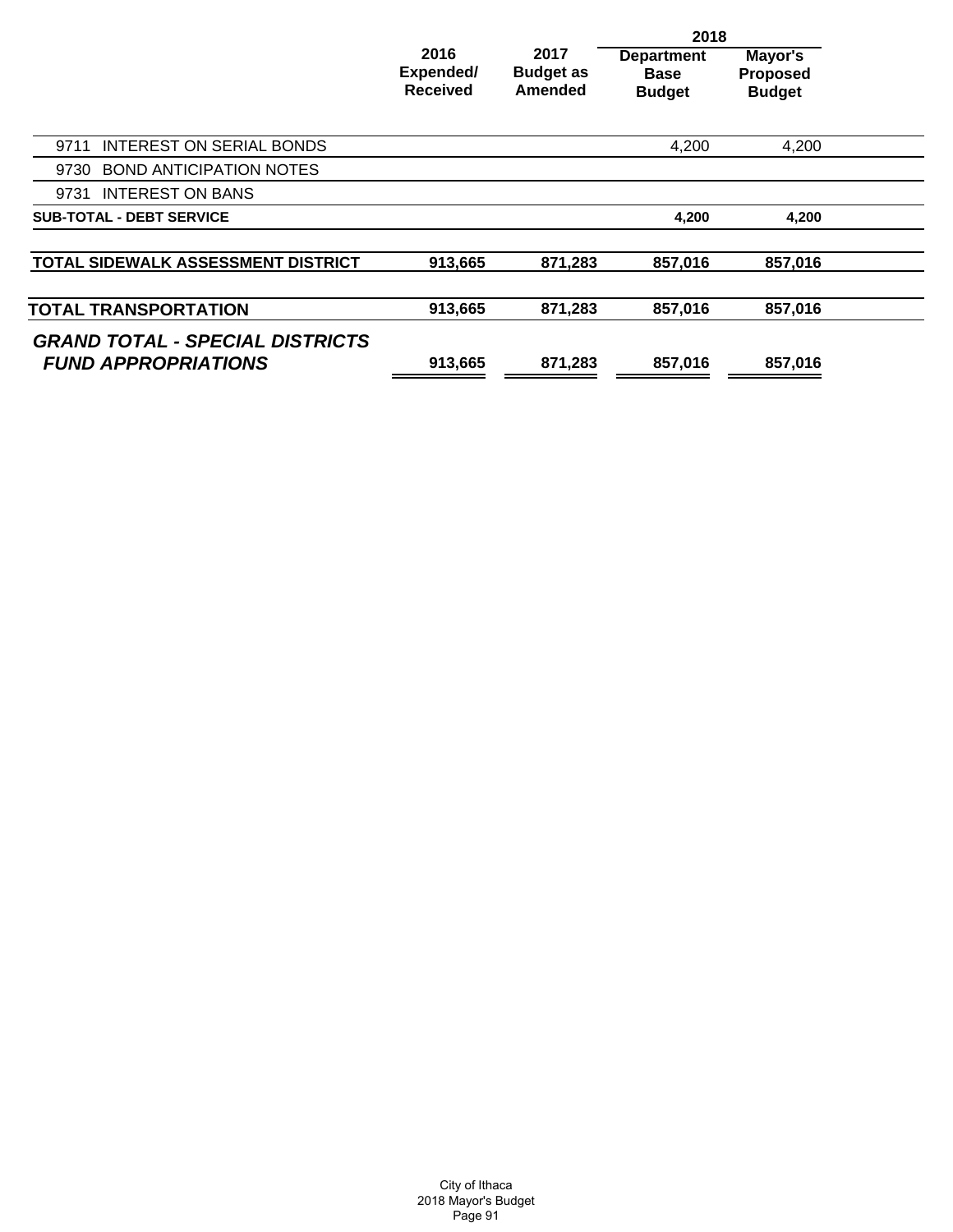| | 2016 Expended/ Received | 2017 Budget as Amended | 2018 Department Base Budget | 2018 Mayor's Proposed Budget |
|---|---|---|---|---|
| 9711 INTEREST ON SERIAL BONDS | | | 4,200 | 4,200 |
| 9730 BOND ANTICIPATION NOTES | | | | |
| 9731 INTEREST ON BANS | | | | |
| **SUB-TOTAL - DEBT SERVICE** | | | **4,200** | **4,200** |
| **TOTAL SIDEWALK ASSESSMENT DISTRICT** | **913,665** | **871,283** | **857,016** | **857,016** |
| **TOTAL TRANSPORTATION** | **913,665** | **871,283** | **857,016** | **857,016** |
| ***GRAND TOTAL - SPECIAL DISTRICTS FUND APPROPRIATIONS*** | **913,665** | **871,283** | **857,016** | **857,016** |

City of Ithaca
2018 Mayor's Budget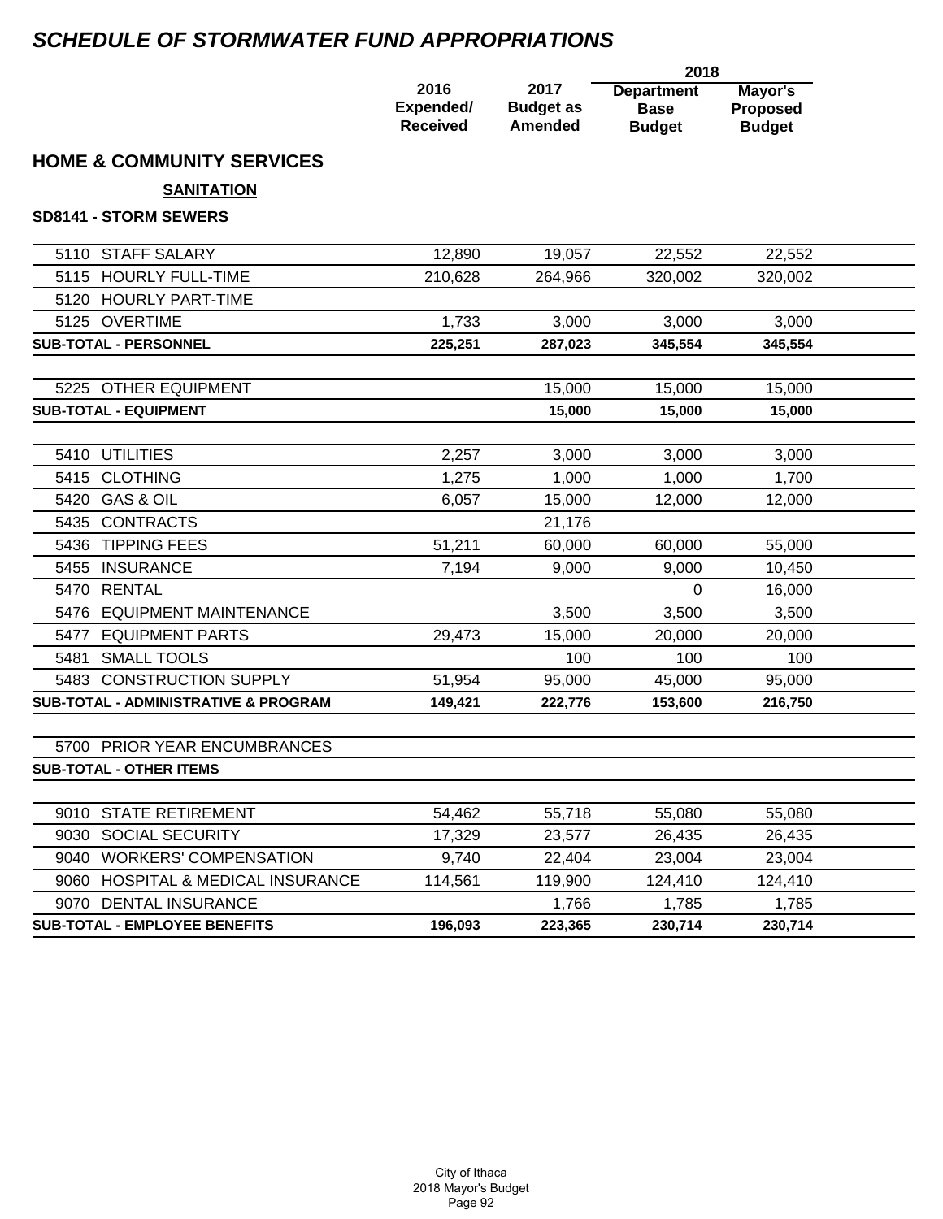# SCHEDULE OF STORMWATER FUND APPROPRIATIONS

## HOME & COMMUNITY SERVICES

### SANITATION

**SD8141 - STORM SEWERS**

| | 2016 Expended/ Received | 2017 Budget as Amended | 2018 Department Base Budget | 2018 Mayor's Proposed Budget |
|---|---|---|---|---|
| 5110 STAFF SALARY | 12,890 | 19,057 | 22,552 | 22,552 |
| 5115 HOURLY FULL-TIME | 210,628 | 264,966 | 320,002 | 320,002 |
| 5120 HOURLY PART-TIME | | | | |
| 5125 OVERTIME | 1,733 | 3,000 | 3,000 | 3,000 |
| **SUB-TOTAL - PERSONNEL** | **225,251** | **287,023** | **345,554** | **345,554** |
| 5225 OTHER EQUIPMENT | | 15,000 | 15,000 | 15,000 |
| **SUB-TOTAL - EQUIPMENT** | | **15,000** | **15,000** | **15,000** |
| 5410 UTILITIES | 2,257 | 3,000 | 3,000 | 3,000 |
| 5415 CLOTHING | 1,275 | 1,000 | 1,000 | 1,700 |
| 5420 GAS & OIL | 6,057 | 15,000 | 12,000 | 12,000 |
| 5435 CONTRACTS | | 21,176 | | |
| 5436 TIPPING FEES | 51,211 | 60,000 | 60,000 | 55,000 |
| 5455 INSURANCE | 7,194 | 9,000 | 9,000 | 10,450 |
| 5470 RENTAL | | | 0 | 16,000 |
| 5476 EQUIPMENT MAINTENANCE | | 3,500 | 3,500 | 3,500 |
| 5477 EQUIPMENT PARTS | 29,473 | 15,000 | 20,000 | 20,000 |
| 5481 SMALL TOOLS | | 100 | 100 | 100 |
| 5483 CONSTRUCTION SUPPLY | 51,954 | 95,000 | 45,000 | 95,000 |
| **SUB-TOTAL - ADMINISTRATIVE & PROGRAM** | **149,421** | **222,776** | **153,600** | **216,750** |
| 5700 PRIOR YEAR ENCUMBRANCES | | | | |
| **SUB-TOTAL - OTHER ITEMS** | | | | |
| 9010 STATE RETIREMENT | 54,462 | 55,718 | 55,080 | 55,080 |
| 9030 SOCIAL SECURITY | 17,329 | 23,577 | 26,435 | 26,435 |
| 9040 WORKERS' COMPENSATION | 9,740 | 22,404 | 23,004 | 23,004 |
| 9060 HOSPITAL & MEDICAL INSURANCE | 114,561 | 119,900 | 124,410 | 124,410 |
| 9070 DENTAL INSURANCE | | 1,766 | 1,785 | 1,785 |
| **SUB-TOTAL - EMPLOYEE BENEFITS** | **196,093** | **223,365** | **230,714** | **230,714** |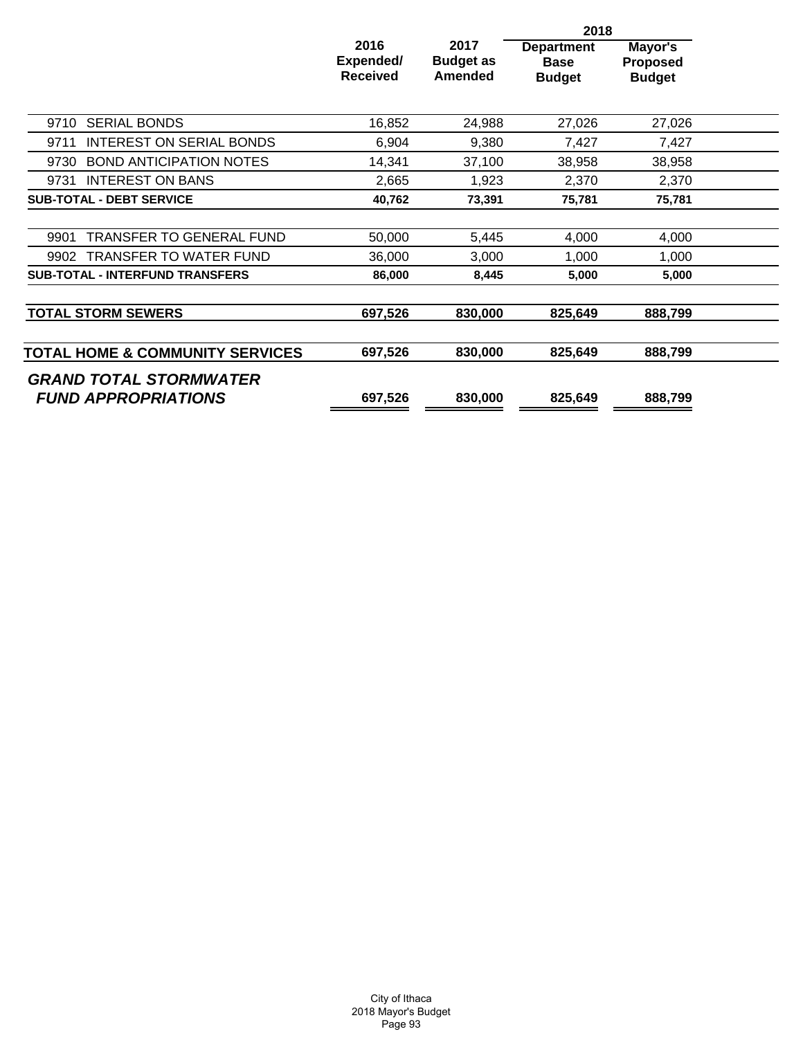| | 2016 Expended/ Received | 2017 Budget as Amended | 2018 Department Base Budget | 2018 Mayor's Proposed Budget |
|---|---|---|---|---|
| 9710 SERIAL BONDS | 16,852 | 24,988 | 27,026 | 27,026 |
| 9711 INTEREST ON SERIAL BONDS | 6,904 | 9,380 | 7,427 | 7,427 |
| 9730 BOND ANTICIPATION NOTES | 14,341 | 37,100 | 38,958 | 38,958 |
| 9731 INTEREST ON BANS | 2,665 | 1,923 | 2,370 | 2,370 |
| **SUB-TOTAL - DEBT SERVICE** | **40,762** | **73,391** | **75,781** | **75,781** |
| 9901 TRANSFER TO GENERAL FUND | 50,000 | 5,445 | 4,000 | 4,000 |
| 9902 TRANSFER TO WATER FUND | 36,000 | 3,000 | 1,000 | 1,000 |
| **SUB-TOTAL - INTERFUND TRANSFERS** | **86,000** | **8,445** | **5,000** | **5,000** |
| **TOTAL STORM SEWERS** | **697,526** | **830,000** | **825,649** | **888,799** |
| **TOTAL HOME & COMMUNITY SERVICES** | **697,526** | **830,000** | **825,649** | **888,799** |
| ***GRAND TOTAL STORMWATER FUND APPROPRIATIONS*** | **697,526** | **830,000** | **825,649** | **888,799** |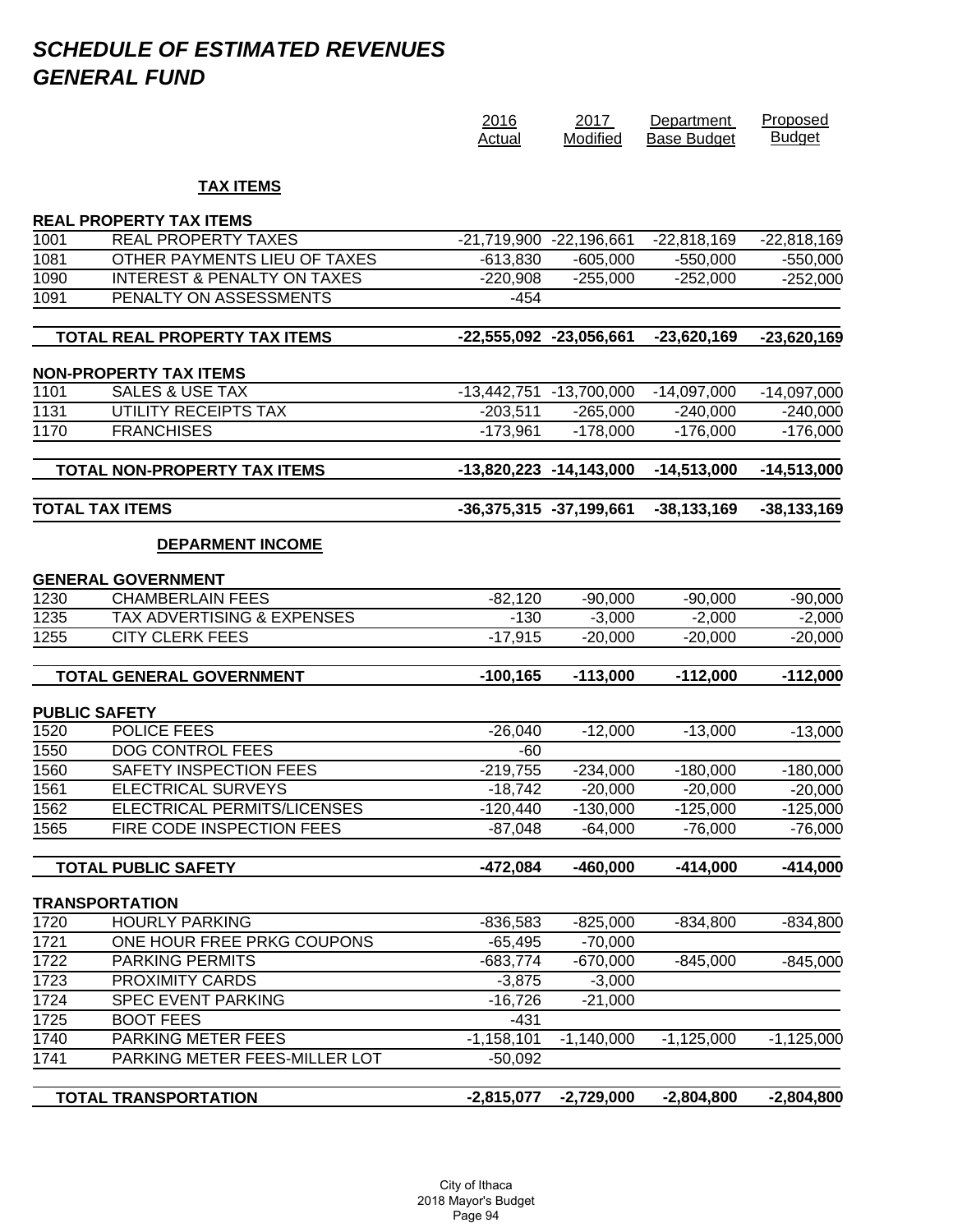# *SCHEDULE OF ESTIMATED REVENUES*
# *GENERAL FUND*

| | | 2016 Actual | 2017 Modified | Department Base Budget | Proposed Budget |
|---|---|---|---|---|---|
| | **TAX ITEMS** | | | | |
| **REAL PROPERTY TAX ITEMS** | | | | | |
| 1001 | REAL PROPERTY TAXES | -21,719,900 | -22,196,661 | -22,818,169 | -22,818,169 |
| 1081 | OTHER PAYMENTS LIEU OF TAXES | -613,830 | -605,000 | -550,000 | -550,000 |
| 1090 | INTEREST & PENALTY ON TAXES | -220,908 | -255,000 | -252,000 | -252,000 |
| 1091 | PENALTY ON ASSESSMENTS | -454 | | | |
| | **TOTAL REAL PROPERTY TAX ITEMS** | **-22,555,092** | **-23,056,661** | **-23,620,169** | **-23,620,169** |
| **NON-PROPERTY TAX ITEMS** | | | | | |
| 1101 | SALES & USE TAX | -13,442,751 | -13,700,000 | -14,097,000 | -14,097,000 |
| 1131 | UTILITY RECEIPTS TAX | -203,511 | -265,000 | -240,000 | -240,000 |
| 1170 | FRANCHISES | -173,961 | -178,000 | -176,000 | -176,000 |
| | **TOTAL NON-PROPERTY TAX ITEMS** | **-13,820,223** | **-14,143,000** | **-14,513,000** | **-14,513,000** |
| **TOTAL TAX ITEMS** | | **-36,375,315** | **-37,199,661** | **-38,133,169** | **-38,133,169** |
| | **DEPARMENT INCOME** | | | | |
| **GENERAL GOVERNMENT** | | | | | |
| 1230 | CHAMBERLAIN FEES | -82,120 | -90,000 | -90,000 | -90,000 |
| 1235 | TAX ADVERTISING & EXPENSES | -130 | -3,000 | -2,000 | -2,000 |
| 1255 | CITY CLERK FEES | -17,915 | -20,000 | -20,000 | -20,000 |
| | **TOTAL GENERAL GOVERNMENT** | **-100,165** | **-113,000** | **-112,000** | **-112,000** |
| **PUBLIC SAFETY** | | | | | |
| 1520 | POLICE FEES | -26,040 | -12,000 | -13,000 | -13,000 |
| 1550 | DOG CONTROL FEES | -60 | | | |
| 1560 | SAFETY INSPECTION FEES | -219,755 | -234,000 | -180,000 | -180,000 |
| 1561 | ELECTRICAL SURVEYS | -18,742 | -20,000 | -20,000 | -20,000 |
| 1562 | ELECTRICAL PERMITS/LICENSES | -120,440 | -130,000 | -125,000 | -125,000 |
| 1565 | FIRE CODE INSPECTION FEES | -87,048 | -64,000 | -76,000 | -76,000 |
| | **TOTAL PUBLIC SAFETY** | **-472,084** | **-460,000** | **-414,000** | **-414,000** |
| **TRANSPORTATION** | | | | | |
| 1720 | HOURLY PARKING | -836,583 | -825,000 | -834,800 | -834,800 |
| 1721 | ONE HOUR FREE PRKG COUPONS | -65,495 | -70,000 | | |
| 1722 | PARKING PERMITS | -683,774 | -670,000 | -845,000 | -845,000 |
| 1723 | PROXIMITY CARDS | -3,875 | -3,000 | | |
| 1724 | SPEC EVENT PARKING | -16,726 | -21,000 | | |
| 1725 | BOOT FEES | -431 | | | |
| 1740 | PARKING METER FEES | -1,158,101 | -1,140,000 | -1,125,000 | -1,125,000 |
| 1741 | PARKING METER FEES-MILLER LOT | -50,092 | | | |
| | **TOTAL TRANSPORTATION** | **-2,815,077** | **-2,729,000** | **-2,804,800** | **-2,804,800** |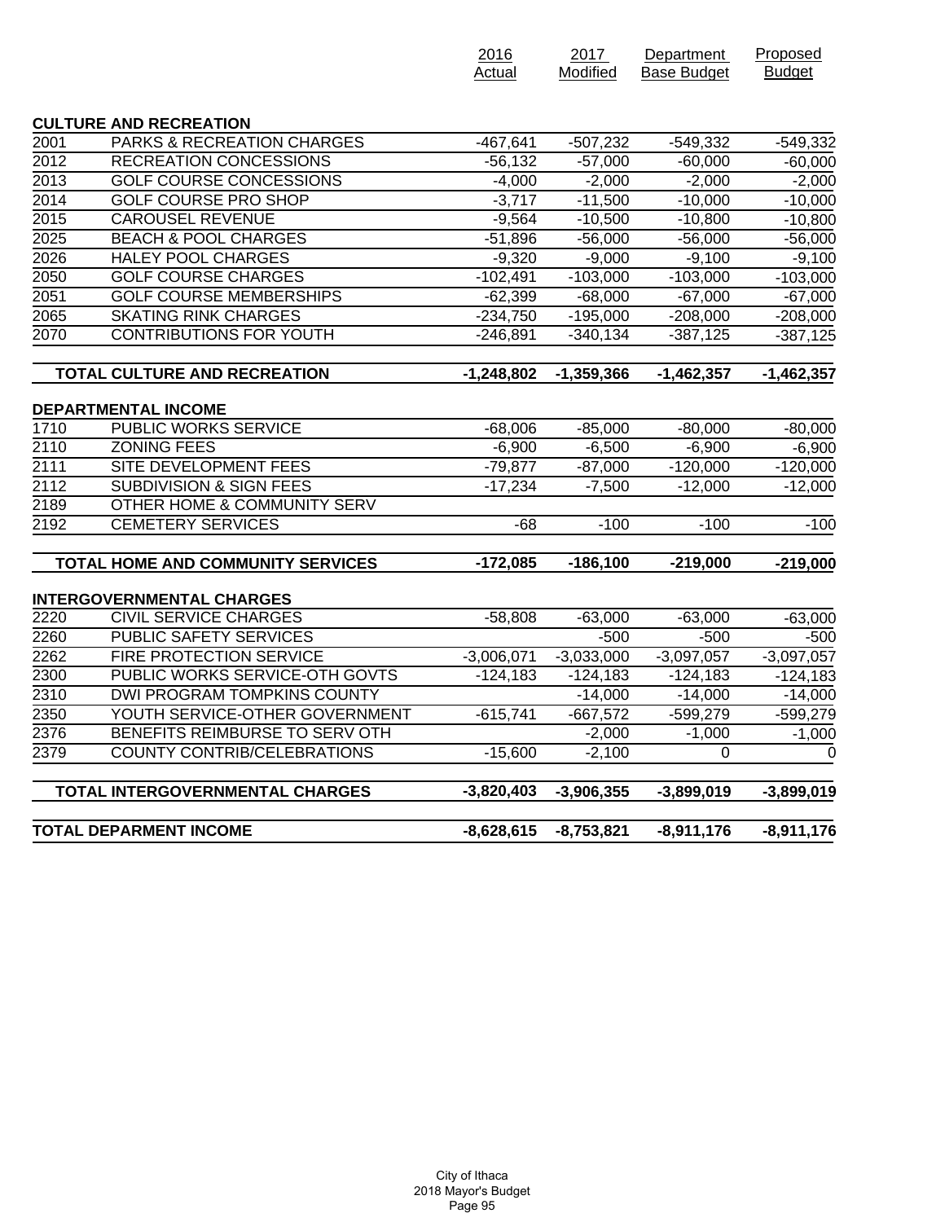| | | 2016 Actual | 2017 Modified | Department Base Budget | Proposed Budget |
|---|---|---|---|---|---|
| **CULTURE AND RECREATION** | | | | | |
| 2001 | PARKS & RECREATION CHARGES | -467,641 | -507,232 | -549,332 | -549,332 |
| 2012 | RECREATION CONCESSIONS | -56,132 | -57,000 | -60,000 | -60,000 |
| 2013 | GOLF COURSE CONCESSIONS | -4,000 | -2,000 | -2,000 | -2,000 |
| 2014 | GOLF COURSE PRO SHOP | -3,717 | -11,500 | -10,000 | -10,000 |
| 2015 | CAROUSEL REVENUE | -9,564 | -10,500 | -10,800 | -10,800 |
| 2025 | BEACH & POOL CHARGES | -51,896 | -56,000 | -56,000 | -56,000 |
| 2026 | HALEY POOL CHARGES | -9,320 | -9,000 | -9,100 | -9,100 |
| 2050 | GOLF COURSE CHARGES | -102,491 | -103,000 | -103,000 | -103,000 |
| 2051 | GOLF COURSE MEMBERSHIPS | -62,399 | -68,000 | -67,000 | -67,000 |
| 2065 | SKATING RINK CHARGES | -234,750 | -195,000 | -208,000 | -208,000 |
| 2070 | CONTRIBUTIONS FOR YOUTH | -246,891 | -340,134 | -387,125 | -387,125 |
| | **TOTAL CULTURE AND RECREATION** | **-1,248,802** | **-1,359,366** | **-1,462,357** | **-1,462,357** |
| **DEPARTMENTAL INCOME** | | | | | |
| 1710 | PUBLIC WORKS SERVICE | -68,006 | -85,000 | -80,000 | -80,000 |
| 2110 | ZONING FEES | -6,900 | -6,500 | -6,900 | -6,900 |
| 2111 | SITE DEVELOPMENT FEES | -79,877 | -87,000 | -120,000 | -120,000 |
| 2112 | SUBDIVISION & SIGN FEES | -17,234 | -7,500 | -12,000 | -12,000 |
| 2189 | OTHER HOME & COMMUNITY SERV | | | | |
| 2192 | CEMETERY SERVICES | -68 | -100 | -100 | -100 |
| | **TOTAL HOME AND COMMUNITY SERVICES** | **-172,085** | **-186,100** | **-219,000** | **-219,000** |
| **INTERGOVERNMENTAL CHARGES** | | | | | |
| 2220 | CIVIL SERVICE CHARGES | -58,808 | -63,000 | -63,000 | -63,000 |
| 2260 | PUBLIC SAFETY SERVICES | | -500 | -500 | -500 |
| 2262 | FIRE PROTECTION SERVICE | -3,006,071 | -3,033,000 | -3,097,057 | -3,097,057 |
| 2300 | PUBLIC WORKS SERVICE-OTH GOVTS | -124,183 | -124,183 | -124,183 | -124,183 |
| 2310 | DWI PROGRAM TOMPKINS COUNTY | | -14,000 | -14,000 | -14,000 |
| 2350 | YOUTH SERVICE-OTHER GOVERNMENT | -615,741 | -667,572 | -599,279 | -599,279 |
| 2376 | BENEFITS REIMBURSE TO SERV OTH | | -2,000 | -1,000 | -1,000 |
| 2379 | COUNTY CONTRIB/CELEBRATIONS | -15,600 | -2,100 | 0 | 0 |
| | **TOTAL INTERGOVERNMENTAL CHARGES** | **-3,820,403** | **-3,906,355** | **-3,899,019** | **-3,899,019** |
| **TOTAL DEPARMENT INCOME** | | **-8,628,615** | **-8,753,821** | **-8,911,176** | **-8,911,176** |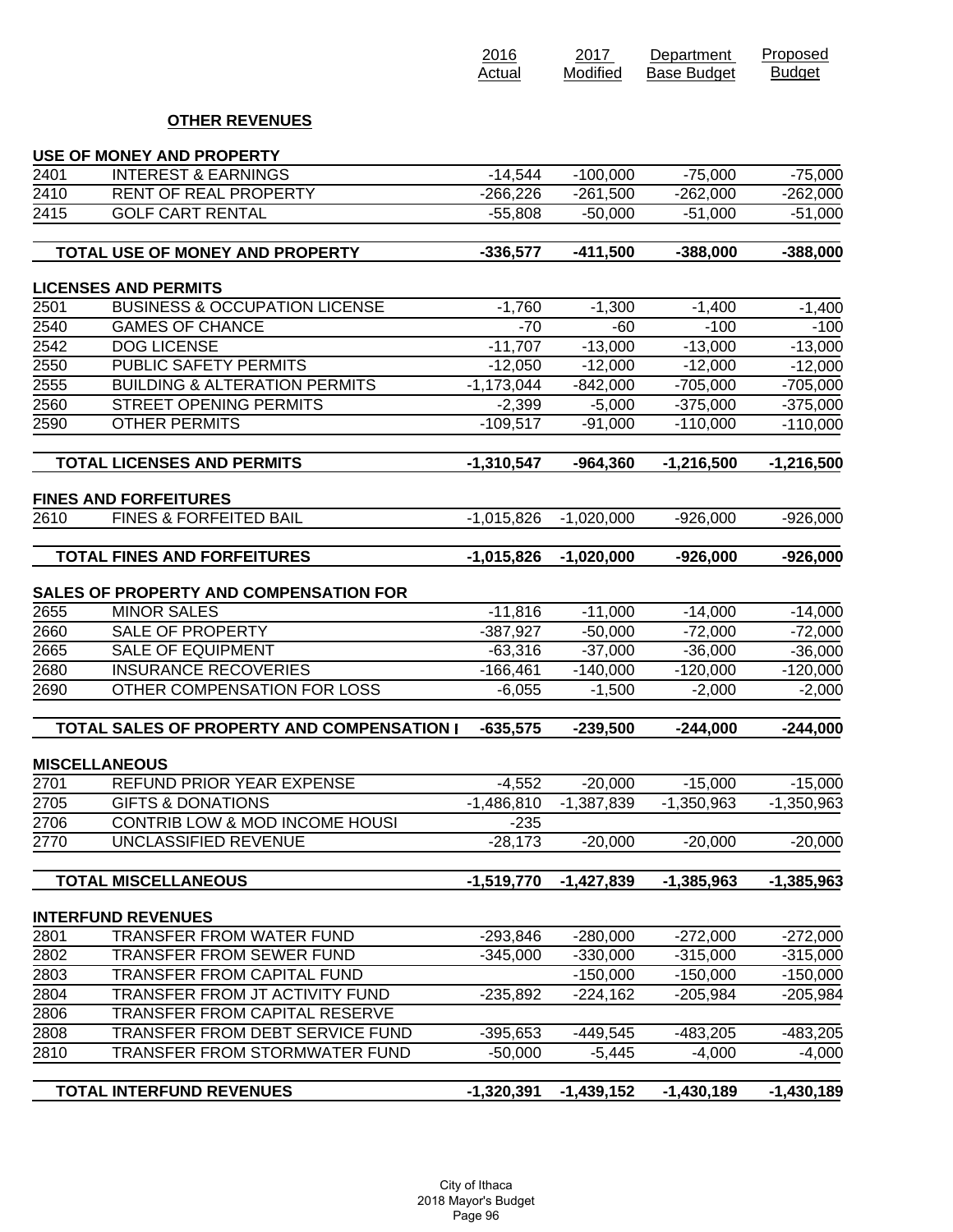## OTHER REVENUES

| | | 2016 Actual | 2017 Modified | Department Base Budget | Proposed Budget |
|---|---|---|---|---|---|
| **USE OF MONEY AND PROPERTY** | | | | | |
| 2401 | INTEREST & EARNINGS | -14,544 | -100,000 | -75,000 | -75,000 |
| 2410 | RENT OF REAL PROPERTY | -266,226 | -261,500 | -262,000 | -262,000 |
| 2415 | GOLF CART RENTAL | -55,808 | -50,000 | -51,000 | -51,000 |
| | **TOTAL USE OF MONEY AND PROPERTY** | **-336,577** | **-411,500** | **-388,000** | **-388,000** |
| **LICENSES AND PERMITS** | | | | | |
| 2501 | BUSINESS & OCCUPATION LICENSE | -1,760 | -1,300 | -1,400 | -1,400 |
| 2540 | GAMES OF CHANCE | -70 | -60 | -100 | -100 |
| 2542 | DOG LICENSE | -11,707 | -13,000 | -13,000 | -13,000 |
| 2550 | PUBLIC SAFETY PERMITS | -12,050 | -12,000 | -12,000 | -12,000 |
| 2555 | BUILDING & ALTERATION PERMITS | -1,173,044 | -842,000 | -705,000 | -705,000 |
| 2560 | STREET OPENING PERMITS | -2,399 | -5,000 | -375,000 | -375,000 |
| 2590 | OTHER PERMITS | -109,517 | -91,000 | -110,000 | -110,000 |
| | **TOTAL LICENSES AND PERMITS** | **-1,310,547** | **-964,360** | **-1,216,500** | **-1,216,500** |
| **FINES AND FORFEITURES** | | | | | |
| 2610 | FINES & FORFEITED BAIL | -1,015,826 | -1,020,000 | -926,000 | -926,000 |
| | **TOTAL FINES AND FORFEITURES** | **-1,015,826** | **-1,020,000** | **-926,000** | **-926,000** |
| **SALES OF PROPERTY AND COMPENSATION FOR** | | | | | |
| 2655 | MINOR SALES | -11,816 | -11,000 | -14,000 | -14,000 |
| 2660 | SALE OF PROPERTY | -387,927 | -50,000 | -72,000 | -72,000 |
| 2665 | SALE OF EQUIPMENT | -63,316 | -37,000 | -36,000 | -36,000 |
| 2680 | INSURANCE RECOVERIES | -166,461 | -140,000 | -120,000 | -120,000 |
| 2690 | OTHER COMPENSATION FOR LOSS | -6,055 | -1,500 | -2,000 | -2,000 |
| | **TOTAL SALES OF PROPERTY AND COMPENSATION I** | **-635,575** | **-239,500** | **-244,000** | **-244,000** |
| **MISCELLANEOUS** | | | | | |
| 2701 | REFUND PRIOR YEAR EXPENSE | -4,552 | -20,000 | -15,000 | -15,000 |
| 2705 | GIFTS & DONATIONS | -1,486,810 | -1,387,839 | -1,350,963 | -1,350,963 |
| 2706 | CONTRIB LOW & MOD INCOME HOUSI | -235 | | | |
| 2770 | UNCLASSIFIED REVENUE | -28,173 | -20,000 | -20,000 | -20,000 |
| | **TOTAL MISCELLANEOUS** | **-1,519,770** | **-1,427,839** | **-1,385,963** | **-1,385,963** |
| **INTERFUND REVENUES** | | | | | |
| 2801 | TRANSFER FROM WATER FUND | -293,846 | -280,000 | -272,000 | -272,000 |
| 2802 | TRANSFER FROM SEWER FUND | -345,000 | -330,000 | -315,000 | -315,000 |
| 2803 | TRANSFER FROM CAPITAL FUND | | -150,000 | -150,000 | -150,000 |
| 2804 | TRANSFER FROM JT ACTIVITY FUND | -235,892 | -224,162 | -205,984 | -205,984 |
| 2806 | TRANSFER FROM CAPITAL RESERVE | | | | |
| 2808 | TRANSFER FROM DEBT SERVICE FUND | -395,653 | -449,545 | -483,205 | -483,205 |
| 2810 | TRANSFER FROM STORMWATER FUND | -50,000 | -5,445 | -4,000 | -4,000 |
| | **TOTAL INTERFUND REVENUES** | **-1,320,391** | **-1,439,152** | **-1,430,189** | **-1,430,189** |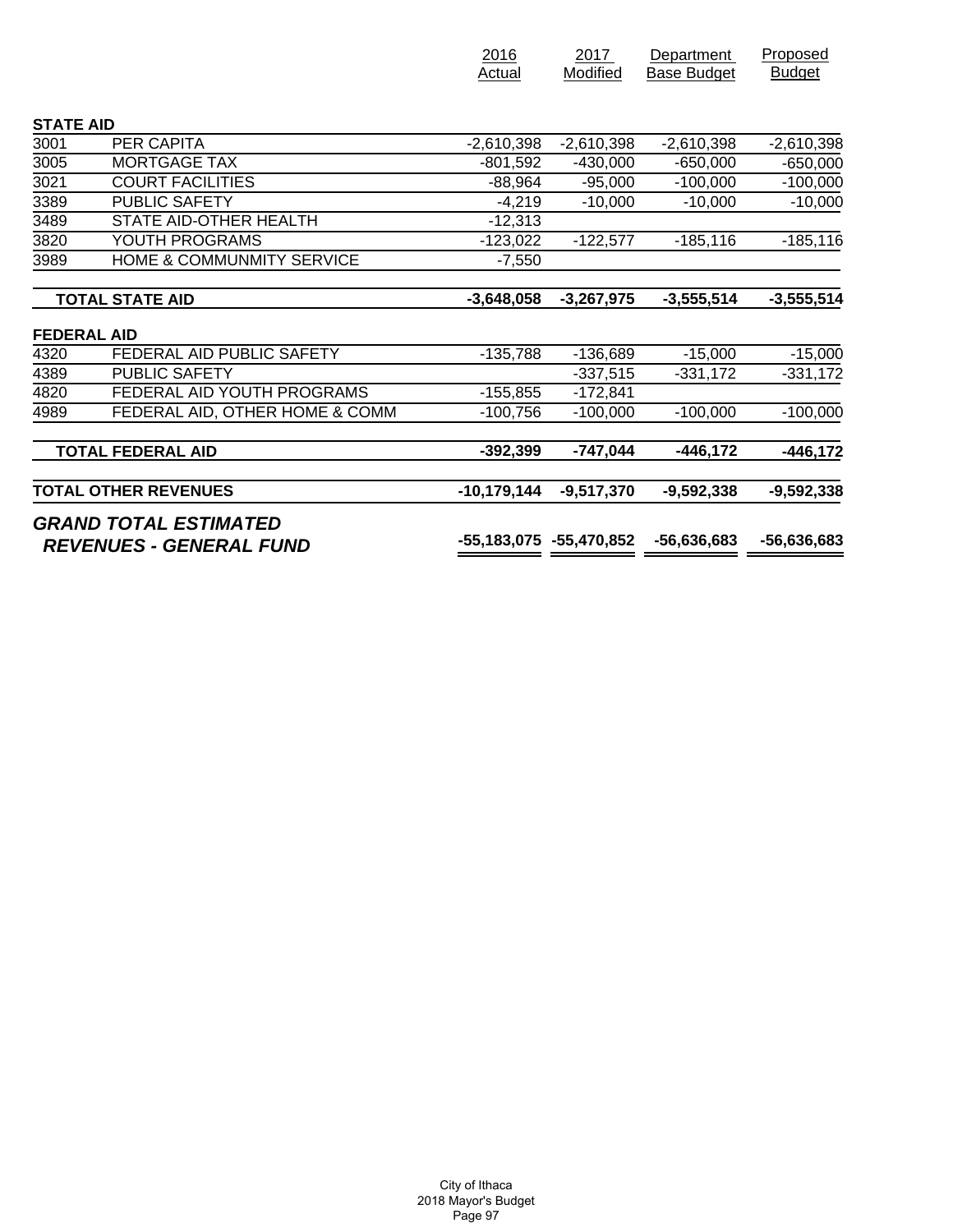| | | 2016 Actual | 2017 Modified | Department Base Budget | Proposed Budget |
|---|---|---|---|---|---|
| **STATE AID** | | | | | |
| 3001 | PER CAPITA | -2,610,398 | -2,610,398 | -2,610,398 | -2,610,398 |
| 3005 | MORTGAGE TAX | -801,592 | -430,000 | -650,000 | -650,000 |
| 3021 | COURT FACILITIES | -88,964 | -95,000 | -100,000 | -100,000 |
| 3389 | PUBLIC SAFETY | -4,219 | -10,000 | -10,000 | -10,000 |
| 3489 | STATE AID-OTHER HEALTH | -12,313 | | | |
| 3820 | YOUTH PROGRAMS | -123,022 | -122,577 | -185,116 | -185,116 |
| 3989 | HOME & COMMUNMITY SERVICE | -7,550 | | | |
| | **TOTAL STATE AID** | **-3,648,058** | **-3,267,975** | **-3,555,514** | **-3,555,514** |
| **FEDERAL AID** | | | | | |
| 4320 | FEDERAL AID PUBLIC SAFETY | -135,788 | -136,689 | -15,000 | -15,000 |
| 4389 | PUBLIC SAFETY | | -337,515 | -331,172 | -331,172 |
| 4820 | FEDERAL AID YOUTH PROGRAMS | -155,855 | -172,841 | | |
| 4989 | FEDERAL AID, OTHER HOME & COMM | -100,756 | -100,000 | -100,000 | -100,000 |
| | **TOTAL FEDERAL AID** | **-392,399** | **-747,044** | **-446,172** | **-446,172** |
| **TOTAL OTHER REVENUES** | | **-10,179,144** | **-9,517,370** | **-9,592,338** | **-9,592,338** |
| ***GRAND TOTAL ESTIMATED REVENUES - GENERAL FUND*** | | **-55,183,075** | **-55,470,852** | **-56,636,683** | **-56,636,683** |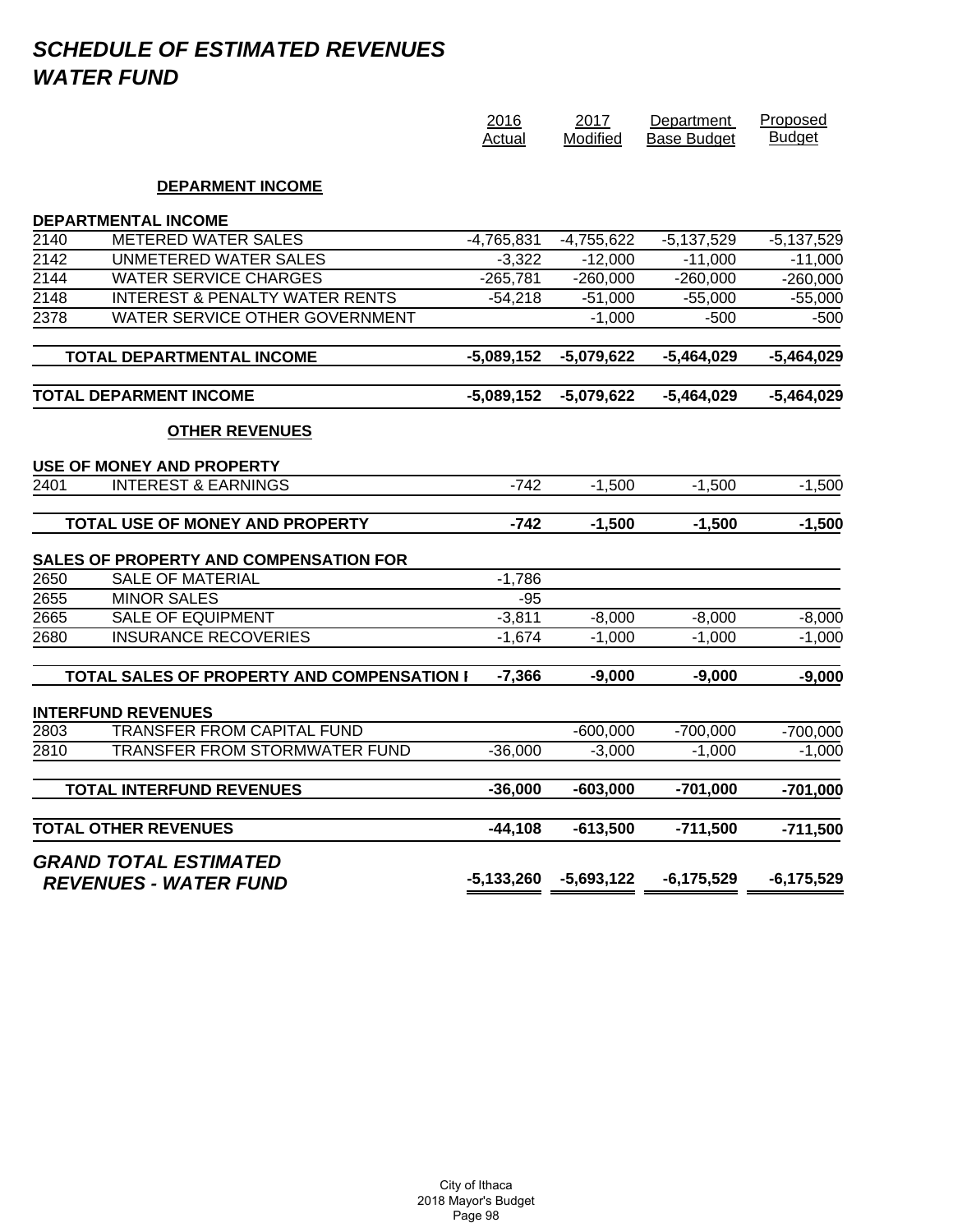# *SCHEDULE OF ESTIMATED REVENUES*
# *WATER FUND*

| | | 2016 Actual | 2017 Modified | Department Base Budget | Proposed Budget |
|---|---|---|---|---|---|
| | **DEPARMENT INCOME** | | | | |
| **DEPARTMENTAL INCOME** | | | | | |
| 2140 | METERED WATER SALES | -4,765,831 | -4,755,622 | -5,137,529 | -5,137,529 |
| 2142 | UNMETERED WATER SALES | -3,322 | -12,000 | -11,000 | -11,000 |
| 2144 | WATER SERVICE CHARGES | -265,781 | -260,000 | -260,000 | -260,000 |
| 2148 | INTEREST & PENALTY WATER RENTS | -54,218 | -51,000 | -55,000 | -55,000 |
| 2378 | WATER SERVICE OTHER GOVERNMENT | | -1,000 | -500 | -500 |
| | **TOTAL DEPARTMENTAL INCOME** | **-5,089,152** | **-5,079,622** | **-5,464,029** | **-5,464,029** |
| **TOTAL DEPARMENT INCOME** | | **-5,089,152** | **-5,079,622** | **-5,464,029** | **-5,464,029** |
| | **OTHER REVENUES** | | | | |
| **USE OF MONEY AND PROPERTY** | | | | | |
| 2401 | INTEREST & EARNINGS | -742 | -1,500 | -1,500 | -1,500 |
| | **TOTAL USE OF MONEY AND PROPERTY** | **-742** | **-1,500** | **-1,500** | **-1,500** |
| **SALES OF PROPERTY AND COMPENSATION FOR** | | | | | |
| 2650 | SALE OF MATERIAL | -1,786 | | | |
| 2655 | MINOR SALES | -95 | | | |
| 2665 | SALE OF EQUIPMENT | -3,811 | -8,000 | -8,000 | -8,000 |
| 2680 | INSURANCE RECOVERIES | -1,674 | -1,000 | -1,000 | -1,000 |
| | **TOTAL SALES OF PROPERTY AND COMPENSATION I** | **-7,366** | **-9,000** | **-9,000** | **-9,000** |
| **INTERFUND REVENUES** | | | | | |
| 2803 | TRANSFER FROM CAPITAL FUND | | -600,000 | -700,000 | -700,000 |
| 2810 | TRANSFER FROM STORMWATER FUND | -36,000 | -3,000 | -1,000 | -1,000 |
| | **TOTAL INTERFUND REVENUES** | **-36,000** | **-603,000** | **-701,000** | **-701,000** |
| **TOTAL OTHER REVENUES** | | **-44,108** | **-613,500** | **-711,500** | **-711,500** |
| ***GRAND TOTAL ESTIMATED REVENUES - WATER FUND*** | | **-5,133,260** | **-5,693,122** | **-6,175,529** | **-6,175,529** |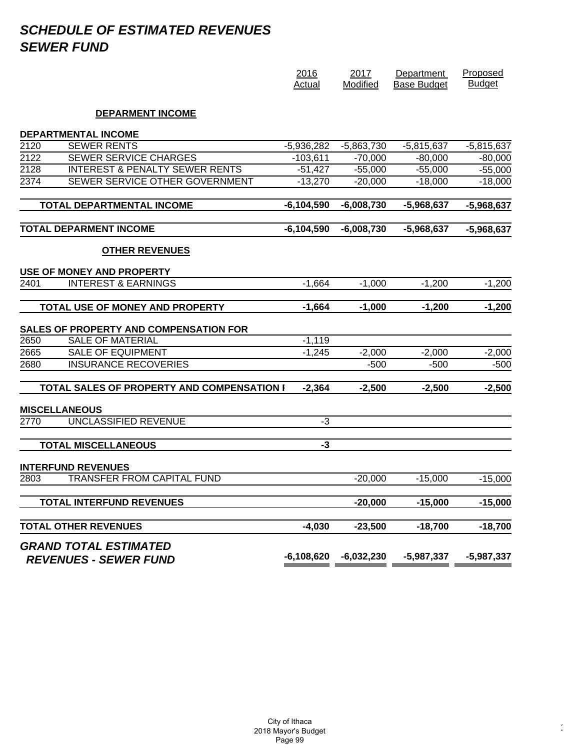# *SCHEDULE OF ESTIMATED REVENUES*
# *SEWER FUND*

| | | 2016 Actual | 2017 Modified | Department Base Budget | Proposed Budget |
|---|---|---|---|---|---|
| | **DEPARMENT INCOME** | | | | |
| **DEPARTMENTAL INCOME** | | | | | |
| 2120 | SEWER RENTS | -5,936,282 | -5,863,730 | -5,815,637 | -5,815,637 |
| 2122 | SEWER SERVICE CHARGES | -103,611 | -70,000 | -80,000 | -80,000 |
| 2128 | INTEREST & PENALTY SEWER RENTS | -51,427 | -55,000 | -55,000 | -55,000 |
| 2374 | SEWER SERVICE OTHER GOVERNMENT | -13,270 | -20,000 | -18,000 | -18,000 |
| | **TOTAL DEPARTMENTAL INCOME** | **-6,104,590** | **-6,008,730** | **-5,968,637** | **-5,968,637** |
| **TOTAL DEPARMENT INCOME** | | **-6,104,590** | **-6,008,730** | **-5,968,637** | **-5,968,637** |
| | **OTHER REVENUES** | | | | |
| **USE OF MONEY AND PROPERTY** | | | | | |
| 2401 | INTEREST & EARNINGS | -1,664 | -1,000 | -1,200 | -1,200 |
| | **TOTAL USE OF MONEY AND PROPERTY** | **-1,664** | **-1,000** | **-1,200** | **-1,200** |
| **SALES OF PROPERTY AND COMPENSATION FOR** | | | | | |
| 2650 | SALE OF MATERIAL | -1,119 | | | |
| 2665 | SALE OF EQUIPMENT | -1,245 | -2,000 | -2,000 | -2,000 |
| 2680 | INSURANCE RECOVERIES | | -500 | -500 | -500 |
| | **TOTAL SALES OF PROPERTY AND COMPENSATION I** | **-2,364** | **-2,500** | **-2,500** | **-2,500** |
| **MISCELLANEOUS** | | | | | |
| 2770 | UNCLASSIFIED REVENUE | -3 | | | |
| | **TOTAL MISCELLANEOUS** | **-3** | | | |
| **INTERFUND REVENUES** | | | | | |
| 2803 | TRANSFER FROM CAPITAL FUND | | -20,000 | -15,000 | -15,000 |
| | **TOTAL INTERFUND REVENUES** | | **-20,000** | **-15,000** | **-15,000** |
| **TOTAL OTHER REVENUES** | | **-4,030** | **-23,500** | **-18,700** | **-18,700** |
| ***GRAND TOTAL ESTIMATED REVENUES - SEWER FUND*** | | **-6,108,620** | **-6,032,230** | **-5,987,337** | **-5,987,337** |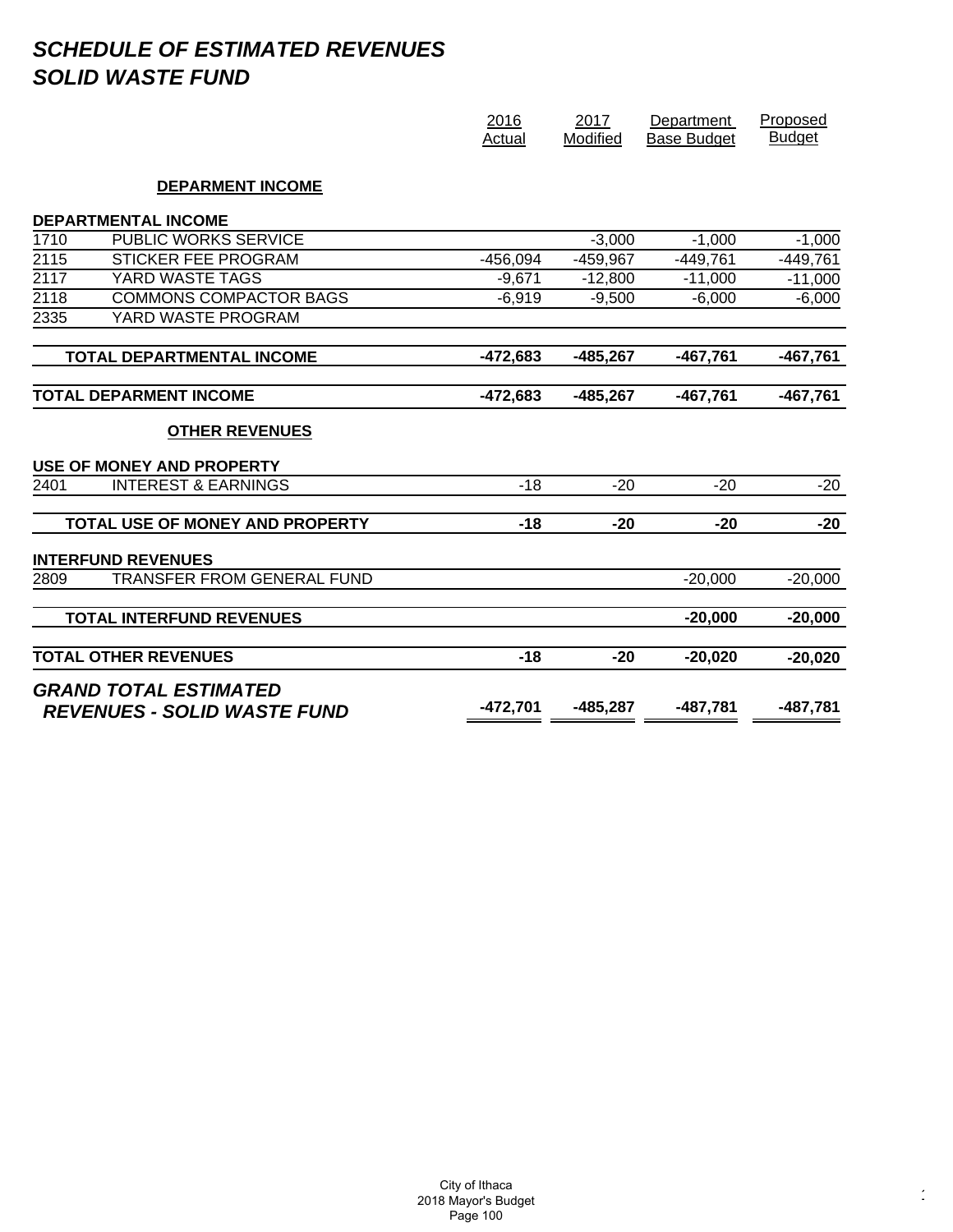# SCHEDULE OF ESTIMATED REVENUES
# SOLID WASTE FUND

| | | 2016 Actual | 2017 Modified | Department Base Budget | Proposed Budget |
|---|---|---|---|---|---|
| | **DEPARMENT INCOME** | | | | |
| **DEPARTMENTAL INCOME** | | | | | |
| 1710 | PUBLIC WORKS SERVICE | | -3,000 | -1,000 | -1,000 |
| 2115 | STICKER FEE PROGRAM | -456,094 | -459,967 | -449,761 | -449,761 |
| 2117 | YARD WASTE TAGS | -9,671 | -12,800 | -11,000 | -11,000 |
| 2118 | COMMONS COMPACTOR BAGS | -6,919 | -9,500 | -6,000 | -6,000 |
| 2335 | YARD WASTE PROGRAM | | | | |
| | **TOTAL DEPARTMENTAL INCOME** | **-472,683** | **-485,267** | **-467,761** | **-467,761** |
| **TOTAL DEPARMENT INCOME** | | **-472,683** | **-485,267** | **-467,761** | **-467,761** |
| | **OTHER REVENUES** | | | | |
| **USE OF MONEY AND PROPERTY** | | | | | |
| 2401 | INTEREST & EARNINGS | -18 | -20 | -20 | -20 |
| | **TOTAL USE OF MONEY AND PROPERTY** | **-18** | **-20** | **-20** | **-20** |
| **INTERFUND REVENUES** | | | | | |
| 2809 | TRANSFER FROM GENERAL FUND | | | -20,000 | -20,000 |
| | **TOTAL INTERFUND REVENUES** | | | **-20,000** | **-20,000** |
| **TOTAL OTHER REVENUES** | | **-18** | **-20** | **-20,020** | **-20,020** |
| ***GRAND TOTAL ESTIMATED REVENUES - SOLID WASTE FUND*** | | **-472,701** | **-485,287** | **-487,781** | **-487,781** |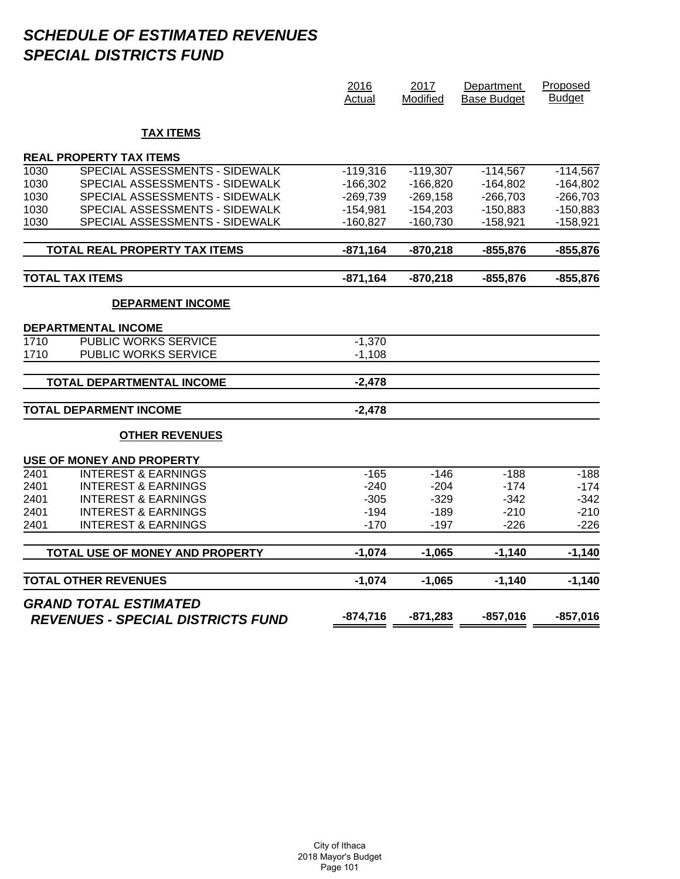# *SCHEDULE OF ESTIMATED REVENUES*
# *SPECIAL DISTRICTS FUND*

| | | 2016 Actual | 2017 Modified | Department Base Budget | Proposed Budget |
|---|---|---|---|---|---|
| | **TAX ITEMS** | | | | |
| **REAL PROPERTY TAX ITEMS** | | | | | |
| 1030 | SPECIAL ASSESSMENTS - SIDEWALK | -119,316 | -119,307 | -114,567 | -114,567 |
| 1030 | SPECIAL ASSESSMENTS - SIDEWALK | -166,302 | -166,820 | -164,802 | -164,802 |
| 1030 | SPECIAL ASSESSMENTS - SIDEWALK | -269,739 | -269,158 | -266,703 | -266,703 |
| 1030 | SPECIAL ASSESSMENTS - SIDEWALK | -154,981 | -154,203 | -150,883 | -150,883 |
| 1030 | SPECIAL ASSESSMENTS - SIDEWALK | -160,827 | -160,730 | -158,921 | -158,921 |
| | **TOTAL REAL PROPERTY TAX ITEMS** | **-871,164** | **-870,218** | **-855,876** | **-855,876** |
| **TOTAL TAX ITEMS** | | **-871,164** | **-870,218** | **-855,876** | **-855,876** |
| | **DEPARMENT INCOME** | | | | |
| **DEPARTMENTAL INCOME** | | | | | |
| 1710 | PUBLIC WORKS SERVICE | -1,370 | | | |
| 1710 | PUBLIC WORKS SERVICE | -1,108 | | | |
| | **TOTAL DEPARTMENTAL INCOME** | **-2,478** | | | |
| **TOTAL DEPARMENT INCOME** | | **-2,478** | | | |
| | **OTHER REVENUES** | | | | |
| **USE OF MONEY AND PROPERTY** | | | | | |
| 2401 | INTEREST & EARNINGS | -165 | -146 | -188 | -188 |
| 2401 | INTEREST & EARNINGS | -240 | -204 | -174 | -174 |
| 2401 | INTEREST & EARNINGS | -305 | -329 | -342 | -342 |
| 2401 | INTEREST & EARNINGS | -194 | -189 | -210 | -210 |
| 2401 | INTEREST & EARNINGS | -170 | -197 | -226 | -226 |
| | **TOTAL USE OF MONEY AND PROPERTY** | **-1,074** | **-1,065** | **-1,140** | **-1,140** |
| **TOTAL OTHER REVENUES** | | **-1,074** | **-1,065** | **-1,140** | **-1,140** |
| ***GRAND TOTAL ESTIMATED REVENUES - SPECIAL DISTRICTS FUND*** | | **-874,716** | **-871,283** | **-857,016** | **-857,016** |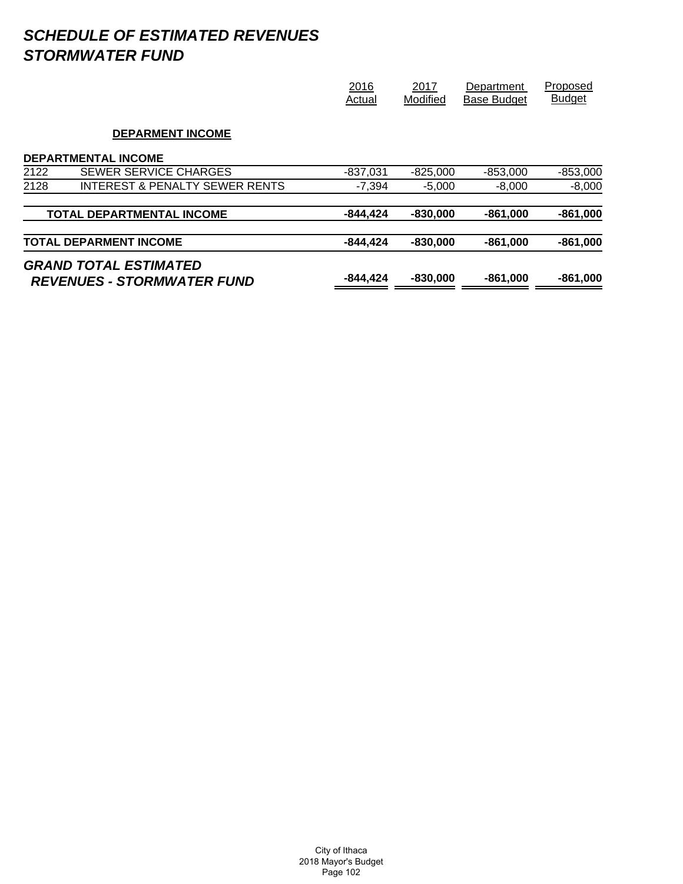# *SCHEDULE OF ESTIMATED REVENUES*
# *STORMWATER FUND*

| | | 2016 Actual | 2017 Modified | Department Base Budget | Proposed Budget |
|---|---|---|---|---|---|
| | **DEPARMENT INCOME** | | | | |
| **DEPARTMENTAL INCOME** | | | | | |
| 2122 | SEWER SERVICE CHARGES | -837,031 | -825,000 | -853,000 | -853,000 |
| 2128 | INTEREST & PENALTY SEWER RENTS | -7,394 | -5,000 | -8,000 | -8,000 |
| **TOTAL DEPARTMENTAL INCOME** | | **-844,424** | **-830,000** | **-861,000** | **-861,000** |
| **TOTAL DEPARMENT INCOME** | | **-844,424** | **-830,000** | **-861,000** | **-861,000** |
| ***GRAND TOTAL ESTIMATED REVENUES - STORMWATER FUND*** | | **-844,424** | **-830,000** | **-861,000** | **-861,000** |

City of Ithaca
2018 Mayor's Budget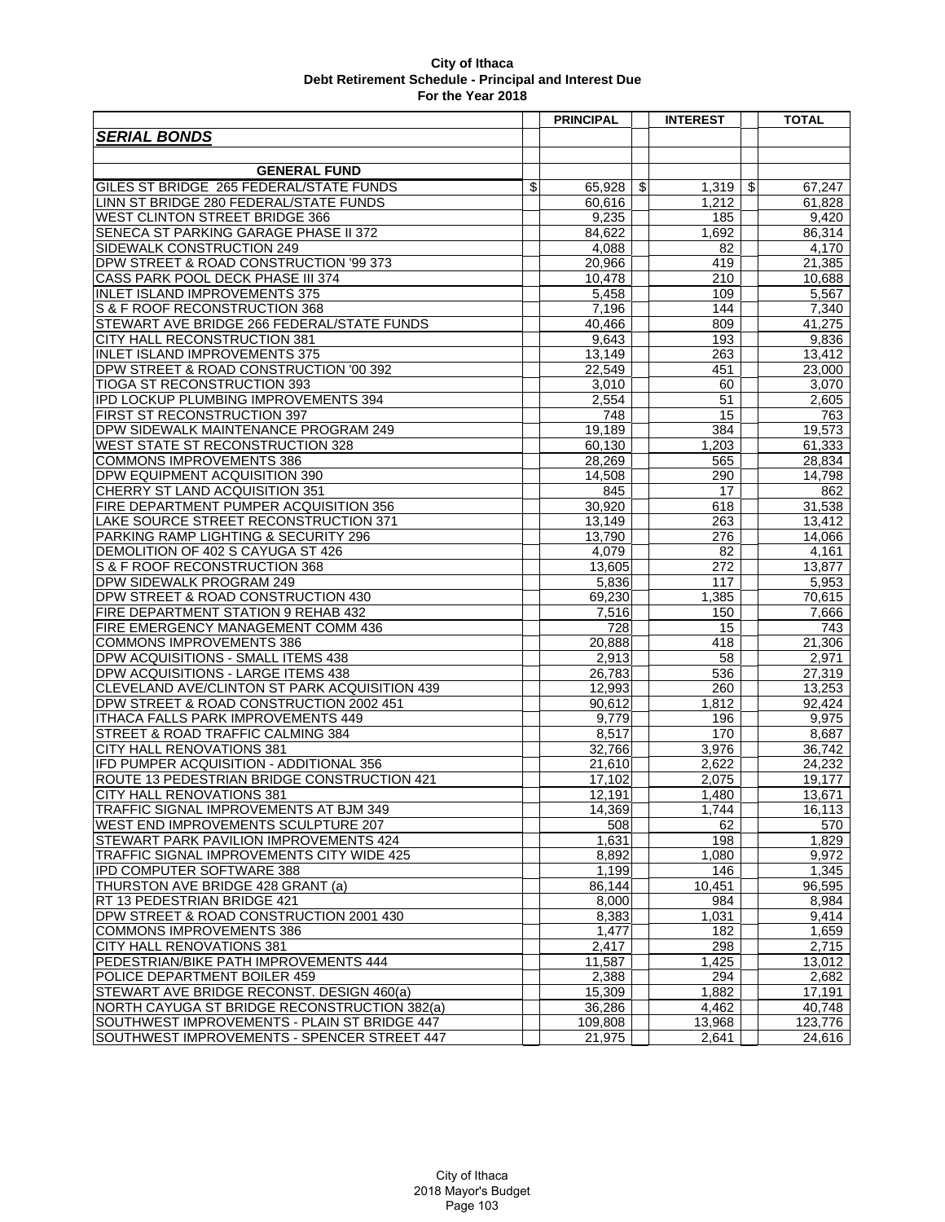**City of Ithaca**
**Debt Retirement Schedule - Principal and Interest Due**
**For the Year 2018**

| | PRINCIPAL | INTEREST | TOTAL |
|---|---|---|---|
| ***SERIAL BONDS*** | | | |
| | | | |
| **GENERAL FUND** | | | |
| GILES ST BRIDGE 265 FEDERAL/STATE FUNDS | $ 65,928 | $ 1,319 | $ 67,247 |
| LINN ST BRIDGE 280 FEDERAL/STATE FUNDS | 60,616 | 1,212 | 61,828 |
| WEST CLINTON STREET BRIDGE 366 | 9,235 | 185 | 9,420 |
| SENECA ST PARKING GARAGE PHASE II 372 | 84,622 | 1,692 | 86,314 |
| SIDEWALK CONSTRUCTION 249 | 4,088 | 82 | 4,170 |
| DPW STREET & ROAD CONSTRUCTION '99 373 | 20,966 | 419 | 21,385 |
| CASS PARK POOL DECK PHASE III 374 | 10,478 | 210 | 10,688 |
| INLET ISLAND IMPROVEMENTS 375 | 5,458 | 109 | 5,567 |
| S & F ROOF RECONSTRUCTION 368 | 7,196 | 144 | 7,340 |
| STEWART AVE BRIDGE 266 FEDERAL/STATE FUNDS | 40,466 | 809 | 41,275 |
| CITY HALL RECONSTRUCTION 381 | 9,643 | 193 | 9,836 |
| INLET ISLAND IMPROVEMENTS 375 | 13,149 | 263 | 13,412 |
| DPW STREET & ROAD CONSTRUCTION '00 392 | 22,549 | 451 | 23,000 |
| TIOGA ST RECONSTRUCTION 393 | 3,010 | 60 | 3,070 |
| IPD LOCKUP PLUMBING IMPROVEMENTS 394 | 2,554 | 51 | 2,605 |
| FIRST ST RECONSTRUCTION 397 | 748 | 15 | 763 |
| DPW SIDEWALK MAINTENANCE PROGRAM 249 | 19,189 | 384 | 19,573 |
| WEST STATE ST RECONSTRUCTION 328 | 60,130 | 1,203 | 61,333 |
| COMMONS IMPROVEMENTS 386 | 28,269 | 565 | 28,834 |
| DPW EQUIPMENT ACQUISITION 390 | 14,508 | 290 | 14,798 |
| CHERRY ST LAND ACQUISITION 351 | 845 | 17 | 862 |
| FIRE DEPARTMENT PUMPER ACQUISITION 356 | 30,920 | 618 | 31,538 |
| LAKE SOURCE STREET RECONSTRUCTION 371 | 13,149 | 263 | 13,412 |
| PARKING RAMP LIGHTING & SECURITY 296 | 13,790 | 276 | 14,066 |
| DEMOLITION OF 402 S CAYUGA ST 426 | 4,079 | 82 | 4,161 |
| S & F ROOF RECONSTRUCTION 368 | 13,605 | 272 | 13,877 |
| DPW SIDEWALK PROGRAM 249 | 5,836 | 117 | 5,953 |
| DPW STREET & ROAD CONSTRUCTION 430 | 69,230 | 1,385 | 70,615 |
| FIRE DEPARTMENT STATION 9 REHAB 432 | 7,516 | 150 | 7,666 |
| FIRE EMERGENCY MANAGEMENT COMM 436 | 728 | 15 | 743 |
| COMMONS IMPROVEMENTS 386 | 20,888 | 418 | 21,306 |
| DPW ACQUISITIONS - SMALL ITEMS 438 | 2,913 | 58 | 2,971 |
| DPW ACQUISITIONS - LARGE ITEMS 438 | 26,783 | 536 | 27,319 |
| CLEVELAND AVE/CLINTON ST PARK ACQUISITION 439 | 12,993 | 260 | 13,253 |
| DPW STREET & ROAD CONSTRUCTION 2002 451 | 90,612 | 1,812 | 92,424 |
| ITHACA FALLS PARK IMPROVEMENTS 449 | 9,779 | 196 | 9,975 |
| STREET & ROAD TRAFFIC CALMING 384 | 8,517 | 170 | 8,687 |
| CITY HALL RENOVATIONS 381 | 32,766 | 3,976 | 36,742 |
| IFD PUMPER ACQUISITION - ADDITIONAL 356 | 21,610 | 2,622 | 24,232 |
| ROUTE 13 PEDESTRIAN BRIDGE CONSTRUCTION 421 | 17,102 | 2,075 | 19,177 |
| CITY HALL RENOVATIONS 381 | 12,191 | 1,480 | 13,671 |
| TRAFFIC SIGNAL IMPROVEMENTS AT BJM 349 | 14,369 | 1,744 | 16,113 |
| WEST END IMPROVEMENTS SCULPTURE 207 | 508 | 62 | 570 |
| STEWART PARK PAVILION IMPROVEMENTS 424 | 1,631 | 198 | 1,829 |
| TRAFFIC SIGNAL IMPROVEMENTS CITY WIDE 425 | 8,892 | 1,080 | 9,972 |
| IPD COMPUTER SOFTWARE 388 | 1,199 | 146 | 1,345 |
| THURSTON AVE BRIDGE 428 GRANT (a) | 86,144 | 10,451 | 96,595 |
| RT 13 PEDESTRIAN BRIDGE 421 | 8,000 | 984 | 8,984 |
| DPW STREET & ROAD CONSTRUCTION 2001 430 | 8,383 | 1,031 | 9,414 |
| COMMONS IMPROVEMENTS 386 | 1,477 | 182 | 1,659 |
| CITY HALL RENOVATIONS 381 | 2,417 | 298 | 2,715 |
| PEDESTRIAN/BIKE PATH IMPROVEMENTS 444 | 11,587 | 1,425 | 13,012 |
| POLICE DEPARTMENT BOILER 459 | 2,388 | 294 | 2,682 |
| STEWART AVE BRIDGE RECONST. DESIGN 460(a) | 15,309 | 1,882 | 17,191 |
| NORTH CAYUGA ST BRIDGE RECONSTRUCTION 382(a) | 36,286 | 4,462 | 40,748 |
| SOUTHWEST IMPROVEMENTS - PLAIN ST BRIDGE 447 | 109,808 | 13,968 | 123,776 |
| SOUTHWEST IMPROVEMENTS - SPENCER STREET 447 | 21,975 | 2,641 | 24,616 |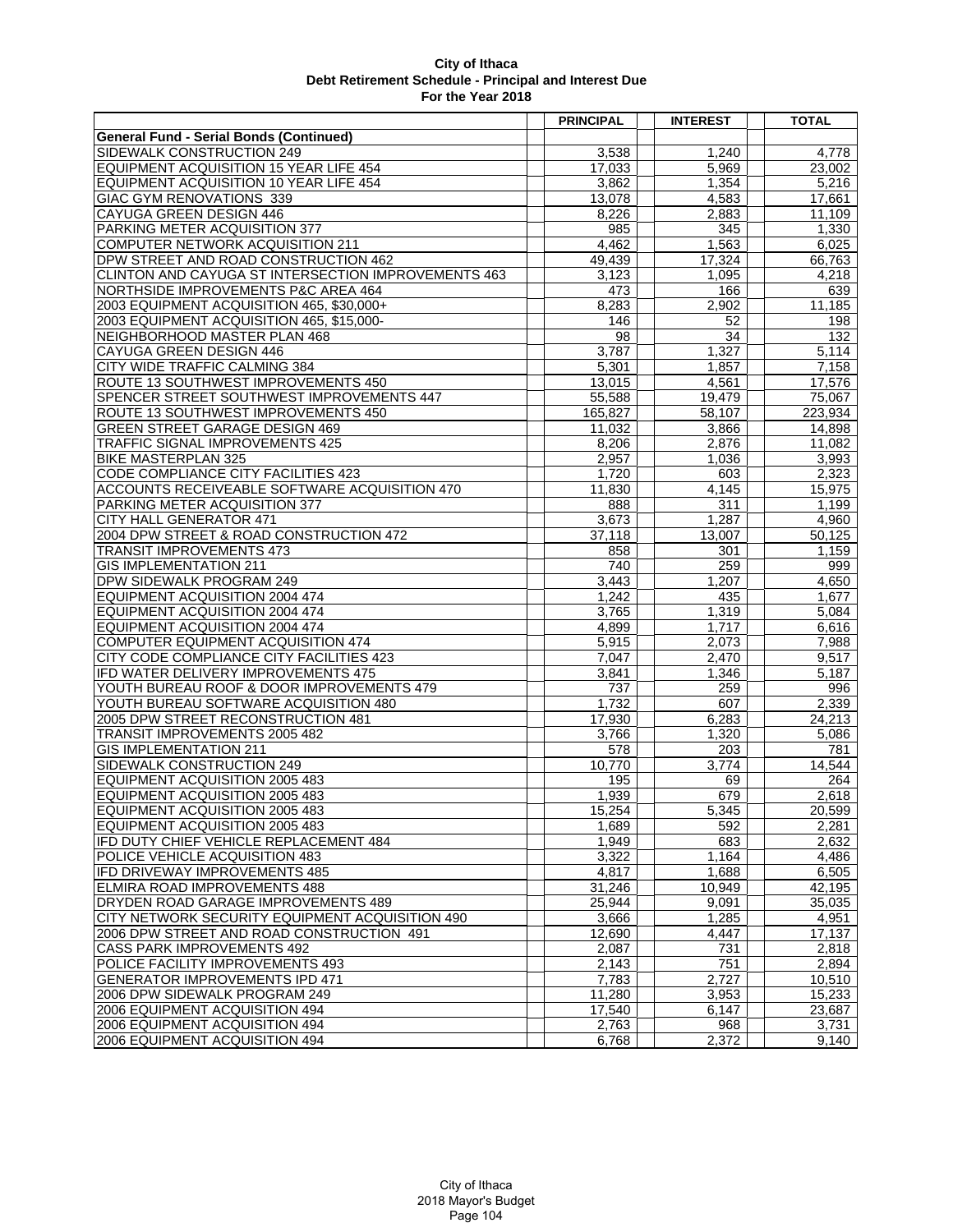**City of Ithaca**
**Debt Retirement Schedule - Principal and Interest Due**
**For the Year 2018**

| | PRINCIPAL | INTEREST | TOTAL |
|---|---|---|---|
| **General Fund - Serial Bonds (Continued)** | | | |
| SIDEWALK CONSTRUCTION 249 | 3,538 | 1,240 | 4,778 |
| EQUIPMENT ACQUISITION 15 YEAR LIFE 454 | 17,033 | 5,969 | 23,002 |
| EQUIPMENT ACQUISITION 10 YEAR LIFE 454 | 3,862 | 1,354 | 5,216 |
| GIAC GYM RENOVATIONS 339 | 13,078 | 4,583 | 17,661 |
| CAYUGA GREEN DESIGN 446 | 8,226 | 2,883 | 11,109 |
| PARKING METER ACQUISITION 377 | 985 | 345 | 1,330 |
| COMPUTER NETWORK ACQUISITION 211 | 4,462 | 1,563 | 6,025 |
| DPW STREET AND ROAD CONSTRUCTION 462 | 49,439 | 17,324 | 66,763 |
| CLINTON AND CAYUGA ST INTERSECTION IMPROVEMENTS 463 | 3,123 | 1,095 | 4,218 |
| NORTHSIDE IMPROVEMENTS P&C AREA 464 | 473 | 166 | 639 |
| 2003 EQUIPMENT ACQUISITION 465, $30,000+ | 8,283 | 2,902 | 11,185 |
| 2003 EQUIPMENT ACQUISITION 465, $15,000- | 146 | 52 | 198 |
| NEIGHBORHOOD MASTER PLAN 468 | 98 | 34 | 132 |
| CAYUGA GREEN DESIGN 446 | 3,787 | 1,327 | 5,114 |
| CITY WIDE TRAFFIC CALMING 384 | 5,301 | 1,857 | 7,158 |
| ROUTE 13 SOUTHWEST IMPROVEMENTS 450 | 13,015 | 4,561 | 17,576 |
| SPENCER STREET SOUTHWEST IMPROVEMENTS 447 | 55,588 | 19,479 | 75,067 |
| ROUTE 13 SOUTHWEST IMPROVEMENTS 450 | 165,827 | 58,107 | 223,934 |
| GREEN STREET GARAGE DESIGN 469 | 11,032 | 3,866 | 14,898 |
| TRAFFIC SIGNAL IMPROVEMENTS 425 | 8,206 | 2,876 | 11,082 |
| BIKE MASTERPLAN 325 | 2,957 | 1,036 | 3,993 |
| CODE COMPLIANCE CITY FACILITIES 423 | 1,720 | 603 | 2,323 |
| ACCOUNTS RECEIVEABLE SOFTWARE ACQUISITION 470 | 11,830 | 4,145 | 15,975 |
| PARKING METER ACQUISITION 377 | 888 | 311 | 1,199 |
| CITY HALL GENERATOR 471 | 3,673 | 1,287 | 4,960 |
| 2004 DPW STREET & ROAD CONSTRUCTION 472 | 37,118 | 13,007 | 50,125 |
| TRANSIT IMPROVEMENTS 473 | 858 | 301 | 1,159 |
| GIS IMPLEMENTATION 211 | 740 | 259 | 999 |
| DPW SIDEWALK PROGRAM 249 | 3,443 | 1,207 | 4,650 |
| EQUIPMENT ACQUISITION 2004 474 | 1,242 | 435 | 1,677 |
| EQUIPMENT ACQUISITION 2004 474 | 3,765 | 1,319 | 5,084 |
| EQUIPMENT ACQUISITION 2004 474 | 4,899 | 1,717 | 6,616 |
| COMPUTER EQUIPMENT ACQUISITION 474 | 5,915 | 2,073 | 7,988 |
| CITY CODE COMPLIANCE CITY FACILITIES 423 | 7,047 | 2,470 | 9,517 |
| IFD WATER DELIVERY IMPROVEMENTS 475 | 3,841 | 1,346 | 5,187 |
| YOUTH BUREAU ROOF & DOOR IMPROVEMENTS 479 | 737 | 259 | 996 |
| YOUTH BUREAU SOFTWARE ACQUISITION 480 | 1,732 | 607 | 2,339 |
| 2005 DPW STREET RECONSTRUCTION 481 | 17,930 | 6,283 | 24,213 |
| TRANSIT IMPROVEMENTS 2005 482 | 3,766 | 1,320 | 5,086 |
| GIS IMPLEMENTATION 211 | 578 | 203 | 781 |
| SIDEWALK CONSTRUCTION 249 | 10,770 | 3,774 | 14,544 |
| EQUIPMENT ACQUISITION 2005 483 | 195 | 69 | 264 |
| EQUIPMENT ACQUISITION 2005 483 | 1,939 | 679 | 2,618 |
| EQUIPMENT ACQUISITION 2005 483 | 15,254 | 5,345 | 20,599 |
| EQUIPMENT ACQUISITION 2005 483 | 1,689 | 592 | 2,281 |
| IFD DUTY CHIEF VEHICLE REPLACEMENT 484 | 1,949 | 683 | 2,632 |
| POLICE VEHICLE ACQUISITION 483 | 3,322 | 1,164 | 4,486 |
| IFD DRIVEWAY IMPROVEMENTS 485 | 4,817 | 1,688 | 6,505 |
| ELMIRA ROAD IMPROVEMENTS 488 | 31,246 | 10,949 | 42,195 |
| DRYDEN ROAD GARAGE IMPROVEMENTS 489 | 25,944 | 9,091 | 35,035 |
| CITY NETWORK SECURITY EQUIPMENT ACQUISITION 490 | 3,666 | 1,285 | 4,951 |
| 2006 DPW STREET AND ROAD CONSTRUCTION 491 | 12,690 | 4,447 | 17,137 |
| CASS PARK IMPROVEMENTS 492 | 2,087 | 731 | 2,818 |
| POLICE FACILITY IMPROVEMENTS 493 | 2,143 | 751 | 2,894 |
| GENERATOR IMPROVEMENTS IPD 471 | 7,783 | 2,727 | 10,510 |
| 2006 DPW SIDEWALK PROGRAM 249 | 11,280 | 3,953 | 15,233 |
| 2006 EQUIPMENT ACQUISITION 494 | 17,540 | 6,147 | 23,687 |
| 2006 EQUIPMENT ACQUISITION 494 | 2,763 | 968 | 3,731 |
| 2006 EQUIPMENT ACQUISITION 494 | 6,768 | 2,372 | 9,140 |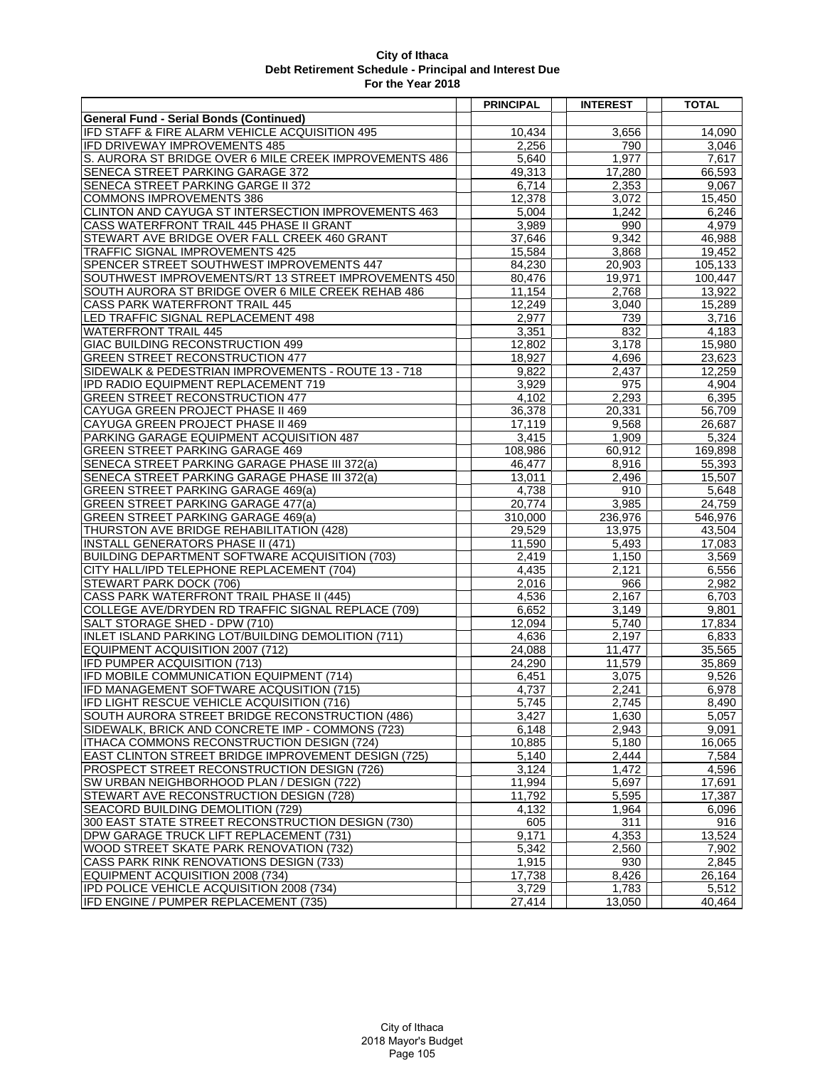**City of Ithaca**
**Debt Retirement Schedule - Principal and Interest Due**
**For the Year 2018**

| | PRINCIPAL | INTEREST | TOTAL |
|---|---|---|---|
| **General Fund - Serial Bonds (Continued)** | | | |
| IFD STAFF & FIRE ALARM VEHICLE ACQUISITION 495 | 10,434 | 3,656 | 14,090 |
| IFD DRIVEWAY IMPROVEMENTS 485 | 2,256 | 790 | 3,046 |
| S. AURORA ST BRIDGE OVER 6 MILE CREEK IMPROVEMENTS 486 | 5,640 | 1,977 | 7,617 |
| SENECA STREET PARKING GARAGE 372 | 49,313 | 17,280 | 66,593 |
| SENECA STREET PARKING GARGE II 372 | 6,714 | 2,353 | 9,067 |
| COMMONS IMPROVEMENTS 386 | 12,378 | 3,072 | 15,450 |
| CLINTON AND CAYUGA ST INTERSECTION IMPROVEMENTS 463 | 5,004 | 1,242 | 6,246 |
| CASS WATERFRONT TRAIL 445 PHASE II GRANT | 3,989 | 990 | 4,979 |
| STEWART AVE BRIDGE OVER FALL CREEK 460 GRANT | 37,646 | 9,342 | 46,988 |
| TRAFFIC SIGNAL IMPROVEMENTS 425 | 15,584 | 3,868 | 19,452 |
| SPENCER STREET SOUTHWEST IMPROVEMENTS 447 | 84,230 | 20,903 | 105,133 |
| SOUTHWEST IMPROVEMENTS/RT 13 STREET IMPROVEMENTS 450 | 80,476 | 19,971 | 100,447 |
| SOUTH AURORA ST BRIDGE OVER 6 MILE CREEK REHAB 486 | 11,154 | 2,768 | 13,922 |
| CASS PARK WATERFRONT TRAIL 445 | 12,249 | 3,040 | 15,289 |
| LED TRAFFIC SIGNAL REPLACEMENT 498 | 2,977 | 739 | 3,716 |
| WATERFRONT TRAIL 445 | 3,351 | 832 | 4,183 |
| GIAC BUILDING RECONSTRUCTION 499 | 12,802 | 3,178 | 15,980 |
| GREEN STREET RECONSTRUCTION 477 | 18,927 | 4,696 | 23,623 |
| SIDEWALK & PEDESTRIAN IMPROVEMENTS - ROUTE 13 - 718 | 9,822 | 2,437 | 12,259 |
| IPD RADIO EQUIPMENT REPLACEMENT 719 | 3,929 | 975 | 4,904 |
| GREEN STREET RECONSTRUCTION 477 | 4,102 | 2,293 | 6,395 |
| CAYUGA GREEN PROJECT PHASE II 469 | 36,378 | 20,331 | 56,709 |
| CAYUGA GREEN PROJECT PHASE II 469 | 17,119 | 9,568 | 26,687 |
| PARKING GARAGE EQUIPMENT ACQUISITION 487 | 3,415 | 1,909 | 5,324 |
| GREEN STREET PARKING GARAGE 469 | 108,986 | 60,912 | 169,898 |
| SENECA STREET PARKING GARAGE PHASE III 372(a) | 46,477 | 8,916 | 55,393 |
| SENECA STREET PARKING GARAGE PHASE III 372(a) | 13,011 | 2,496 | 15,507 |
| GREEN STREET PARKING GARAGE 469(a) | 4,738 | 910 | 5,648 |
| GREEN STREET PARKING GARAGE 477(a) | 20,774 | 3,985 | 24,759 |
| GREEN STREET PARKING GARAGE 469(a) | 310,000 | 236,976 | 546,976 |
| THURSTON AVE BRIDGE REHABILITATION (428) | 29,529 | 13,975 | 43,504 |
| INSTALL GENERATORS PHASE II (471) | 11,590 | 5,493 | 17,083 |
| BUILDING DEPARTMENT SOFTWARE ACQUISITION (703) | 2,419 | 1,150 | 3,569 |
| CITY HALL/IPD TELEPHONE REPLACEMENT (704) | 4,435 | 2,121 | 6,556 |
| STEWART PARK DOCK (706) | 2,016 | 966 | 2,982 |
| CASS PARK WATERFRONT TRAIL PHASE II (445) | 4,536 | 2,167 | 6,703 |
| COLLEGE AVE/DRYDEN RD TRAFFIC SIGNAL REPLACE (709) | 6,652 | 3,149 | 9,801 |
| SALT STORAGE SHED - DPW (710) | 12,094 | 5,740 | 17,834 |
| INLET ISLAND PARKING LOT/BUILDING DEMOLITION (711) | 4,636 | 2,197 | 6,833 |
| EQUIPMENT ACQUISITION 2007 (712) | 24,088 | 11,477 | 35,565 |
| IFD PUMPER ACQUISITION (713) | 24,290 | 11,579 | 35,869 |
| IFD MOBILE COMMUNICATION EQUIPMENT (714) | 6,451 | 3,075 | 9,526 |
| IFD MANAGEMENT SOFTWARE ACQUSITION (715) | 4,737 | 2,241 | 6,978 |
| IFD LIGHT RESCUE VEHICLE ACQUISITION (716) | 5,745 | 2,745 | 8,490 |
| SOUTH AURORA STREET BRIDGE RECONSTRUCTION (486) | 3,427 | 1,630 | 5,057 |
| SIDEWALK, BRICK AND CONCRETE IMP - COMMONS (723) | 6,148 | 2,943 | 9,091 |
| ITHACA COMMONS RECONSTRUCTION DESIGN (724) | 10,885 | 5,180 | 16,065 |
| EAST CLINTON STREET BRIDGE IMPROVEMENT DESIGN (725) | 5,140 | 2,444 | 7,584 |
| PROSPECT STREET RECONSTRUCTION DESIGN (726) | 3,124 | 1,472 | 4,596 |
| SW URBAN NEIGHBORHOOD PLAN / DESIGN (722) | 11,994 | 5,697 | 17,691 |
| STEWART AVE RECONSTRUCTION DESIGN (728) | 11,792 | 5,595 | 17,387 |
| SEACORD BUILDING DEMOLITION (729) | 4,132 | 1,964 | 6,096 |
| 300 EAST STATE STREET RECONSTRUCTION DESIGN (730) | 605 | 311 | 916 |
| DPW GARAGE TRUCK LIFT REPLACEMENT (731) | 9,171 | 4,353 | 13,524 |
| WOOD STREET SKATE PARK RENOVATION (732) | 5,342 | 2,560 | 7,902 |
| CASS PARK RINK RENOVATIONS DESIGN (733) | 1,915 | 930 | 2,845 |
| EQUIPMENT ACQUISITION 2008 (734) | 17,738 | 8,426 | 26,164 |
| IPD POLICE VEHICLE ACQUISITION 2008 (734) | 3,729 | 1,783 | 5,512 |
| IFD ENGINE / PUMPER REPLACEMENT (735) | 27,414 | 13,050 | 40,464 |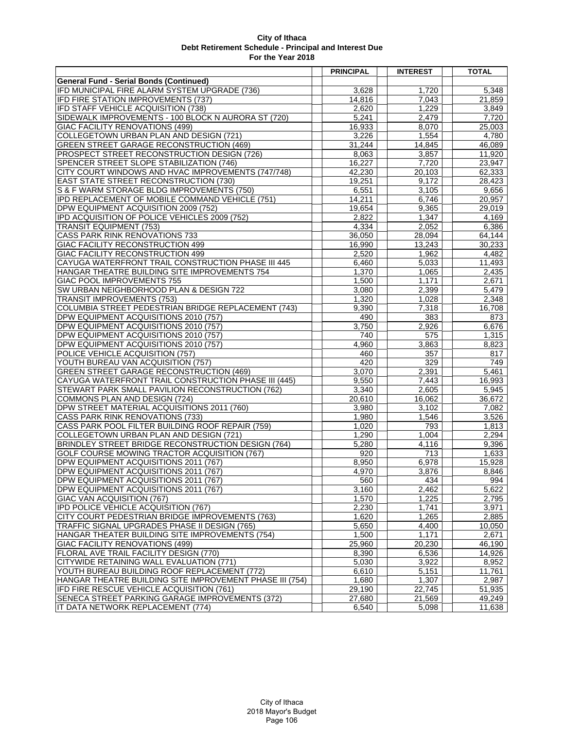**City of Ithaca**
**Debt Retirement Schedule - Principal and Interest Due**
**For the Year 2018**

| | PRINCIPAL | INTEREST | TOTAL |
|---|---|---|---|
| **General Fund - Serial Bonds (Continued)** | | | |
| IFD MUNICIPAL FIRE ALARM SYSTEM UPGRADE (736) | 3,628 | 1,720 | 5,348 |
| IFD FIRE STATION IMPROVEMENTS (737) | 14,816 | 7,043 | 21,859 |
| IFD STAFF VEHICLE ACQUISITION (738) | 2,620 | 1,229 | 3,849 |
| SIDEWALK IMPROVEMENTS - 100 BLOCK N AURORA ST (720) | 5,241 | 2,479 | 7,720 |
| GIAC FACILITY RENOVATIONS (499) | 16,933 | 8,070 | 25,003 |
| COLLEGETOWN URBAN PLAN AND DESIGN (721) | 3,226 | 1,554 | 4,780 |
| GREEN STREET GARAGE RECONSTRUCTION (469) | 31,244 | 14,845 | 46,089 |
| PROSPECT STREET RECONSTRUCTION DESIGN (726) | 8,063 | 3,857 | 11,920 |
| SPENCER STREET SLOPE STABILIZATION (746) | 16,227 | 7,720 | 23,947 |
| CITY COURT WINDOWS AND HVAC IMPROVEMENTS (747/748) | 42,230 | 20,103 | 62,333 |
| EAST STATE STREET RECONSTRUCTION (730) | 19,251 | 9,172 | 28,423 |
| S & F WARM STORAGE BLDG IMPROVEMENTS (750) | 6,551 | 3,105 | 9,656 |
| IPD REPLACEMENT OF MOBILE COMMAND VEHICLE (751) | 14,211 | 6,746 | 20,957 |
| DPW EQUIPMENT ACQUISITION 2009 (752) | 19,654 | 9,365 | 29,019 |
| IPD ACQUISITION OF POLICE VEHICLES 2009 (752) | 2,822 | 1,347 | 4,169 |
| TRANSIT EQUIPMENT (753) | 4,334 | 2,052 | 6,386 |
| CASS PARK RINK RENOVATIONS 733 | 36,050 | 28,094 | 64,144 |
| GIAC FACILITY RECONSTRUCTION 499 | 16,990 | 13,243 | 30,233 |
| GIAC FACILITY RECONSTRUCTION 499 | 2,520 | 1,962 | 4,482 |
| CAYUGA WATERFRONT TRAIL CONSTRUCTION PHASE III 445 | 6,460 | 5,033 | 11,493 |
| HANGAR THEATRE BUILDING SITE IMPROVEMENTS 754 | 1,370 | 1,065 | 2,435 |
| GIAC POOL IMPROVEMENTS 755 | 1,500 | 1,171 | 2,671 |
| SW URBAN NEIGHBORHOOD PLAN & DESIGN 722 | 3,080 | 2,399 | 5,479 |
| TRANSIT IMPROVEMENTS (753) | 1,320 | 1,028 | 2,348 |
| COLUMBIA STREET PEDESTRIAN BRIDGE REPLACEMENT (743) | 9,390 | 7,318 | 16,708 |
| DPW EQUIPMENT ACQUISITIONS 2010 (757) | 490 | 383 | 873 |
| DPW EQUIPMENT ACQUISITIONS 2010 (757) | 3,750 | 2,926 | 6,676 |
| DPW EQUIPMENT ACQUISITIONS 2010 (757) | 740 | 575 | 1,315 |
| DPW EQUIPMENT ACQUISITIONS 2010 (757) | 4,960 | 3,863 | 8,823 |
| POLICE VEHICLE ACQUISITION (757) | 460 | 357 | 817 |
| YOUTH BUREAU VAN ACQUISITION (757) | 420 | 329 | 749 |
| GREEN STREET GARAGE RECONSTRUCTION (469) | 3,070 | 2,391 | 5,461 |
| CAYUGA WATERFRONT TRAIL CONSTRUCTION PHASE III (445) | 9,550 | 7,443 | 16,993 |
| STEWART PARK SMALL PAVILION RECONSTRUCTION (762) | 3,340 | 2,605 | 5,945 |
| COMMONS PLAN AND DESIGN (724) | 20,610 | 16,062 | 36,672 |
| DPW STREET MATERIAL ACQUISITIONS 2011 (760) | 3,980 | 3,102 | 7,082 |
| CASS PARK RINK RENOVATIONS (733) | 1,980 | 1,546 | 3,526 |
| CASS PARK POOL FILTER BUILDING ROOF REPAIR (759) | 1,020 | 793 | 1,813 |
| COLLEGETOWN URBAN PLAN AND DESIGN (721) | 1,290 | 1,004 | 2,294 |
| BRINDLEY STREET BRIDGE RECONSTRUCTION DESIGN (764) | 5,280 | 4,116 | 9,396 |
| GOLF COURSE MOWING TRACTOR ACQUISITION (767) | 920 | 713 | 1,633 |
| DPW EQUIPMENT ACQUISITIONS 2011 (767) | 8,950 | 6,978 | 15,928 |
| DPW EQUIPMENT ACQUISITIONS 2011 (767) | 4,970 | 3,876 | 8,846 |
| DPW EQUIPMENT ACQUISITIONS 2011 (767) | 560 | 434 | 994 |
| DPW EQUIPMENT ACQUISITIONS 2011 (767) | 3,160 | 2,462 | 5,622 |
| GIAC VAN ACQUISITION (767) | 1,570 | 1,225 | 2,795 |
| IPD POLICE VEHICLE ACQUISITION (767) | 2,230 | 1,741 | 3,971 |
| CITY COURT PEDESTRIAN BRIDGE IMPROVEMENTS (763) | 1,620 | 1,265 | 2,885 |
| TRAFFIC SIGNAL UPGRADES PHASE II DESIGN (765) | 5,650 | 4,400 | 10,050 |
| HANGAR THEATER BUILDING SITE IMPROVEMENTS (754) | 1,500 | 1,171 | 2,671 |
| GIAC FACILITY RENOVATIONS (499) | 25,960 | 20,230 | 46,190 |
| FLORAL AVE TRAIL FACILITY DESIGN (770) | 8,390 | 6,536 | 14,926 |
| CITYWIDE RETAINING WALL EVALUATION (771) | 5,030 | 3,922 | 8,952 |
| YOUTH BUREAU BUILDING ROOF REPLACEMENT (772) | 6,610 | 5,151 | 11,761 |
| HANGAR THEATRE BUILDING SITE IMPROVEMENT PHASE III (754) | 1,680 | 1,307 | 2,987 |
| IFD FIRE RESCUE VEHICLE ACQUISITION (761) | 29,190 | 22,745 | 51,935 |
| SENECA STREET PARKING GARAGE IMPROVEMENTS (372) | 27,680 | 21,569 | 49,249 |
| IT DATA NETWORK REPLACEMENT (774) | 6,540 | 5,098 | 11,638 |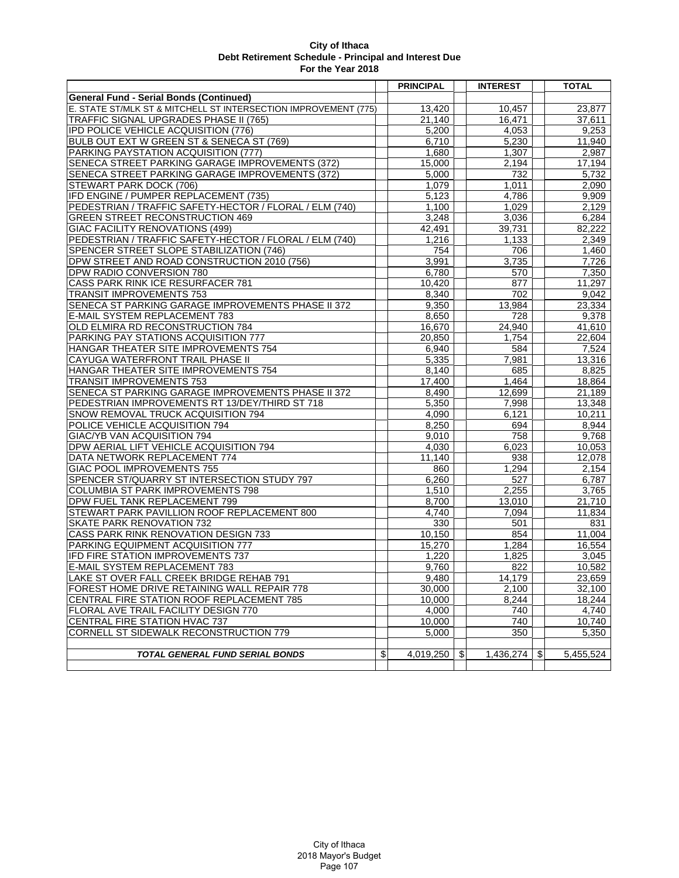**City of Ithaca**
**Debt Retirement Schedule - Principal and Interest Due**
**For the Year 2018**

| | PRINCIPAL | INTEREST | TOTAL |
|---|---|---|---|
| **General Fund - Serial Bonds (Continued)** | | | |
| E. STATE ST/MLK ST & MITCHELL ST INTERSECTION IMPROVEMENT (775) | 13,420 | 10,457 | 23,877 |
| TRAFFIC SIGNAL UPGRADES PHASE II (765) | 21,140 | 16,471 | 37,611 |
| IPD POLICE VEHICLE ACQUISITION (776) | 5,200 | 4,053 | 9,253 |
| BULB OUT EXT W GREEN ST & SENECA ST (769) | 6,710 | 5,230 | 11,940 |
| PARKING PAYSTATION ACQUISITION (777) | 1,680 | 1,307 | 2,987 |
| SENECA STREET PARKING GARAGE IMPROVEMENTS (372) | 15,000 | 2,194 | 17,194 |
| SENECA STREET PARKING GARAGE IMPROVEMENTS (372) | 5,000 | 732 | 5,732 |
| STEWART PARK DOCK (706) | 1,079 | 1,011 | 2,090 |
| IFD ENGINE / PUMPER REPLACEMENT (735) | 5,123 | 4,786 | 9,909 |
| PEDESTRIAN / TRAFFIC SAFETY-HECTOR / FLORAL / ELM (740) | 1,100 | 1,029 | 2,129 |
| GREEN STREET RECONSTRUCTION 469 | 3,248 | 3,036 | 6,284 |
| GIAC FACILITY RENOVATIONS (499) | 42,491 | 39,731 | 82,222 |
| PEDESTRIAN / TRAFFIC SAFETY-HECTOR / FLORAL / ELM (740) | 1,216 | 1,133 | 2,349 |
| SPENCER STREET SLOPE STABILIZATION (746) | 754 | 706 | 1,460 |
| DPW STREET AND ROAD CONSTRUCTION 2010 (756) | 3,991 | 3,735 | 7,726 |
| DPW RADIO CONVERSION 780 | 6,780 | 570 | 7,350 |
| CASS PARK RINK ICE RESURFACER 781 | 10,420 | 877 | 11,297 |
| TRANSIT IMPROVEMENTS 753 | 8,340 | 702 | 9,042 |
| SENECA ST PARKING GARAGE IMPROVEMENTS PHASE II 372 | 9,350 | 13,984 | 23,334 |
| E-MAIL SYSTEM REPLACEMENT 783 | 8,650 | 728 | 9,378 |
| OLD ELMIRA RD RECONSTRUCTION 784 | 16,670 | 24,940 | 41,610 |
| PARKING PAY STATIONS ACQUISITION 777 | 20,850 | 1,754 | 22,604 |
| HANGAR THEATER SITE IMPROVEMENTS 754 | 6,940 | 584 | 7,524 |
| CAYUGA WATERFRONT TRAIL PHASE II | 5,335 | 7,981 | 13,316 |
| HANGAR THEATER SITE IMPROVEMENTS 754 | 8,140 | 685 | 8,825 |
| TRANSIT IMPROVEMENTS 753 | 17,400 | 1,464 | 18,864 |
| SENECA ST PARKING GARAGE IMPROVEMENTS PHASE II 372 | 8,490 | 12,699 | 21,189 |
| PEDESTRIAN IMPROVEMENTS RT 13/DEY/THIRD ST 718 | 5,350 | 7,998 | 13,348 |
| SNOW REMOVAL TRUCK ACQUISITION 794 | 4,090 | 6,121 | 10,211 |
| POLICE VEHICLE ACQUISITION 794 | 8,250 | 694 | 8,944 |
| GIAC/YB VAN ACQUISITION 794 | 9,010 | 758 | 9,768 |
| DPW AERIAL LIFT VEHICLE ACQUISITION 794 | 4,030 | 6,023 | 10,053 |
| DATA NETWORK REPLACEMENT 774 | 11,140 | 938 | 12,078 |
| GIAC POOL IMPROVEMENTS 755 | 860 | 1,294 | 2,154 |
| SPENCER ST/QUARRY ST INTERSECTION STUDY 797 | 6,260 | 527 | 6,787 |
| COLUMBIA ST PARK IMPROVEMENTS 798 | 1,510 | 2,255 | 3,765 |
| DPW FUEL TANK REPLACEMENT 799 | 8,700 | 13,010 | 21,710 |
| STEWART PARK PAVILLION ROOF REPLACEMENT 800 | 4,740 | 7,094 | 11,834 |
| SKATE PARK RENOVATION 732 | 330 | 501 | 831 |
| CASS PARK RINK RENOVATION DESIGN 733 | 10,150 | 854 | 11,004 |
| PARKING EQUIPMENT ACQUISITION 777 | 15,270 | 1,284 | 16,554 |
| IFD FIRE STATION IMPROVEMENTS 737 | 1,220 | 1,825 | 3,045 |
| E-MAIL SYSTEM REPLACEMENT 783 | 9,760 | 822 | 10,582 |
| LAKE ST OVER FALL CREEK BRIDGE REHAB 791 | 9,480 | 14,179 | 23,659 |
| FOREST HOME DRIVE RETAINING WALL REPAIR 778 | 30,000 | 2,100 | 32,100 |
| CENTRAL FIRE STATION ROOF REPLACEMENT 785 | 10,000 | 8,244 | 18,244 |
| FLORAL AVE TRAIL FACILITY DESIGN 770 | 4,000 | 740 | 4,740 |
| CENTRAL FIRE STATION HVAC 737 | 10,000 | 740 | 10,740 |
| CORNELL ST SIDEWALK RECONSTRUCTION 779 | 5,000 | 350 | 5,350 |
| ***TOTAL GENERAL FUND SERIAL BONDS*** | $ 4,019,250 | $ 1,436,274 | $ 5,455,524 |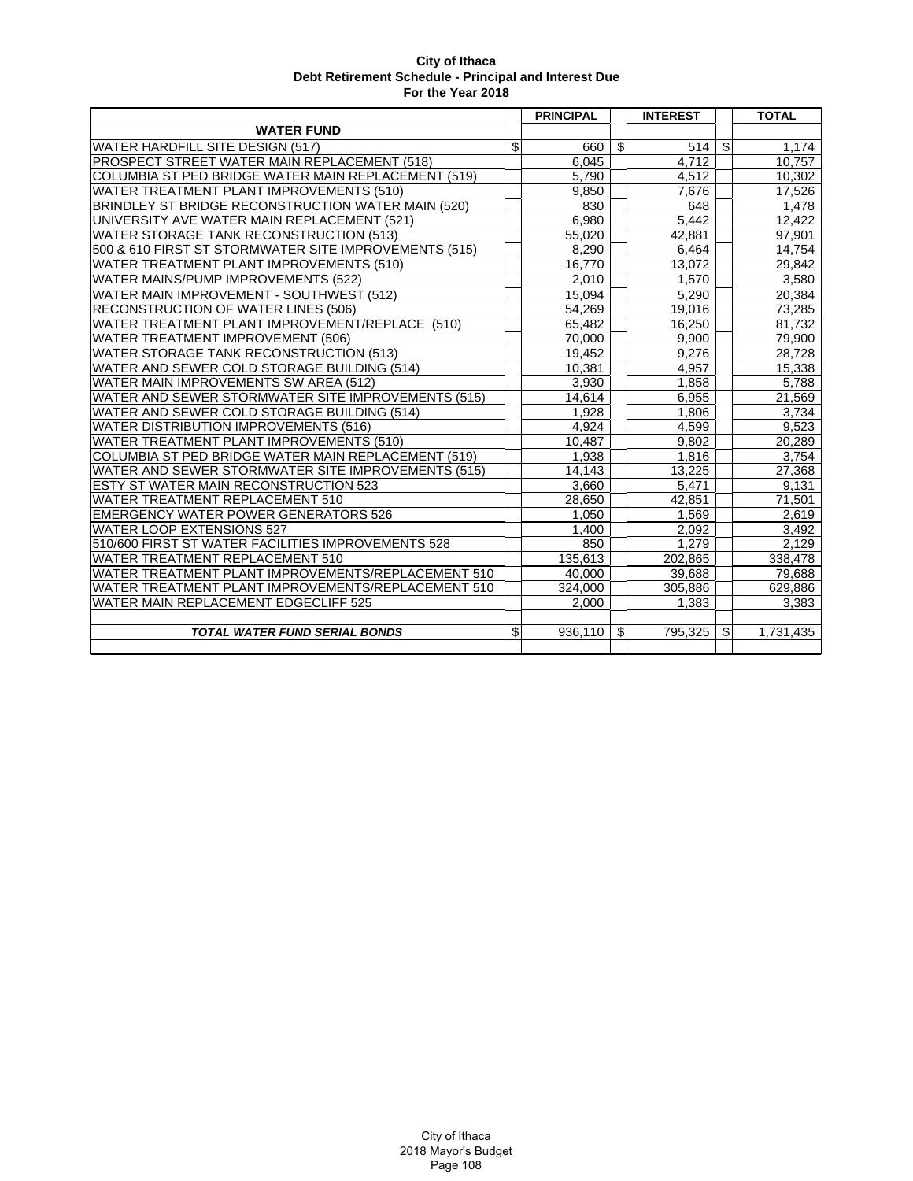**City of Ithaca**
**Debt Retirement Schedule - Principal and Interest Due**
**For the Year 2018**

| | PRINCIPAL | INTEREST | TOTAL |
|---|---|---|---|
| **WATER FUND** | | | |
| WATER HARDFILL SITE DESIGN (517) | $ 660 | $ 514 | $ 1,174 |
| PROSPECT STREET WATER MAIN REPLACEMENT (518) | 6,045 | 4,712 | 10,757 |
| COLUMBIA ST PED BRIDGE WATER MAIN REPLACEMENT (519) | 5,790 | 4,512 | 10,302 |
| WATER TREATMENT PLANT IMPROVEMENTS (510) | 9,850 | 7,676 | 17,526 |
| BRINDLEY ST BRIDGE RECONSTRUCTION WATER MAIN (520) | 830 | 648 | 1,478 |
| UNIVERSITY AVE WATER MAIN REPLACEMENT (521) | 6,980 | 5,442 | 12,422 |
| WATER STORAGE TANK RECONSTRUCTION (513) | 55,020 | 42,881 | 97,901 |
| 500 & 610 FIRST ST STORMWATER SITE IMPROVEMENTS (515) | 8,290 | 6,464 | 14,754 |
| WATER TREATMENT PLANT IMPROVEMENTS (510) | 16,770 | 13,072 | 29,842 |
| WATER MAINS/PUMP IMPROVEMENTS (522) | 2,010 | 1,570 | 3,580 |
| WATER MAIN IMPROVEMENT - SOUTHWEST (512) | 15,094 | 5,290 | 20,384 |
| RECONSTRUCTION OF WATER LINES (506) | 54,269 | 19,016 | 73,285 |
| WATER TREATMENT PLANT IMPROVEMENT/REPLACE (510) | 65,482 | 16,250 | 81,732 |
| WATER TREATMENT IMPROVEMENT (506) | 70,000 | 9,900 | 79,900 |
| WATER STORAGE TANK RECONSTRUCTION (513) | 19,452 | 9,276 | 28,728 |
| WATER AND SEWER COLD STORAGE BUILDING (514) | 10,381 | 4,957 | 15,338 |
| WATER MAIN IMPROVEMENTS SW AREA (512) | 3,930 | 1,858 | 5,788 |
| WATER AND SEWER STORMWATER SITE IMPROVEMENTS (515) | 14,614 | 6,955 | 21,569 |
| WATER AND SEWER COLD STORAGE BUILDING (514) | 1,928 | 1,806 | 3,734 |
| WATER DISTRIBUTION IMPROVEMENTS (516) | 4,924 | 4,599 | 9,523 |
| WATER TREATMENT PLANT IMPROVEMENTS (510) | 10,487 | 9,802 | 20,289 |
| COLUMBIA ST PED BRIDGE WATER MAIN REPLACEMENT (519) | 1,938 | 1,816 | 3,754 |
| WATER AND SEWER STORMWATER SITE IMPROVEMENTS (515) | 14,143 | 13,225 | 27,368 |
| ESTY ST WATER MAIN RECONSTRUCTION 523 | 3,660 | 5,471 | 9,131 |
| WATER TREATMENT REPLACEMENT 510 | 28,650 | 42,851 | 71,501 |
| EMERGENCY WATER POWER GENERATORS 526 | 1,050 | 1,569 | 2,619 |
| WATER LOOP EXTENSIONS 527 | 1,400 | 2,092 | 3,492 |
| 510/600 FIRST ST WATER FACILITIES IMPROVEMENTS 528 | 850 | 1,279 | 2,129 |
| WATER TREATMENT REPLACEMENT 510 | 135,613 | 202,865 | 338,478 |
| WATER TREATMENT PLANT IMPROVEMENTS/REPLACEMENT 510 | 40,000 | 39,688 | 79,688 |
| WATER TREATMENT PLANT IMPROVEMENTS/REPLACEMENT 510 | 324,000 | 305,886 | 629,886 |
| WATER MAIN REPLACEMENT EDGECLIFF 525 | 2,000 | 1,383 | 3,383 |
| | | | |
| ***TOTAL WATER FUND SERIAL BONDS*** | $ 936,110 | $ 795,325 | $ 1,731,435 |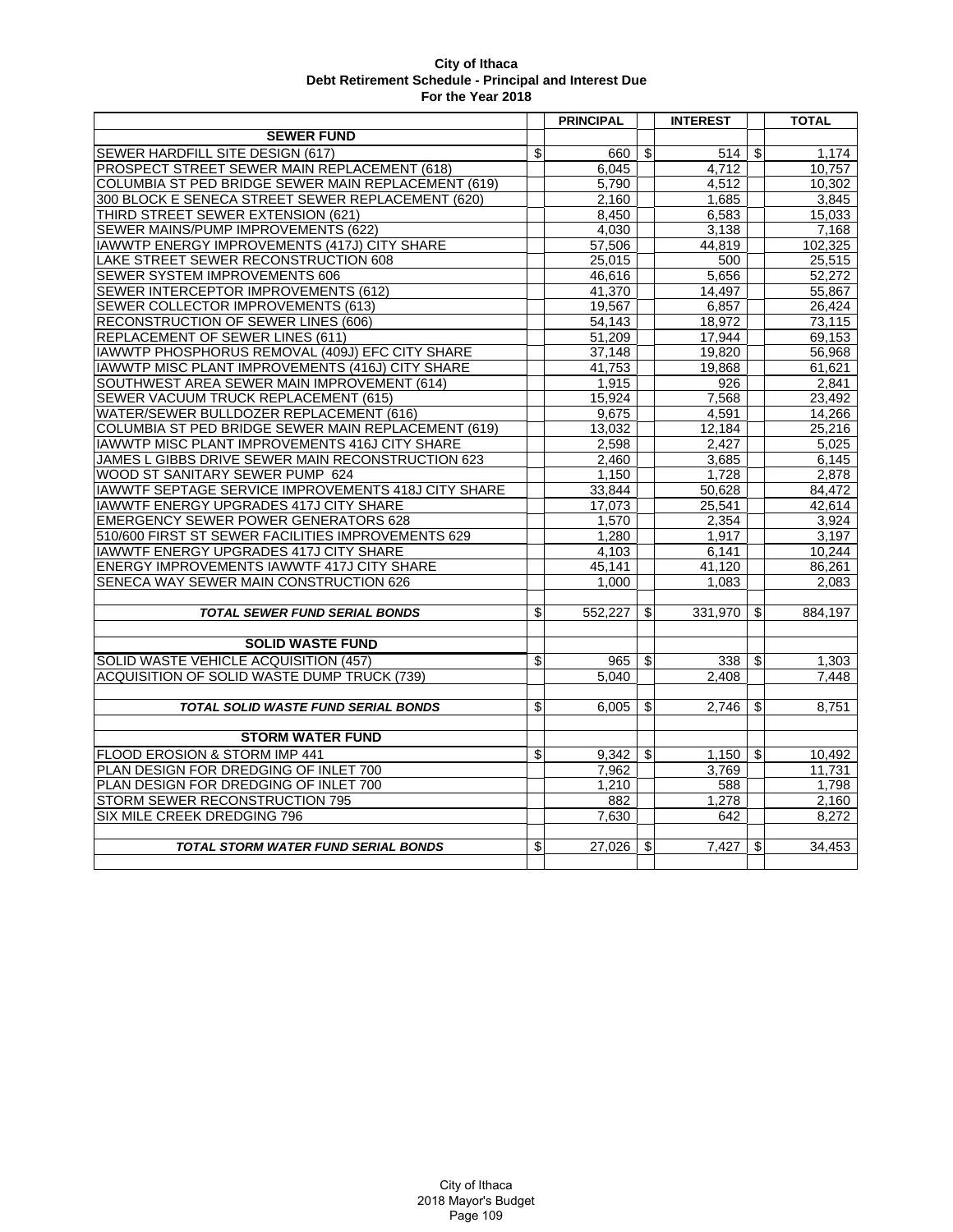**City of Ithaca**
**Debt Retirement Schedule - Principal and Interest Due**
**For the Year 2018**

| | PRINCIPAL | INTEREST | TOTAL |
|---|---|---|---|
| **SEWER FUND** | | | |
| SEWER HARDFILL SITE DESIGN (617) | $ 660 | $ 514 | $ 1,174 |
| PROSPECT STREET SEWER MAIN REPLACEMENT (618) | 6,045 | 4,712 | 10,757 |
| COLUMBIA ST PED BRIDGE SEWER MAIN REPLACEMENT (619) | 5,790 | 4,512 | 10,302 |
| 300 BLOCK E SENECA STREET SEWER REPLACEMENT (620) | 2,160 | 1,685 | 3,845 |
| THIRD STREET SEWER EXTENSION (621) | 8,450 | 6,583 | 15,033 |
| SEWER MAINS/PUMP IMPROVEMENTS (622) | 4,030 | 3,138 | 7,168 |
| IAWWTP ENERGY IMPROVEMENTS (417J) CITY SHARE | 57,506 | 44,819 | 102,325 |
| LAKE STREET SEWER RECONSTRUCTION 608 | 25,015 | 500 | 25,515 |
| SEWER SYSTEM IMPROVEMENTS 606 | 46,616 | 5,656 | 52,272 |
| SEWER INTERCEPTOR IMPROVEMENTS (612) | 41,370 | 14,497 | 55,867 |
| SEWER COLLECTOR IMPROVEMENTS (613) | 19,567 | 6,857 | 26,424 |
| RECONSTRUCTION OF SEWER LINES (606) | 54,143 | 18,972 | 73,115 |
| REPLACEMENT OF SEWER LINES (611) | 51,209 | 17,944 | 69,153 |
| IAWWTP PHOSPHORUS REMOVAL (409J) EFC CITY SHARE | 37,148 | 19,820 | 56,968 |
| IAWWTP MISC PLANT IMPROVEMENTS (416J) CITY SHARE | 41,753 | 19,868 | 61,621 |
| SOUTHWEST AREA SEWER MAIN IMPROVEMENT (614) | 1,915 | 926 | 2,841 |
| SEWER VACUUM TRUCK REPLACEMENT (615) | 15,924 | 7,568 | 23,492 |
| WATER/SEWER BULLDOZER REPLACEMENT (616) | 9,675 | 4,591 | 14,266 |
| COLUMBIA ST PED BRIDGE SEWER MAIN REPLACEMENT (619) | 13,032 | 12,184 | 25,216 |
| IAWWTP MISC PLANT IMPROVEMENTS 416J CITY SHARE | 2,598 | 2,427 | 5,025 |
| JAMES L GIBBS DRIVE SEWER MAIN RECONSTRUCTION 623 | 2,460 | 3,685 | 6,145 |
| WOOD ST SANITARY SEWER PUMP 624 | 1,150 | 1,728 | 2,878 |
| IAWWTF SEPTAGE SERVICE IMPROVEMENTS 418J CITY SHARE | 33,844 | 50,628 | 84,472 |
| IAWWTF ENERGY UPGRADES 417J CITY SHARE | 17,073 | 25,541 | 42,614 |
| EMERGENCY SEWER POWER GENERATORS 628 | 1,570 | 2,354 | 3,924 |
| 510/600 FIRST ST SEWER FACILITIES IMPROVEMENTS 629 | 1,280 | 1,917 | 3,197 |
| IAWWTF ENERGY UPGRADES 417J CITY SHARE | 4,103 | 6,141 | 10,244 |
| ENERGY IMPROVEMENTS IAWWTF 417J CITY SHARE | 45,141 | 41,120 | 86,261 |
| SENECA WAY SEWER MAIN CONSTRUCTION 626 | 1,000 | 1,083 | 2,083 |
| | | | |
| ***TOTAL SEWER FUND SERIAL BONDS*** | $ 552,227 | $ 331,970 | $ 884,197 |
| | | | |
| **SOLID WASTE FUND** | | | |
| SOLID WASTE VEHICLE ACQUISITION (457) | $ 965 | $ 338 | $ 1,303 |
| ACQUISITION OF SOLID WASTE DUMP TRUCK (739) | 5,040 | 2,408 | 7,448 |
| | | | |
| ***TOTAL SOLID WASTE FUND SERIAL BONDS*** | $ 6,005 | $ 2,746 | $ 8,751 |
| | | | |
| **STORM WATER FUND** | | | |
| FLOOD EROSION & STORM IMP 441 | $ 9,342 | $ 1,150 | $ 10,492 |
| PLAN DESIGN FOR DREDGING OF INLET 700 | 7,962 | 3,769 | 11,731 |
| PLAN DESIGN FOR DREDGING OF INLET 700 | 1,210 | 588 | 1,798 |
| STORM SEWER RECONSTRUCTION 795 | 882 | 1,278 | 2,160 |
| SIX MILE CREEK DREDGING 796 | 7,630 | 642 | 8,272 |
| | | | |
| ***TOTAL STORM WATER FUND SERIAL BONDS*** | $ 27,026 | $ 7,427 | $ 34,453 |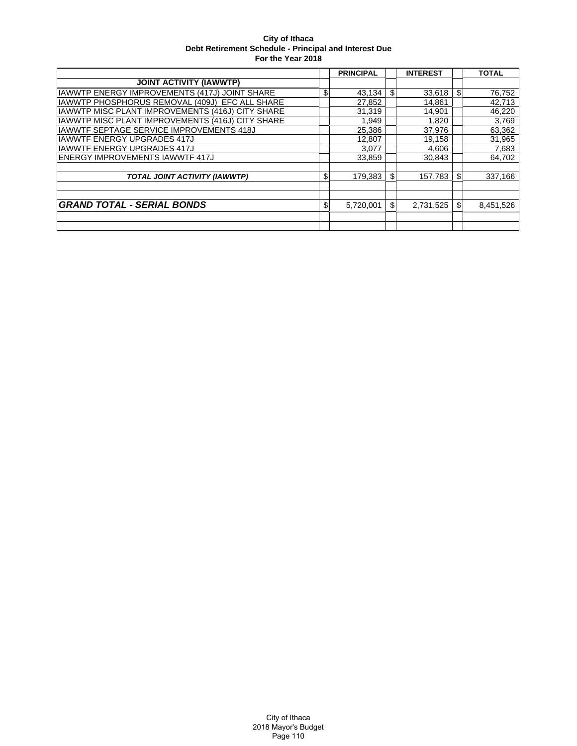**City of Ithaca**
**Debt Retirement Schedule - Principal and Interest Due**
**For the Year 2018**

| | | PRINCIPAL | | INTEREST | | TOTAL |
|---|---|---|---|---|---|---|
| **JOINT ACTIVITY (IAWWTP)** | | | | | | |
| IAWWTP ENERGY IMPROVEMENTS (417J) JOINT SHARE | $ | 43,134 | $ | 33,618 | $ | 76,752 |
| IAWWTP PHOSPHORUS REMOVAL (409J) EFC ALL SHARE | | 27,852 | | 14,861 | | 42,713 |
| IAWWTP MISC PLANT IMPROVEMENTS (416J) CITY SHARE | | 31,319 | | 14,901 | | 46,220 |
| IAWWTP MISC PLANT IMPROVEMENTS (416J) CITY SHARE | | 1,949 | | 1,820 | | 3,769 |
| IAWWTF SEPTAGE SERVICE IMPROVEMENTS 418J | | 25,386 | | 37,976 | | 63,362 |
| IAWWTF ENERGY UPGRADES 417J | | 12,807 | | 19,158 | | 31,965 |
| IAWWTF ENERGY UPGRADES 417J | | 3,077 | | 4,606 | | 7,683 |
| ENERGY IMPROVEMENTS IAWWTF 417J | | 33,859 | | 30,843 | | 64,702 |
| | | | | | | |
| ***TOTAL JOINT ACTIVITY (IAWWTP)*** | $ | 179,383 | $ | 157,783 | $ | 337,166 |
| | | | | | | |
| | | | | | | |
| ***GRAND TOTAL - SERIAL BONDS*** | $ | 5,720,001 | $ | 2,731,525 | $ | 8,451,526 |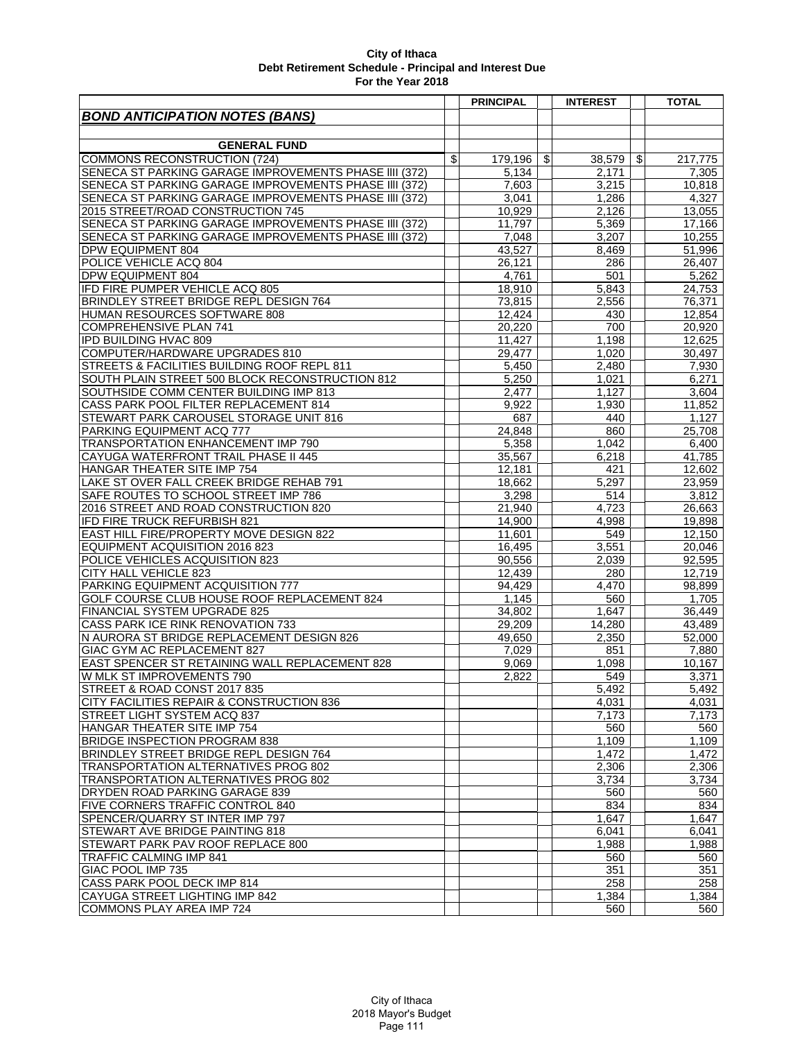**City of Ithaca**
**Debt Retirement Schedule - Principal and Interest Due**
**For the Year 2018**

| | PRINCIPAL | INTEREST | TOTAL |
|---|---|---|---|
| ***BOND ANTICIPATION NOTES (BANS)*** | | | |
| | | | |
| **GENERAL FUND** | | | |
| COMMONS RECONSTRUCTION (724) | $ 179,196 | $ 38,579 | $ 217,775 |
| SENECA ST PARKING GARAGE IMPROVEMENTS PHASE IIII (372) | 5,134 | 2,171 | 7,305 |
| SENECA ST PARKING GARAGE IMPROVEMENTS PHASE IIII (372) | 7,603 | 3,215 | 10,818 |
| SENECA ST PARKING GARAGE IMPROVEMENTS PHASE IIII (372) | 3,041 | 1,286 | 4,327 |
| 2015 STREET/ROAD CONSTRUCTION 745 | 10,929 | 2,126 | 13,055 |
| SENECA ST PARKING GARAGE IMPROVEMENTS PHASE IIII (372) | 11,797 | 5,369 | 17,166 |
| SENECA ST PARKING GARAGE IMPROVEMENTS PHASE IIII (372) | 7,048 | 3,207 | 10,255 |
| DPW EQUIPMENT 804 | 43,527 | 8,469 | 51,996 |
| POLICE VEHICLE ACQ 804 | 26,121 | 286 | 26,407 |
| DPW EQUIPMENT 804 | 4,761 | 501 | 5,262 |
| IFD FIRE PUMPER VEHICLE ACQ 805 | 18,910 | 5,843 | 24,753 |
| BRINDLEY STREET BRIDGE REPL DESIGN 764 | 73,815 | 2,556 | 76,371 |
| HUMAN RESOURCES SOFTWARE 808 | 12,424 | 430 | 12,854 |
| COMPREHENSIVE PLAN 741 | 20,220 | 700 | 20,920 |
| IPD BUILDING HVAC 809 | 11,427 | 1,198 | 12,625 |
| COMPUTER/HARDWARE UPGRADES 810 | 29,477 | 1,020 | 30,497 |
| STREETS & FACILITIES BUILDING ROOF REPL 811 | 5,450 | 2,480 | 7,930 |
| SOUTH PLAIN STREET 500 BLOCK RECONSTRUCTION 812 | 5,250 | 1,021 | 6,271 |
| SOUTHSIDE COMM CENTER BUILDING IMP 813 | 2,477 | 1,127 | 3,604 |
| CASS PARK POOL FILTER REPLACEMENT 814 | 9,922 | 1,930 | 11,852 |
| STEWART PARK CAROUSEL STORAGE UNIT 816 | 687 | 440 | 1,127 |
| PARKING EQUIPMENT ACQ 777 | 24,848 | 860 | 25,708 |
| TRANSPORTATION ENHANCEMENT IMP 790 | 5,358 | 1,042 | 6,400 |
| CAYUGA WATERFRONT TRAIL PHASE II 445 | 35,567 | 6,218 | 41,785 |
| HANGAR THEATER SITE IMP 754 | 12,181 | 421 | 12,602 |
| LAKE ST OVER FALL CREEK BRIDGE REHAB 791 | 18,662 | 5,297 | 23,959 |
| SAFE ROUTES TO SCHOOL STREET IMP 786 | 3,298 | 514 | 3,812 |
| 2016 STREET AND ROAD CONSTRUCTION 820 | 21,940 | 4,723 | 26,663 |
| IFD FIRE TRUCK REFURBISH 821 | 14,900 | 4,998 | 19,898 |
| EAST HILL FIRE/PROPERTY MOVE DESIGN 822 | 11,601 | 549 | 12,150 |
| EQUIPMENT ACQUISITION 2016 823 | 16,495 | 3,551 | 20,046 |
| POLICE VEHICLES ACQUISITION 823 | 90,556 | 2,039 | 92,595 |
| CITY HALL VEHICLE 823 | 12,439 | 280 | 12,719 |
| PARKING EQUIPMENT ACQUISITION 777 | 94,429 | 4,470 | 98,899 |
| GOLF COURSE CLUB HOUSE ROOF REPLACEMENT 824 | 1,145 | 560 | 1,705 |
| FINANCIAL SYSTEM UPGRADE 825 | 34,802 | 1,647 | 36,449 |
| CASS PARK ICE RINK RENOVATION 733 | 29,209 | 14,280 | 43,489 |
| N AURORA ST BRIDGE REPLACEMENT DESIGN 826 | 49,650 | 2,350 | 52,000 |
| GIAC GYM AC REPLACEMENT 827 | 7,029 | 851 | 7,880 |
| EAST SPENCER ST RETAINING WALL REPLACEMENT 828 | 9,069 | 1,098 | 10,167 |
| W MLK ST IMPROVEMENTS 790 | 2,822 | 549 | 3,371 |
| STREET & ROAD CONST 2017 835 | | 5,492 | 5,492 |
| CITY FACILITIES REPAIR & CONSTRUCTION 836 | | 4,031 | 4,031 |
| STREET LIGHT SYSTEM ACQ 837 | | 7,173 | 7,173 |
| HANGAR THEATER SITE IMP 754 | | 560 | 560 |
| BRIDGE INSPECTION PROGRAM 838 | | 1,109 | 1,109 |
| BRINDLEY STREET BRIDGE REPL DESIGN 764 | | 1,472 | 1,472 |
| TRANSPORTATION ALTERNATIVES PROG 802 | | 2,306 | 2,306 |
| TRANSPORTATION ALTERNATIVES PROG 802 | | 3,734 | 3,734 |
| DRYDEN ROAD PARKING GARAGE 839 | | 560 | 560 |
| FIVE CORNERS TRAFFIC CONTROL 840 | | 834 | 834 |
| SPENCER/QUARRY ST INTER IMP 797 | | 1,647 | 1,647 |
| STEWART AVE BRIDGE PAINTING 818 | | 6,041 | 6,041 |
| STEWART PARK PAV ROOF REPLACE 800 | | 1,988 | 1,988 |
| TRAFFIC CALMING IMP 841 | | 560 | 560 |
| GIAC POOL IMP 735 | | 351 | 351 |
| CASS PARK POOL DECK IMP 814 | | 258 | 258 |
| CAYUGA STREET LIGHTING IMP 842 | | 1,384 | 1,384 |
| COMMONS PLAY AREA IMP 724 | | 560 | 560 |

City of Ithaca
2018 Mayor's Budget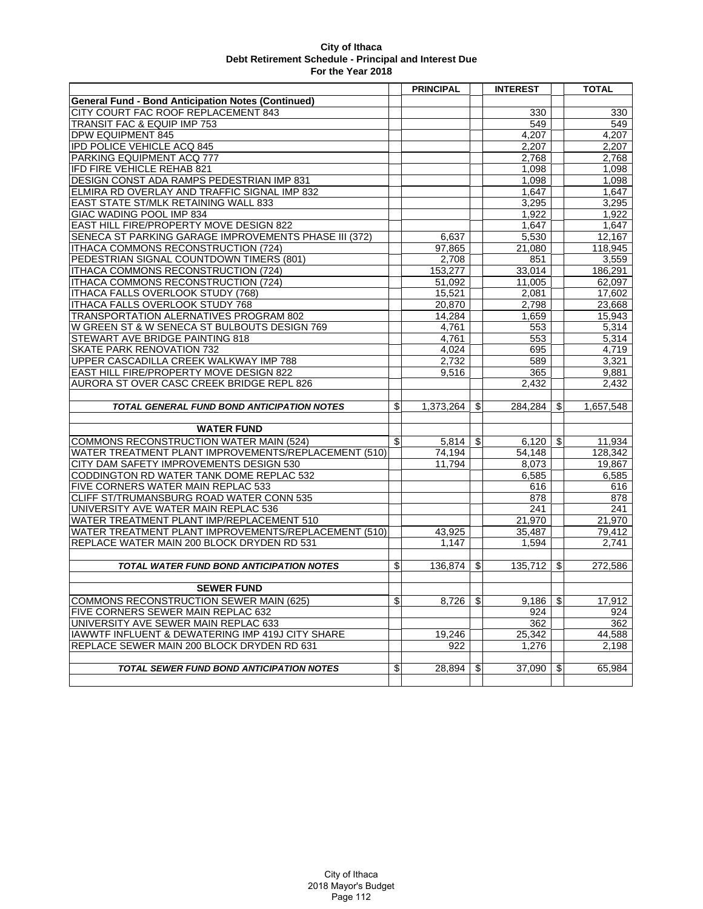**City of Ithaca**
**Debt Retirement Schedule - Principal and Interest Due**
**For the Year 2018**

| | | PRINCIPAL | | INTEREST | | TOTAL |
|---|---|---|---|---|---|---|
| **General Fund - Bond Anticipation Notes (Continued)** | | | | | | |
| CITY COURT FAC ROOF REPLACEMENT 843 | | | | 330 | | 330 |
| TRANSIT FAC & EQUIP IMP 753 | | | | 549 | | 549 |
| DPW EQUIPMENT 845 | | | | 4,207 | | 4,207 |
| IPD POLICE VEHICLE ACQ 845 | | | | 2,207 | | 2,207 |
| PARKING EQUIPMENT ACQ 777 | | | | 2,768 | | 2,768 |
| IFD FIRE VEHICLE REHAB 821 | | | | 1,098 | | 1,098 |
| DESIGN CONST ADA RAMPS PEDESTRIAN IMP 831 | | | | 1,098 | | 1,098 |
| ELMIRA RD OVERLAY AND TRAFFIC SIGNAL IMP 832 | | | | 1,647 | | 1,647 |
| EAST STATE ST/MLK RETAINING WALL 833 | | | | 3,295 | | 3,295 |
| GIAC WADING POOL IMP 834 | | | | 1,922 | | 1,922 |
| EAST HILL FIRE/PROPERTY MOVE DESIGN 822 | | | | 1,647 | | 1,647 |
| SENECA ST PARKING GARAGE IMPROVEMENTS PHASE III (372) | | 6,637 | | 5,530 | | 12,167 |
| ITHACA COMMONS RECONSTRUCTION (724) | | 97,865 | | 21,080 | | 118,945 |
| PEDESTRIAN SIGNAL COUNTDOWN TIMERS (801) | | 2,708 | | 851 | | 3,559 |
| ITHACA COMMONS RECONSTRUCTION (724) | | 153,277 | | 33,014 | | 186,291 |
| ITHACA COMMONS RECONSTRUCTION (724) | | 51,092 | | 11,005 | | 62,097 |
| ITHACA FALLS OVERLOOK STUDY (768) | | 15,521 | | 2,081 | | 17,602 |
| ITHACA FALLS OVERLOOK STUDY 768 | | 20,870 | | 2,798 | | 23,668 |
| TRANSPORTATION ALERNATIVES PROGRAM 802 | | 14,284 | | 1,659 | | 15,943 |
| W GREEN ST & W SENECA ST BULBOUTS DESIGN 769 | | 4,761 | | 553 | | 5,314 |
| STEWART AVE BRIDGE PAINTING 818 | | 4,761 | | 553 | | 5,314 |
| SKATE PARK RENOVATION 732 | | 4,024 | | 695 | | 4,719 |
| UPPER CASCADILLA CREEK WALKWAY IMP 788 | | 2,732 | | 589 | | 3,321 |
| EAST HILL FIRE/PROPERTY MOVE DESIGN 822 | | 9,516 | | 365 | | 9,881 |
| AURORA ST OVER CASC CREEK BRIDGE REPL 826 | | | | 2,432 | | 2,432 |
| | | | | | | |
| ***TOTAL GENERAL FUND BOND ANTICIPATION NOTES*** | $ | 1,373,264 | $ | 284,284 | $ | 1,657,548 |
| | | | | | | |
| **WATER FUND** | | | | | | |
| COMMONS RECONSTRUCTION WATER MAIN (524) | $ | 5,814 | $ | 6,120 | $ | 11,934 |
| WATER TREATMENT PLANT IMPROVEMENTS/REPLACEMENT (510) | | 74,194 | | 54,148 | | 128,342 |
| CITY DAM SAFETY IMPROVEMENTS DESIGN 530 | | 11,794 | | 8,073 | | 19,867 |
| CODDINGTON RD WATER TANK DOME REPLAC 532 | | | | 6,585 | | 6,585 |
| FIVE CORNERS WATER MAIN REPLAC 533 | | | | 616 | | 616 |
| CLIFF ST/TRUMANSBURG ROAD WATER CONN 535 | | | | 878 | | 878 |
| UNIVERSITY AVE WATER MAIN REPLAC 536 | | | | 241 | | 241 |
| WATER TREATMENT PLANT IMP/REPLACEMENT 510 | | | | 21,970 | | 21,970 |
| WATER TREATMENT PLANT IMPROVEMENTS/REPLACEMENT (510) | | 43,925 | | 35,487 | | 79,412 |
| REPLACE WATER MAIN 200 BLOCK DRYDEN RD 531 | | 1,147 | | 1,594 | | 2,741 |
| | | | | | | |
| ***TOTAL WATER FUND BOND ANTICIPATION NOTES*** | $ | 136,874 | $ | 135,712 | $ | 272,586 |
| | | | | | | |
| **SEWER FUND** | | | | | | |
| COMMONS RECONSTRUCTION SEWER MAIN (625) | $ | 8,726 | $ | 9,186 | $ | 17,912 |
| FIVE CORNERS SEWER MAIN REPLAC 632 | | | | 924 | | 924 |
| UNIVERSITY AVE SEWER MAIN REPLAC 633 | | | | 362 | | 362 |
| IAWWTF INFLUENT & DEWATERING IMP 419J CITY SHARE | | 19,246 | | 25,342 | | 44,588 |
| REPLACE SEWER MAIN 200 BLOCK DRYDEN RD 631 | | 922 | | 1,276 | | 2,198 |
| | | | | | | |
| ***TOTAL SEWER FUND BOND ANTICIPATION NOTES*** | $ | 28,894 | $ | 37,090 | $ | 65,984 |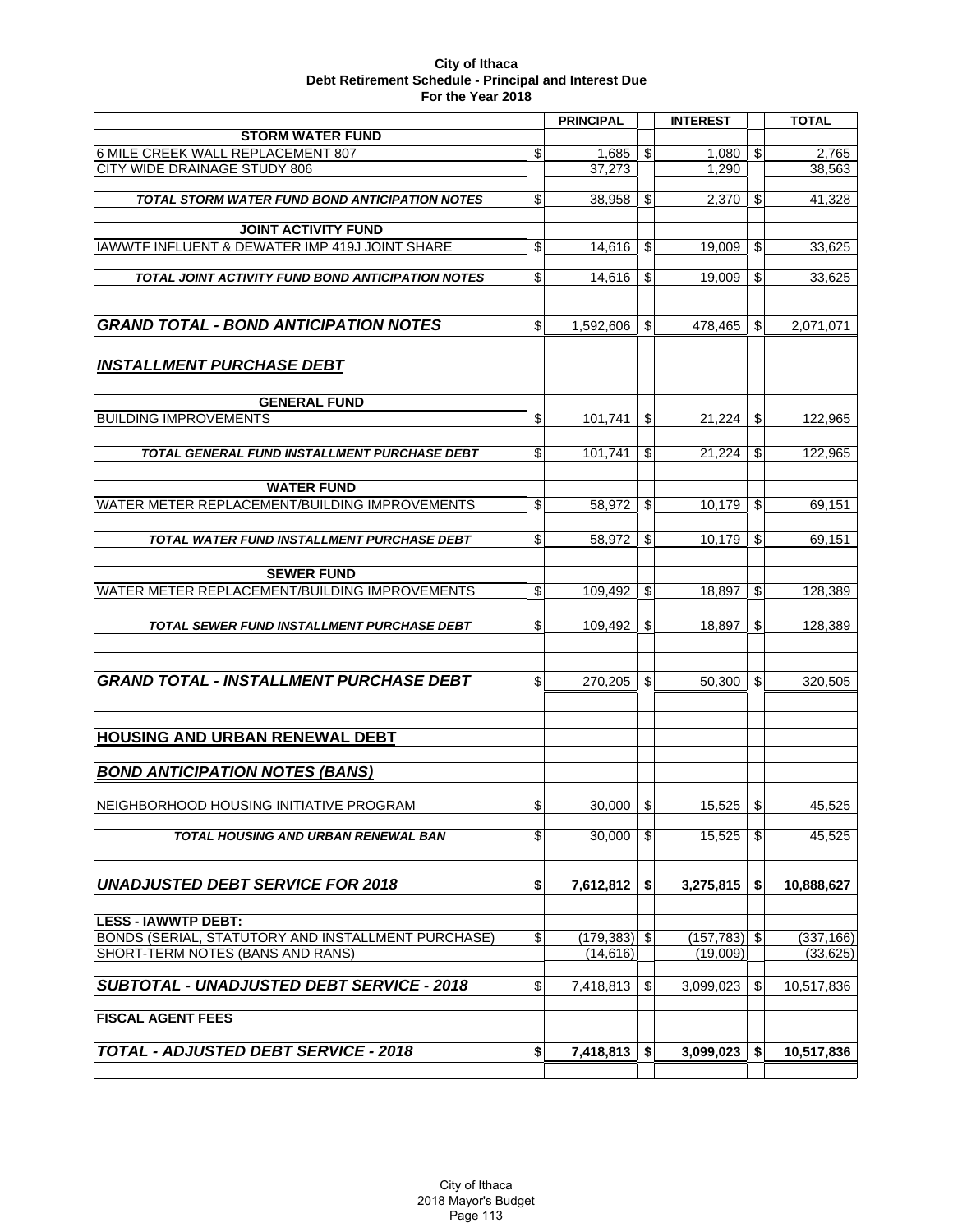**City of Ithaca**
**Debt Retirement Schedule - Principal and Interest Due**
**For the Year 2018**

| | PRINCIPAL | INTEREST | TOTAL |
|---|---|---|---|
| **STORM WATER FUND** | | | |
| 6 MILE CREEK WALL REPLACEMENT 807 | $ 1,685 | $ 1,080 | $ 2,765 |
| CITY WIDE DRAINAGE STUDY 806 | 37,273 | 1,290 | 38,563 |
| ***TOTAL STORM WATER FUND BOND ANTICIPATION NOTES*** | $ 38,958 | $ 2,370 | $ 41,328 |
| **JOINT ACTIVITY FUND** | | | |
| IAWWTF INFLUENT & DEWATER IMP 419J JOINT SHARE | $ 14,616 | $ 19,009 | $ 33,625 |
| ***TOTAL JOINT ACTIVITY FUND BOND ANTICIPATION NOTES*** | $ 14,616 | $ 19,009 | $ 33,625 |
| ***GRAND TOTAL - BOND ANTICIPATION NOTES*** | $ 1,592,606 | $ 478,465 | $ 2,071,071 |
| ***INSTALLMENT PURCHASE DEBT*** | | | |
| **GENERAL FUND** | | | |
| BUILDING IMPROVEMENTS | $ 101,741 | $ 21,224 | $ 122,965 |
| ***TOTAL GENERAL FUND INSTALLMENT PURCHASE DEBT*** | $ 101,741 | $ 21,224 | $ 122,965 |
| **WATER FUND** | | | |
| WATER METER REPLACEMENT/BUILDING IMPROVEMENTS | $ 58,972 | $ 10,179 | $ 69,151 |
| ***TOTAL WATER FUND INSTALLMENT PURCHASE DEBT*** | $ 58,972 | $ 10,179 | $ 69,151 |
| **SEWER FUND** | | | |
| WATER METER REPLACEMENT/BUILDING IMPROVEMENTS | $ 109,492 | $ 18,897 | $ 128,389 |
| ***TOTAL SEWER FUND INSTALLMENT PURCHASE DEBT*** | $ 109,492 | $ 18,897 | $ 128,389 |
| ***GRAND TOTAL - INSTALLMENT PURCHASE DEBT*** | $ 270,205 | $ 50,300 | $ 320,505 |
| **HOUSING AND URBAN RENEWAL DEBT** | | | |
| ***BOND ANTICIPATION NOTES (BANS)*** | | | |
| NEIGHBORHOOD HOUSING INITIATIVE PROGRAM | $ 30,000 | $ 15,525 | $ 45,525 |
| ***TOTAL HOUSING AND URBAN RENEWAL BAN*** | $ 30,000 | $ 15,525 | $ 45,525 |
| ***UNADJUSTED DEBT SERVICE FOR 2018*** | **$ 7,612,812** | **$ 3,275,815** | **$ 10,888,627** |
| **LESS - IAWWTP DEBT:** | | | |
| BONDS (SERIAL, STATUTORY AND INSTALLMENT PURCHASE) | $ (179,383) | $ (157,783) | $ (337,166) |
| SHORT-TERM NOTES (BANS AND RANS) | (14,616) | (19,009) | (33,625) |
| ***SUBTOTAL - UNADJUSTED DEBT SERVICE - 2018*** | $ 7,418,813 | $ 3,099,023 | $ 10,517,836 |
| **FISCAL AGENT FEES** | | | |
| ***TOTAL - ADJUSTED DEBT SERVICE - 2018*** | **$ 7,418,813** | **$ 3,099,023** | **$ 10,517,836** |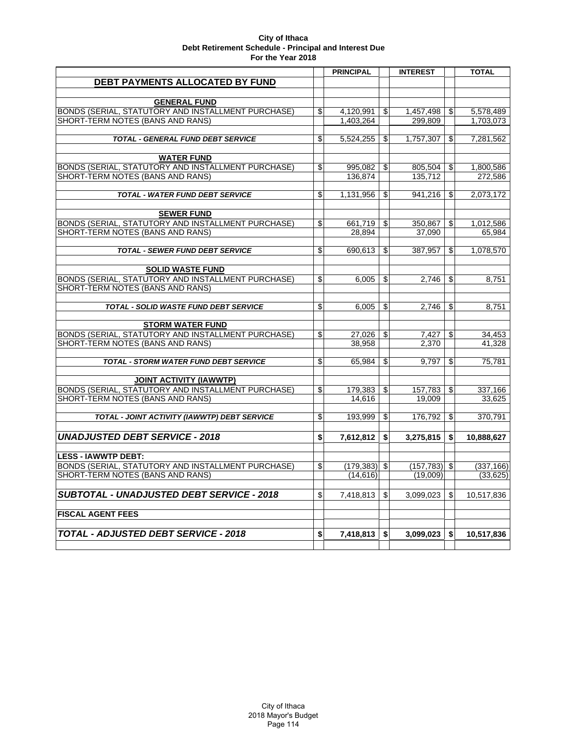**City of Ithaca**
**Debt Retirement Schedule - Principal and Interest Due**
**For the Year 2018**

| | | PRINCIPAL | | INTEREST | | TOTAL |
|---|---|---|---|---|---|---|
| **DEBT PAYMENTS ALLOCATED BY FUND** | | | | | | |
| | | | | | | |
| **GENERAL FUND** | | | | | | |
| BONDS (SERIAL, STATUTORY AND INSTALLMENT PURCHASE) | $ | 4,120,991 | $ | 1,457,498 | $ | 5,578,489 |
| SHORT-TERM NOTES (BANS AND RANS) | | 1,403,264 | | 299,809 | | 1,703,073 |
| | | | | | | |
| ***TOTAL - GENERAL FUND DEBT SERVICE*** | $ | 5,524,255 | $ | 1,757,307 | $ | 7,281,562 |
| | | | | | | |
| **WATER FUND** | | | | | | |
| BONDS (SERIAL, STATUTORY AND INSTALLMENT PURCHASE) | $ | 995,082 | $ | 805,504 | $ | 1,800,586 |
| SHORT-TERM NOTES (BANS AND RANS) | | 136,874 | | 135,712 | | 272,586 |
| | | | | | | |
| ***TOTAL - WATER FUND DEBT SERVICE*** | $ | 1,131,956 | $ | 941,216 | $ | 2,073,172 |
| | | | | | | |
| **SEWER FUND** | | | | | | |
| BONDS (SERIAL, STATUTORY AND INSTALLMENT PURCHASE) | $ | 661,719 | $ | 350,867 | $ | 1,012,586 |
| SHORT-TERM NOTES (BANS AND RANS) | | 28,894 | | 37,090 | | 65,984 |
| | | | | | | |
| ***TOTAL - SEWER FUND DEBT SERVICE*** | $ | 690,613 | $ | 387,957 | $ | 1,078,570 |
| | | | | | | |
| **SOLID WASTE FUND** | | | | | | |
| BONDS (SERIAL, STATUTORY AND INSTALLMENT PURCHASE) | $ | 6,005 | $ | 2,746 | $ | 8,751 |
| SHORT-TERM NOTES (BANS AND RANS) | | | | | | |
| | | | | | | |
| ***TOTAL - SOLID WASTE FUND DEBT SERVICE*** | $ | 6,005 | $ | 2,746 | $ | 8,751 |
| | | | | | | |
| **STORM WATER FUND** | | | | | | |
| BONDS (SERIAL, STATUTORY AND INSTALLMENT PURCHASE) | $ | 27,026 | $ | 7,427 | $ | 34,453 |
| SHORT-TERM NOTES (BANS AND RANS) | | 38,958 | | 2,370 | | 41,328 |
| | | | | | | |
| ***TOTAL - STORM WATER FUND DEBT SERVICE*** | $ | 65,984 | $ | 9,797 | $ | 75,781 |
| | | | | | | |
| **JOINT ACTIVITY (IAWWTP)** | | | | | | |
| BONDS (SERIAL, STATUTORY AND INSTALLMENT PURCHASE) | $ | 179,383 | $ | 157,783 | $ | 337,166 |
| SHORT-TERM NOTES (BANS AND RANS) | | 14,616 | | 19,009 | | 33,625 |
| | | | | | | |
| ***TOTAL - JOINT ACTIVITY (IAWWTP) DEBT SERVICE*** | $ | 193,999 | $ | 176,792 | $ | 370,791 |
| | | | | | | |
| ***UNADJUSTED DEBT SERVICE - 2018*** | **$** | **7,612,812** | **$** | **3,275,815** | **$** | **10,888,627** |
| | | | | | | |
| **LESS - IAWWTP DEBT:** | | | | | | |
| BONDS (SERIAL, STATUTORY AND INSTALLMENT PURCHASE) | $ | (179,383) | $ | (157,783) | $ | (337,166) |
| SHORT-TERM NOTES (BANS AND RANS) | | (14,616) | | (19,009) | | (33,625) |
| | | | | | | |
| ***SUBTOTAL - UNADJUSTED DEBT SERVICE - 2018*** | $ | 7,418,813 | $ | 3,099,023 | $ | 10,517,836 |
| | | | | | | |
| **FISCAL AGENT FEES** | | | | | | |
| | | | | | | |
| ***TOTAL - ADJUSTED DEBT SERVICE - 2018*** | **$** | **7,418,813** | **$** | **3,099,023** | **$** | **10,517,836** |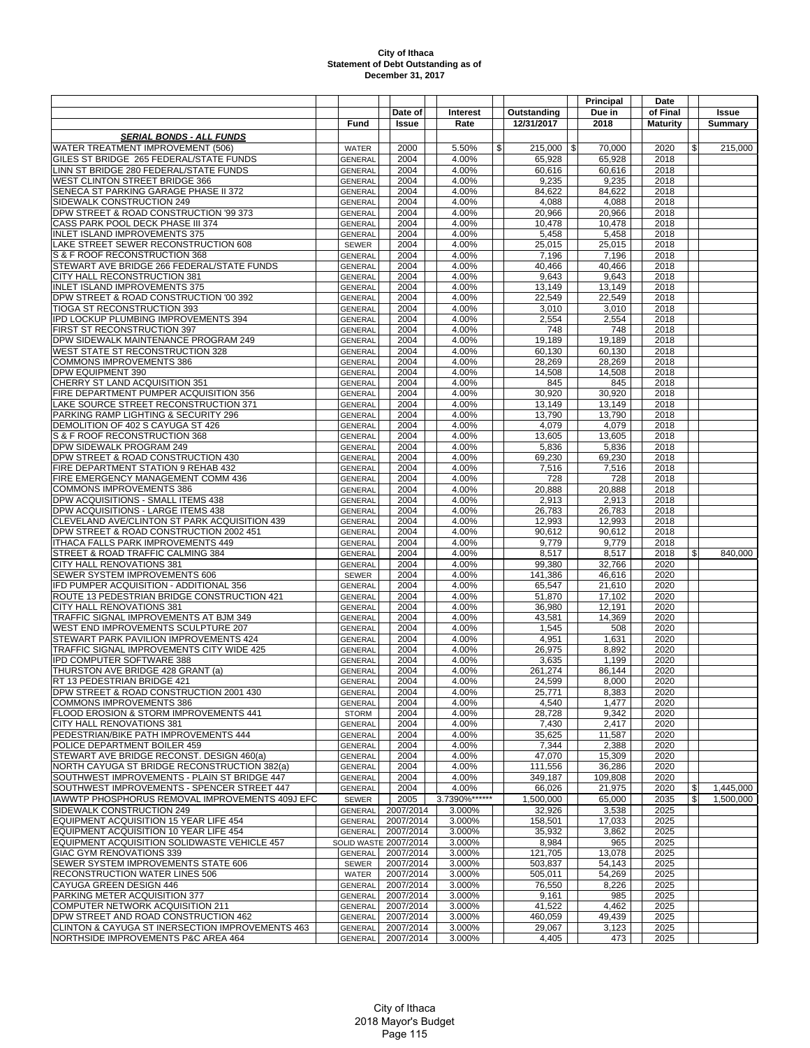# City of Ithaca
## Statement of Debt Outstanding as of December 31, 2017

| | Fund | Date of Issue | Interest Rate | Outstanding 12/31/2017 | Principal Due in 2018 | Date of Final Maturity | Issue Summary |
|---|---|---|---|---|---|---|---|
| ***SERIAL BONDS - ALL FUNDS*** | | | | | | | |
| WATER TREATMENT IMPROVEMENT (506) | WATER | 2000 | 5.50% | $ 215,000 | $ 70,000 | 2020 | $ 215,000 |
| GILES ST BRIDGE 265 FEDERAL/STATE FUNDS | GENERAL | 2004 | 4.00% | 65,928 | 65,928 | 2018 | |
| LINN ST BRIDGE 280 FEDERAL/STATE FUNDS | GENERAL | 2004 | 4.00% | 60,616 | 60,616 | 2018 | |
| WEST CLINTON STREET BRIDGE 366 | GENERAL | 2004 | 4.00% | 9,235 | 9,235 | 2018 | |
| SENECA ST PARKING GARAGE PHASE II 372 | GENERAL | 2004 | 4.00% | 84,622 | 84,622 | 2018 | |
| SIDEWALK CONSTRUCTION 249 | GENERAL | 2004 | 4.00% | 4,088 | 4,088 | 2018 | |
| DPW STREET & ROAD CONSTRUCTION '99 373 | GENERAL | 2004 | 4.00% | 20,966 | 20,966 | 2018 | |
| CASS PARK POOL DECK PHASE III 374 | GENERAL | 2004 | 4.00% | 10,478 | 10,478 | 2018 | |
| INLET ISLAND IMPROVEMENTS 375 | GENERAL | 2004 | 4.00% | 5,458 | 5,458 | 2018 | |
| LAKE STREET SEWER RECONSTRUCTION 608 | SEWER | 2004 | 4.00% | 25,015 | 25,015 | 2018 | |
| S & F ROOF RECONSTRUCTION 368 | GENERAL | 2004 | 4.00% | 7,196 | 7,196 | 2018 | |
| STEWART AVE BRIDGE 266 FEDERAL/STATE FUNDS | GENERAL | 2004 | 4.00% | 40,466 | 40,466 | 2018 | |
| CITY HALL RECONSTRUCTION 381 | GENERAL | 2004 | 4.00% | 9,643 | 9,643 | 2018 | |
| INLET ISLAND IMPROVEMENTS 375 | GENERAL | 2004 | 4.00% | 13,149 | 13,149 | 2018 | |
| DPW STREET & ROAD CONSTRUCTION '00 392 | GENERAL | 2004 | 4.00% | 22,549 | 22,549 | 2018 | |
| TIOGA ST RECONSTRUCTION 393 | GENERAL | 2004 | 4.00% | 3,010 | 3,010 | 2018 | |
| IPD LOCKUP PLUMBING IMPROVEMENTS 394 | GENERAL | 2004 | 4.00% | 2,554 | 2,554 | 2018 | |
| FIRST ST RECONSTRUCTION 397 | GENERAL | 2004 | 4.00% | 748 | 748 | 2018 | |
| DPW SIDEWALK MAINTENANCE PROGRAM 249 | GENERAL | 2004 | 4.00% | 19,189 | 19,189 | 2018 | |
| WEST STATE ST RECONSTRUCTION 328 | GENERAL | 2004 | 4.00% | 60,130 | 60,130 | 2018 | |
| COMMONS IMPROVEMENTS 386 | GENERAL | 2004 | 4.00% | 28,269 | 28,269 | 2018 | |
| DPW EQUIPMENT 390 | GENERAL | 2004 | 4.00% | 14,508 | 14,508 | 2018 | |
| CHERRY ST LAND ACQUISITION 351 | GENERAL | 2004 | 4.00% | 845 | 845 | 2018 | |
| FIRE DEPARTMENT PUMPER ACQUISITION 356 | GENERAL | 2004 | 4.00% | 30,920 | 30,920 | 2018 | |
| LAKE SOURCE STREET RECONSTRUCTION 371 | GENERAL | 2004 | 4.00% | 13,149 | 13,149 | 2018 | |
| PARKING RAMP LIGHTING & SECURITY 296 | GENERAL | 2004 | 4.00% | 13,790 | 13,790 | 2018 | |
| DEMOLITION OF 402 S CAYUGA ST 426 | GENERAL | 2004 | 4.00% | 4,079 | 4,079 | 2018 | |
| S & F ROOF RECONSTRUCTION 368 | GENERAL | 2004 | 4.00% | 13,605 | 13,605 | 2018 | |
| DPW SIDEWALK PROGRAM 249 | GENERAL | 2004 | 4.00% | 5,836 | 5,836 | 2018 | |
| DPW STREET & ROAD CONSTRUCTION 430 | GENERAL | 2004 | 4.00% | 69,230 | 69,230 | 2018 | |
| FIRE DEPARTMENT STATION 9 REHAB 432 | GENERAL | 2004 | 4.00% | 7,516 | 7,516 | 2018 | |
| FIRE EMERGENCY MANAGEMENT COMM 436 | GENERAL | 2004 | 4.00% | 728 | 728 | 2018 | |
| COMMONS IMPROVEMENTS 386 | GENERAL | 2004 | 4.00% | 20,888 | 20,888 | 2018 | |
| DPW ACQUISITIONS - SMALL ITEMS 438 | GENERAL | 2004 | 4.00% | 2,913 | 2,913 | 2018 | |
| DPW ACQUISITIONS - LARGE ITEMS 438 | GENERAL | 2004 | 4.00% | 26,783 | 26,783 | 2018 | |
| CLEVELAND AVE/CLINTON ST PARK ACQUISITION 439 | GENERAL | 2004 | 4.00% | 12,993 | 12,993 | 2018 | |
| DPW STREET & ROAD CONSTRUCTION 2002 451 | GENERAL | 2004 | 4.00% | 90,612 | 90,612 | 2018 | |
| ITHACA FALLS PARK IMPROVEMENTS 449 | GENERAL | 2004 | 4.00% | 9,779 | 9,779 | 2018 | |
| STREET & ROAD TRAFFIC CALMING 384 | GENERAL | 2004 | 4.00% | 8,517 | 8,517 | 2018 | $ 840,000 |
| CITY HALL RENOVATIONS 381 | GENERAL | 2004 | 4.00% | 99,380 | 32,766 | 2020 | |
| SEWER SYSTEM IMPROVEMENTS 606 | SEWER | 2004 | 4.00% | 141,386 | 46,616 | 2020 | |
| IFD PUMPER ACQUISITION - ADDITIONAL 356 | GENERAL | 2004 | 4.00% | 65,547 | 21,610 | 2020 | |
| ROUTE 13 PEDESTRIAN BRIDGE CONSTRUCTION 421 | GENERAL | 2004 | 4.00% | 51,870 | 17,102 | 2020 | |
| CITY HALL RENOVATIONS 381 | GENERAL | 2004 | 4.00% | 36,980 | 12,191 | 2020 | |
| TRAFFIC SIGNAL IMPROVEMENTS AT BJM 349 | GENERAL | 2004 | 4.00% | 43,581 | 14,369 | 2020 | |
| WEST END IMPROVEMENTS SCULPTURE 207 | GENERAL | 2004 | 4.00% | 1,545 | 508 | 2020 | |
| STEWART PARK PAVILION IMPROVEMENTS 424 | GENERAL | 2004 | 4.00% | 4,951 | 1,631 | 2020 | |
| TRAFFIC SIGNAL IMPROVEMENTS CITY WIDE 425 | GENERAL | 2004 | 4.00% | 26,975 | 8,892 | 2020 | |
| IPD COMPUTER SOFTWARE 388 | GENERAL | 2004 | 4.00% | 3,635 | 1,199 | 2020 | |
| THURSTON AVE BRIDGE 428 GRANT (a) | GENERAL | 2004 | 4.00% | 261,274 | 86,144 | 2020 | |
| RT 13 PEDESTRIAN BRIDGE 421 | GENERAL | 2004 | 4.00% | 24,599 | 8,000 | 2020 | |
| DPW STREET & ROAD CONSTRUCTION 2001 430 | GENERAL | 2004 | 4.00% | 25,771 | 8,383 | 2020 | |
| COMMONS IMPROVEMENTS 386 | GENERAL | 2004 | 4.00% | 4,540 | 1,477 | 2020 | |
| FLOOD EROSION & STORM IMPROVEMENTS 441 | STORM | 2004 | 4.00% | 28,728 | 9,342 | 2020 | |
| CITY HALL RENOVATIONS 381 | GENERAL | 2004 | 4.00% | 7,430 | 2,417 | 2020 | |
| PEDESTRIAN/BIKE PATH IMPROVEMENTS 444 | GENERAL | 2004 | 4.00% | 35,625 | 11,587 | 2020 | |
| POLICE DEPARTMENT BOILER 459 | GENERAL | 2004 | 4.00% | 7,344 | 2,388 | 2020 | |
| STEWART AVE BRIDGE RECONST. DESIGN 460(a) | GENERAL | 2004 | 4.00% | 47,070 | 15,309 | 2020 | |
| NORTH CAYUGA ST BRIDGE RECONSTRUCTION 382(a) | GENERAL | 2004 | 4.00% | 111,556 | 36,286 | 2020 | |
| SOUTHWEST IMPROVEMENTS - PLAIN ST BRIDGE 447 | GENERAL | 2004 | 4.00% | 349,187 | 109,808 | 2020 | |
| SOUTHWEST IMPROVEMENTS - SPENCER STREET 447 | GENERAL | 2004 | 4.00% | 66,026 | 21,975 | 2020 | $ 1,445,000 |
| IAWWTP PHOSPHORUS REMOVAL IMPROVEMENTS 409J EFC | SEWER | 2005 | 3.7390%****** | 1,500,000 | 65,000 | 2035 | $ 1,500,000 |
| SIDEWALK CONSTRUCTION 249 | GENERAL | 2007/2014 | 3.000% | 32,926 | 3,538 | 2025 | |
| EQUIPMENT ACQUISITION 15 YEAR LIFE 454 | GENERAL | 2007/2014 | 3.000% | 158,501 | 17,033 | 2025 | |
| EQUIPMENT ACQUISITION 10 YEAR LIFE 454 | GENERAL | 2007/2014 | 3.000% | 35,932 | 3,862 | 2025 | |
| EQUIPMENT ACQUISITION SOLIDWASTE VEHICLE 457 | SOLID WASTE | 2007/2014 | 3.000% | 8,984 | 965 | 2025 | |
| GIAC GYM RENOVATIONS 339 | GENERAL | 2007/2014 | 3.000% | 121,705 | 13,078 | 2025 | |
| SEWER SYSTEM IMPROVEMENTS STATE 606 | SEWER | 2007/2014 | 3.000% | 503,837 | 54,143 | 2025 | |
| RECONSTRUCTION WATER LINES 506 | WATER | 2007/2014 | 3.000% | 505,011 | 54,269 | 2025 | |
| CAYUGA GREEN DESIGN 446 | GENERAL | 2007/2014 | 3.000% | 76,550 | 8,226 | 2025 | |
| PARKING METER ACQUISITION 377 | GENERAL | 2007/2014 | 3.000% | 9,161 | 985 | 2025 | |
| COMPUTER NETWORK ACQUISITION 211 | GENERAL | 2007/2014 | 3.000% | 41,522 | 4,462 | 2025 | |
| DPW STREET AND ROAD CONSTRUCTION 462 | GENERAL | 2007/2014 | 3.000% | 460,059 | 49,439 | 2025 | |
| CLINTON & CAYUGA ST INERSECTION IMPROVEMENTS 463 | GENERAL | 2007/2014 | 3.000% | 29,067 | 3,123 | 2025 | |
| NORTHSIDE IMPROVEMENTS P&C AREA 464 | GENERAL | 2007/2014 | 3.000% | 4,405 | 473 | 2025 | |

City of Ithaca
2018 Mayor's Budget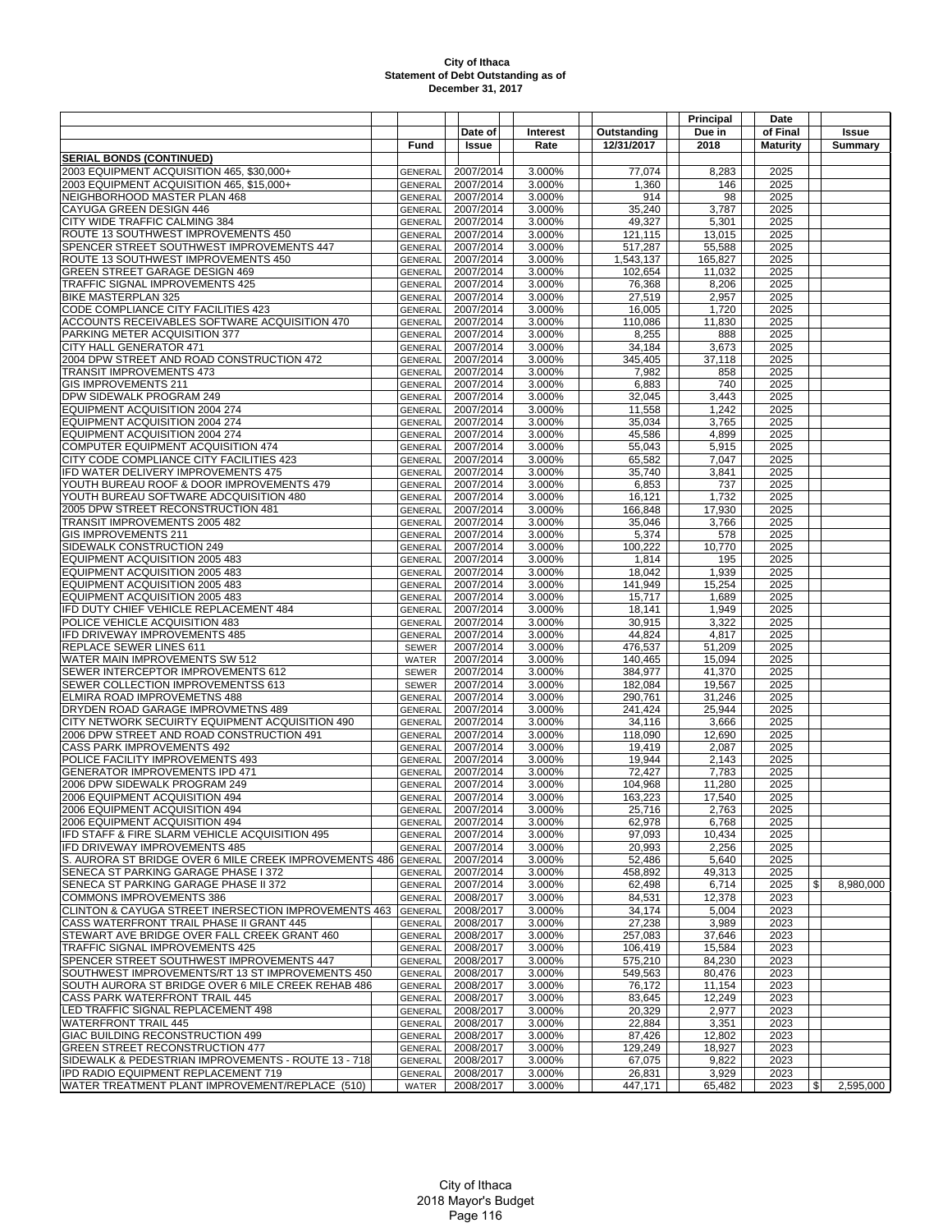# City of Ithaca
## Statement of Debt Outstanding as of
## December 31, 2017

| | Fund | Date of Issue | Interest Rate | Outstanding 12/31/2017 | Principal Due in 2018 | Date of Final Maturity | Issue Summary |
|---|---|---|---|---|---|---|---|
| **SERIAL BONDS (CONTINUED)** | | | | | | | |
| 2003 EQUIPMENT ACQUISITION 465, $30,000+ | GENERAL | 2007/2014 | 3.000% | 77,074 | 8,283 | 2025 | |
| 2003 EQUIPMENT ACQUISITION 465, $15,000+ | GENERAL | 2007/2014 | 3.000% | 1,360 | 146 | 2025 | |
| NEIGHBORHOOD MASTER PLAN 468 | GENERAL | 2007/2014 | 3.000% | 914 | 98 | 2025 | |
| CAYUGA GREEN DESIGN 446 | GENERAL | 2007/2014 | 3.000% | 35,240 | 3,787 | 2025 | |
| CITY WIDE TRAFFIC CALMING 384 | GENERAL | 2007/2014 | 3.000% | 49,327 | 5,301 | 2025 | |
| ROUTE 13 SOUTHWEST IMPROVEMENTS 450 | GENERAL | 2007/2014 | 3.000% | 121,115 | 13,015 | 2025 | |
| SPENCER STREET SOUTHWEST IMPROVEMENTS 447 | GENERAL | 2007/2014 | 3.000% | 517,287 | 55,588 | 2025 | |
| ROUTE 13 SOUTHWEST IMPROVEMENTS 450 | GENERAL | 2007/2014 | 3.000% | 1,543,137 | 165,827 | 2025 | |
| GREEN STREET GARAGE DESIGN 469 | GENERAL | 2007/2014 | 3.000% | 102,654 | 11,032 | 2025 | |
| TRAFFIC SIGNAL IMPROVEMENTS 425 | GENERAL | 2007/2014 | 3.000% | 76,368 | 8,206 | 2025 | |
| BIKE MASTERPLAN 325 | GENERAL | 2007/2014 | 3.000% | 27,519 | 2,957 | 2025 | |
| CODE COMPLIANCE CITY FACILITIES 423 | GENERAL | 2007/2014 | 3.000% | 16,005 | 1,720 | 2025 | |
| ACCOUNTS RECEIVABLES SOFTWARE ACQUISITION 470 | GENERAL | 2007/2014 | 3.000% | 110,086 | 11,830 | 2025 | |
| PARKING METER ACQUISITION 377 | GENERAL | 2007/2014 | 3.000% | 8,255 | 888 | 2025 | |
| CITY HALL GENERATOR 471 | GENERAL | 2007/2014 | 3.000% | 34,184 | 3,673 | 2025 | |
| 2004 DPW STREET AND ROAD CONSTRUCTION 472 | GENERAL | 2007/2014 | 3.000% | 345,405 | 37,118 | 2025 | |
| TRANSIT IMPROVEMENTS 473 | GENERAL | 2007/2014 | 3.000% | 7,982 | 858 | 2025 | |
| GIS IMPROVEMENTS 211 | GENERAL | 2007/2014 | 3.000% | 6,883 | 740 | 2025 | |
| DPW SIDEWALK PROGRAM 249 | GENERAL | 2007/2014 | 3.000% | 32,045 | 3,443 | 2025 | |
| EQUIPMENT ACQUISITION 2004 274 | GENERAL | 2007/2014 | 3.000% | 11,558 | 1,242 | 2025 | |
| EQUIPMENT ACQUISITION 2004 274 | GENERAL | 2007/2014 | 3.000% | 35,034 | 3,765 | 2025 | |
| EQUIPMENT ACQUISITION 2004 274 | GENERAL | 2007/2014 | 3.000% | 45,586 | 4,899 | 2025 | |
| COMPUTER EQUIPMENT ACQUISITION 474 | GENERAL | 2007/2014 | 3.000% | 55,043 | 5,915 | 2025 | |
| CITY CODE COMPLIANCE CITY FACILITIES 423 | GENERAL | 2007/2014 | 3.000% | 65,582 | 7,047 | 2025 | |
| IFD WATER DELIVERY IMPROVEMENTS 475 | GENERAL | 2007/2014 | 3.000% | 35,740 | 3,841 | 2025 | |
| YOUTH BUREAU ROOF & DOOR IMPROVEMENTS 479 | GENERAL | 2007/2014 | 3.000% | 6,853 | 737 | 2025 | |
| YOUTH BUREAU SOFTWARE ADCQUISITION 480 | GENERAL | 2007/2014 | 3.000% | 16,121 | 1,732 | 2025 | |
| 2005 DPW STREET RECONSTRUCTION 481 | GENERAL | 2007/2014 | 3.000% | 166,848 | 17,930 | 2025 | |
| TRANSIT IMPROVEMENTS 2005 482 | GENERAL | 2007/2014 | 3.000% | 35,046 | 3,766 | 2025 | |
| GIS IMPROVEMENTS 211 | GENERAL | 2007/2014 | 3.000% | 5,374 | 578 | 2025 | |
| SIDEWALK CONSTRUCTION 249 | GENERAL | 2007/2014 | 3.000% | 100,222 | 10,770 | 2025 | |
| EQUIPMENT ACQUISITION 2005 483 | GENERAL | 2007/2014 | 3.000% | 1,814 | 195 | 2025 | |
| EQUIPMENT ACQUISITION 2005 483 | GENERAL | 2007/2014 | 3.000% | 18,042 | 1,939 | 2025 | |
| EQUIPMENT ACQUISITION 2005 483 | GENERAL | 2007/2014 | 3.000% | 141,949 | 15,254 | 2025 | |
| EQUIPMENT ACQUISITION 2005 483 | GENERAL | 2007/2014 | 3.000% | 15,717 | 1,689 | 2025 | |
| IFD DUTY CHIEF VEHICLE REPLACEMENT 484 | GENERAL | 2007/2014 | 3.000% | 18,141 | 1,949 | 2025 | |
| POLICE VEHICLE ACQUISITION 483 | GENERAL | 2007/2014 | 3.000% | 30,915 | 3,322 | 2025 | |
| IFD DRIVEWAY IMPROVEMENTS 485 | GENERAL | 2007/2014 | 3.000% | 44,824 | 4,817 | 2025 | |
| REPLACE SEWER LINES 611 | SEWER | 2007/2014 | 3.000% | 476,537 | 51,209 | 2025 | |
| WATER MAIN IMPROVEMENTS SW 512 | WATER | 2007/2014 | 3.000% | 140,465 | 15,094 | 2025 | |
| SEWER INTERCEPTOR IMPROVEMENTS 612 | SEWER | 2007/2014 | 3.000% | 384,977 | 41,370 | 2025 | |
| SEWER COLLECTION IMPROVEMENTSS 613 | SEWER | 2007/2014 | 3.000% | 182,084 | 19,567 | 2025 | |
| ELMIRA ROAD IMPROVEMETNS 488 | GENERAL | 2007/2014 | 3.000% | 290,761 | 31,246 | 2025 | |
| DRYDEN ROAD GARAGE IMPROVMETNS 489 | GENERAL | 2007/2014 | 3.000% | 241,424 | 25,944 | 2025 | |
| CITY NETWORK SECUIRTY EQUIPMENT ACQUISITION 490 | GENERAL | 2007/2014 | 3.000% | 34,116 | 3,666 | 2025 | |
| 2006 DPW STREET AND ROAD CONSTRUCTION 491 | GENERAL | 2007/2014 | 3.000% | 118,090 | 12,690 | 2025 | |
| CASS PARK IMPROVEMENTS 492 | GENERAL | 2007/2014 | 3.000% | 19,419 | 2,087 | 2025 | |
| POLICE FACILITY IMPROVEMENTS 493 | GENERAL | 2007/2014 | 3.000% | 19,944 | 2,143 | 2025 | |
| GENERATOR IMPROVEMENTS IPD 471 | GENERAL | 2007/2014 | 3.000% | 72,427 | 7,783 | 2025 | |
| 2006 DPW SIDEWALK PROGRAM 249 | GENERAL | 2007/2014 | 3.000% | 104,968 | 11,280 | 2025 | |
| 2006 EQUIPMENT ACQUISITION 494 | GENERAL | 2007/2014 | 3.000% | 163,223 | 17,540 | 2025 | |
| 2006 EQUIPMENT ACQUISITION 494 | GENERAL | 2007/2014 | 3.000% | 25,716 | 2,763 | 2025 | |
| 2006 EQUIPMENT ACQUISITION 494 | GENERAL | 2007/2014 | 3.000% | 62,978 | 6,768 | 2025 | |
| IFD STAFF & FIRE SLARM VEHICLE ACQUISITION 495 | GENERAL | 2007/2014 | 3.000% | 97,093 | 10,434 | 2025 | |
| IFD DRIVEWAY IMPROVEMENTS 485 | GENERAL | 2007/2014 | 3.000% | 20,993 | 2,256 | 2025 | |
| S. AURORA ST BRIDGE OVER 6 MILE CREEK IMPROVEMENTS 486 | GENERAL | 2007/2014 | 3.000% | 52,486 | 5,640 | 2025 | |
| SENECA ST PARKING GARAGE PHASE I 372 | GENERAL | 2007/2014 | 3.000% | 458,892 | 49,313 | 2025 | |
| SENECA ST PARKING GARAGE PHASE II 372 | GENERAL | 2007/2014 | 3.000% | 62,498 | 6,714 | 2025 | $ 8,980,000 |
| COMMONS IMPROVEMENTS 386 | GENERAL | 2008/2017 | 3.000% | 84,531 | 12,378 | 2023 | |
| CLINTON & CAYUGA STREET INERSECTION IMPROVEMENTS 463 | GENERAL | 2008/2017 | 3.000% | 34,174 | 5,004 | 2023 | |
| CASS WATERFRONT TRAIL PHASE II GRANT 445 | GENERAL | 2008/2017 | 3.000% | 27,238 | 3,989 | 2023 | |
| STEWART AVE BRIDGE OVER FALL CREEK GRANT 460 | GENERAL | 2008/2017 | 3.000% | 257,083 | 37,646 | 2023 | |
| TRAFFIC SIGNAL IMPROVEMENTS 425 | GENERAL | 2008/2017 | 3.000% | 106,419 | 15,584 | 2023 | |
| SPENCER STREET SOUTHWEST IMPROVEMENTS 447 | GENERAL | 2008/2017 | 3.000% | 575,210 | 84,230 | 2023 | |
| SOUTHWEST IMPROVEMENTS/RT 13 ST IMPROVEMENTS 450 | GENERAL | 2008/2017 | 3.000% | 549,563 | 80,476 | 2023 | |
| SOUTH AURORA ST BRIDGE OVER 6 MILE CREEK REHAB 486 | GENERAL | 2008/2017 | 3.000% | 76,172 | 11,154 | 2023 | |
| CASS PARK WATERFRONT TRAIL 445 | GENERAL | 2008/2017 | 3.000% | 83,645 | 12,249 | 2023 | |
| LED TRAFFIC SIGNAL REPLACEMENT 498 | GENERAL | 2008/2017 | 3.000% | 20,329 | 2,977 | 2023 | |
| WATERFRONT TRAIL 445 | GENERAL | 2008/2017 | 3.000% | 22,884 | 3,351 | 2023 | |
| GIAC BUILDING RECONSTRUCTION 499 | GENERAL | 2008/2017 | 3.000% | 87,426 | 12,802 | 2023 | |
| GREEN STREET RECONSTRUCTION 477 | GENERAL | 2008/2017 | 3.000% | 129,249 | 18,927 | 2023 | |
| SIDEWALK & PEDESTRIAN IMPROVEMENTS - ROUTE 13 - 718 | GENERAL | 2008/2017 | 3.000% | 67,075 | 9,822 | 2023 | |
| IPD RADIO EQUIPMENT REPLACEMENT 719 | GENERAL | 2008/2017 | 3.000% | 26,831 | 3,929 | 2023 | |
| WATER TREATMENT PLANT IMPROVEMENT/REPLACE (510) | WATER | 2008/2017 | 3.000% | 447,171 | 65,482 | 2023 | $ 2,595,000 |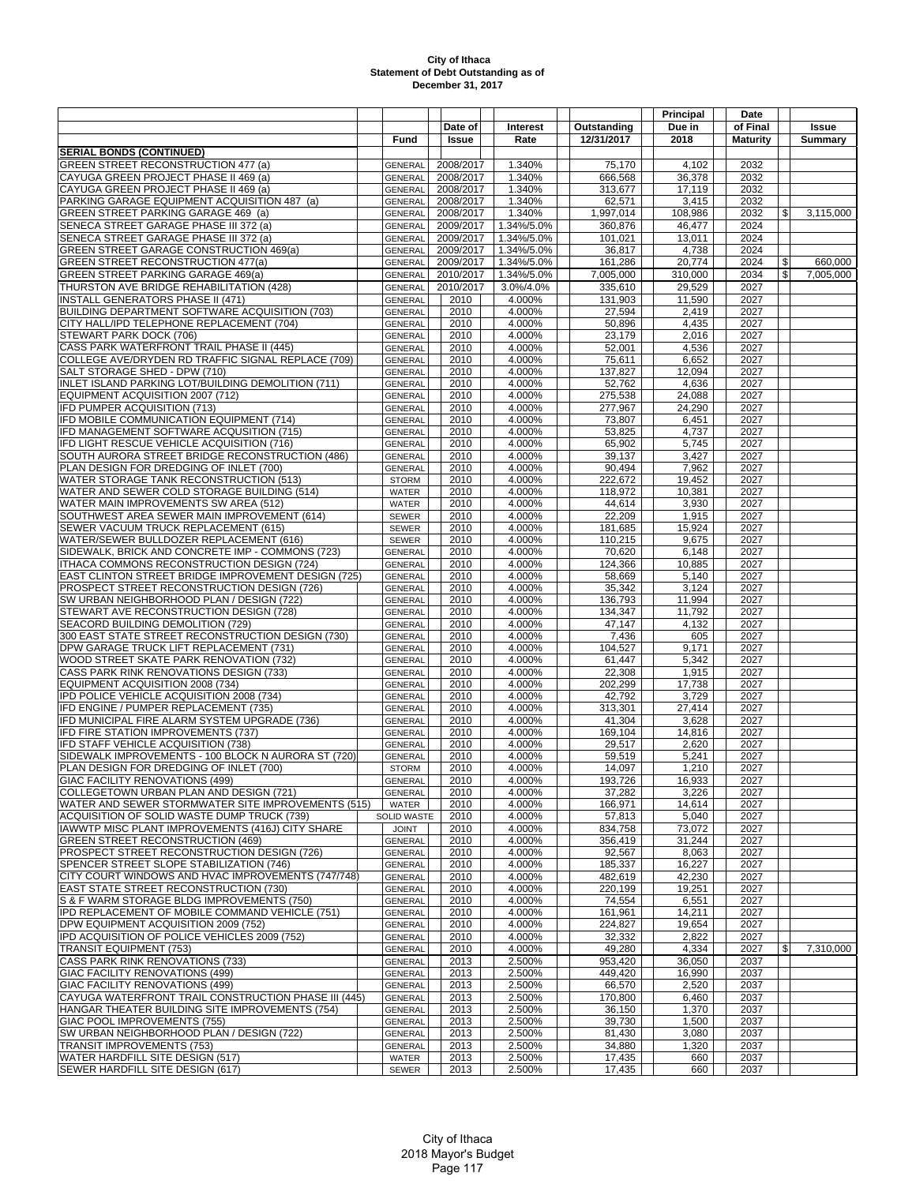# City of Ithaca
## Statement of Debt Outstanding as of
## December 31, 2017

| | Fund | Date of Issue | Interest Rate | Outstanding 12/31/2017 | Principal Due in 2018 | Date of Final Maturity | Issue Summary |
|---|---|---|---|---|---|---|---|
| **SERIAL BONDS (CONTINUED)** | | | | | | | |
| GREEN STREET RECONSTRUCTION 477 (a) | GENERAL | 2008/2017 | 1.340% | 75,170 | 4,102 | 2032 | |
| CAYUGA GREEN PROJECT PHASE II 469 (a) | GENERAL | 2008/2017 | 1.340% | 666,568 | 36,378 | 2032 | |
| CAYUGA GREEN PROJECT PHASE II 469 (a) | GENERAL | 2008/2017 | 1.340% | 313,677 | 17,119 | 2032 | |
| PARKING GARAGE EQUIPMENT ACQUISITION 487 (a) | GENERAL | 2008/2017 | 1.340% | 62,571 | 3,415 | 2032 | |
| GREEN STREET PARKING GARAGE 469 (a) | GENERAL | 2008/2017 | 1.340% | 1,997,014 | 108,986 | 2032 | $ 3,115,000 |
| SENECA STREET GARAGE PHASE III 372 (a) | GENERAL | 2009/2017 | 1.34%/5.0% | 360,876 | 46,477 | 2024 | |
| SENECA STREET GARAGE PHASE III 372 (a) | GENERAL | 2009/2017 | 1.34%/5.0% | 101,021 | 13,011 | 2024 | |
| GREEN STREET GARAGE CONSTRUCTION 469(a) | GENERAL | 2009/2017 | 1.34%/5.0% | 36,817 | 4,738 | 2024 | |
| GREEN STREET RECONSTRUCTION 477(a) | GENERAL | 2009/2017 | 1.34%/5.0% | 161,286 | 20,774 | 2024 | $ 660,000 |
| GREEN STREET PARKING GARAGE 469(a) | GENERAL | 2010/2017 | 1.34%/5.0% | 7,005,000 | 310,000 | 2034 | $ 7,005,000 |
| THURSTON AVE BRIDGE REHABILITATION (428) | GENERAL | 2010/2017 | 3.0%/4.0% | 335,610 | 29,529 | 2027 | |
| INSTALL GENERATORS PHASE II (471) | GENERAL | 2010 | 4.000% | 131,903 | 11,590 | 2027 | |
| BUILDING DEPARTMENT SOFTWARE ACQUISITION (703) | GENERAL | 2010 | 4.000% | 27,594 | 2,419 | 2027 | |
| CITY HALL/IPD TELEPHONE REPLACEMENT (704) | GENERAL | 2010 | 4.000% | 50,896 | 4,435 | 2027 | |
| STEWART PARK DOCK (706) | GENERAL | 2010 | 4.000% | 23,179 | 2,016 | 2027 | |
| CASS PARK WATERFRONT TRAIL PHASE II (445) | GENERAL | 2010 | 4.000% | 52,001 | 4,536 | 2027 | |
| COLLEGE AVE/DRYDEN RD TRAFFIC SIGNAL REPLACE (709) | GENERAL | 2010 | 4.000% | 75,611 | 6,652 | 2027 | |
| SALT STORAGE SHED - DPW (710) | GENERAL | 2010 | 4.000% | 137,827 | 12,094 | 2027 | |
| INLET ISLAND PARKING LOT/BUILDING DEMOLITION (711) | GENERAL | 2010 | 4.000% | 52,762 | 4,636 | 2027 | |
| EQUIPMENT ACQUISITION 2007 (712) | GENERAL | 2010 | 4.000% | 275,538 | 24,088 | 2027 | |
| IFD PUMPER ACQUISITION (713) | GENERAL | 2010 | 4.000% | 277,967 | 24,290 | 2027 | |
| IFD MOBILE COMMUNICATION EQUIPMENT (714) | GENERAL | 2010 | 4.000% | 73,807 | 6,451 | 2027 | |
| IFD MANAGEMENT SOFTWARE ACQUSITION (715) | GENERAL | 2010 | 4.000% | 53,825 | 4,737 | 2027 | |
| IFD LIGHT RESCUE VEHICLE ACQUISITION (716) | GENERAL | 2010 | 4.000% | 65,902 | 5,745 | 2027 | |
| SOUTH AURORA STREET BRIDGE RECONSTRUCTION (486) | GENERAL | 2010 | 4.000% | 39,137 | 3,427 | 2027 | |
| PLAN DESIGN FOR DREDGING OF INLET (700) | GENERAL | 2010 | 4.000% | 90,494 | 7,962 | 2027 | |
| WATER STORAGE TANK RECONSTRUCTION (513) | STORM | 2010 | 4.000% | 222,672 | 19,452 | 2027 | |
| WATER AND SEWER COLD STORAGE BUILDING (514) | WATER | 2010 | 4.000% | 118,972 | 10,381 | 2027 | |
| WATER MAIN IMPROVEMENTS SW AREA (512) | WATER | 2010 | 4.000% | 44,614 | 3,930 | 2027 | |
| SOUTHWEST AREA SEWER MAIN IMPROVEMENT (614) | SEWER | 2010 | 4.000% | 22,209 | 1,915 | 2027 | |
| SEWER VACUUM TRUCK REPLACEMENT (615) | SEWER | 2010 | 4.000% | 181,685 | 15,924 | 2027 | |
| WATER/SEWER BULLDOZER REPLACEMENT (616) | SEWER | 2010 | 4.000% | 110,215 | 9,675 | 2027 | |
| SIDEWALK, BRICK AND CONCRETE IMP - COMMONS (723) | GENERAL | 2010 | 4.000% | 70,620 | 6,148 | 2027 | |
| ITHACA COMMONS RECONSTRUCTION DESIGN (724) | GENERAL | 2010 | 4.000% | 124,366 | 10,885 | 2027 | |
| EAST CLINTON STREET BRIDGE IMPROVEMENT DESIGN (725) | GENERAL | 2010 | 4.000% | 58,669 | 5,140 | 2027 | |
| PROSPECT STREET RECONSTRUCTION DESIGN (726) | GENERAL | 2010 | 4.000% | 35,342 | 3,124 | 2027 | |
| SW URBAN NEIGHBORHOOD PLAN / DESIGN (722) | GENERAL | 2010 | 4.000% | 136,793 | 11,994 | 2027 | |
| STEWART AVE RECONSTRUCTION DESIGN (728) | GENERAL | 2010 | 4.000% | 134,347 | 11,792 | 2027 | |
| SEACORD BUILDING DEMOLITION (729) | GENERAL | 2010 | 4.000% | 47,147 | 4,132 | 2027 | |
| 300 EAST STATE STREET RECONSTRUCTION DESIGN (730) | GENERAL | 2010 | 4.000% | 7,436 | 605 | 2027 | |
| DPW GARAGE TRUCK LIFT REPLACEMENT (731) | GENERAL | 2010 | 4.000% | 104,527 | 9,171 | 2027 | |
| WOOD STREET SKATE PARK RENOVATION (732) | GENERAL | 2010 | 4.000% | 61,447 | 5,342 | 2027 | |
| CASS PARK RINK RENOVATIONS DESIGN (733) | GENERAL | 2010 | 4.000% | 22,308 | 1,915 | 2027 | |
| EQUIPMENT ACQUISITION 2008 (734) | GENERAL | 2010 | 4.000% | 202,299 | 17,738 | 2027 | |
| IPD POLICE VEHICLE ACQUISITION 2008 (734) | GENERAL | 2010 | 4.000% | 42,792 | 3,729 | 2027 | |
| IFD ENGINE / PUMPER REPLACEMENT (735) | GENERAL | 2010 | 4.000% | 313,301 | 27,414 | 2027 | |
| IFD MUNICIPAL FIRE ALARM SYSTEM UPGRADE (736) | GENERAL | 2010 | 4.000% | 41,304 | 3,628 | 2027 | |
| IFD FIRE STATION IMPROVEMENTS (737) | GENERAL | 2010 | 4.000% | 169,104 | 14,816 | 2027 | |
| IFD STAFF VEHICLE ACQUISITION (738) | GENERAL | 2010 | 4.000% | 29,517 | 2,620 | 2027 | |
| SIDEWALK IMPROVEMENTS - 100 BLOCK N AURORA ST (720) | GENERAL | 2010 | 4.000% | 59,519 | 5,241 | 2027 | |
| PLAN DESIGN FOR DREDGING OF INLET (700) | STORM | 2010 | 4.000% | 14,097 | 1,210 | 2027 | |
| GIAC FACILITY RENOVATIONS (499) | GENERAL | 2010 | 4.000% | 193,726 | 16,933 | 2027 | |
| COLLEGETOWN URBAN PLAN AND DESIGN (721) | GENERAL | 2010 | 4.000% | 37,282 | 3,226 | 2027 | |
| WATER AND SEWER STORMWATER SITE IMPROVEMENTS (515) | WATER | 2010 | 4.000% | 166,971 | 14,614 | 2027 | |
| ACQUISITION OF SOLID WASTE DUMP TRUCK (739) | SOLID WASTE | 2010 | 4.000% | 57,813 | 5,040 | 2027 | |
| IAWWTP MISC PLANT IMPROVEMENTS (416J) CITY SHARE | JOINT | 2010 | 4.000% | 834,758 | 73,072 | 2027 | |
| GREEN STREET RECONSTRUCTION (469) | GENERAL | 2010 | 4.000% | 356,419 | 31,244 | 2027 | |
| PROSPECT STREET RECONSTRUCTION DESIGN (726) | GENERAL | 2010 | 4.000% | 92,567 | 8,063 | 2027 | |
| SPENCER STREET SLOPE STABILIZATION (746) | GENERAL | 2010 | 4.000% | 185,337 | 16,227 | 2027 | |
| CITY COURT WINDOWS AND HVAC IMPROVEMENTS (747/748) | GENERAL | 2010 | 4.000% | 482,619 | 42,230 | 2027 | |
| EAST STATE STREET RECONSTRUCTION (730) | GENERAL | 2010 | 4.000% | 220,199 | 19,251 | 2027 | |
| S & F WARM STORAGE BLDG IMPROVEMENTS (750) | GENERAL | 2010 | 4.000% | 74,554 | 6,551 | 2027 | |
| IPD REPLACEMENT OF MOBILE COMMAND VEHICLE (751) | GENERAL | 2010 | 4.000% | 161,961 | 14,211 | 2027 | |
| DPW EQUIPMENT ACQUISITION 2009 (752) | GENERAL | 2010 | 4.000% | 224,827 | 19,654 | 2027 | |
| IPD ACQUISITION OF POLICE VEHICLES 2009 (752) | GENERAL | 2010 | 4.000% | 32,332 | 2,822 | 2027 | |
| TRANSIT EQUIPMENT (753) | GENERAL | 2010 | 4.000% | 49,280 | 4,334 | 2027 | $ 7,310,000 |
| CASS PARK RINK RENOVATIONS (733) | GENERAL | 2013 | 2.500% | 953,420 | 36,050 | 2037 | |
| GIAC FACILITY RENOVATIONS (499) | GENERAL | 2013 | 2.500% | 449,420 | 16,990 | 2037 | |
| GIAC FACILITY RENOVATIONS (499) | GENERAL | 2013 | 2.500% | 66,570 | 2,520 | 2037 | |
| CAYUGA WATERFRONT TRAIL CONSTRUCTION PHASE III (445) | GENERAL | 2013 | 2.500% | 170,800 | 6,460 | 2037 | |
| HANGAR THEATER BUILDING SITE IMPROVEMENTS (754) | GENERAL | 2013 | 2.500% | 36,150 | 1,370 | 2037 | |
| GIAC POOL IMPROVEMENTS (755) | GENERAL | 2013 | 2.500% | 39,730 | 1,500 | 2037 | |
| SW URBAN NEIGHBORHOOD PLAN / DESIGN (722) | GENERAL | 2013 | 2.500% | 81,430 | 3,080 | 2037 | |
| TRANSIT IMPROVEMENTS (753) | GENERAL | 2013 | 2.500% | 34,880 | 1,320 | 2037 | |
| WATER HARDFILL SITE DESIGN (517) | WATER | 2013 | 2.500% | 17,435 | 660 | 2037 | |
| SEWER HARDFILL SITE DESIGN (617) | SEWER | 2013 | 2.500% | 17,435 | 660 | 2037 | |

City of Ithaca
2018 Mayor's Budget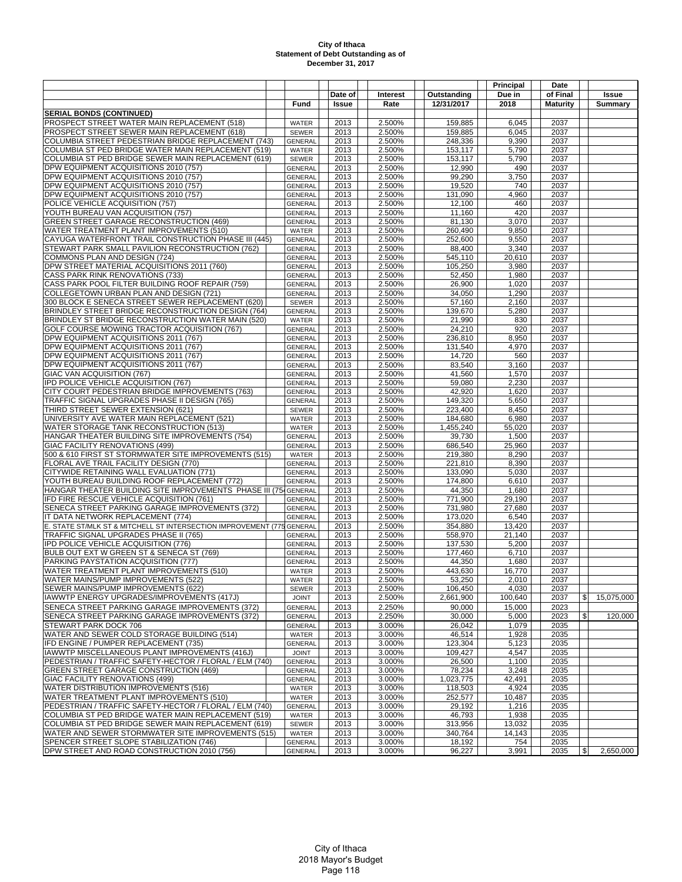# City of Ithaca
## Statement of Debt Outstanding as of December 31, 2017

| | Fund | Date of Issue | Interest Rate | Outstanding 12/31/2017 | Principal Due in 2018 | Date of Final Maturity | Issue Summary |
|---|---|---|---|---|---|---|---|
| **SERIAL BONDS (CONTINUED)** | | | | | | | |
| PROSPECT STREET WATER MAIN REPLACEMENT (518) | WATER | 2013 | 2.500% | 159,885 | 6,045 | 2037 | |
| PROSPECT STREET SEWER MAIN REPLACEMENT (618) | SEWER | 2013 | 2.500% | 159,885 | 6,045 | 2037 | |
| COLUMBIA STREET PEDESTRIAN BRIDGE REPLACEMENT (743) | GENERAL | 2013 | 2.500% | 248,336 | 9,390 | 2037 | |
| COLUMBIA ST PED BRIDGE WATER MAIN REPLACEMENT (519) | WATER | 2013 | 2.500% | 153,117 | 5,790 | 2037 | |
| COLUMBIA ST PED BRIDGE SEWER MAIN REPLACEMENT (619) | SEWER | 2013 | 2.500% | 153,117 | 5,790 | 2037 | |
| DPW EQUIPMENT ACQUISITIONS 2010 (757) | GENERAL | 2013 | 2.500% | 12,990 | 490 | 2037 | |
| DPW EQUIPMENT ACQUISITIONS 2010 (757) | GENERAL | 2013 | 2.500% | 99,290 | 3,750 | 2037 | |
| DPW EQUIPMENT ACQUISITIONS 2010 (757) | GENERAL | 2013 | 2.500% | 19,520 | 740 | 2037 | |
| DPW EQUIPMENT ACQUISITIONS 2010 (757) | GENERAL | 2013 | 2.500% | 131,090 | 4,960 | 2037 | |
| POLICE VEHICLE ACQUISITION (757) | GENERAL | 2013 | 2.500% | 12,100 | 460 | 2037 | |
| YOUTH BUREAU VAN ACQUISITION (757) | GENERAL | 2013 | 2.500% | 11,160 | 420 | 2037 | |
| GREEN STREET GARAGE RECONSTRUCTION (469) | GENERAL | 2013 | 2.500% | 81,130 | 3,070 | 2037 | |
| WATER TREATMENT PLANT IMPROVEMENTS (510) | WATER | 2013 | 2.500% | 260,490 | 9,850 | 2037 | |
| CAYUGA WATERFRONT TRAIL CONSTRUCTION PHASE III (445) | GENERAL | 2013 | 2.500% | 252,600 | 9,550 | 2037 | |
| STEWART PARK SMALL PAVILION RECONSTRUCTION (762) | GENERAL | 2013 | 2.500% | 88,400 | 3,340 | 2037 | |
| COMMONS PLAN AND DESIGN (724) | GENERAL | 2013 | 2.500% | 545,110 | 20,610 | 2037 | |
| DPW STREET MATERIAL ACQUISITIONS 2011 (760) | GENERAL | 2013 | 2.500% | 105,250 | 3,980 | 2037 | |
| CASS PARK RINK RENOVATIONS (733) | GENERAL | 2013 | 2.500% | 52,450 | 1,980 | 2037 | |
| CASS PARK POOL FILTER BUILDING ROOF REPAIR (759) | GENERAL | 2013 | 2.500% | 26,900 | 1,020 | 2037 | |
| COLLEGETOWN URBAN PLAN AND DESIGN (721) | GENERAL | 2013 | 2.500% | 34,050 | 1,290 | 2037 | |
| 300 BLOCK E SENECA STREET SEWER REPLACEMENT (620) | SEWER | 2013 | 2.500% | 57,160 | 2,160 | 2037 | |
| BRINDLEY STREET BRIDGE RECONSTRUCTION DESIGN (764) | GENERAL | 2013 | 2.500% | 139,670 | 5,280 | 2037 | |
| BRINDLEY ST BRIDGE RECONSTRUCTION WATER MAIN (520) | WATER | 2013 | 2.500% | 21,990 | 830 | 2037 | |
| GOLF COURSE MOWING TRACTOR ACQUISITION (767) | GENERAL | 2013 | 2.500% | 24,210 | 920 | 2037 | |
| DPW EQUIPMENT ACQUISITIONS 2011 (767) | GENERAL | 2013 | 2.500% | 236,810 | 8,950 | 2037 | |
| DPW EQUIPMENT ACQUISITIONS 2011 (767) | GENERAL | 2013 | 2.500% | 131,540 | 4,970 | 2037 | |
| DPW EQUIPMENT ACQUISITIONS 2011 (767) | GENERAL | 2013 | 2.500% | 14,720 | 560 | 2037 | |
| DPW EQUIPMENT ACQUISITIONS 2011 (767) | GENERAL | 2013 | 2.500% | 83,540 | 3,160 | 2037 | |
| GIAC VAN ACQUISITION (767) | GENERAL | 2013 | 2.500% | 41,560 | 1,570 | 2037 | |
| IPD POLICE VEHICLE ACQUISITION (767) | GENERAL | 2013 | 2.500% | 59,080 | 2,230 | 2037 | |
| CITY COURT PEDESTRIAN BRIDGE IMPROVEMENTS (763) | GENERAL | 2013 | 2.500% | 42,920 | 1,620 | 2037 | |
| TRAFFIC SIGNAL UPGRADES PHASE II DESIGN (765) | GENERAL | 2013 | 2.500% | 149,320 | 5,650 | 2037 | |
| THIRD STREET SEWER EXTENSION (621) | SEWER | 2013 | 2.500% | 223,400 | 8,450 | 2037 | |
| UNIVERSITY AVE WATER MAIN REPLACEMENT (521) | WATER | 2013 | 2.500% | 184,680 | 6,980 | 2037 | |
| WATER STORAGE TANK RECONSTRUCTION (513) | WATER | 2013 | 2.500% | 1,455,240 | 55,020 | 2037 | |
| HANGAR THEATER BUILDING SITE IMPROVEMENTS (754) | GENERAL | 2013 | 2.500% | 39,730 | 1,500 | 2037 | |
| GIAC FACILITY RENOVATIONS (499) | GENERAL | 2013 | 2.500% | 686,540 | 25,960 | 2037 | |
| 500 & 610 FIRST ST STORMWATER SITE IMPROVEMENTS (515) | WATER | 2013 | 2.500% | 219,380 | 8,290 | 2037 | |
| FLORAL AVE TRAIL FACILITY DESIGN (770) | GENERAL | 2013 | 2.500% | 221,810 | 8,390 | 2037 | |
| CITYWIDE RETAINING WALL EVALUATION (771) | GENERAL | 2013 | 2.500% | 133,090 | 5,030 | 2037 | |
| YOUTH BUREAU BUILDING ROOF REPLACEMENT (772) | GENERAL | 2013 | 2.500% | 174,800 | 6,610 | 2037 | |
| HANGAR THEATER BUILDING SITE IMPROVEMENTS PHASE III (75 | GENERAL | 2013 | 2.500% | 44,350 | 1,680 | 2037 | |
| IFD FIRE RESCUE VEHICLE ACQUISITION (761) | GENERAL | 2013 | 2.500% | 771,900 | 29,190 | 2037 | |
| SENECA STREET PARKING GARAGE IMPROVEMENTS (372) | GENERAL | 2013 | 2.500% | 731,980 | 27,680 | 2037 | |
| IT DATA NETWORK REPLACEMENT (774) | GENERAL | 2013 | 2.500% | 173,020 | 6,540 | 2037 | |
| E. STATE ST/MLK ST & MITCHELL ST INTERSECTION IMPROVEMENT (775 | GENERAL | 2013 | 2.500% | 354,880 | 13,420 | 2037 | |
| TRAFFIC SIGNAL UPGRADES PHASE II (765) | GENERAL | 2013 | 2.500% | 558,970 | 21,140 | 2037 | |
| IPD POLICE VEHICLE ACQUISITION (776) | GENERAL | 2013 | 2.500% | 137,530 | 5,200 | 2037 | |
| BULB OUT EXT W GREEN ST & SENECA ST (769) | GENERAL | 2013 | 2.500% | 177,460 | 6,710 | 2037 | |
| PARKING PAYSTATION ACQUISITION (777) | GENERAL | 2013 | 2.500% | 44,350 | 1,680 | 2037 | |
| WATER TREATMENT PLANT IMPROVEMENTS (510) | WATER | 2013 | 2.500% | 443,630 | 16,770 | 2037 | |
| WATER MAINS/PUMP IMPROVEMENTS (522) | WATER | 2013 | 2.500% | 53,250 | 2,010 | 2037 | |
| SEWER MAINS/PUMP IMPROVEMENTS (622) | SEWER | 2013 | 2.500% | 106,450 | 4,030 | 2037 | |
| IAWWTP ENERGY UPGRADES/IMPROVEMENTS (417J) | JOINT | 2013 | 2.500% | 2,661,900 | 100,640 | 2037 | $ 15,075,000 |
| SENECA STREET PARKING GARAGE IMPROVEMENTS (372) | GENERAL | 2013 | 2.250% | 90,000 | 15,000 | 2023 | |
| SENECA STREET PARKING GARAGE IMPROVEMENTS (372) | GENERAL | 2013 | 2.250% | 30,000 | 5,000 | 2023 | $ 120,000 |
| STEWART PARK DOCK 706 | GENERAL | 2013 | 3.000% | 26,042 | 1,079 | 2035 | |
| WATER AND SEWER COLD STORAGE BUILDING (514) | WATER | 2013 | 3.000% | 46,514 | 1,928 | 2035 | |
| IFD ENGINE / PUMPER REPLACEMENT (735) | GENERAL | 2013 | 3.000% | 123,304 | 5,123 | 2035 | |
| IAWWTP MISCELLANEOUS PLANT IMPROVEMENTS (416J) | JOINT | 2013 | 3.000% | 109,427 | 4,547 | 2035 | |
| PEDESTRIAN / TRAFFIC SAFETY-HECTOR / FLORAL / ELM (740) | GENERAL | 2013 | 3.000% | 26,500 | 1,100 | 2035 | |
| GREEN STREET GARAGE CONSTRUCTION (469) | GENERAL | 2013 | 3.000% | 78,234 | 3,248 | 2035 | |
| GIAC FACILITY RENOVATIONS (499) | GENERAL | 2013 | 3.000% | 1,023,775 | 42,491 | 2035 | |
| WATER DISTRIBUTION IMPROVEMENTS (516) | WATER | 2013 | 3.000% | 118,503 | 4,924 | 2035 | |
| WATER TREATMENT PLANT IMPROVEMENTS (510) | WATER | 2013 | 3.000% | 252,577 | 10,487 | 2035 | |
| PEDESTRIAN / TRAFFIC SAFETY-HECTOR / FLORAL / ELM (740) | GENERAL | 2013 | 3.000% | 29,192 | 1,216 | 2035 | |
| COLUMBIA ST PED BRIDGE WATER MAIN REPLACEMENT (519) | WATER | 2013 | 3.000% | 46,793 | 1,938 | 2035 | |
| COLUMBIA ST PED BRIDGE SEWER MAIN REPLACEMENT (619) | SEWER | 2013 | 3.000% | 313,956 | 13,032 | 2035 | |
| WATER AND SEWER STORMWATER SITE IMPROVEMENTS (515) | WATER | 2013 | 3.000% | 340,764 | 14,143 | 2035 | |
| SPENCER STREET SLOPE STABILIZATION (746) | GENERAL | 2013 | 3.000% | 18,192 | 754 | 2035 | |
| DPW STREET AND ROAD CONSTRUCTION 2010 (756) | GENERAL | 2013 | 3.000% | 96,227 | 3,991 | 2035 | $ 2,650,000 |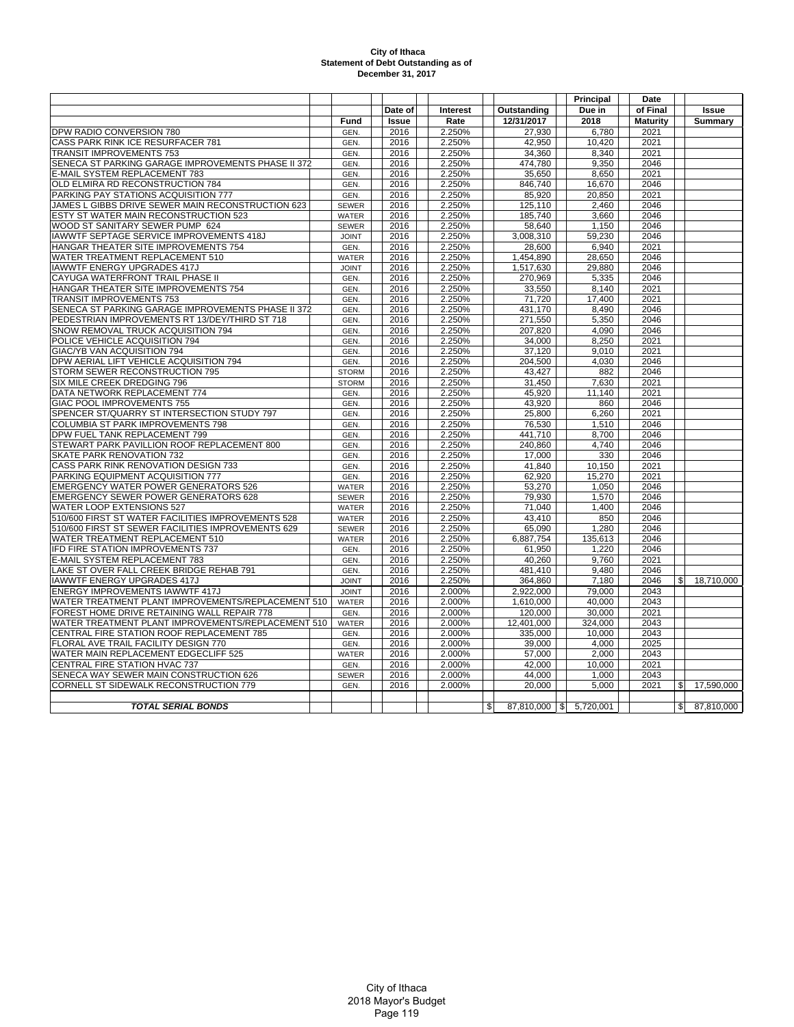**City of Ithaca**
**Statement of Debt Outstanding as of**
**December 31, 2017**

| | Fund | Date of Issue | Interest Rate | Outstanding 12/31/2017 | Principal Due in 2018 | Date of Final Maturity | Issue Summary |
|---|---|---|---|---|---|---|---|
| DPW RADIO CONVERSION 780 | GEN. | 2016 | 2.250% | 27,930 | 6,780 | 2021 | |
| CASS PARK RINK ICE RESURFACER 781 | GEN. | 2016 | 2.250% | 42,950 | 10,420 | 2021 | |
| TRANSIT IMPROVEMENTS 753 | GEN. | 2016 | 2.250% | 34,360 | 8,340 | 2021 | |
| SENECA ST PARKING GARAGE IMPROVEMENTS PHASE II 372 | GEN. | 2016 | 2.250% | 474,780 | 9,350 | 2046 | |
| E-MAIL SYSTEM REPLACEMENT 783 | GEN. | 2016 | 2.250% | 35,650 | 8,650 | 2021 | |
| OLD ELMIRA RD RECONSTRUCTION 784 | GEN. | 2016 | 2.250% | 846,740 | 16,670 | 2046 | |
| PARKING PAY STATIONS ACQUISITION 777 | GEN. | 2016 | 2.250% | 85,920 | 20,850 | 2021 | |
| JAMES L GIBBS DRIVE SEWER MAIN RECONSTRUCTION 623 | SEWER | 2016 | 2.250% | 125,110 | 2,460 | 2046 | |
| ESTY ST WATER MAIN RECONSTRUCTION 523 | WATER | 2016 | 2.250% | 185,740 | 3,660 | 2046 | |
| WOOD ST SANITARY SEWER PUMP 624 | SEWER | 2016 | 2.250% | 58,640 | 1,150 | 2046 | |
| IAWWTF SEPTAGE SERVICE IMPROVEMENTS 418J | JOINT | 2016 | 2.250% | 3,008,310 | 59,230 | 2046 | |
| HANGAR THEATER SITE IMPROVEMENTS 754 | GEN. | 2016 | 2.250% | 28,600 | 6,940 | 2021 | |
| WATER TREATMENT REPLACEMENT 510 | WATER | 2016 | 2.250% | 1,454,890 | 28,650 | 2046 | |
| IAWWTF ENERGY UPGRADES 417J | JOINT | 2016 | 2.250% | 1,517,630 | 29,880 | 2046 | |
| CAYUGA WATERFRONT TRAIL PHASE II | GEN. | 2016 | 2.250% | 270,969 | 5,335 | 2046 | |
| HANGAR THEATER SITE IMPROVEMENTS 754 | GEN. | 2016 | 2.250% | 33,550 | 8,140 | 2021 | |
| TRANSIT IMPROVEMENTS 753 | GEN. | 2016 | 2.250% | 71,720 | 17,400 | 2021 | |
| SENECA ST PARKING GARAGE IMPROVEMENTS PHASE II 372 | GEN. | 2016 | 2.250% | 431,170 | 8,490 | 2046 | |
| PEDESTRIAN IMPROVEMENTS RT 13/DEY/THIRD ST 718 | GEN. | 2016 | 2.250% | 271,550 | 5,350 | 2046 | |
| SNOW REMOVAL TRUCK ACQUISITION 794 | GEN. | 2016 | 2.250% | 207,820 | 4,090 | 2046 | |
| POLICE VEHICLE ACQUISITION 794 | GEN. | 2016 | 2.250% | 34,000 | 8,250 | 2021 | |
| GIAC/YB VAN ACQUISITION 794 | GEN. | 2016 | 2.250% | 37,120 | 9,010 | 2021 | |
| DPW AERIAL LIFT VEHICLE ACQUISITION 794 | GEN. | 2016 | 2.250% | 204,500 | 4,030 | 2046 | |
| STORM SEWER RECONSTRUCTION 795 | STORM | 2016 | 2.250% | 43,427 | 882 | 2046 | |
| SIX MILE CREEK DREDGING 796 | STORM | 2016 | 2.250% | 31,450 | 7,630 | 2021 | |
| DATA NETWORK REPLACEMENT 774 | GEN. | 2016 | 2.250% | 45,920 | 11,140 | 2021 | |
| GIAC POOL IMPROVEMENTS 755 | GEN. | 2016 | 2.250% | 43,920 | 860 | 2046 | |
| SPENCER ST/QUARRY ST INTERSECTION STUDY 797 | GEN. | 2016 | 2.250% | 25,800 | 6,260 | 2021 | |
| COLUMBIA ST PARK IMPROVEMENTS 798 | GEN. | 2016 | 2.250% | 76,530 | 1,510 | 2046 | |
| DPW FUEL TANK REPLACEMENT 799 | GEN. | 2016 | 2.250% | 441,710 | 8,700 | 2046 | |
| STEWART PARK PAVILLION ROOF REPLACEMENT 800 | GEN. | 2016 | 2.250% | 240,860 | 4,740 | 2046 | |
| SKATE PARK RENOVATION 732 | GEN. | 2016 | 2.250% | 17,000 | 330 | 2046 | |
| CASS PARK RINK RENOVATION DESIGN 733 | GEN. | 2016 | 2.250% | 41,840 | 10,150 | 2021 | |
| PARKING EQUIPMENT ACQUISITION 777 | GEN. | 2016 | 2.250% | 62,920 | 15,270 | 2021 | |
| EMERGENCY WATER POWER GENERATORS 526 | WATER | 2016 | 2.250% | 53,270 | 1,050 | 2046 | |
| EMERGENCY SEWER POWER GENERATORS 628 | SEWER | 2016 | 2.250% | 79,930 | 1,570 | 2046 | |
| WATER LOOP EXTENSIONS 527 | WATER | 2016 | 2.250% | 71,040 | 1,400 | 2046 | |
| 510/600 FIRST ST WATER FACILITIES IMPROVEMENTS 528 | WATER | 2016 | 2.250% | 43,410 | 850 | 2046 | |
| 510/600 FIRST ST SEWER FACILITIES IMPROVEMENTS 629 | SEWER | 2016 | 2.250% | 65,090 | 1,280 | 2046 | |
| WATER TREATMENT REPLACEMENT 510 | WATER | 2016 | 2.250% | 6,887,754 | 135,613 | 2046 | |
| IFD FIRE STATION IMPROVEMENTS 737 | GEN. | 2016 | 2.250% | 61,950 | 1,220 | 2046 | |
| E-MAIL SYSTEM REPLACEMENT 783 | GEN. | 2016 | 2.250% | 40,260 | 9,760 | 2021 | |
| LAKE ST OVER FALL CREEK BRIDGE REHAB 791 | GEN. | 2016 | 2.250% | 481,410 | 9,480 | 2046 | |
| IAWWTF ENERGY UPGRADES 417J | JOINT | 2016 | 2.250% | 364,860 | 7,180 | 2046 | $ 18,710,000 |
| ENERGY IMPROVEMENTS IAWWTF 417J | JOINT | 2016 | 2.000% | 2,922,000 | 79,000 | 2043 | |
| WATER TREATMENT PLANT IMPROVEMENTS/REPLACEMENT 510 | WATER | 2016 | 2.000% | 1,610,000 | 40,000 | 2043 | |
| FOREST HOME DRIVE RETAINING WALL REPAIR 778 | GEN. | 2016 | 2.000% | 120,000 | 30,000 | 2021 | |
| WATER TREATMENT PLANT IMPROVEMENTS/REPLACEMENT 510 | WATER | 2016 | 2.000% | 12,401,000 | 324,000 | 2043 | |
| CENTRAL FIRE STATION ROOF REPLACEMENT 785 | GEN. | 2016 | 2.000% | 335,000 | 10,000 | 2043 | |
| FLORAL AVE TRAIL FACILITY DESIGN 770 | GEN. | 2016 | 2.000% | 39,000 | 4,000 | 2025 | |
| WATER MAIN REPLACEMENT EDGECLIFF 525 | WATER | 2016 | 2.000% | 57,000 | 2,000 | 2043 | |
| CENTRAL FIRE STATION HVAC 737 | GEN. | 2016 | 2.000% | 42,000 | 10,000 | 2021 | |
| SENECA WAY SEWER MAIN CONSTRUCTION 626 | SEWER | 2016 | 2.000% | 44,000 | 1,000 | 2043 | |
| CORNELL ST SIDEWALK RECONSTRUCTION 779 | GEN. | 2016 | 2.000% | 20,000 | 5,000 | 2021 | $ 17,590,000 |
| | | | | | | | |
| ***TOTAL SERIAL BONDS*** | | | | $ 87,810,000 | $ 5,720,001 | | $ 87,810,000 |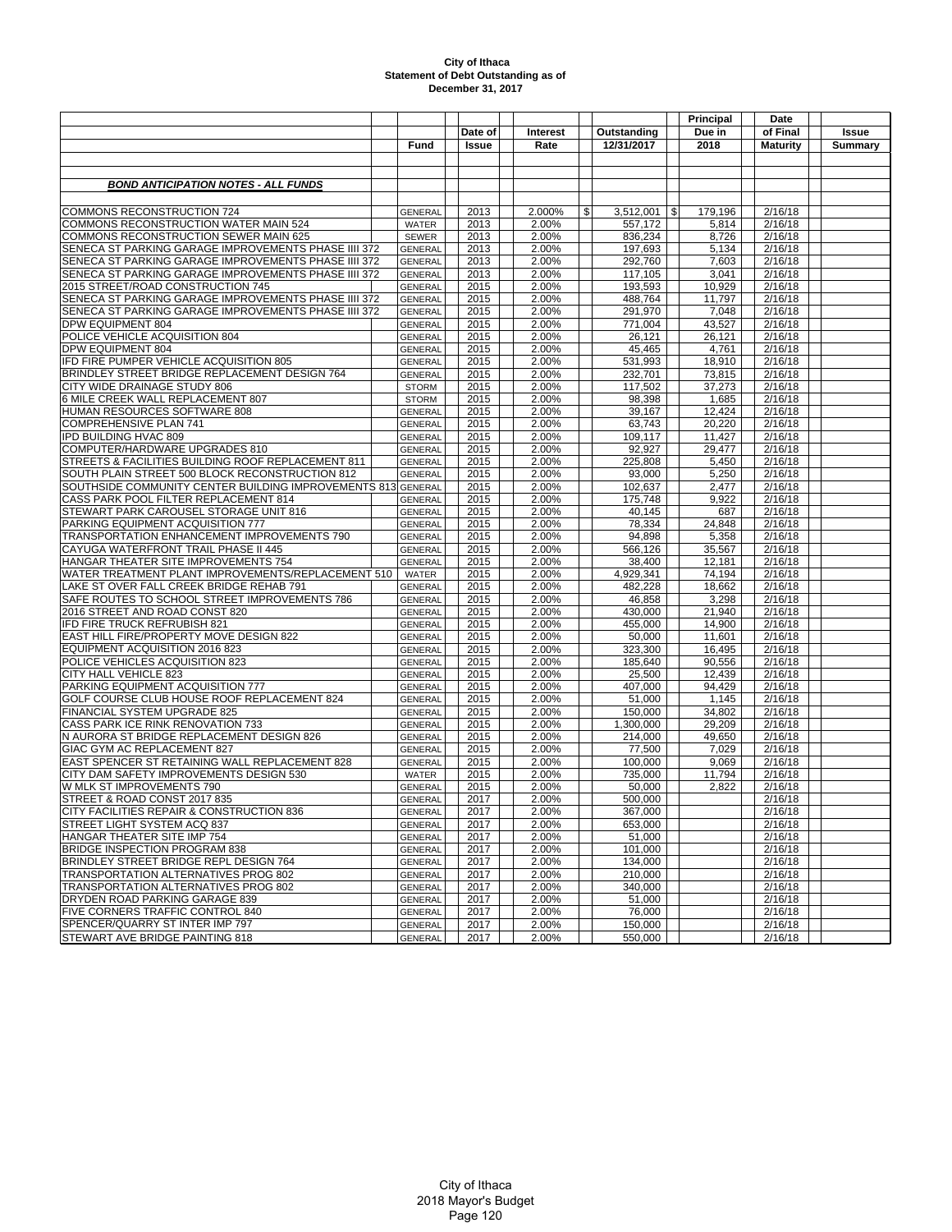**City of Ithaca**
**Statement of Debt Outstanding as of**
**December 31, 2017**

| | Fund | Date of Issue | Interest Rate | Outstanding 12/31/2017 | Principal Due in 2018 | Date of Final Maturity | Issue Summary |
|---|---|---|---|---|---|---|---|
| ***BOND ANTICIPATION NOTES - ALL FUNDS*** | | | | | | | |
| COMMONS RECONSTRUCTION 724 | GENERAL | 2013 | 2.000% | $ 3,512,001 | $ 179,196 | 2/16/18 | |
| COMMONS RECONSTRUCTION WATER MAIN 524 | WATER | 2013 | 2.00% | 557,172 | 5,814 | 2/16/18 | |
| COMMONS RECONSTRUCTION SEWER MAIN 625 | SEWER | 2013 | 2.00% | 836,234 | 8,726 | 2/16/18 | |
| SENECA ST PARKING GARAGE IMPROVEMENTS PHASE IIII 372 | GENERAL | 2013 | 2.00% | 197,693 | 5,134 | 2/16/18 | |
| SENECA ST PARKING GARAGE IMPROVEMENTS PHASE IIII 372 | GENERAL | 2013 | 2.00% | 292,760 | 7,603 | 2/16/18 | |
| SENECA ST PARKING GARAGE IMPROVEMENTS PHASE IIII 372 | GENERAL | 2013 | 2.00% | 117,105 | 3,041 | 2/16/18 | |
| 2015 STREET/ROAD CONSTRUCTION 745 | GENERAL | 2015 | 2.00% | 193,593 | 10,929 | 2/16/18 | |
| SENECA ST PARKING GARAGE IMPROVEMENTS PHASE IIII 372 | GENERAL | 2015 | 2.00% | 488,764 | 11,797 | 2/16/18 | |
| SENECA ST PARKING GARAGE IMPROVEMENTS PHASE IIII 372 | GENERAL | 2015 | 2.00% | 291,970 | 7,048 | 2/16/18 | |
| DPW EQUIPMENT 804 | GENERAL | 2015 | 2.00% | 771,004 | 43,527 | 2/16/18 | |
| POLICE VEHICLE ACQUISITION 804 | GENERAL | 2015 | 2.00% | 26,121 | 26,121 | 2/16/18 | |
| DPW EQUIPMENT 804 | GENERAL | 2015 | 2.00% | 45,465 | 4,761 | 2/16/18 | |
| IFD FIRE PUMPER VEHICLE ACQUISITION 805 | GENERAL | 2015 | 2.00% | 531,993 | 18,910 | 2/16/18 | |
| BRINDLEY STREET BRIDGE REPLACEMENT DESIGN 764 | GENERAL | 2015 | 2.00% | 232,701 | 73,815 | 2/16/18 | |
| CITY WIDE DRAINAGE STUDY 806 | STORM | 2015 | 2.00% | 117,502 | 37,273 | 2/16/18 | |
| 6 MILE CREEK WALL REPLACEMENT 807 | STORM | 2015 | 2.00% | 98,398 | 1,685 | 2/16/18 | |
| HUMAN RESOURCES SOFTWARE 808 | GENERAL | 2015 | 2.00% | 39,167 | 12,424 | 2/16/18 | |
| COMPREHENSIVE PLAN 741 | GENERAL | 2015 | 2.00% | 63,743 | 20,220 | 2/16/18 | |
| IPD BUILDING HVAC 809 | GENERAL | 2015 | 2.00% | 109,117 | 11,427 | 2/16/18 | |
| COMPUTER/HARDWARE UPGRADES 810 | GENERAL | 2015 | 2.00% | 92,927 | 29,477 | 2/16/18 | |
| STREETS & FACILITIES BUILDING ROOF REPLACEMENT 811 | GENERAL | 2015 | 2.00% | 225,808 | 5,450 | 2/16/18 | |
| SOUTH PLAIN STREET 500 BLOCK RECONSTRUCTION 812 | GENERAL | 2015 | 2.00% | 93,000 | 5,250 | 2/16/18 | |
| SOUTHSIDE COMMUNITY CENTER BUILDING IMPROVEMENTS 813 | GENERAL | 2015 | 2.00% | 102,637 | 2,477 | 2/16/18 | |
| CASS PARK POOL FILTER REPLACEMENT 814 | GENERAL | 2015 | 2.00% | 175,748 | 9,922 | 2/16/18 | |
| STEWART PARK CAROUSEL STORAGE UNIT 816 | GENERAL | 2015 | 2.00% | 40,145 | 687 | 2/16/18 | |
| PARKING EQUIPMENT ACQUISITION 777 | GENERAL | 2015 | 2.00% | 78,334 | 24,848 | 2/16/18 | |
| TRANSPORTATION ENHANCEMENT IMPROVEMENTS 790 | GENERAL | 2015 | 2.00% | 94,898 | 5,358 | 2/16/18 | |
| CAYUGA WATERFRONT TRAIL PHASE II 445 | GENERAL | 2015 | 2.00% | 566,126 | 35,567 | 2/16/18 | |
| HANGAR THEATER SITE IMPROVEMENTS 754 | GENERAL | 2015 | 2.00% | 38,400 | 12,181 | 2/16/18 | |
| WATER TREATMENT PLANT IMPROVEMENTS/REPLACEMENT 510 | WATER | 2015 | 2.00% | 4,929,341 | 74,194 | 2/16/18 | |
| LAKE ST OVER FALL CREEK BRIDGE REHAB 791 | GENERAL | 2015 | 2.00% | 482,228 | 18,662 | 2/16/18 | |
| SAFE ROUTES TO SCHOOL STREET IMPROVEMENTS 786 | GENERAL | 2015 | 2.00% | 46,858 | 3,298 | 2/16/18 | |
| 2016 STREET AND ROAD CONST 820 | GENERAL | 2015 | 2.00% | 430,000 | 21,940 | 2/16/18 | |
| IFD FIRE TRUCK REFRUBISH 821 | GENERAL | 2015 | 2.00% | 455,000 | 14,900 | 2/16/18 | |
| EAST HILL FIRE/PROPERTY MOVE DESIGN 822 | GENERAL | 2015 | 2.00% | 50,000 | 11,601 | 2/16/18 | |
| EQUIPMENT ACQUISITION 2016 823 | GENERAL | 2015 | 2.00% | 323,300 | 16,495 | 2/16/18 | |
| POLICE VEHICLES ACQUISITION 823 | GENERAL | 2015 | 2.00% | 185,640 | 90,556 | 2/16/18 | |
| CITY HALL VEHICLE 823 | GENERAL | 2015 | 2.00% | 25,500 | 12,439 | 2/16/18 | |
| PARKING EQUIPMENT ACQUISITION 777 | GENERAL | 2015 | 2.00% | 407,000 | 94,429 | 2/16/18 | |
| GOLF COURSE CLUB HOUSE ROOF REPLACEMENT 824 | GENERAL | 2015 | 2.00% | 51,000 | 1,145 | 2/16/18 | |
| FINANCIAL SYSTEM UPGRADE 825 | GENERAL | 2015 | 2.00% | 150,000 | 34,802 | 2/16/18 | |
| CASS PARK ICE RINK RENOVATION 733 | GENERAL | 2015 | 2.00% | 1,300,000 | 29,209 | 2/16/18 | |
| N AURORA ST BRIDGE REPLACEMENT DESIGN 826 | GENERAL | 2015 | 2.00% | 214,000 | 49,650 | 2/16/18 | |
| GIAC GYM AC REPLACEMENT 827 | GENERAL | 2015 | 2.00% | 77,500 | 7,029 | 2/16/18 | |
| EAST SPENCER ST RETAINING WALL REPLACEMENT 828 | GENERAL | 2015 | 2.00% | 100,000 | 9,069 | 2/16/18 | |
| CITY DAM SAFETY IMPROVEMENTS DESIGN 530 | WATER | 2015 | 2.00% | 735,000 | 11,794 | 2/16/18 | |
| W MLK ST IMPROVEMENTS 790 | GENERAL | 2015 | 2.00% | 50,000 | 2,822 | 2/16/18 | |
| STREET & ROAD CONST 2017 835 | GENERAL | 2017 | 2.00% | 500,000 | | 2/16/18 | |
| CITY FACILITIES REPAIR & CONSTRUCTION 836 | GENERAL | 2017 | 2.00% | 367,000 | | 2/16/18 | |
| STREET LIGHT SYSTEM ACQ 837 | GENERAL | 2017 | 2.00% | 653,000 | | 2/16/18 | |
| HANGAR THEATER SITE IMP 754 | GENERAL | 2017 | 2.00% | 51,000 | | 2/16/18 | |
| BRIDGE INSPECTION PROGRAM 838 | GENERAL | 2017 | 2.00% | 101,000 | | 2/16/18 | |
| BRINDLEY STREET BRIDGE REPL DESIGN 764 | GENERAL | 2017 | 2.00% | 134,000 | | 2/16/18 | |
| TRANSPORTATION ALTERNATIVES PROG 802 | GENERAL | 2017 | 2.00% | 210,000 | | 2/16/18 | |
| TRANSPORTATION ALTERNATIVES PROG 802 | GENERAL | 2017 | 2.00% | 340,000 | | 2/16/18 | |
| DRYDEN ROAD PARKING GARAGE 839 | GENERAL | 2017 | 2.00% | 51,000 | | 2/16/18 | |
| FIVE CORNERS TRAFFIC CONTROL 840 | GENERAL | 2017 | 2.00% | 76,000 | | 2/16/18 | |
| SPENCER/QUARRY ST INTER IMP 797 | GENERAL | 2017 | 2.00% | 150,000 | | 2/16/18 | |
| STEWART AVE BRIDGE PAINTING 818 | GENERAL | 2017 | 2.00% | 550,000 | | 2/16/18 | |

City of Ithaca
2018 Mayor's Budget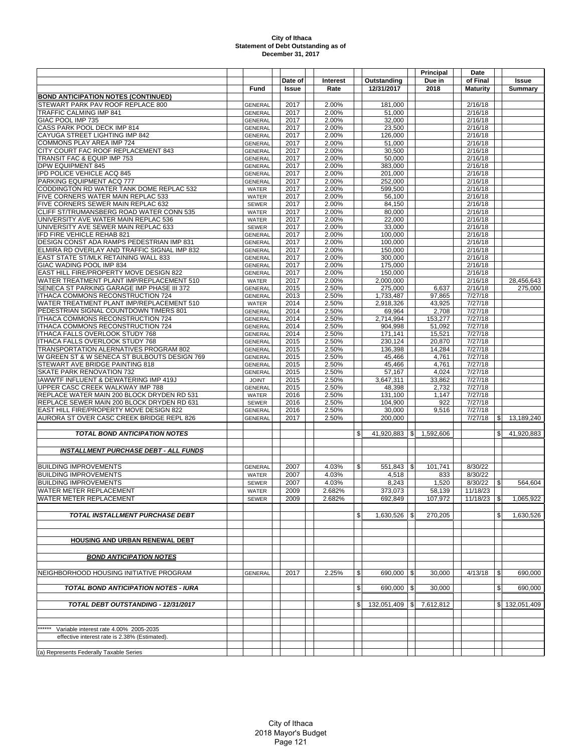**City of Ithaca**
**Statement of Debt Outstanding as of**
**December 31, 2017**

| | Fund | Date of Issue | Interest Rate | Outstanding 12/31/2017 | Principal Due in 2018 | Date of Final Maturity | Issue Summary |
|---|---|---|---|---|---|---|---|
| **BOND ANTICIPATION NOTES (CONTINUED)** | | | | | | | |
| STEWART PARK PAV ROOF REPLACE 800 | GENERAL | 2017 | 2.00% | 181,000 | | 2/16/18 | |
| TRAFFIC CALMING IMP 841 | GENERAL | 2017 | 2.00% | 51,000 | | 2/16/18 | |
| GIAC POOL IMP 735 | GENERAL | 2017 | 2.00% | 32,000 | | 2/16/18 | |
| CASS PARK POOL DECK IMP 814 | GENERAL | 2017 | 2.00% | 23,500 | | 2/16/18 | |
| CAYUGA STREET LIGHTING IMP 842 | GENERAL | 2017 | 2.00% | 126,000 | | 2/16/18 | |
| COMMONS PLAY AREA IMP 724 | GENERAL | 2017 | 2.00% | 51,000 | | 2/16/18 | |
| CITY COURT FAC ROOF REPLACEMENT 843 | GENERAL | 2017 | 2.00% | 30,500 | | 2/16/18 | |
| TRANSIT FAC & EQUIP IMP 753 | GENERAL | 2017 | 2.00% | 50,000 | | 2/16/18 | |
| DPW EQUIPMENT 845 | GENERAL | 2017 | 2.00% | 383,000 | | 2/16/18 | |
| IPD POLICE VEHICLE ACQ 845 | GENERAL | 2017 | 2.00% | 201,000 | | 2/16/18 | |
| PARKING EQUIPMENT ACQ 777 | GENERAL | 2017 | 2.00% | 252,000 | | 2/16/18 | |
| CODDINGTON RD WATER TANK DOME REPLAC 532 | WATER | 2017 | 2.00% | 599,500 | | 2/16/18 | |
| FIVE CORNERS WATER MAIN REPLAC 533 | WATER | 2017 | 2.00% | 56,100 | | 2/16/18 | |
| FIVE CORNERS SEWER MAIN REPLAC 632 | SEWER | 2017 | 2.00% | 84,150 | | 2/16/18 | |
| CLIFF ST/TRUMANSBERG ROAD WATER CONN 535 | WATER | 2017 | 2.00% | 80,000 | | 2/16/18 | |
| UNIVERSITY AVE WATER MAIN REPLAC 536 | WATER | 2017 | 2.00% | 22,000 | | 2/16/18 | |
| UNIVERSITY AVE SEWER MAIN REPLAC 633 | SEWER | 2017 | 2.00% | 33,000 | | 2/16/18 | |
| IFD FIRE VEHICLE REHAB 821 | GENERAL | 2017 | 2.00% | 100,000 | | 2/16/18 | |
| DESIGN CONST ADA RAMPS PEDESTRIAN IMP 831 | GENERAL | 2017 | 2.00% | 100,000 | | 2/16/18 | |
| ELMIRA RD OVERLAY AND TRAFFIC SIGNAL IMP 832 | GENERAL | 2017 | 2.00% | 150,000 | | 2/16/18 | |
| EAST STATE ST/MLK RETAINING WALL 833 | GENERAL | 2017 | 2.00% | 300,000 | | 2/16/18 | |
| GIAC WADING POOL IMP 834 | GENERAL | 2017 | 2.00% | 175,000 | | 2/16/18 | |
| EAST HILL FIRE/PROPERTY MOVE DESIGN 822 | GENERAL | 2017 | 2.00% | 150,000 | | 2/16/18 | |
| WATER TREATMENT PLANT IMP/REPLACEMENT 510 | WATER | 2017 | 2.00% | 2,000,000 | | 2/16/18 | 28,456,643 |
| SENECA ST PARKING GARAGE IMP PHASE III 372 | GENERAL | 2015 | 2.50% | 275,000 | 6,637 | 2/16/18 | 275,000 |
| ITHACA COMMONS RECONSTRUCTION 724 | GENERAL | 2013 | 2.50% | 1,733,487 | 97,865 | 7/27/18 | |
| WATER TREATMENT PLANT IMP/REPLACEMENT 510 | WATER | 2014 | 2.50% | 2,918,326 | 43,925 | 7/27/18 | |
| PEDESTRIAN SIGNAL COUNTDOWN TIMERS 801 | GENERAL | 2014 | 2.50% | 69,964 | 2,708 | 7/27/18 | |
| ITHACA COMMONS RECONSTRUCTION 724 | GENERAL | 2014 | 2.50% | 2,714,994 | 153,277 | 7/27/18 | |
| ITHACA COMMONS RECONSTRUCTION 724 | GENERAL | 2014 | 2.50% | 904,998 | 51,092 | 7/27/18 | |
| ITHACA FALLS OVERLOOK STUDY 768 | GENERAL | 2014 | 2.50% | 171,141 | 15,521 | 7/27/18 | |
| ITHACA FALLS OVERLOOK STUDY 768 | GENERAL | 2015 | 2.50% | 230,124 | 20,870 | 7/27/18 | |
| TRANSPORTATION ALERNATIVES PROGRAM 802 | GENERAL | 2015 | 2.50% | 136,398 | 14,284 | 7/27/18 | |
| W GREEN ST & W SENECA ST BULBOUTS DESIGN 769 | GENERAL | 2015 | 2.50% | 45,466 | 4,761 | 7/27/18 | |
| STEWART AVE BRIDGE PAINTING 818 | GENERAL | 2015 | 2.50% | 45,466 | 4,761 | 7/27/18 | |
| SKATE PARK RENOVATION 732 | GENERAL | 2015 | 2.50% | 57,167 | 4,024 | 7/27/18 | |
| IAWWTF INFLUENT & DEWATERING IMP 419J | JOINT | 2015 | 2.50% | 3,647,311 | 33,862 | 7/27/18 | |
| UPPER CASC CREEK WALKWAY IMP 788 | GENERAL | 2015 | 2.50% | 48,398 | 2,732 | 7/27/18 | |
| REPLACE WATER MAIN 200 BLOCK DRYDEN RD 531 | WATER | 2016 | 2.50% | 131,100 | 1,147 | 7/27/18 | |
| REPLACE SEWER MAIN 200 BLOCK DRYDEN RD 631 | SEWER | 2016 | 2.50% | 104,900 | 922 | 7/27/18 | |
| EAST HILL FIRE/PROPERTY MOVE DESIGN 822 | GENERAL | 2016 | 2.50% | 30,000 | 9,516 | 7/27/18 | |
| AURORA ST OVER CASC CREEK BRIDGE REPL 826 | GENERAL | 2017 | 2.50% | 200,000 | | 7/27/18 | $ 13,189,240 |
| | | | | | | | |
| ***TOTAL BOND ANTICIPATION NOTES*** | | | | $ 41,920,883 | $ 1,592,606 | | $ 41,920,883 |
| | | | | | | | |
| ***INSTALLMENT PURCHASE DEBT - ALL FUNDS*** | | | | | | | |
| | | | | | | | |
| BUILDING IMPROVEMENTS | GENERAL | 2007 | 4.03% | $ 551,843 | $ 101,741 | 8/30/22 | |
| BUILDING IMPROVEMENTS | WATER | 2007 | 4.03% | 4,518 | 833 | 8/30/22 | |
| BUILDING IMPROVEMENTS | SEWER | 2007 | 4.03% | 8,243 | 1,520 | 8/30/22 | $ 564,604 |
| WATER METER REPLACEMENT | WATER | 2009 | 2.682% | 373,073 | 58,139 | 11/18/23 | |
| WATER METER REPLACEMENT | SEWER | 2009 | 2.682% | 692,849 | 107,972 | 11/18/23 | $ 1,065,922 |
| | | | | | | | |
| ***TOTAL INSTALLMENT PURCHASE DEBT*** | | | | $ 1,630,526 | $ 270,205 | | $ 1,630,526 |
| | | | | | | | |
| **HOUSING AND URBAN RENEWAL DEBT** | | | | | | | |
| | | | | | | | |
| ***BOND ANTICIPATION NOTES*** | | | | | | | |
| | | | | | | | |
| NEIGHBORHOOD HOUSING INITIATIVE PROGRAM | GENERAL | 2017 | 2.25% | $ 690,000 | $ 30,000 | 4/13/18 | $ 690,000 |
| | | | | | | | |
| ***TOTAL BOND ANTICIPATION NOTES - IURA*** | | | | $ 690,000 | $ 30,000 | | $ 690,000 |
| | | | | | | | |
| ***TOTAL DEBT OUTSTANDING - 12/31/2017*** | | | | $ 132,051,409 | $ 7,612,812 | | $ 132,051,409 |

****** Variable interest rate 4.00% 2005-2035
effective interest rate is 2.38% (Estimated).

(a) Represents Federally Taxable Series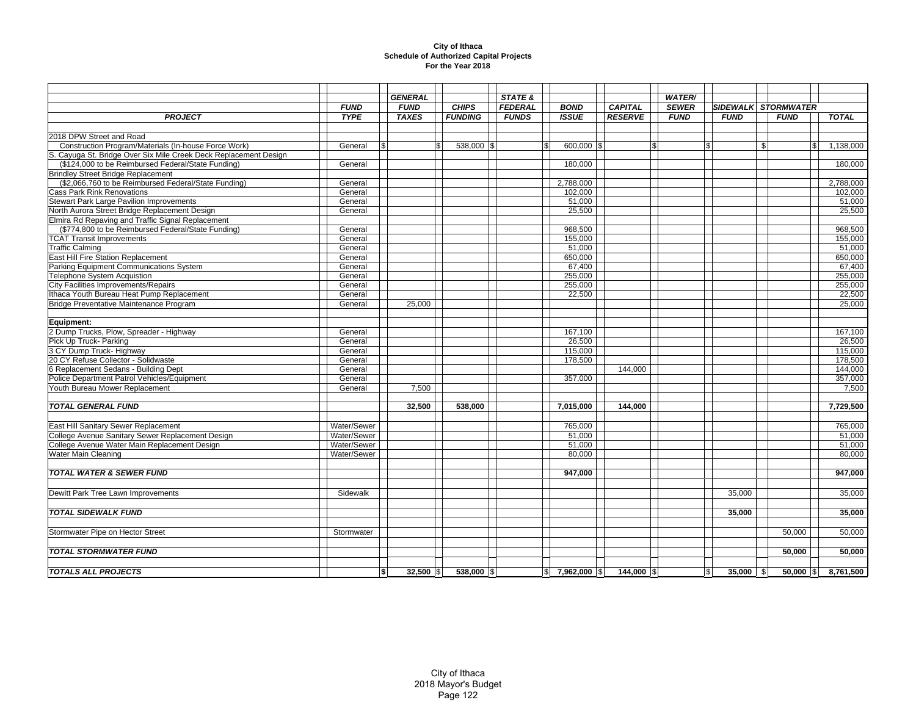**City of Ithaca**
**Schedule of Authorized Capital Projects**
**For the Year 2018**

| *PROJECT* | *FUND TYPE* | *GENERAL FUND TAXES* | *CHIPS FUNDING* | *STATE & FEDERAL FUNDS* | *BOND ISSUE* | *CAPITAL RESERVE* | *WATER/ SEWER FUND* | *SIDEWALK FUND* | *STORMWATER FUND* | *TOTAL* |
|---|---|---|---|---|---|---|---|---|---|---|
| 2018 DPW Street and Road | | | | | | | | | | |
| Construction Program/Materials (In-house Force Work) | General | $ | $ 538,000 | $ | $ 600,000 | $ | $ | $ | $ | $ 1,138,000 |
| S. Cayuga St. Bridge Over Six Mile Creek Deck Replacement Design | | | | | | | | | | |
| ($124,000 to be Reimbursed Federal/State Funding) | General | | | | 180,000 | | | | | 180,000 |
| Brindley Street Bridge Replacement | | | | | | | | | | |
| ($2,066,760 to be Reimbursed Federal/State Funding) | General | | | | 2,788,000 | | | | | 2,788,000 |
| Cass Park Rink Renovations | General | | | | 102,000 | | | | | 102,000 |
| Stewart Park Large Pavilion Improvements | General | | | | 51,000 | | | | | 51,000 |
| North Aurora Street Bridge Replacement Design | General | | | | 25,500 | | | | | 25,500 |
| Elmira Rd Repaving and Traffic Signal Replacement | | | | | | | | | | |
| ($774,800 to be Reimbursed Federal/State Funding) | General | | | | 968,500 | | | | | 968,500 |
| TCAT Transit Improvements | General | | | | 155,000 | | | | | 155,000 |
| Traffic Calming | General | | | | 51,000 | | | | | 51,000 |
| East Hill Fire Station Replacement | General | | | | 650,000 | | | | | 650,000 |
| Parking Equipment Communications System | General | | | | 67,400 | | | | | 67,400 |
| Telephone System Acquistion | General | | | | 255,000 | | | | | 255,000 |
| City Facilities Improvements/Repairs | General | | | | 255,000 | | | | | 255,000 |
| Ithaca Youth Bureau Heat Pump Replacement | General | | | | 22,500 | | | | | 22,500 |
| Bridge Preventative Maintenance Program | General | 25,000 | | | | | | | | 25,000 |
| **Equipment:** | | | | | | | | | | |
| 2 Dump Trucks, Plow, Spreader - Highway | General | | | | 167,100 | | | | | 167,100 |
| Pick Up Truck- Parking | General | | | | 26,500 | | | | | 26,500 |
| 3 CY Dump Truck- Highway | General | | | | 115,000 | | | | | 115,000 |
| 20 CY Refuse Collector - Solidwaste | General | | | | 178,500 | | | | | 178,500 |
| 6 Replacement Sedans - Building Dept | General | | | | | 144,000 | | | | 144,000 |
| Police Department Patrol Vehicles/Equipment | General | | | | 357,000 | | | | | 357,000 |
| Youth Bureau Mower Replacement | General | 7,500 | | | | | | | | 7,500 |
| ***TOTAL GENERAL FUND*** | | **32,500** | **538,000** | | **7,015,000** | **144,000** | | | | **7,729,500** |
| East Hill Sanitary Sewer Replacement | Water/Sewer | | | | 765,000 | | | | | 765,000 |
| College Avenue Sanitary Sewer Replacement Design | Water/Sewer | | | | 51,000 | | | | | 51,000 |
| College Avenue Water Main Replacement Design | Water/Sewer | | | | 51,000 | | | | | 51,000 |
| Water Main Cleaning | Water/Sewer | | | | 80,000 | | | | | 80,000 |
| ***TOTAL WATER & SEWER FUND*** | | | | | **947,000** | | | | | **947,000** |
| Dewitt Park Tree Lawn Improvements | Sidewalk | | | | | | | 35,000 | | 35,000 |
| ***TOTAL SIDEWALK FUND*** | | | | | | | | **35,000** | | **35,000** |
| Stormwater Pipe on Hector Street | Stormwater | | | | | | | | 50,000 | 50,000 |
| ***TOTAL STORMWATER FUND*** | | | | | | | | | **50,000** | **50,000** |
| ***TOTALS ALL PROJECTS*** | | **$ 32,500** | **$ 538,000** | **$** | **$ 7,962,000** | **$ 144,000** | **$** | **$ 35,000** | **$ 50,000** | **$ 8,761,500** |

City of Ithaca
2018 Mayor's Budget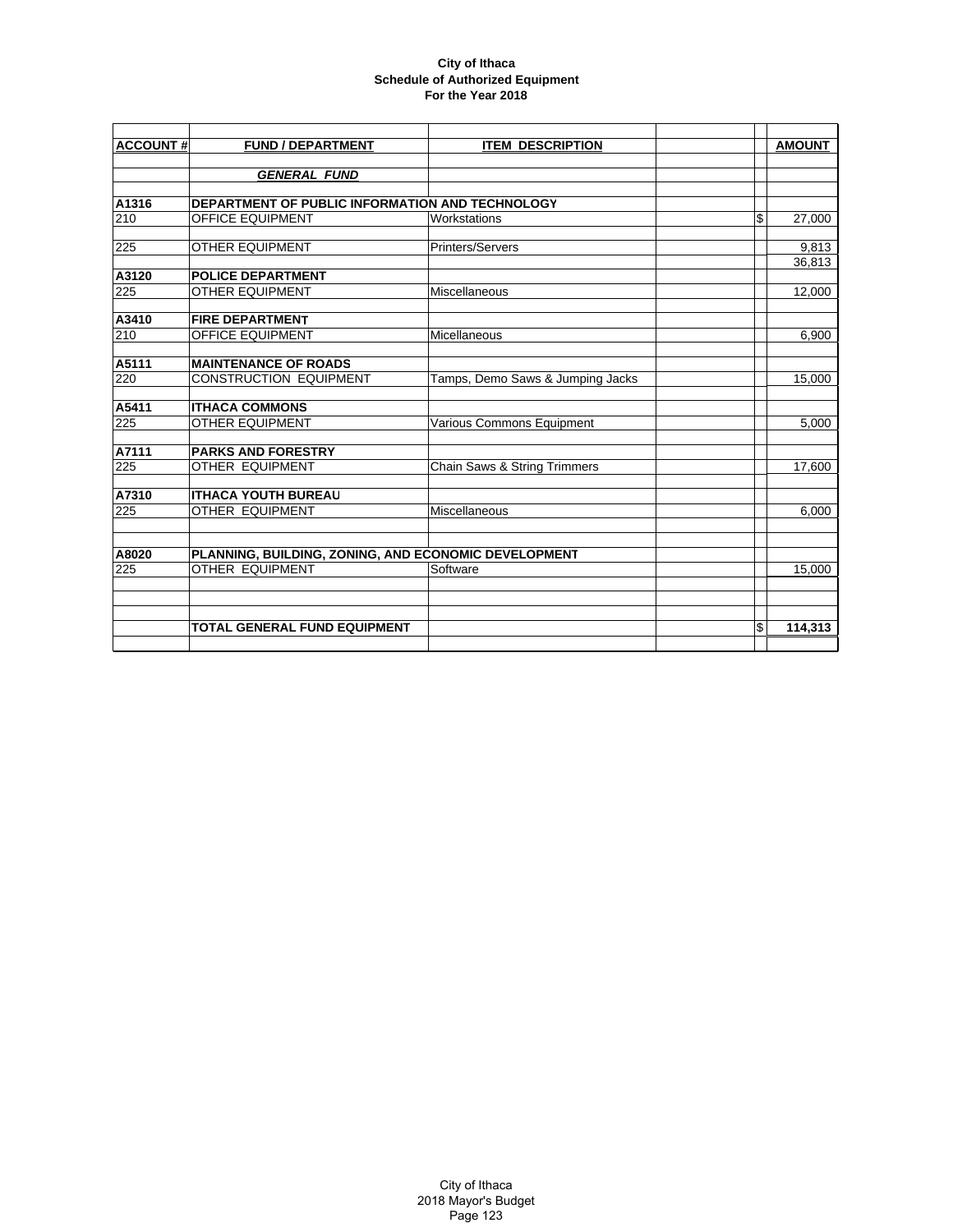**City of Ithaca**
**Schedule of Authorized Equipment**
**For the Year 2018**

| ACCOUNT # | FUND / DEPARTMENT | ITEM DESCRIPTION | | | AMOUNT |
|---|---|---|---|---|---|
| | ***GENERAL FUND*** | | | | |
| **A1316** | **DEPARTMENT OF PUBLIC INFORMATION AND TECHNOLOGY** | | | | |
| 210 | OFFICE EQUIPMENT | Workstations | | $ | 27,000 |
| 225 | OTHER EQUIPMENT | Printers/Servers | | | 9,813 |
| | | | | | 36,813 |
| **A3120** | **POLICE DEPARTMENT** | | | | |
| 225 | OTHER EQUIPMENT | Miscellaneous | | | 12,000 |
| **A3410** | **FIRE DEPARTMENT** | | | | |
| 210 | OFFICE EQUIPMENT | Micellaneous | | | 6,900 |
| **A5111** | **MAINTENANCE OF ROADS** | | | | |
| 220 | CONSTRUCTION EQUIPMENT | Tamps, Demo Saws & Jumping Jacks | | | 15,000 |
| **A5411** | **ITHACA COMMONS** | | | | |
| 225 | OTHER EQUIPMENT | Various Commons Equipment | | | 5,000 |
| **A7111** | **PARKS AND FORESTRY** | | | | |
| 225 | OTHER EQUIPMENT | Chain Saws & String Trimmers | | | 17,600 |
| **A7310** | **ITHACA YOUTH BUREAU** | | | | |
| 225 | OTHER EQUIPMENT | Miscellaneous | | | 6,000 |
| **A8020** | **PLANNING, BUILDING, ZONING, AND ECONOMIC DEVELOPMENT** | | | | |
| 225 | OTHER EQUIPMENT | Software | | | 15,000 |
| | **TOTAL GENERAL FUND EQUIPMENT** | | | $ | **114,313** |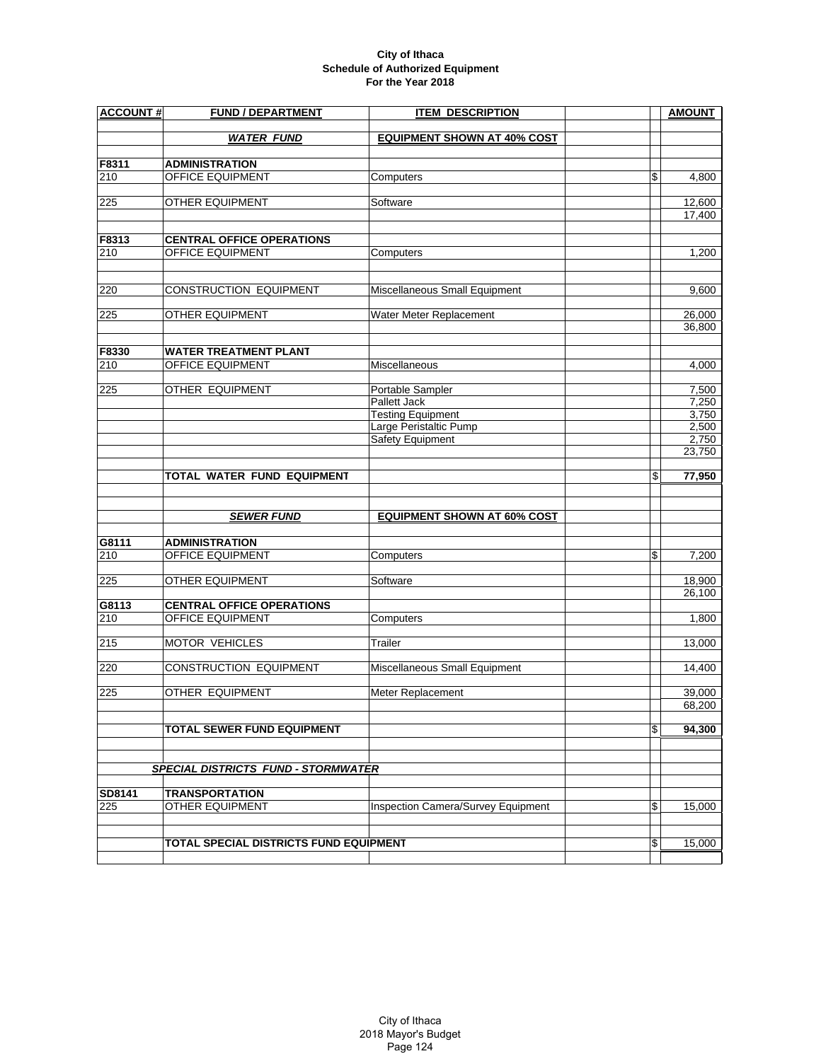**City of Ithaca**
**Schedule of Authorized Equipment**
**For the Year 2018**

| ACCOUNT # | FUND / DEPARTMENT | ITEM DESCRIPTION | | | AMOUNT |
|---|---|---|---|---|---|
| | ***WATER FUND*** | **EQUIPMENT SHOWN AT 40% COST** | | | |
| **F8311** | **ADMINISTRATION** | | | | |
| 210 | OFFICE EQUIPMENT | Computers | | $ | 4,800 |
| 225 | OTHER EQUIPMENT | Software | | | 12,600 |
| | | | | | 17,400 |
| **F8313** | **CENTRAL OFFICE OPERATIONS** | | | | |
| 210 | OFFICE EQUIPMENT | Computers | | | 1,200 |
| 220 | CONSTRUCTION EQUIPMENT | Miscellaneous Small Equipment | | | 9,600 |
| 225 | OTHER EQUIPMENT | Water Meter Replacement | | | 26,000 |
| | | | | | 36,800 |
| **F8330** | **WATER TREATMENT PLANT** | | | | |
| 210 | OFFICE EQUIPMENT | Miscellaneous | | | 4,000 |
| 225 | OTHER EQUIPMENT | Portable Sampler | | | 7,500 |
| | | Pallett Jack | | | 7,250 |
| | | Testing Equipment | | | 3,750 |
| | | Large Peristaltic Pump | | | 2,500 |
| | | Safety Equipment | | | 2,750 |
| | | | | | 23,750 |
| | **TOTAL WATER FUND EQUIPMENT** | | | $ | **77,950** |
| | ***SEWER FUND*** | **EQUIPMENT SHOWN AT 60% COST** | | | |
| **G8111** | **ADMINISTRATION** | | | | |
| 210 | OFFICE EQUIPMENT | Computers | | $ | 7,200 |
| 225 | OTHER EQUIPMENT | Software | | | 18,900 |
| | | | | | 26,100 |
| **G8113** | **CENTRAL OFFICE OPERATIONS** | | | | |
| 210 | OFFICE EQUIPMENT | Computers | | | 1,800 |
| 215 | MOTOR VEHICLES | Trailer | | | 13,000 |
| 220 | CONSTRUCTION EQUIPMENT | Miscellaneous Small Equipment | | | 14,400 |
| 225 | OTHER EQUIPMENT | Meter Replacement | | | 39,000 |
| | | | | | 68,200 |
| | **TOTAL SEWER FUND EQUIPMENT** | | | $ | **94,300** |
| | ***SPECIAL DISTRICTS FUND - STORMWATER*** | | | | |
| **SD8141** | **TRANSPORTATION** | | | | |
| 225 | OTHER EQUIPMENT | Inspection Camera/Survey Equipment | | $ | 15,000 |
| | **TOTAL SPECIAL DISTRICTS FUND EQUIPMENT** | | | $ | 15,000 |

City of Ithaca
2018 Mayor's Budget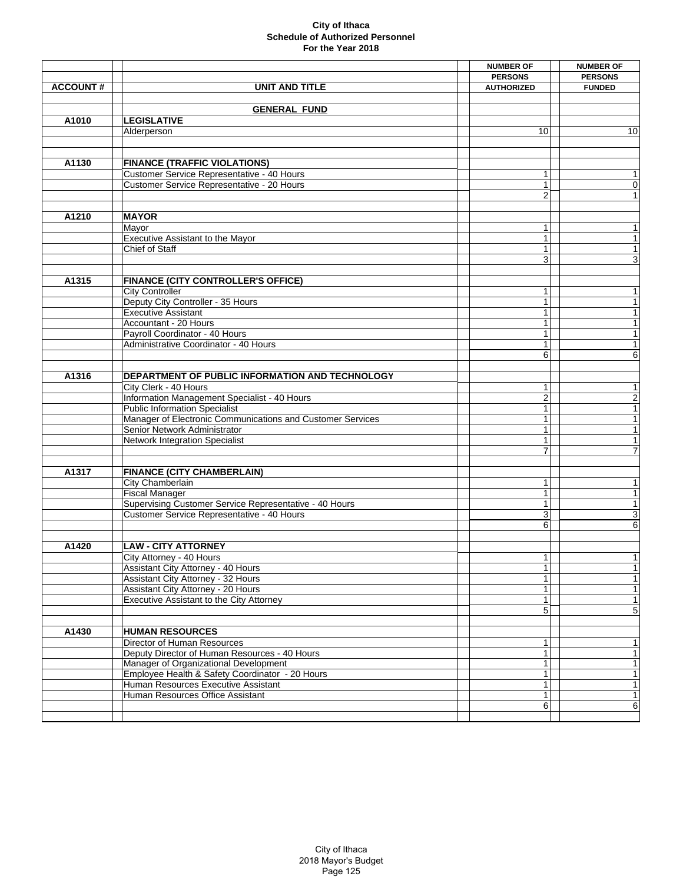# City of Ithaca
## Schedule of Authorized Personnel
### For the Year 2018

| ACCOUNT # | UNIT AND TITLE | NUMBER OF PERSONS AUTHORIZED | NUMBER OF PERSONS FUNDED |
|---|---|---|---|
| | **GENERAL FUND** | | |
| A1010 | **LEGISLATIVE** | | |
| | Alderperson | 10 | 10 |
| | | | |
| A1130 | **FINANCE (TRAFFIC VIOLATIONS)** | | |
| | Customer Service Representative - 40 Hours | 1 | 1 |
| | Customer Service Representative - 20 Hours | 1 | 0 |
| | | 2 | 1 |
| | | | |
| A1210 | **MAYOR** | | |
| | Mayor | 1 | 1 |
| | Executive Assistant to the Mayor | 1 | 1 |
| | Chief of Staff | 1 | 1 |
| | | 3 | 3 |
| | | | |
| A1315 | **FINANCE (CITY CONTROLLER'S OFFICE)** | | |
| | City Controller | 1 | 1 |
| | Deputy City Controller - 35 Hours | 1 | 1 |
| | Executive Assistant | 1 | 1 |
| | Accountant - 20 Hours | 1 | 1 |
| | Payroll Coordinator - 40 Hours | 1 | 1 |
| | Administrative Coordinator - 40 Hours | 1 | 1 |
| | | 6 | 6 |
| | | | |
| A1316 | **DEPARTMENT OF PUBLIC INFORMATION AND TECHNOLOGY** | | |
| | City Clerk - 40 Hours | 1 | 1 |
| | Information Management Specialist - 40 Hours | 2 | 2 |
| | Public Information Specialist | 1 | 1 |
| | Manager of Electronic Communications and Customer Services | 1 | 1 |
| | Senior Network Administrator | 1 | 1 |
| | Network Integration Specialist | 1 | 1 |
| | | 7 | 7 |
| | | | |
| A1317 | **FINANCE (CITY CHAMBERLAIN)** | | |
| | City Chamberlain | 1 | 1 |
| | Fiscal Manager | 1 | 1 |
| | Supervising Customer Service Representative - 40 Hours | 1 | 1 |
| | Customer Service Representative - 40 Hours | 3 | 3 |
| | | 6 | 6 |
| | | | |
| A1420 | **LAW - CITY ATTORNEY** | | |
| | City Attorney - 40 Hours | 1 | 1 |
| | Assistant City Attorney - 40 Hours | 1 | 1 |
| | Assistant City Attorney - 32 Hours | 1 | 1 |
| | Assistant City Attorney - 20 Hours | 1 | 1 |
| | Executive Assistant to the City Attorney | 1 | 1 |
| | | 5 | 5 |
| | | | |
| A1430 | **HUMAN RESOURCES** | | |
| | Director of Human Resources | 1 | 1 |
| | Deputy Director of Human Resources - 40 Hours | 1 | 1 |
| | Manager of Organizational Development | 1 | 1 |
| | Employee Health & Safety Coordinator - 20 Hours | 1 | 1 |
| | Human Resources Executive Assistant | 1 | 1 |
| | Human Resources Office Assistant | 1 | 1 |
| | | 6 | 6 |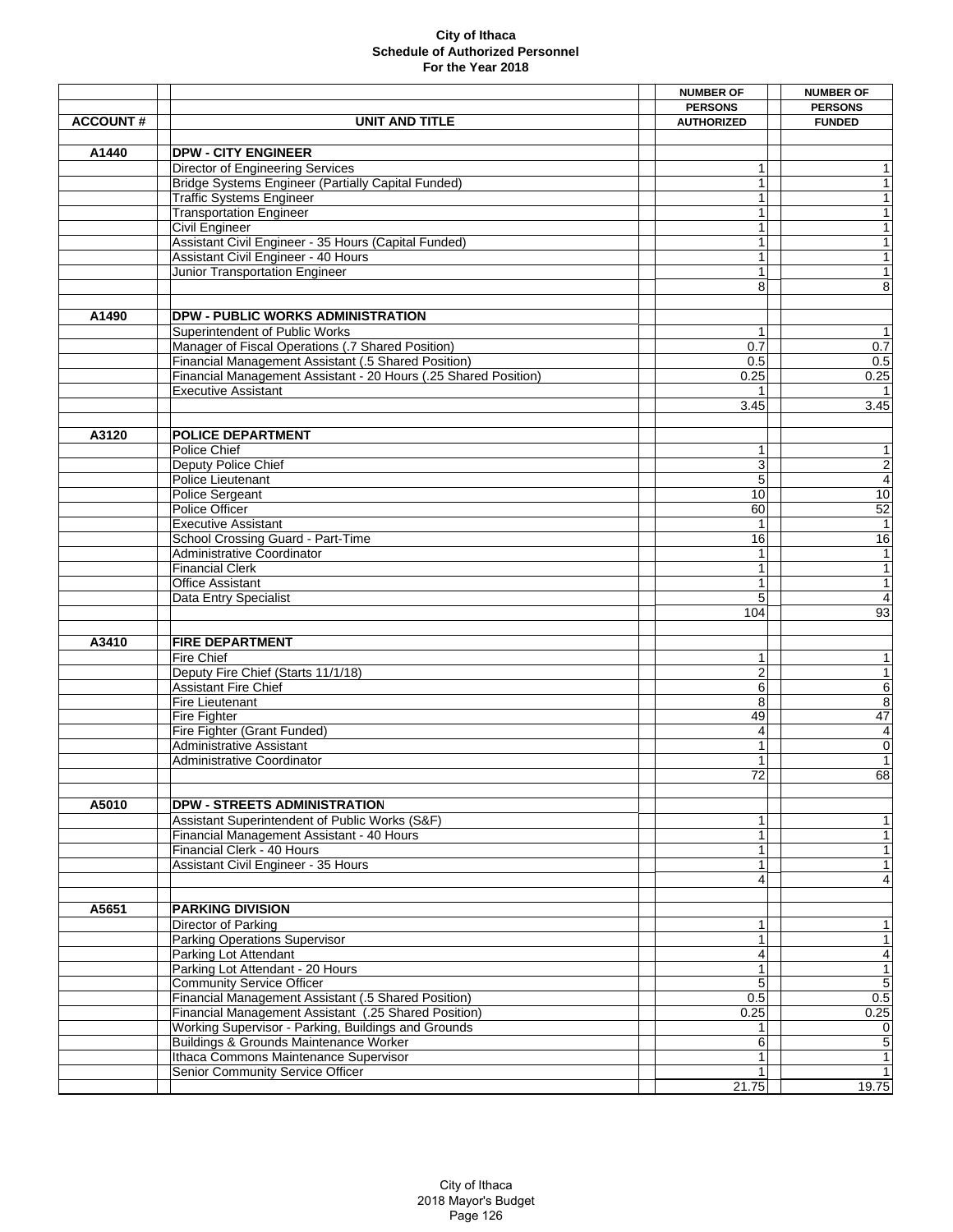# City of Ithaca
## Schedule of Authorized Personnel
### For the Year 2018

| ACCOUNT # | UNIT AND TITLE | NUMBER OF PERSONS AUTHORIZED | NUMBER OF PERSONS FUNDED |
|---|---|---|---|
| A1440 | **DPW - CITY ENGINEER** | | |
| | Director of Engineering Services | 1 | 1 |
| | Bridge Systems Engineer (Partially Capital Funded) | 1 | 1 |
| | Traffic Systems Engineer | 1 | 1 |
| | Transportation Engineer | 1 | 1 |
| | Civil Engineer | 1 | 1 |
| | Assistant Civil Engineer - 35 Hours (Capital Funded) | 1 | 1 |
| | Assistant Civil Engineer - 40 Hours | 1 | 1 |
| | Junior Transportation Engineer | 1 | 1 |
| | | 8 | 8 |
| A1490 | **DPW - PUBLIC WORKS ADMINISTRATION** | | |
| | Superintendent of Public Works | 1 | 1 |
| | Manager of Fiscal Operations (.7 Shared Position) | 0.7 | 0.7 |
| | Financial Management Assistant (.5 Shared Position) | 0.5 | 0.5 |
| | Financial Management Assistant - 20 Hours (.25 Shared Position) | 0.25 | 0.25 |
| | Executive Assistant | 1 | 1 |
| | | 3.45 | 3.45 |
| A3120 | **POLICE DEPARTMENT** | | |
| | Police Chief | 1 | 1 |
| | Deputy Police Chief | 3 | 2 |
| | Police Lieutenant | 5 | 4 |
| | Police Sergeant | 10 | 10 |
| | Police Officer | 60 | 52 |
| | Executive Assistant | 1 | 1 |
| | School Crossing Guard - Part-Time | 16 | 16 |
| | Administrative Coordinator | 1 | 1 |
| | Financial Clerk | 1 | 1 |
| | Office Assistant | 1 | 1 |
| | Data Entry Specialist | 5 | 4 |
| | | 104 | 93 |
| A3410 | **FIRE DEPARTMENT** | | |
| | Fire Chief | 1 | 1 |
| | Deputy Fire Chief (Starts 11/1/18) | 2 | 1 |
| | Assistant Fire Chief | 6 | 6 |
| | Fire Lieutenant | 8 | 8 |
| | Fire Fighter | 49 | 47 |
| | Fire Fighter (Grant Funded) | 4 | 4 |
| | Administrative Assistant | 1 | 0 |
| | Administrative Coordinator | 1 | 1 |
| | | 72 | 68 |
| A5010 | **DPW - STREETS ADMINISTRATION** | | |
| | Assistant Superintendent of Public Works (S&F) | 1 | 1 |
| | Financial Management Assistant - 40 Hours | 1 | 1 |
| | Financial Clerk - 40 Hours | 1 | 1 |
| | Assistant Civil Engineer - 35 Hours | 1 | 1 |
| | | 4 | 4 |
| A5651 | **PARKING DIVISION** | | |
| | Director of Parking | 1 | 1 |
| | Parking Operations Supervisor | 1 | 1 |
| | Parking Lot Attendant | 4 | 4 |
| | Parking Lot Attendant - 20 Hours | 1 | 1 |
| | Community Service Officer | 5 | 5 |
| | Financial Management Assistant (.5 Shared Position) | 0.5 | 0.5 |
| | Financial Management Assistant (.25 Shared Position) | 0.25 | 0.25 |
| | Working Supervisor - Parking, Buildings and Grounds | 1 | 0 |
| | Buildings & Grounds Maintenance Worker | 6 | 5 |
| | Ithaca Commons Maintenance Supervisor | 1 | 1 |
| | Senior Community Service Officer | 1 | 1 |
| | | 21.75 | 19.75 |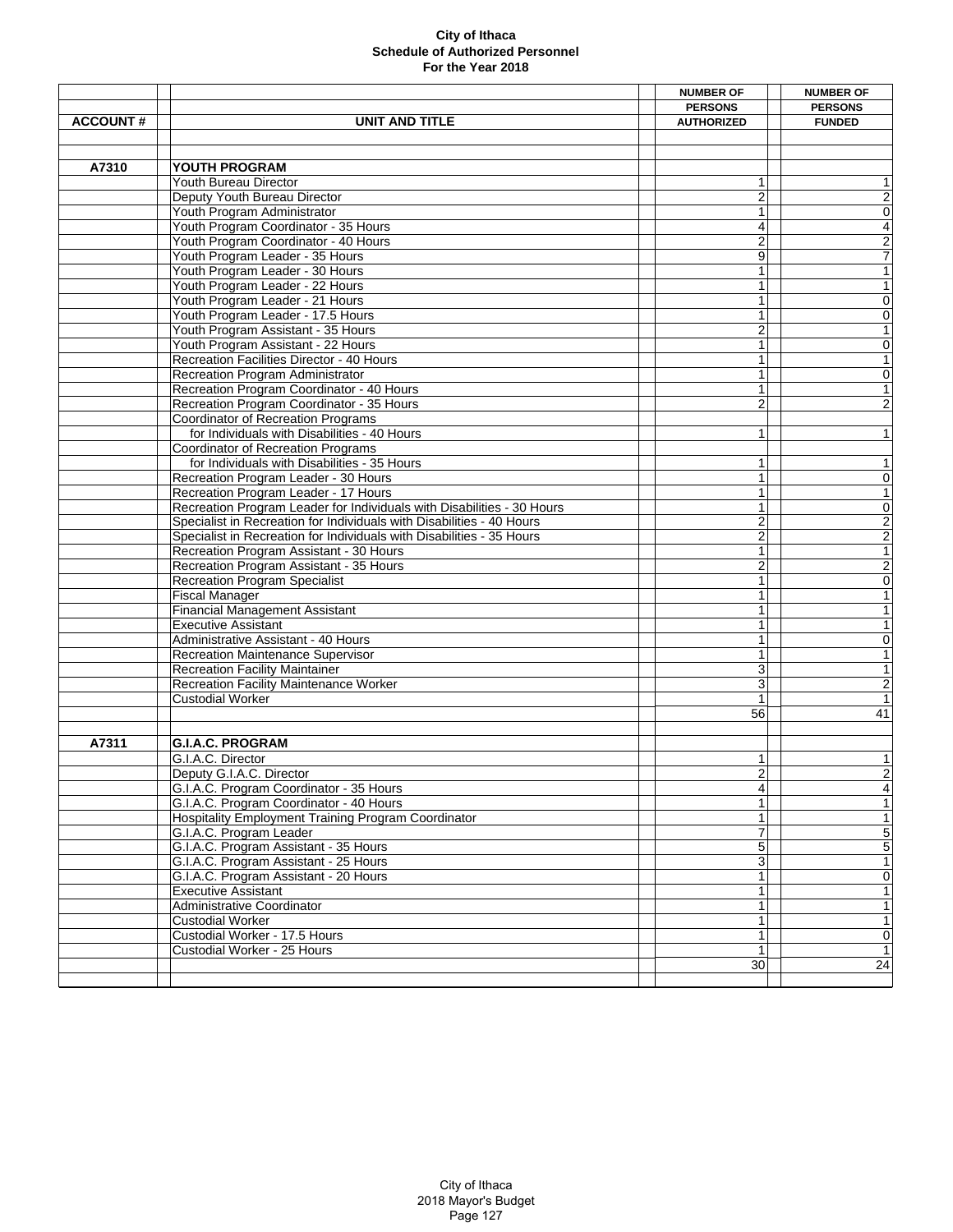**City of Ithaca**
**Schedule of Authorized Personnel**
**For the Year 2018**

| ACCOUNT # | UNIT AND TITLE | NUMBER OF PERSONS AUTHORIZED | NUMBER OF PERSONS FUNDED |
|---|---|---|---|
| **A7310** | **YOUTH PROGRAM** | | |
| | Youth Bureau Director | 1 | 1 |
| | Deputy Youth Bureau Director | 2 | 2 |
| | Youth Program Administrator | 1 | 0 |
| | Youth Program Coordinator - 35 Hours | 4 | 4 |
| | Youth Program Coordinator - 40 Hours | 2 | 2 |
| | Youth Program Leader - 35 Hours | 9 | 7 |
| | Youth Program Leader - 30 Hours | 1 | 1 |
| | Youth Program Leader - 22 Hours | 1 | 1 |
| | Youth Program Leader - 21 Hours | 1 | 0 |
| | Youth Program Leader - 17.5 Hours | 1 | 0 |
| | Youth Program Assistant - 35 Hours | 2 | 1 |
| | Youth Program Assistant - 22 Hours | 1 | 0 |
| | Recreation Facilities Director - 40 Hours | 1 | 1 |
| | Recreation Program Administrator | 1 | 0 |
| | Recreation Program Coordinator - 40 Hours | 1 | 1 |
| | Recreation Program Coordinator - 35 Hours | 2 | 2 |
| | Coordinator of Recreation Programs for Individuals with Disabilities - 40 Hours | 1 | 1 |
| | Coordinator of Recreation Programs for Individuals with Disabilities - 35 Hours | 1 | 1 |
| | Recreation Program Leader - 30 Hours | 1 | 0 |
| | Recreation Program Leader - 17 Hours | 1 | 1 |
| | Recreation Program Leader for Individuals with Disabilities - 30 Hours | 1 | 0 |
| | Specialist in Recreation for Individuals with Disabilities - 40 Hours | 2 | 2 |
| | Specialist in Recreation for Individuals with Disabilities - 35 Hours | 2 | 2 |
| | Recreation Program Assistant - 30 Hours | 1 | 1 |
| | Recreation Program Assistant - 35 Hours | 2 | 2 |
| | Recreation Program Specialist | 1 | 0 |
| | Fiscal Manager | 1 | 1 |
| | Financial Management Assistant | 1 | 1 |
| | Executive Assistant | 1 | 1 |
| | Administrative Assistant - 40 Hours | 1 | 0 |
| | Recreation Maintenance Supervisor | 1 | 1 |
| | Recreation Facility Maintainer | 3 | 1 |
| | Recreation Facility Maintenance Worker | 3 | 2 |
| | Custodial Worker | 1 | 1 |
| | | 56 | 41 |
| **A7311** | **G.I.A.C. PROGRAM** | | |
| | G.I.A.C. Director | 1 | 1 |
| | Deputy G.I.A.C. Director | 2 | 2 |
| | G.I.A.C. Program Coordinator - 35 Hours | 4 | 4 |
| | G.I.A.C. Program Coordinator - 40 Hours | 1 | 1 |
| | Hospitality Employment Training Program Coordinator | 1 | 1 |
| | G.I.A.C. Program Leader | 7 | 5 |
| | G.I.A.C. Program Assistant - 35 Hours | 5 | 5 |
| | G.I.A.C. Program Assistant - 25 Hours | 3 | 1 |
| | G.I.A.C. Program Assistant - 20 Hours | 1 | 0 |
| | Executive Assistant | 1 | 1 |
| | Administrative Coordinator | 1 | 1 |
| | Custodial Worker | 1 | 1 |
| | Custodial Worker - 17.5 Hours | 1 | 0 |
| | Custodial Worker - 25 Hours | 1 | 1 |
| | | 30 | 24 |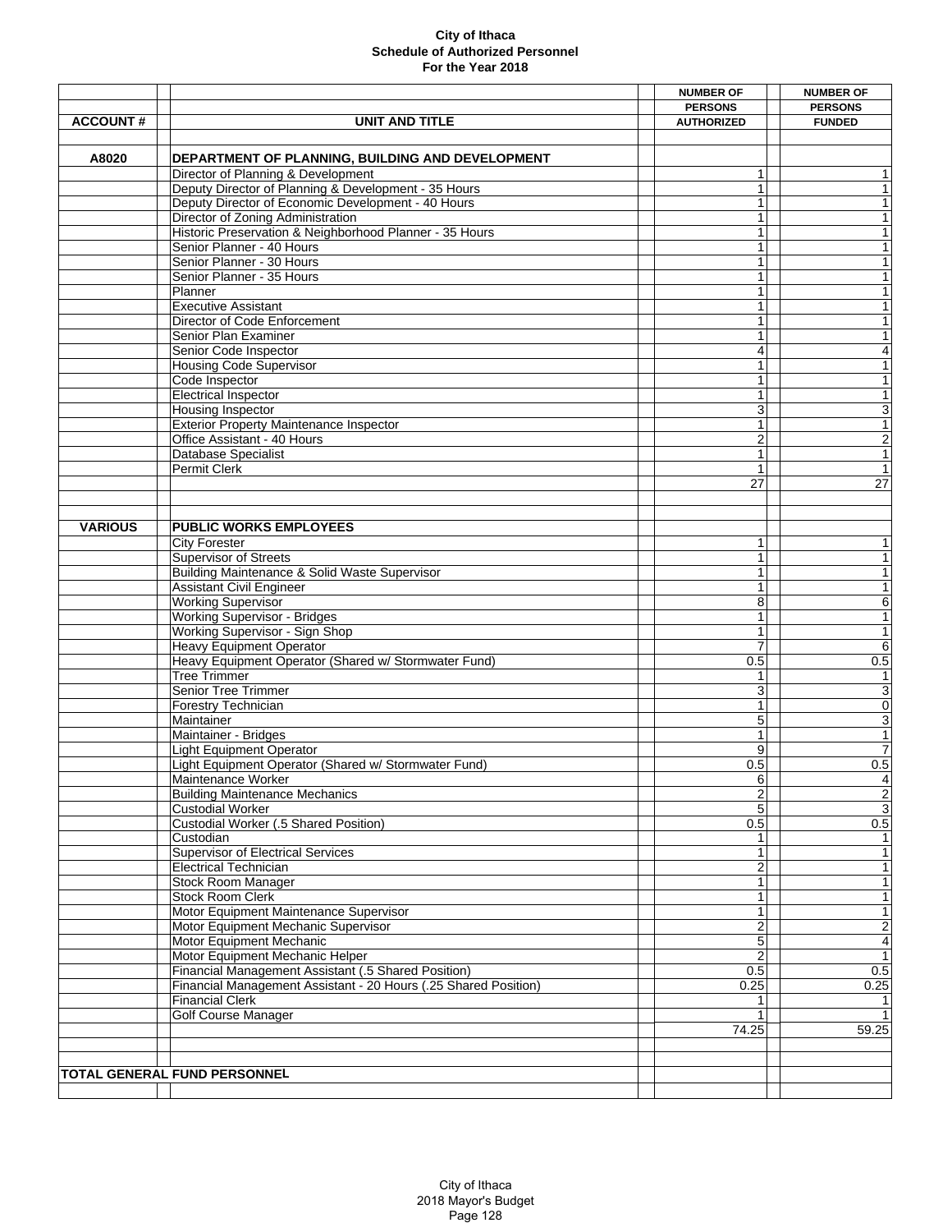**City of Ithaca**
**Schedule of Authorized Personnel**
**For the Year 2018**

| ACCOUNT # | UNIT AND TITLE | NUMBER OF PERSONS AUTHORIZED | NUMBER OF PERSONS FUNDED |
|---|---|---|---|
| **A8020** | **DEPARTMENT OF PLANNING, BUILDING AND DEVELOPMENT** | | |
| | Director of Planning & Development | 1 | 1 |
| | Deputy Director of Planning & Development - 35 Hours | 1 | 1 |
| | Deputy Director of Economic Development - 40 Hours | 1 | 1 |
| | Director of Zoning Administration | 1 | 1 |
| | Historic Preservation & Neighborhood Planner - 35 Hours | 1 | 1 |
| | Senior Planner - 40 Hours | 1 | 1 |
| | Senior Planner - 30 Hours | 1 | 1 |
| | Senior Planner - 35 Hours | 1 | 1 |
| | Planner | 1 | 1 |
| | Executive Assistant | 1 | 1 |
| | Director of Code Enforcement | 1 | 1 |
| | Senior Plan Examiner | 1 | 1 |
| | Senior Code Inspector | 4 | 4 |
| | Housing Code Supervisor | 1 | 1 |
| | Code Inspector | 1 | 1 |
| | Electrical Inspector | 1 | 1 |
| | Housing Inspector | 3 | 3 |
| | Exterior Property Maintenance Inspector | 1 | 1 |
| | Office Assistant - 40 Hours | 2 | 2 |
| | Database Specialist | 1 | 1 |
| | Permit Clerk | 1 | 1 |
| | | 27 | 27 |
| | | | |
| **VARIOUS** | **PUBLIC WORKS EMPLOYEES** | | |
| | City Forester | 1 | 1 |
| | Supervisor of Streets | 1 | 1 |
| | Building Maintenance & Solid Waste Supervisor | 1 | 1 |
| | Assistant Civil Engineer | 1 | 1 |
| | Working Supervisor | 8 | 6 |
| | Working Supervisor - Bridges | 1 | 1 |
| | Working Supervisor - Sign Shop | 1 | 1 |
| | Heavy Equipment Operator | 7 | 6 |
| | Heavy Equipment Operator (Shared w/ Stormwater Fund) | 0.5 | 0.5 |
| | Tree Trimmer | 1 | 1 |
| | Senior Tree Trimmer | 3 | 3 |
| | Forestry Technician | 1 | 0 |
| | Maintainer | 5 | 3 |
| | Maintainer - Bridges | 1 | 1 |
| | Light Equipment Operator | 9 | 7 |
| | Light Equipment Operator (Shared w/ Stormwater Fund) | 0.5 | 0.5 |
| | Maintenance Worker | 6 | 4 |
| | Building Maintenance Mechanics | 2 | 2 |
| | Custodial Worker | 5 | 3 |
| | Custodial Worker (.5 Shared Position) | 0.5 | 0.5 |
| | Custodian | 1 | 1 |
| | Supervisor of Electrical Services | 1 | 1 |
| | Electrical Technician | 2 | 1 |
| | Stock Room Manager | 1 | 1 |
| | Stock Room Clerk | 1 | 1 |
| | Motor Equipment Maintenance Supervisor | 1 | 1 |
| | Motor Equipment Mechanic Supervisor | 2 | 2 |
| | Motor Equipment Mechanic | 5 | 4 |
| | Motor Equipment Mechanic Helper | 2 | 1 |
| | Financial Management Assistant (.5 Shared Position) | 0.5 | 0.5 |
| | Financial Management Assistant - 20 Hours (.25 Shared Position) | 0.25 | 0.25 |
| | Financial Clerk | 1 | 1 |
| | Golf Course Manager | 1 | 1 |
| | | 74.25 | 59.25 |
| | | | |
| **TOTAL GENERAL FUND PERSONNEL** | | | |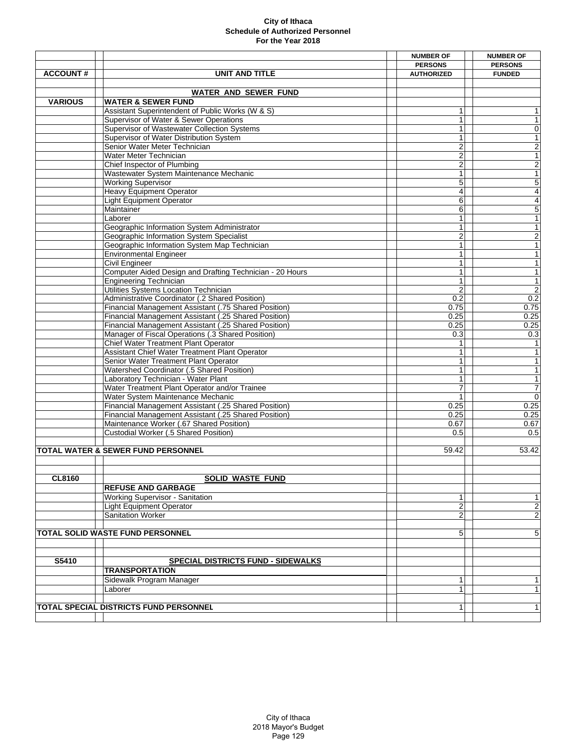**City of Ithaca**
**Schedule of Authorized Personnel**
**For the Year 2018**

| ACCOUNT # | UNIT AND TITLE | NUMBER OF PERSONS AUTHORIZED | NUMBER OF PERSONS FUNDED |
|---|---|---|---|
| | **WATER AND SEWER FUND** | | |
| **VARIOUS** | **WATER & SEWER FUND** | | |
| | Assistant Superintendent of Public Works (W & S) | 1 | 1 |
| | Supervisor of Water & Sewer Operations | 1 | 1 |
| | Supervisor of Wastewater Collection Systems | 1 | 0 |
| | Supervisor of Water Distribution System | 1 | 1 |
| | Senior Water Meter Technician | 2 | 2 |
| | Water Meter Technician | 2 | 1 |
| | Chief Inspector of Plumbing | 2 | 2 |
| | Wastewater System Maintenance Mechanic | 1 | 1 |
| | Working Supervisor | 5 | 5 |
| | Heavy Equipment Operator | 4 | 4 |
| | Light Equipment Operator | 6 | 4 |
| | Maintainer | 6 | 5 |
| | Laborer | 1 | 1 |
| | Geographic Information System Administrator | 1 | 1 |
| | Geographic Information System Specialist | 2 | 2 |
| | Geographic Information System Map Technician | 1 | 1 |
| | Environmental Engineer | 1 | 1 |
| | Civil Engineer | 1 | 1 |
| | Computer Aided Design and Drafting Technician - 20 Hours | 1 | 1 |
| | Engineering Technician | 1 | 1 |
| | Utilities Systems Location Technician | 2 | 2 |
| | Administrative Coordinator (.2 Shared Position) | 0.2 | 0.2 |
| | Financial Management Assistant (.75 Shared Position) | 0.75 | 0.75 |
| | Financial Management Assistant (.25 Shared Position) | 0.25 | 0.25 |
| | Financial Management Assistant (.25 Shared Position) | 0.25 | 0.25 |
| | Manager of Fiscal Operations (.3 Shared Position) | 0.3 | 0.3 |
| | Chief Water Treatment Plant Operator | 1 | 1 |
| | Assistant Chief Water Treatment Plant Operator | 1 | 1 |
| | Senior Water Treatment Plant Operator | 1 | 1 |
| | Watershed Coordinator (.5 Shared Position) | 1 | 1 |
| | Laboratory Technician - Water Plant | 1 | 1 |
| | Water Treatment Plant Operator and/or Trainee | 7 | 7 |
| | Water System Maintenance Mechanic | 1 | 0 |
| | Financial Management Assistant (.25 Shared Position) | 0.25 | 0.25 |
| | Financial Management Assistant (.25 Shared Position) | 0.25 | 0.25 |
| | Maintenance Worker (.67 Shared Position) | 0.67 | 0.67 |
| | Custodial Worker (.5 Shared Position) | 0.5 | 0.5 |
| **TOTAL WATER & SEWER FUND PERSONNEL** | | 59.42 | 53.42 |
| **CL8160** | **SOLID WASTE FUND** | | |
| | **REFUSE AND GARBAGE** | | |
| | Working Supervisor - Sanitation | 1 | 1 |
| | Light Equipment Operator | 2 | 2 |
| | Sanitation Worker | 2 | 2 |
| **TOTAL SOLID WASTE FUND PERSONNEL** | | 5 | 5 |
| **S5410** | **SPECIAL DISTRICTS FUND - SIDEWALKS** | | |
| | **TRANSPORTATION** | | |
| | Sidewalk Program Manager | 1 | 1 |
| | Laborer | 1 | 1 |
| **TOTAL SPECIAL DISTRICTS FUND PERSONNEL** | | 1 | 1 |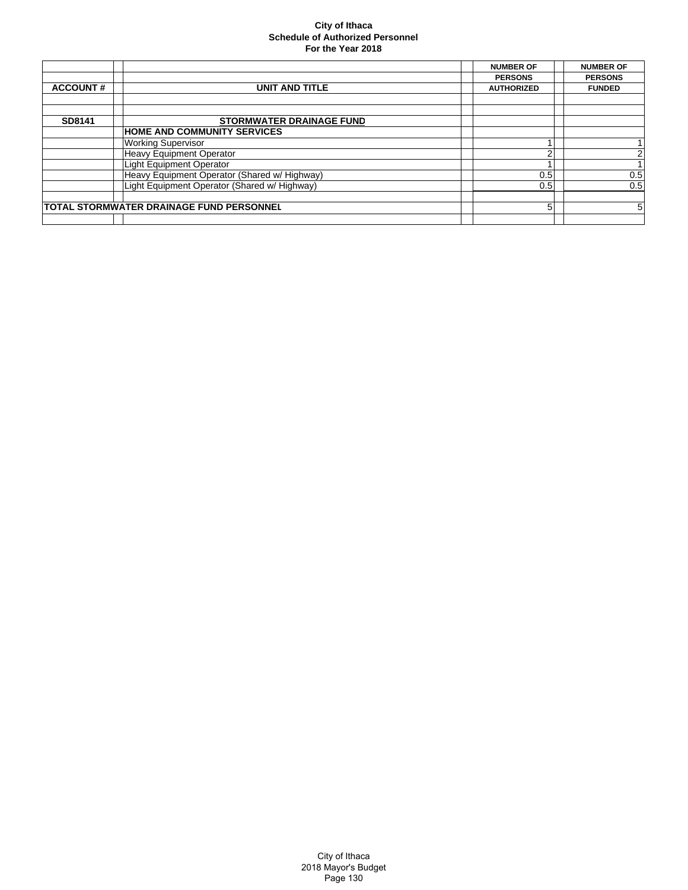**City of Ithaca**
**Schedule of Authorized Personnel**
**For the Year 2018**

| ACCOUNT # | UNIT AND TITLE | NUMBER OF PERSONS AUTHORIZED | NUMBER OF PERSONS FUNDED |
|---|---|---|---|
| | | | |
| | | | |
| **SD8141** | **STORMWATER DRAINAGE FUND** | | |
| | **HOME AND COMMUNITY SERVICES** | | |
| | Working Supervisor | 1 | 1 |
| | Heavy Equipment Operator | 2 | 2 |
| | Light Equipment Operator | 1 | 1 |
| | Heavy Equipment Operator (Shared w/ Highway) | 0.5 | 0.5 |
| | Light Equipment Operator (Shared w/ Highway) | 0.5 | 0.5 |
| | | | |
| **TOTAL STORMWATER DRAINAGE FUND PERSONNEL** | | 5 | 5 |
| | | | |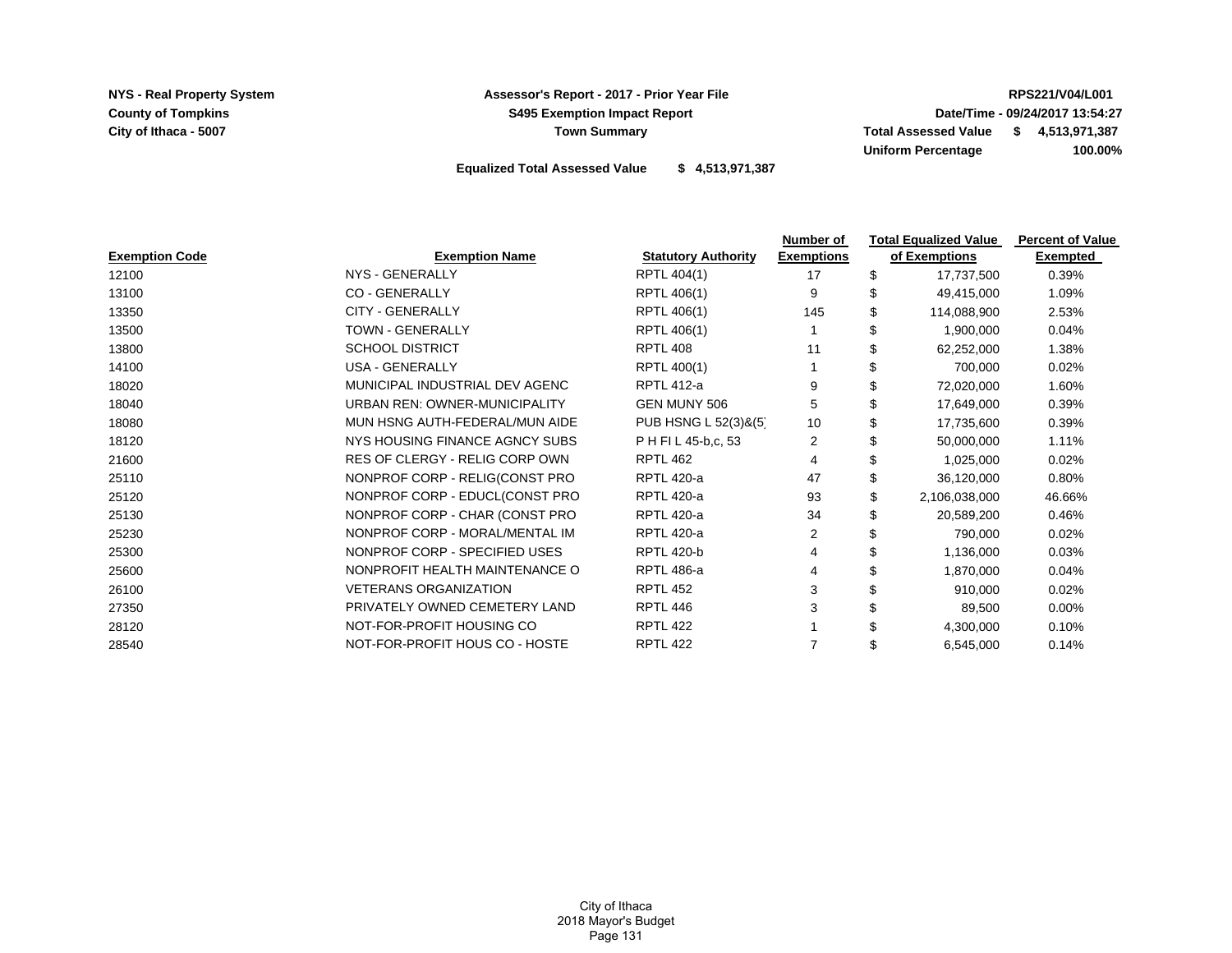NYS - Real Property System
County of Tompkins
City of Ithaca - 5007

**Assessor's Report - 2017 - Prior Year File**
**S495 Exemption Impact Report**
**Town Summary**

RPS221/V04/L001
Date/Time - 09/24/2017 13:54:27
Total Assessed Value $ 4,513,971,387
Uniform Percentage 100.00%

**Equalized Total Assessed Value $ 4,513,971,387**

| Exemption Code | Exemption Name | Statutory Authority | Number of Exemptions | Total Equalized Value of Exemptions | Percent of Value Exempted |
|---|---|---|---|---|---|
| 12100 | NYS - GENERALLY | RPTL 404(1) | 17 | $ 17,737,500 | 0.39% |
| 13100 | CO - GENERALLY | RPTL 406(1) | 9 | $ 49,415,000 | 1.09% |
| 13350 | CITY - GENERALLY | RPTL 406(1) | 145 | $ 114,088,900 | 2.53% |
| 13500 | TOWN - GENERALLY | RPTL 406(1) | 1 | $ 1,900,000 | 0.04% |
| 13800 | SCHOOL DISTRICT | RPTL 408 | 11 | $ 62,252,000 | 1.38% |
| 14100 | USA - GENERALLY | RPTL 400(1) | 1 | $ 700,000 | 0.02% |
| 18020 | MUNICIPAL INDUSTRIAL DEV AGENC | RPTL 412-a | 9 | $ 72,020,000 | 1.60% |
| 18040 | URBAN REN: OWNER-MUNICIPALITY | GEN MUNY 506 | 5 | $ 17,649,000 | 0.39% |
| 18080 | MUN HSNG AUTH-FEDERAL/MUN AIDE | PUB HSNG L 52(3)&(5) | 10 | $ 17,735,600 | 0.39% |
| 18120 | NYS HOUSING FINANCE AGNCY SUBS | P H FI L 45-b,c, 53 | 2 | $ 50,000,000 | 1.11% |
| 21600 | RES OF CLERGY - RELIG CORP OWN | RPTL 462 | 4 | $ 1,025,000 | 0.02% |
| 25110 | NONPROF CORP - RELIG(CONST PRO | RPTL 420-a | 47 | $ 36,120,000 | 0.80% |
| 25120 | NONPROF CORP - EDUCL(CONST PRO | RPTL 420-a | 93 | $ 2,106,038,000 | 46.66% |
| 25130 | NONPROF CORP - CHAR (CONST PRO | RPTL 420-a | 34 | $ 20,589,200 | 0.46% |
| 25230 | NONPROF CORP - MORAL/MENTAL IM | RPTL 420-a | 2 | $ 790,000 | 0.02% |
| 25300 | NONPROF CORP - SPECIFIED USES | RPTL 420-b | 4 | $ 1,136,000 | 0.03% |
| 25600 | NONPROFIT HEALTH MAINTENANCE O | RPTL 486-a | 4 | $ 1,870,000 | 0.04% |
| 26100 | VETERANS ORGANIZATION | RPTL 452 | 3 | $ 910,000 | 0.02% |
| 27350 | PRIVATELY OWNED CEMETERY LAND | RPTL 446 | 3 | $ 89,500 | 0.00% |
| 28120 | NOT-FOR-PROFIT HOUSING CO | RPTL 422 | 1 | $ 4,300,000 | 0.10% |
| 28540 | NOT-FOR-PROFIT HOUS CO - HOSTE | RPTL 422 | 7 | $ 6,545,000 | 0.14% |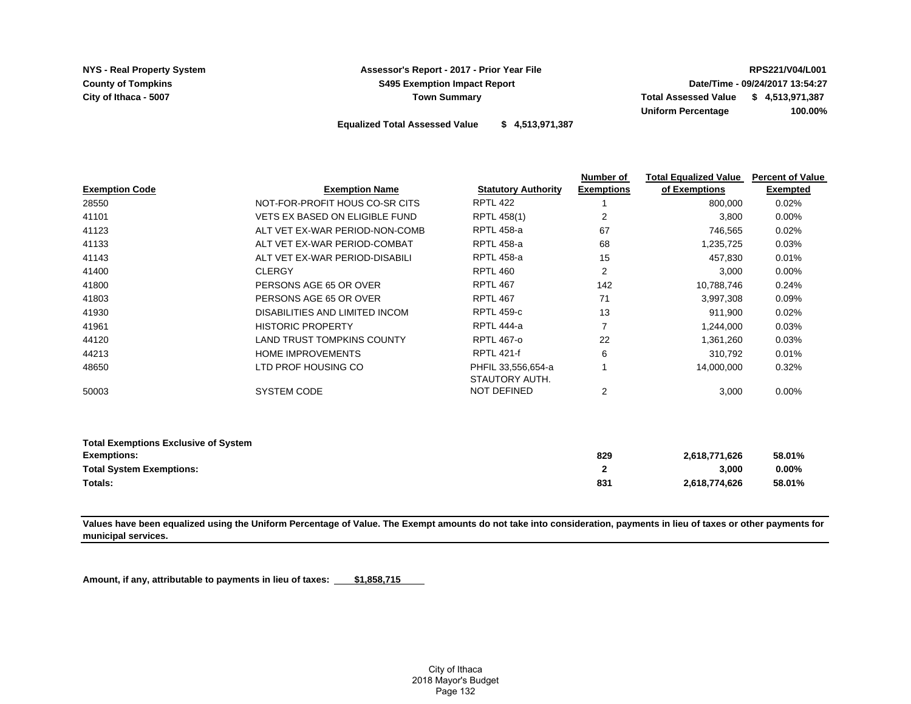NYS - Real Property System
County of Tompkins
City of Ithaca - 5007

**Assessor's Report - 2017 - Prior Year File**
**S495 Exemption Impact Report**
**Town Summary**

RPS221/V04/L001
Date/Time - 09/24/2017 13:54:27
Total Assessed Value $ 4,513,971,387
Uniform Percentage 100.00%

**Equalized Total Assessed Value $ 4,513,971,387**

| Exemption Code | Exemption Name | Statutory Authority | Number of Exemptions | Total Equalized Value of Exemptions | Percent of Value Exempted |
|---|---|---|---|---|---|
| 28550 | NOT-FOR-PROFIT HOUS CO-SR CITS | RPTL 422 | 1 | 800,000 | 0.02% |
| 41101 | VETS EX BASED ON ELIGIBLE FUND | RPTL 458(1) | 2 | 3,800 | 0.00% |
| 41123 | ALT VET EX-WAR PERIOD-NON-COMB | RPTL 458-a | 67 | 746,565 | 0.02% |
| 41133 | ALT VET EX-WAR PERIOD-COMBAT | RPTL 458-a | 68 | 1,235,725 | 0.03% |
| 41143 | ALT VET EX-WAR PERIOD-DISABILI | RPTL 458-a | 15 | 457,830 | 0.01% |
| 41400 | CLERGY | RPTL 460 | 2 | 3,000 | 0.00% |
| 41800 | PERSONS AGE 65 OR OVER | RPTL 467 | 142 | 10,788,746 | 0.24% |
| 41803 | PERSONS AGE 65 OR OVER | RPTL 467 | 71 | 3,997,308 | 0.09% |
| 41930 | DISABILITIES AND LIMITED INCOM | RPTL 459-c | 13 | 911,900 | 0.02% |
| 41961 | HISTORIC PROPERTY | RPTL 444-a | 7 | 1,244,000 | 0.03% |
| 44120 | LAND TRUST TOMPKINS COUNTY | RPTL 467-o | 22 | 1,361,260 | 0.03% |
| 44213 | HOME IMPROVEMENTS | RPTL 421-f | 6 | 310,792 | 0.01% |
| 48650 | LTD PROF HOUSING CO | PHFIL 33,556,654-a | 1 | 14,000,000 | 0.32% |
| 50003 | SYSTEM CODE | STAUTORY AUTH. NOT DEFINED | 2 | 3,000 | 0.00% |
| **Total Exemptions Exclusive of System Exemptions:** | | | **829** | **2,618,771,626** | **58.01%** |
| **Total System Exemptions:** | | | **2** | **3,000** | **0.00%** |
| **Totals:** | | | **831** | **2,618,774,626** | **58.01%** |

**Values have been equalized using the Uniform Percentage of Value. The Exempt amounts do not take into consideration, payments in lieu of taxes or other payments for municipal services.**

**Amount, if any, attributable to payments in lieu of taxes: $1,858,715**

City of Ithaca
2018 Mayor's Budget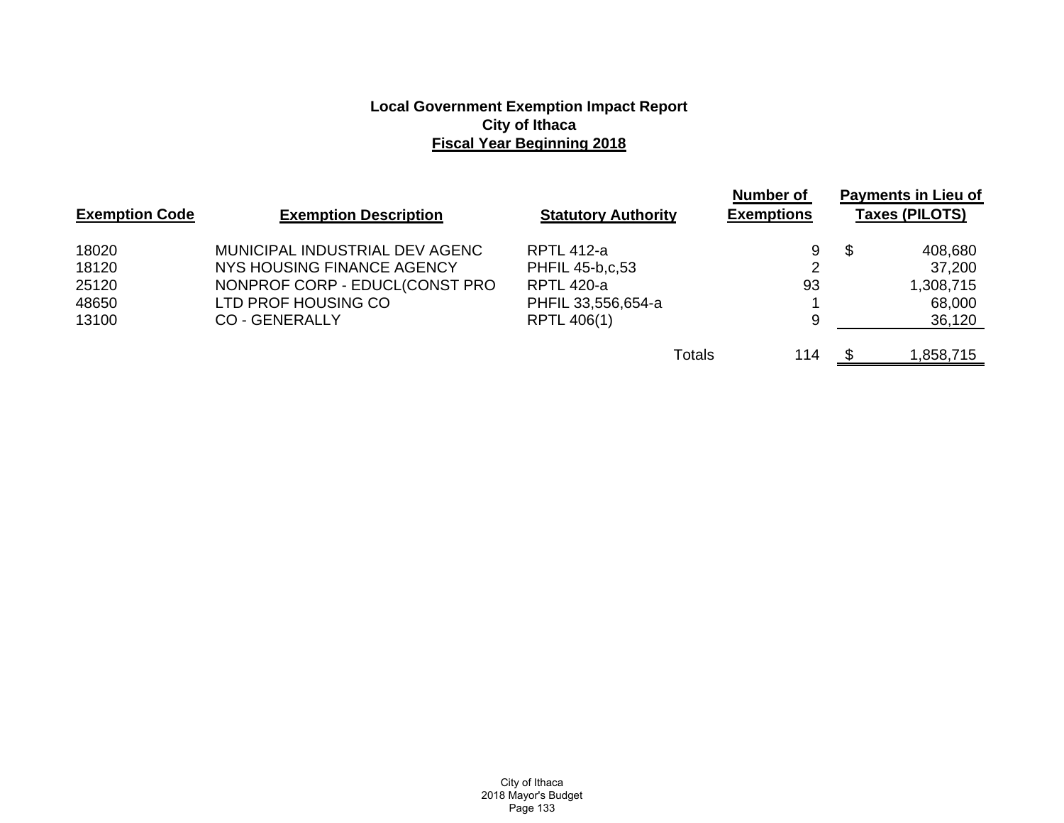**Local Government Exemption Impact Report**
**City of Ithaca**
**Fiscal Year Beginning 2018**

| Exemption Code | Exemption Description | Statutory Authority | Number of Exemptions | Payments in Lieu of Taxes (PILOTS) |
|---|---|---|---|---|
| 18020 | MUNICIPAL INDUSTRIAL DEV AGENC | RPTL 412-a | 9 | $ 408,680 |
| 18120 | NYS HOUSING FINANCE AGENCY | PHFIL 45-b,c,53 | 2 | 37,200 |
| 25120 | NONPROF CORP - EDUCL(CONST PRO | RPTL 420-a | 93 | 1,308,715 |
| 48650 | LTD PROF HOUSING CO | PHFIL 33,556,654-a | 1 | 68,000 |
| 13100 | CO - GENERALLY | RPTL 406(1) | 9 | 36,120 |
| | | Totals | 114 | $ 1,858,715 |